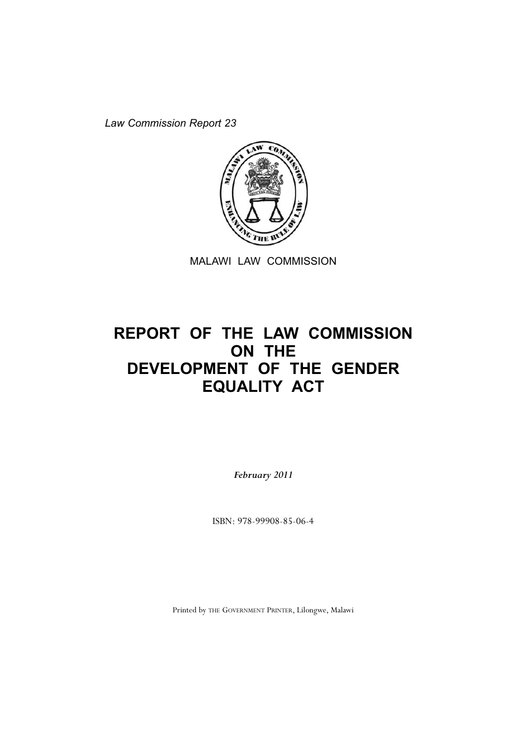*Law Commission Report 23*

MALAWI LAW COMMISSION

# REPORT OF THE LAW COMMISSION ON THE DEVELOPMENT OF THE GENDER EQUALITY ACT

***February 2011***

ISBN: 978-99908-85-06-4

Printed by THE GOVERNMENT PRINTER, Lilongwe, Malawi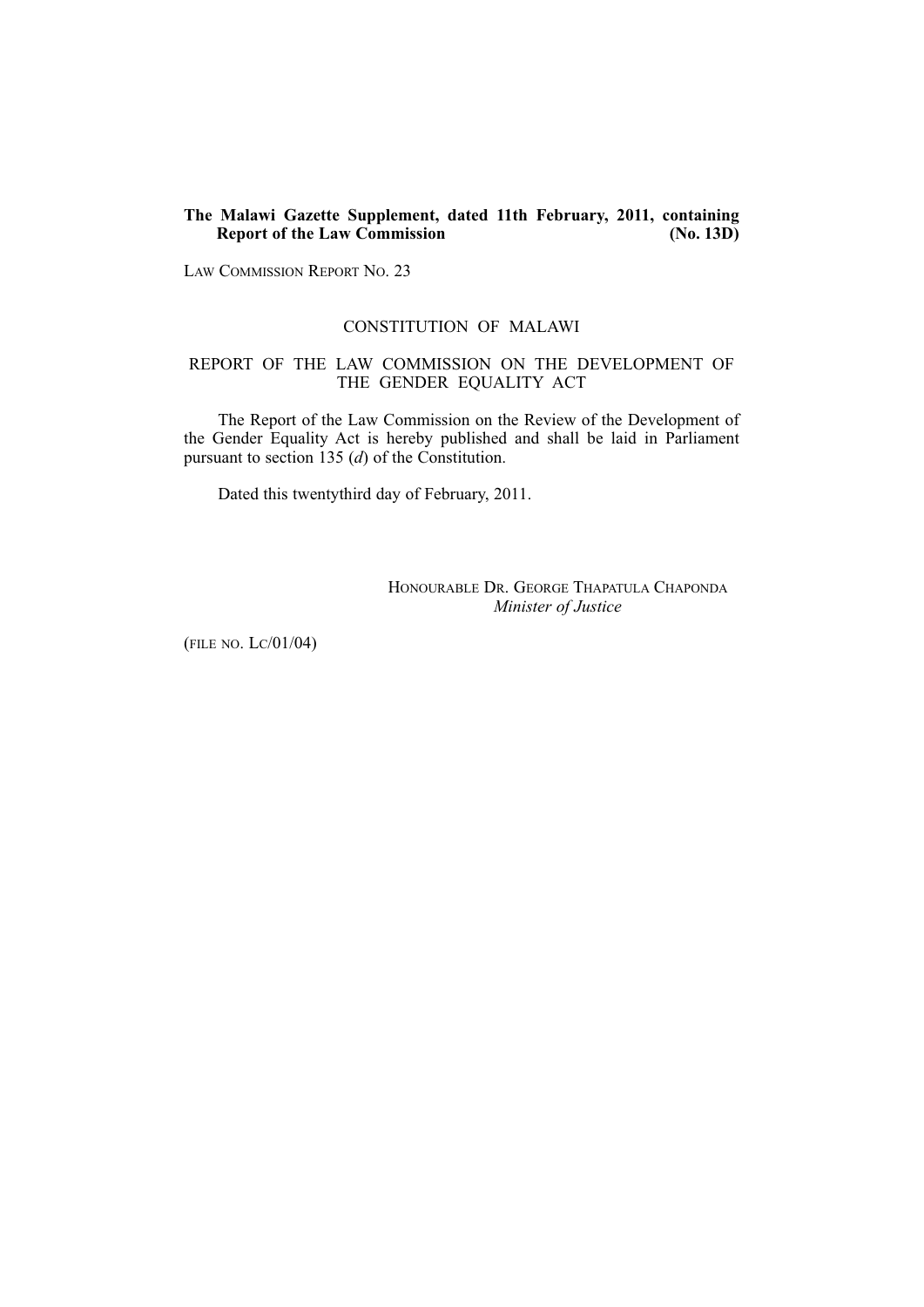**The Malawi Gazette Supplement, dated 11th February, 2011, containing Report of the Law Commission (No. 13D)**

LAW COMMISSION REPORT NO. 23

CONSTITUTION OF MALAWI

REPORT OF THE LAW COMMISSION ON THE DEVELOPMENT OF THE GENDER EQUALITY ACT

The Report of the Law Commission on the Review of the Development of the Gender Equality Act is hereby published and shall be laid in Parliament pursuant to section 135 (*d*) of the Constitution.

Dated this twentythird day of February, 2011.

HONOURABLE DR. GEORGE THAPATULA CHAPONDA
*Minister of Justice*

(FILE NO. LC/01/04)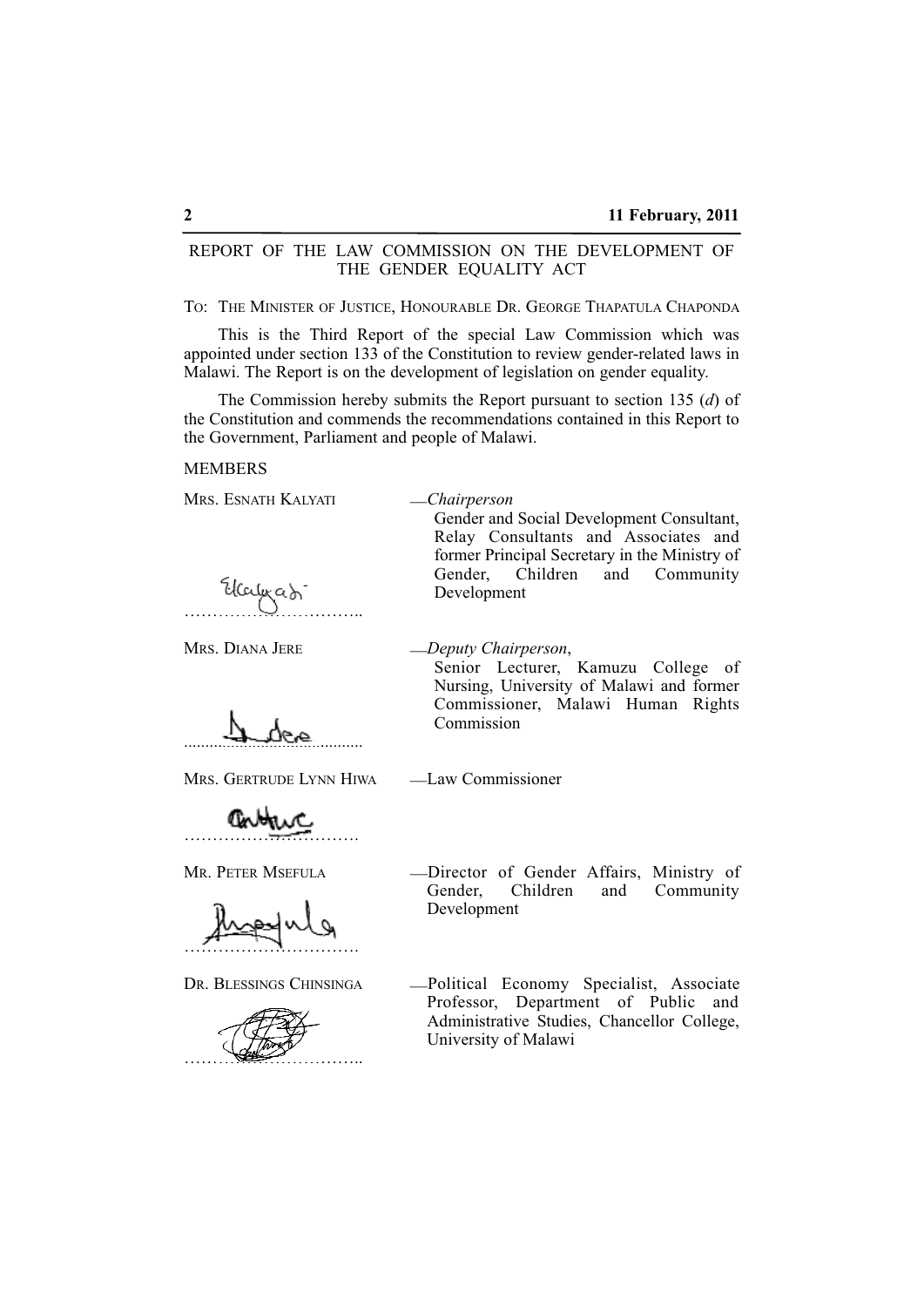REPORT OF THE LAW COMMISSION ON THE DEVELOPMENT OF THE GENDER EQUALITY ACT

TO: THE MINISTER OF JUSTICE, HONOURABLE DR. GEORGE THAPATULA CHAPONDA

This is the Third Report of the special Law Commission which was appointed under section 133 of the Constitution to review gender-related laws in Malawi. The Report is on the development of legislation on gender equality.

The Commission hereby submits the Report pursuant to section 135 (*d*) of the Constitution and commends the recommendations contained in this Report to the Government, Parliament and people of Malawi.

MEMBERS

MRS. ESNATH KALYATI —*Chairperson*
Gender and Social Development Consultant, Relay Consultants and Associates and former Principal Secretary in the Ministry of Gender, Children and Community Development

…………………………..

MRS. DIANA JERE —*Deputy Chairperson*,
Senior Lecturer, Kamuzu College of Nursing, University of Malawi and former Commissioner, Malawi Human Rights Commission

..........................................

MRS. GERTRUDE LYNN HIWA —Law Commissioner

…………………………..

MR. PETER MSEFULA —Director of Gender Affairs, Ministry of Gender, Children and Community Development

…………………………..

DR. BLESSINGS CHINSINGA —Political Economy Specialist, Associate Professor, Department of Public and Administrative Studies, Chancellor College, University of Malawi

…………………………..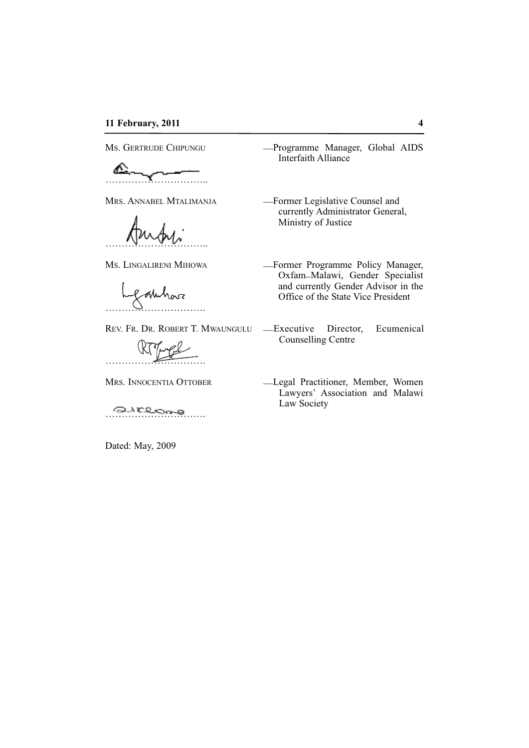MS. GERTRUDE CHIPUNGU —Programme Manager, Global AIDS Interfaith Alliance

…………………………..

MRS. ANNABEL MTALIMANJA —Former Legislative Counsel and currently Administrator General, Ministry of Justice

…………………………..

MS. LINGALIRENI MIHOWA —Former Programme Policy Manager, Oxfam–Malawi, Gender Specialist and currently Gender Advisor in the Office of the State Vice President

………………………….

REV. FR. DR. ROBERT T. MWAUNGULU —Executive Director, Ecumenical Counselling Centre

………………………….

MRS. INNOCENTIA OTTOBER —Legal Practitioner, Member, Women Lawyers' Association and Malawi Law Society

………………………….

Dated: May, 2009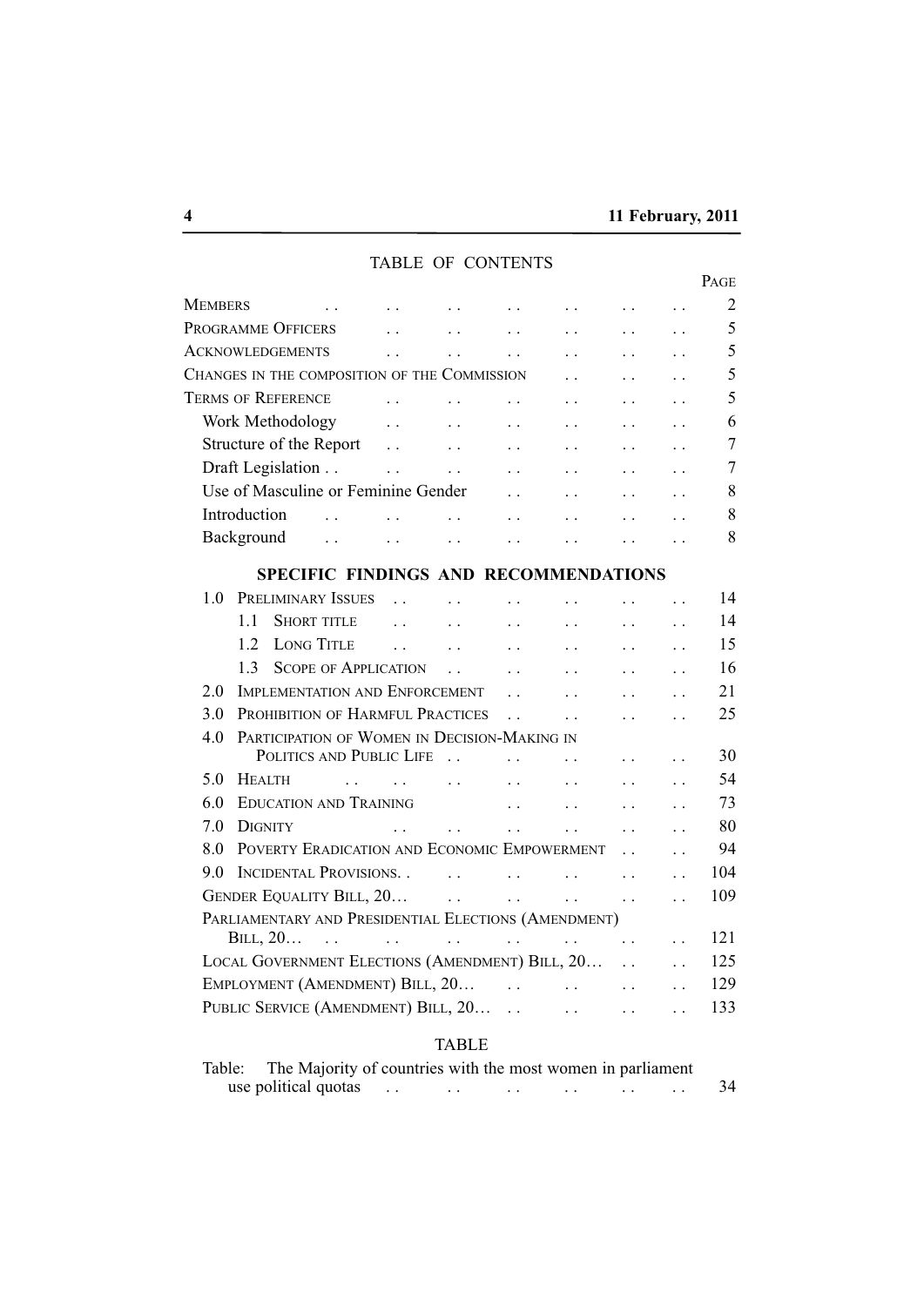## TABLE OF CONTENTS

| | Page |
|---|---|
| Members | 2 |
| Programme Officers | 5 |
| Acknowledgements | 5 |
| Changes in the composition of the Commission | 5 |
| Terms of Reference | 5 |
| Work Methodology | 6 |
| Structure of the Report | 7 |
| Draft Legislation | 7 |
| Use of Masculine or Feminine Gender | 8 |
| Introduction | 8 |
| Background | 8 |
| **SPECIFIC FINDINGS AND RECOMMENDATIONS** | |
| 1.0 Preliminary Issues | 14 |
| 1.1 Short title | 14 |
| 1.2 Long Title | 15 |
| 1.3 Scope of Application | 16 |
| 2.0 Implementation and Enforcement | 21 |
| 3.0 Prohibition of Harmful Practices | 25 |
| 4.0 Participation of Women in Decision-Making in Politics and Public Life | 30 |
| 5.0 Health | 54 |
| 6.0 Education and Training | 73 |
| 7.0 Dignity | 80 |
| 8.0 Poverty Eradication and Economic Empowerment | 94 |
| 9.0 Incidental Provisions. | 104 |
| Gender Equality Bill, 20… | 109 |
| Parliamentary and Presidential Elections (Amendment) Bill, 20… | 121 |
| Local Government Elections (Amendment) Bill, 20… | 125 |
| Employment (Amendment) Bill, 20… | 129 |
| Public Service (Amendment) Bill, 20… | 133 |
| **TABLE** | |
| Table: The Majority of countries with the most women in parliament use political quotas | 34 |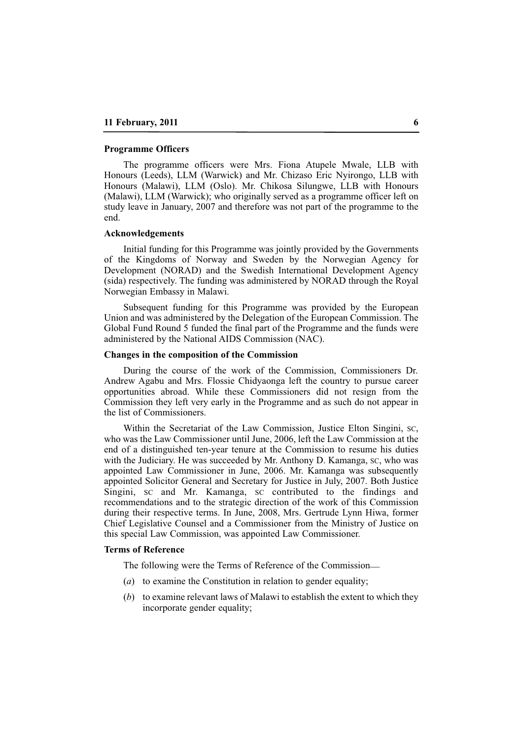**Programme Officers**

The programme officers were Mrs. Fiona Atupele Mwale, LLB with Honours (Leeds), LLM (Warwick) and Mr. Chizaso Eric Nyirongo, LLB with Honours (Malawi), LLM (Oslo). Mr. Chikosa Silungwe, LLB with Honours (Malawi), LLM (Warwick); who originally served as a programme officer left on study leave in January, 2007 and therefore was not part of the programme to the end.

**Acknowledgements**

Initial funding for this Programme was jointly provided by the Governments of the Kingdoms of Norway and Sweden by the Norwegian Agency for Development (NORAD) and the Swedish International Development Agency (sida) respectively. The funding was administered by NORAD through the Royal Norwegian Embassy in Malawi.

Subsequent funding for this Programme was provided by the European Union and was administered by the Delegation of the European Commission. The Global Fund Round 5 funded the final part of the Programme and the funds were administered by the National AIDS Commission (NAC).

**Changes in the composition of the Commission**

During the course of the work of the Commission, Commissioners Dr. Andrew Agabu and Mrs. Flossie Chidyaonga left the country to pursue career opportunities abroad. While these Commissioners did not resign from the Commission they left very early in the Programme and as such do not appear in the list of Commissioners.

Within the Secretariat of the Law Commission, Justice Elton Singini, SC, who was the Law Commissioner until June, 2006, left the Law Commission at the end of a distinguished ten-year tenure at the Commission to resume his duties with the Judiciary. He was succeeded by Mr. Anthony D. Kamanga, SC, who was appointed Law Commissioner in June, 2006. Mr. Kamanga was subsequently appointed Solicitor General and Secretary for Justice in July, 2007. Both Justice Singini, SC and Mr. Kamanga, SC contributed to the findings and recommendations and to the strategic direction of the work of this Commission during their respective terms. In June, 2008, Mrs. Gertrude Lynn Hiwa, former Chief Legislative Counsel and a Commissioner from the Ministry of Justice on this special Law Commission, was appointed Law Commissioner.

**Terms of Reference**

The following were the Terms of Reference of the Commission—

(*a*) to examine the Constitution in relation to gender equality;

(*b*) to examine relevant laws of Malawi to establish the extent to which they incorporate gender equality;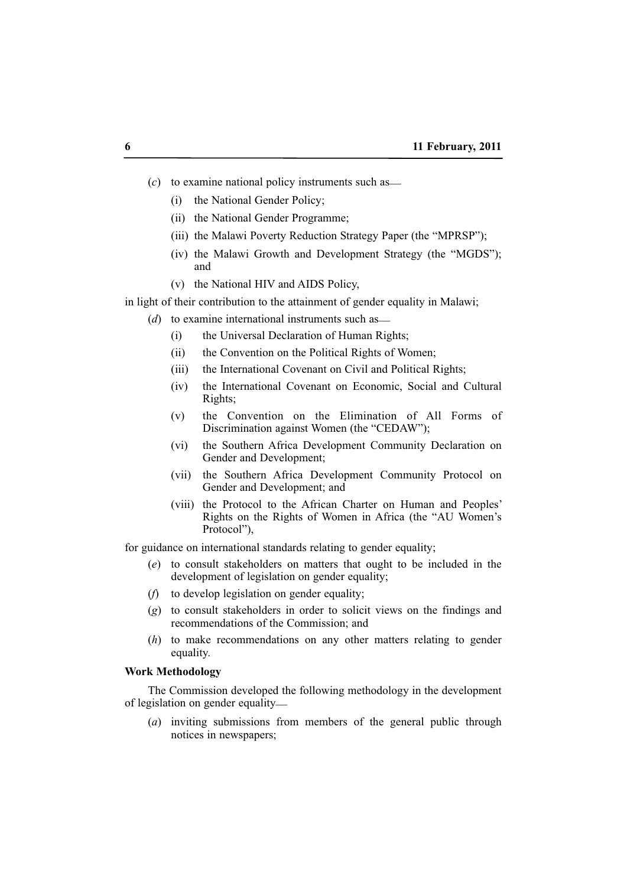(*c*) to examine national policy instruments such as—

(i) the National Gender Policy;

(ii) the National Gender Programme;

(iii) the Malawi Poverty Reduction Strategy Paper (the "MPRSP");

(iv) the Malawi Growth and Development Strategy (the "MGDS"); and

(v) the National HIV and AIDS Policy,

in light of their contribution to the attainment of gender equality in Malawi;

(*d*) to examine international instruments such as—

(i) the Universal Declaration of Human Rights;

(ii) the Convention on the Political Rights of Women;

(iii) the International Covenant on Civil and Political Rights;

(iv) the International Covenant on Economic, Social and Cultural Rights;

(v) the Convention on the Elimination of All Forms of Discrimination against Women (the "CEDAW");

(vi) the Southern Africa Development Community Declaration on Gender and Development;

(vii) the Southern Africa Development Community Protocol on Gender and Development; and

(viii) the Protocol to the African Charter on Human and Peoples' Rights on the Rights of Women in Africa (the "AU Women's Protocol"),

for guidance on international standards relating to gender equality;

(*e*) to consult stakeholders on matters that ought to be included in the development of legislation on gender equality;

(*f*) to develop legislation on gender equality;

(*g*) to consult stakeholders in order to solicit views on the findings and recommendations of the Commission; and

(*h*) to make recommendations on any other matters relating to gender equality.

**Work Methodology**

The Commission developed the following methodology in the development of legislation on gender equality—

(*a*) inviting submissions from members of the general public through notices in newspapers;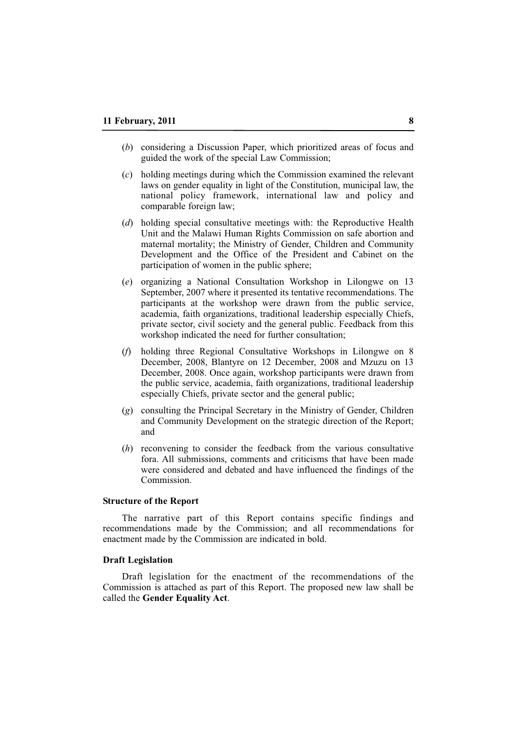(*b*) considering a Discussion Paper, which prioritized areas of focus and guided the work of the special Law Commission;

(*c*) holding meetings during which the Commission examined the relevant laws on gender equality in light of the Constitution, municipal law, the national policy framework, international law and policy and comparable foreign law;

(*d*) holding special consultative meetings with: the Reproductive Health Unit and the Malawi Human Rights Commission on safe abortion and maternal mortality; the Ministry of Gender, Children and Community Development and the Office of the President and Cabinet on the participation of women in the public sphere;

(*e*) organizing a National Consultation Workshop in Lilongwe on 13 September, 2007 where it presented its tentative recommendations. The participants at the workshop were drawn from the public service, academia, faith organizations, traditional leadership especially Chiefs, private sector, civil society and the general public. Feedback from this workshop indicated the need for further consultation;

(*f*) holding three Regional Consultative Workshops in Lilongwe on 8 December, 2008, Blantyre on 12 December, 2008 and Mzuzu on 13 December, 2008. Once again, workshop participants were drawn from the public service, academia, faith organizations, traditional leadership especially Chiefs, private sector and the general public;

(*g*) consulting the Principal Secretary in the Ministry of Gender, Children and Community Development on the strategic direction of the Report; and

(*h*) reconvening to consider the feedback from the various consultative fora. All submissions, comments and criticisms that have been made were considered and debated and have influenced the findings of the Commission.

**Structure of the Report**

The narrative part of this Report contains specific findings and recommendations made by the Commission; and all recommendations for enactment made by the Commission are indicated in bold.

**Draft Legislation**

Draft legislation for the enactment of the recommendations of the Commission is attached as part of this Report. The proposed new law shall be called the **Gender Equality Act**.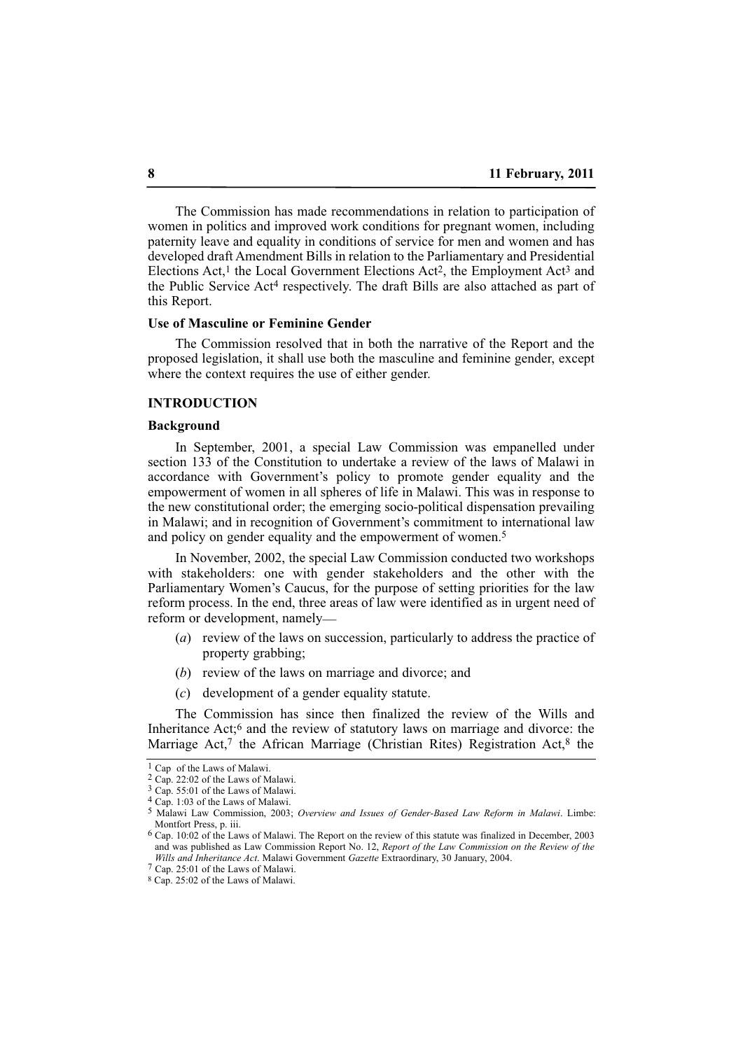The Commission has made recommendations in relation to participation of women in politics and improved work conditions for pregnant women, including paternity leave and equality in conditions of service for men and women and has developed draft Amendment Bills in relation to the Parliamentary and Presidential Elections Act,[1] the Local Government Elections Act[2], the Employment Act[3] and the Public Service Act[4] respectively. The draft Bills are also attached as part of this Report.

**Use of Masculine or Feminine Gender**

The Commission resolved that in both the narrative of the Report and the proposed legislation, it shall use both the masculine and feminine gender, except where the context requires the use of either gender.

## INTRODUCTION

**Background**

In September, 2001, a special Law Commission was empanelled under section 133 of the Constitution to undertake a review of the laws of Malawi in accordance with Government's policy to promote gender equality and the empowerment of women in all spheres of life in Malawi. This was in response to the new constitutional order; the emerging socio-political dispensation prevailing in Malawi; and in recognition of Government's commitment to international law and policy on gender equality and the empowerment of women.[5]

In November, 2002, the special Law Commission conducted two workshops with stakeholders: one with gender stakeholders and the other with the Parliamentary Women's Caucus, for the purpose of setting priorities for the law reform process. In the end, three areas of law were identified as in urgent need of reform or development, namely—

(*a*) review of the laws on succession, particularly to address the practice of property grabbing;

(*b*) review of the laws on marriage and divorce; and

(*c*) development of a gender equality statute.

The Commission has since then finalized the review of the Wills and Inheritance Act;[6] and the review of statutory laws on marriage and divorce: the Marriage Act,[7] the African Marriage (Christian Rites) Registration Act,[8] the

---

[1] Cap of the Laws of Malawi.

[2] Cap. 22:02 of the Laws of Malawi.

[3] Cap. 55:01 of the Laws of Malawi.

[4] Cap. 1:03 of the Laws of Malawi.

[5] Malawi Law Commission, 2003; *Overview and Issues of Gender-Based Law Reform in Malawi*. Limbe: Montfort Press, p. iii.

[6] Cap. 10:02 of the Laws of Malawi. The Report on the review of this statute was finalized in December, 2003 and was published as Law Commission Report No. 12, *Report of the Law Commission on the Review of the Wills and Inheritance Act*. Malawi Government *Gazette* Extraordinary, 30 January, 2004.

[7] Cap. 25:01 of the Laws of Malawi.

[8] Cap. 25:02 of the Laws of Malawi.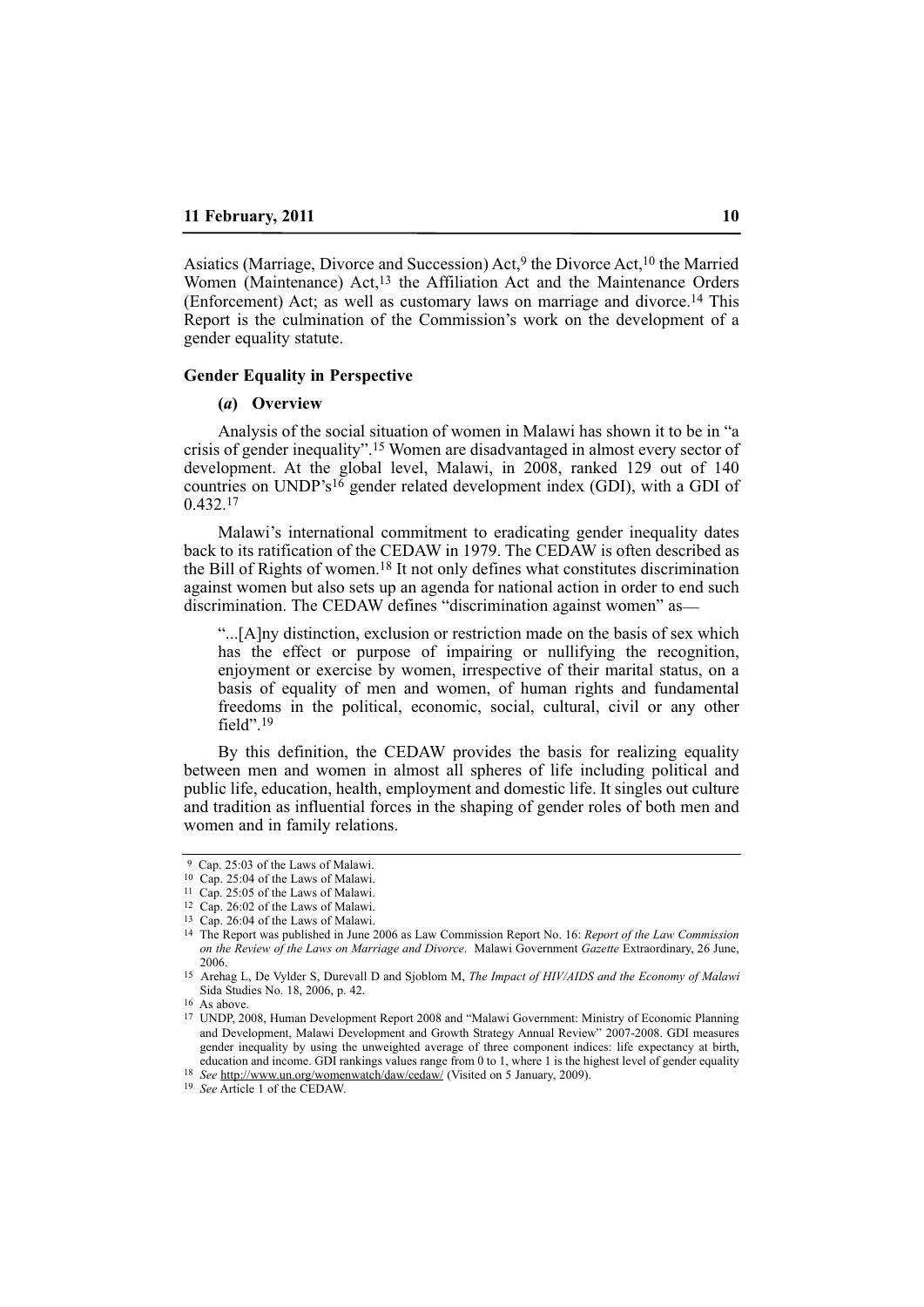Asiatics (Marriage, Divorce and Succession) Act,[9] the Divorce Act,[10] the Married Women (Maintenance) Act,[13] the Affiliation Act and the Maintenance Orders (Enforcement) Act; as well as customary laws on marriage and divorce.[14] This Report is the culmination of the Commission's work on the development of a gender equality statute.

## Gender Equality in Perspective

### (*a*) Overview

Analysis of the social situation of women in Malawi has shown it to be in "a crisis of gender inequality".[15] Women are disadvantaged in almost every sector of development. At the global level, Malawi, in 2008, ranked 129 out of 140 countries on UNDP's[16] gender related development index (GDI), with a GDI of 0.432.[17]

Malawi's international commitment to eradicating gender inequality dates back to its ratification of the CEDAW in 1979. The CEDAW is often described as the Bill of Rights of women.[18] It not only defines what constitutes discrimination against women but also sets up an agenda for national action in order to end such discrimination. The CEDAW defines "discrimination against women" as—

> "...[A]ny distinction, exclusion or restriction made on the basis of sex which has the effect or purpose of impairing or nullifying the recognition, enjoyment or exercise by women, irrespective of their marital status, on a basis of equality of men and women, of human rights and fundamental freedoms in the political, economic, social, cultural, civil or any other field".[19]

By this definition, the CEDAW provides the basis for realizing equality between men and women in almost all spheres of life including political and public life, education, health, employment and domestic life. It singles out culture and tradition as influential forces in the shaping of gender roles of both men and women and in family relations.

---

[9] Cap. 25:03 of the Laws of Malawi.

[10] Cap. 25:04 of the Laws of Malawi.

[11] Cap. 25:05 of the Laws of Malawi.

[12] Cap. 26:02 of the Laws of Malawi.

[13] Cap. 26:04 of the Laws of Malawi.

[14] The Report was published in June 2006 as Law Commission Report No. 16: *Report of the Law Commission on the Review of the Laws on Marriage and Divorce*. Malawi Government *Gazette* Extraordinary, 26 June, 2006.

[15] Arehag L, De Vylder S, Durevall D and Sjoblom M, *The Impact of HIV/AIDS and the Economy of Malawi* Sida Studies No. 18, 2006, p. 42.

[16] As above.

[17] UNDP, 2008, Human Development Report 2008 and "Malawi Government: Ministry of Economic Planning and Development, Malawi Development and Growth Strategy Annual Review" 2007-2008. GDI measures gender inequality by using the unweighted average of three component indices: life expectancy at birth, education and income. GDI rankings values range from 0 to 1, where 1 is the highest level of gender equality

[18] *See* http://www.un.org/womenwatch/daw/cedaw/ (Visited on 5 January, 2009).

[19] *See* Article 1 of the CEDAW.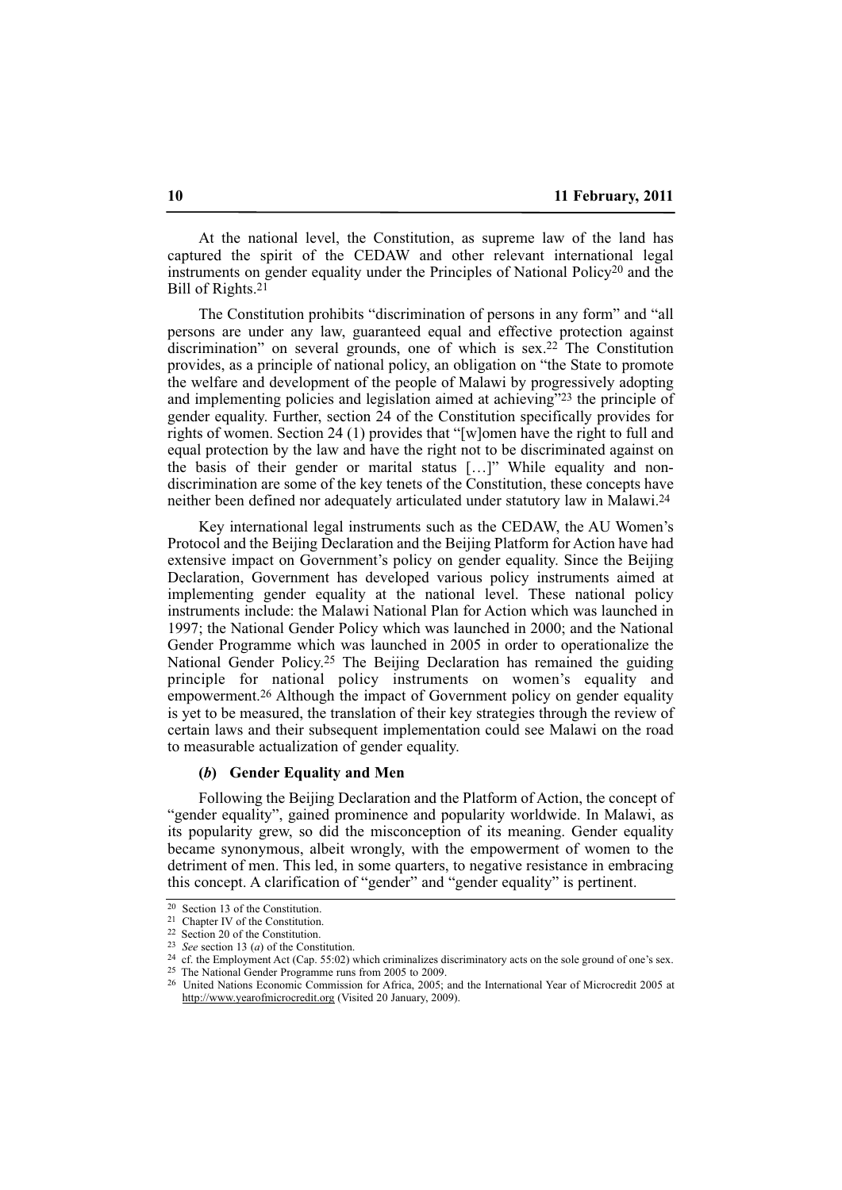At the national level, the Constitution, as supreme law of the land has captured the spirit of the CEDAW and other relevant international legal instruments on gender equality under the Principles of National Policy[20] and the Bill of Rights.[21]

The Constitution prohibits "discrimination of persons in any form" and "all persons are under any law, guaranteed equal and effective protection against discrimination" on several grounds, one of which is sex.[22] The Constitution provides, as a principle of national policy, an obligation on "the State to promote the welfare and development of the people of Malawi by progressively adopting and implementing policies and legislation aimed at achieving"[23] the principle of gender equality. Further, section 24 of the Constitution specifically provides for rights of women. Section 24 (1) provides that "[w]omen have the right to full and equal protection by the law and have the right not to be discriminated against on the basis of their gender or marital status […]" While equality and non-discrimination are some of the key tenets of the Constitution, these concepts have neither been defined nor adequately articulated under statutory law in Malawi.[24]

Key international legal instruments such as the CEDAW, the AU Women's Protocol and the Beijing Declaration and the Beijing Platform for Action have had extensive impact on Government's policy on gender equality. Since the Beijing Declaration, Government has developed various policy instruments aimed at implementing gender equality at the national level. These national policy instruments include: the Malawi National Plan for Action which was launched in 1997; the National Gender Policy which was launched in 2000; and the National Gender Programme which was launched in 2005 in order to operationalize the National Gender Policy.[25] The Beijing Declaration has remained the guiding principle for national policy instruments on women's equality and empowerment.[26] Although the impact of Government policy on gender equality is yet to be measured, the translation of their key strategies through the review of certain laws and their subsequent implementation could see Malawi on the road to measurable actualization of gender equality.

#### (*b*) Gender Equality and Men

Following the Beijing Declaration and the Platform of Action, the concept of "gender equality", gained prominence and popularity worldwide. In Malawi, as its popularity grew, so did the misconception of its meaning. Gender equality became synonymous, albeit wrongly, with the empowerment of women to the detriment of men. This led, in some quarters, to negative resistance in embracing this concept. A clarification of "gender" and "gender equality" is pertinent.

---

[20] Section 13 of the Constitution.

[21] Chapter IV of the Constitution.

[22] Section 20 of the Constitution.

[23] *See* section 13 (*a*) of the Constitution.

[24] cf. the Employment Act (Cap. 55:02) which criminalizes discriminatory acts on the sole ground of one's sex.

[25] The National Gender Programme runs from 2005 to 2009.

[26] United Nations Economic Commission for Africa, 2005; and the International Year of Microcredit 2005 at http://www.yearofmicrocredit.org (Visited 20 January, 2009).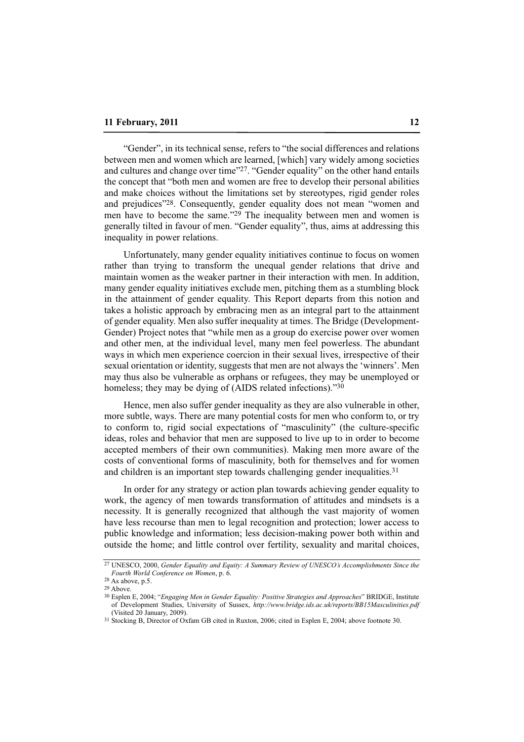"Gender", in its technical sense, refers to "the social differences and relations between men and women which are learned, [which] vary widely among societies and cultures and change over time"[27]. "Gender equality" on the other hand entails the concept that "both men and women are free to develop their personal abilities and make choices without the limitations set by stereotypes, rigid gender roles and prejudices"[28]. Consequently, gender equality does not mean "women and men have to become the same."[29] The inequality between men and women is generally tilted in favour of men. "Gender equality", thus, aims at addressing this inequality in power relations.

Unfortunately, many gender equality initiatives continue to focus on women rather than trying to transform the unequal gender relations that drive and maintain women as the weaker partner in their interaction with men. In addition, many gender equality initiatives exclude men, pitching them as a stumbling block in the attainment of gender equality. This Report departs from this notion and takes a holistic approach by embracing men as an integral part to the attainment of gender equality. Men also suffer inequality at times. The Bridge (Development-Gender) Project notes that "while men as a group do exercise power over women and other men, at the individual level, many men feel powerless. The abundant ways in which men experience coercion in their sexual lives, irrespective of their sexual orientation or identity, suggests that men are not always the 'winners'. Men may thus also be vulnerable as orphans or refugees, they may be unemployed or homeless; they may be dying of (AIDS related infections)."[30]

Hence, men also suffer gender inequality as they are also vulnerable in other, more subtle, ways. There are many potential costs for men who conform to, or try to conform to, rigid social expectations of "masculinity" (the culture-specific ideas, roles and behavior that men are supposed to live up to in order to become accepted members of their own communities). Making men more aware of the costs of conventional forms of masculinity, both for themselves and for women and children is an important step towards challenging gender inequalities.[31]

In order for any strategy or action plan towards achieving gender equality to work, the agency of men towards transformation of attitudes and mindsets is a necessity. It is generally recognized that although the vast majority of women have less recourse than men to legal recognition and protection; lower access to public knowledge and information; less decision-making power both within and outside the home; and little control over fertility, sexuality and marital choices,

---

[27] UNESCO, 2000, *Gender Equality and Equity: A Summary Review of UNESCO's Accomplishments Since the Fourth World Conference on Women*, p. 6.

[28] As above, p.5.

[29] Above.

[30] Esplen E, 2004; "*Engaging Men in Gender Equality: Positive Strategies and Approaches*" BRIDGE, Institute of Development Studies, University of Sussex, *http://www.bridge.ids.ac.uk/reports/BB15Masculinities.pdf* (Visited 20 January, 2009).

[31] Stocking B, Director of Oxfam GB cited in Ruxton, 2006; cited in Esplen E, 2004; above footnote 30.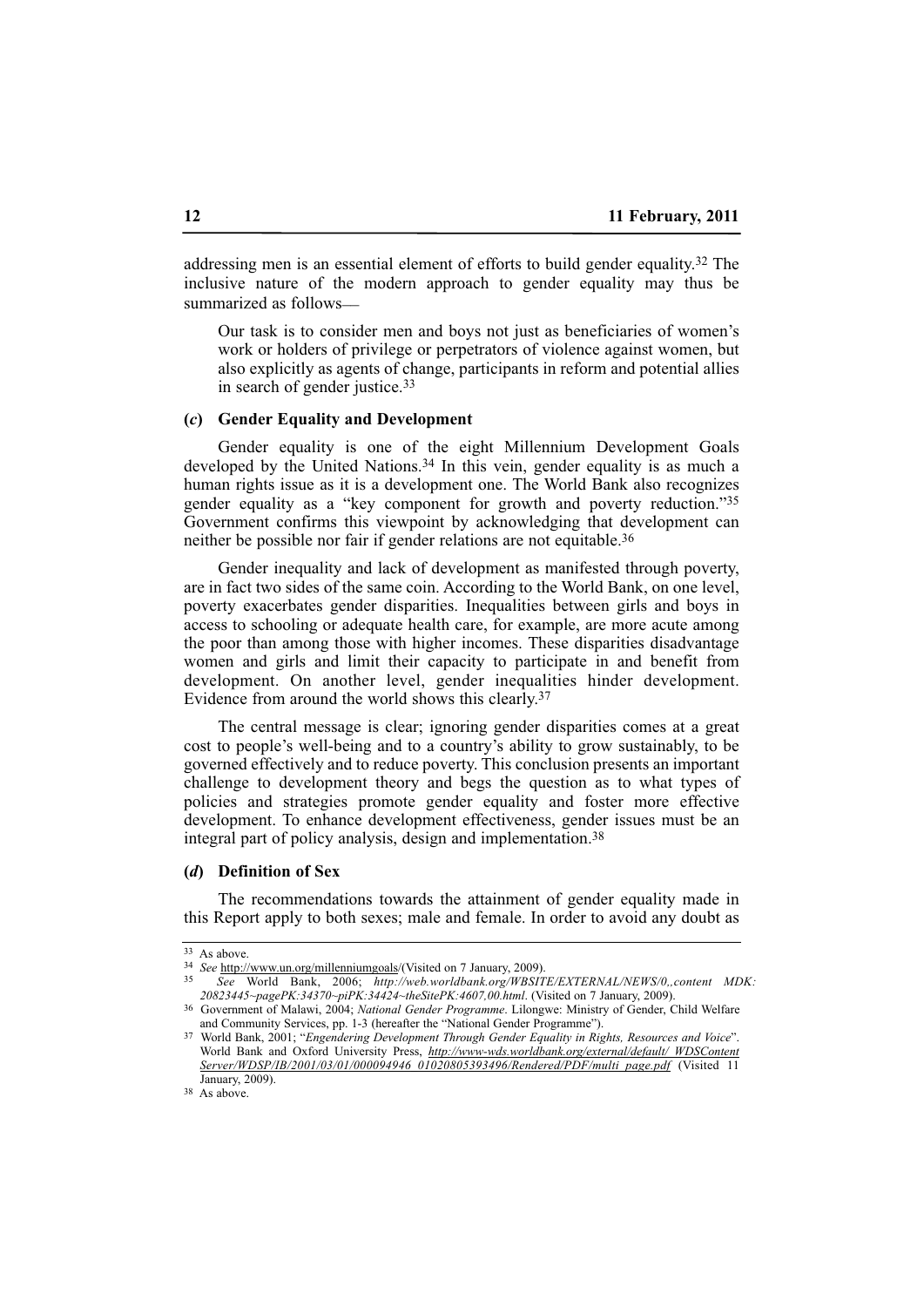addressing men is an essential element of efforts to build gender equality.[32] The inclusive nature of the modern approach to gender equality may thus be summarized as follows—

> Our task is to consider men and boys not just as beneficiaries of women's work or holders of privilege or perpetrators of violence against women, but also explicitly as agents of change, participants in reform and potential allies in search of gender justice.[33]

### (*c*) Gender Equality and Development

Gender equality is one of the eight Millennium Development Goals developed by the United Nations.[34] In this vein, gender equality is as much a human rights issue as it is a development one. The World Bank also recognizes gender equality as a "key component for growth and poverty reduction."[35] Government confirms this viewpoint by acknowledging that development can neither be possible nor fair if gender relations are not equitable.[36]

Gender inequality and lack of development as manifested through poverty, are in fact two sides of the same coin. According to the World Bank, on one level, poverty exacerbates gender disparities. Inequalities between girls and boys in access to schooling or adequate health care, for example, are more acute among the poor than among those with higher incomes. These disparities disadvantage women and girls and limit their capacity to participate in and benefit from development. On another level, gender inequalities hinder development. Evidence from around the world shows this clearly.[37]

The central message is clear; ignoring gender disparities comes at a great cost to people's well-being and to a country's ability to grow sustainably, to be governed effectively and to reduce poverty. This conclusion presents an important challenge to development theory and begs the question as to what types of policies and strategies promote gender equality and foster more effective development. To enhance development effectiveness, gender issues must be an integral part of policy analysis, design and implementation.[38]

### (*d*) Definition of Sex

The recommendations towards the attainment of gender equality made in this Report apply to both sexes; male and female. In order to avoid any doubt as

---

[33] As above.

[34] *See* http://www.un.org/millenniumgoals/(Visited on 7 January, 2009).

[35] *See* World Bank, 2006; *http://web.worldbank.org/WBSITE/EXTERNAL/NEWS/0,,content MDK:20823445~pagePK:34370~piPK:34424~theSitePK:4607,00.html*. (Visited on 7 January, 2009).

[36] Government of Malawi, 2004; *National Gender Programme*. Lilongwe: Ministry of Gender, Child Welfare and Community Services, pp. 1-3 (hereafter the "National Gender Programme").

[37] World Bank, 2001; "*Engendering Development Through Gender Equality in Rights, Resources and Voice*". World Bank and Oxford University Press, *http://www-wds.worldbank.org/external/default/ WDSContentServer/WDSP/IB/2001/03/01/000094946_01020805393496/Rendered/PDF/multi_page.pdf* (Visited 11 January, 2009).

[38] As above.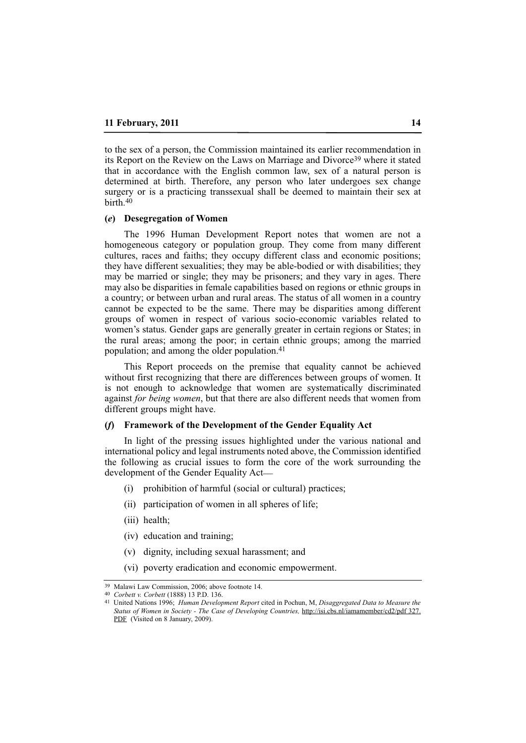to the sex of a person, the Commission maintained its earlier recommendation in its Report on the Review on the Laws on Marriage and Divorce[39] where it stated that in accordance with the English common law, sex of a natural person is determined at birth. Therefore, any person who later undergoes sex change surgery or is a practicing transsexual shall be deemed to maintain their sex at birth.[40]

**(*e*) Desegregation of Women**

The 1996 Human Development Report notes that women are not a homogeneous category or population group. They come from many different cultures, races and faiths; they occupy different class and economic positions; they have different sexualities; they may be able-bodied or with disabilities; they may be married or single; they may be prisoners; and they vary in ages. There may also be disparities in female capabilities based on regions or ethnic groups in a country; or between urban and rural areas. The status of all women in a country cannot be expected to be the same. There may be disparities among different groups of women in respect of various socio-economic variables related to women's status. Gender gaps are generally greater in certain regions or States; in the rural areas; among the poor; in certain ethnic groups; among the married population; and among the older population.[41]

This Report proceeds on the premise that equality cannot be achieved without first recognizing that there are differences between groups of women. It is not enough to acknowledge that women are systematically discriminated against *for being women*, but that there are also different needs that women from different groups might have.

**(*f*) Framework of the Development of the Gender Equality Act**

In light of the pressing issues highlighted under the various national and international policy and legal instruments noted above, the Commission identified the following as crucial issues to form the core of the work surrounding the development of the Gender Equality Act—

(i) prohibition of harmful (social or cultural) practices;

(ii) participation of women in all spheres of life;

(iii) health;

(iv) education and training;

(v) dignity, including sexual harassment; and

(vi) poverty eradication and economic empowerment.

---

[39] Malawi Law Commission, 2006; above footnote 14.

[40] *Corbett v. Corbett* (1888) 13 P.D. 136.

[41] United Nations 1996; *Human Development Report* cited in Pochun, M, *Disaggregated Data to Measure the Status of Women in Society - The Case of Developing Countries,* http://isi.cbs.nl/iamamember/cd2/pdf 327.PDF (Visited on 8 January, 2009).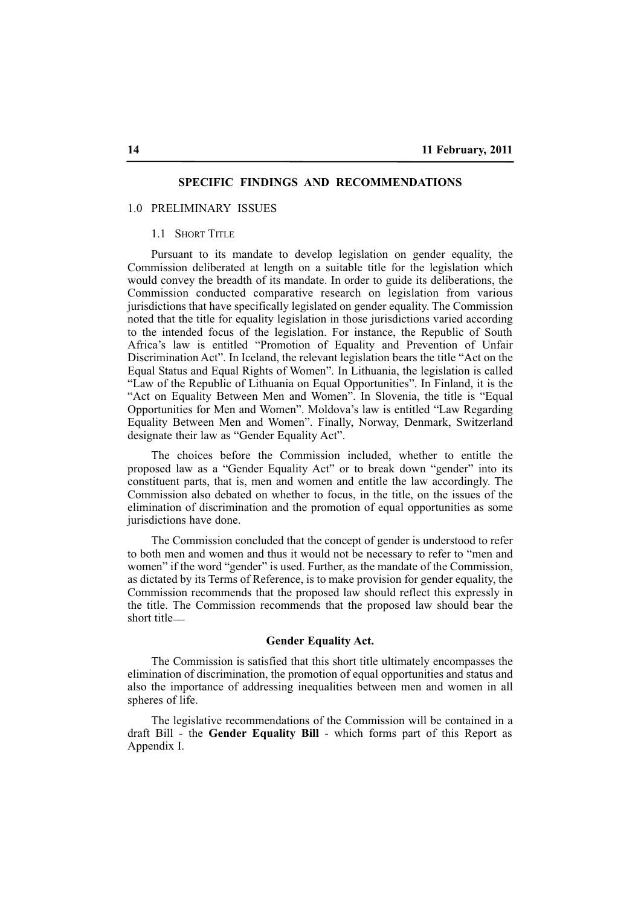## SPECIFIC FINDINGS AND RECOMMENDATIONS

### 1.0 PRELIMINARY ISSUES

#### 1.1 SHORT TITLE

Pursuant to its mandate to develop legislation on gender equality, the Commission deliberated at length on a suitable title for the legislation which would convey the breadth of its mandate. In order to guide its deliberations, the Commission conducted comparative research on legislation from various jurisdictions that have specifically legislated on gender equality. The Commission noted that the title for equality legislation in those jurisdictions varied according to the intended focus of the legislation. For instance, the Republic of South Africa's law is entitled "Promotion of Equality and Prevention of Unfair Discrimination Act". In Iceland, the relevant legislation bears the title "Act on the Equal Status and Equal Rights of Women". In Lithuania, the legislation is called "Law of the Republic of Lithuania on Equal Opportunities". In Finland, it is the "Act on Equality Between Men and Women". In Slovenia, the title is "Equal Opportunities for Men and Women". Moldova's law is entitled "Law Regarding Equality Between Men and Women". Finally, Norway, Denmark, Switzerland designate their law as "Gender Equality Act".

The choices before the Commission included, whether to entitle the proposed law as a "Gender Equality Act" or to break down "gender" into its constituent parts, that is, men and women and entitle the law accordingly. The Commission also debated on whether to focus, in the title, on the issues of the elimination of discrimination and the promotion of equal opportunities as some jurisdictions have done.

The Commission concluded that the concept of gender is understood to refer to both men and women and thus it would not be necessary to refer to "men and women" if the word "gender" is used. Further, as the mandate of the Commission, as dictated by its Terms of Reference, is to make provision for gender equality, the Commission recommends that the proposed law should reflect this expressly in the title. The Commission recommends that the proposed law should bear the short title—

**Gender Equality Act.**

The Commission is satisfied that this short title ultimately encompasses the elimination of discrimination, the promotion of equal opportunities and status and also the importance of addressing inequalities between men and women in all spheres of life.

The legislative recommendations of the Commission will be contained in a draft Bill - the **Gender Equality Bill** - which forms part of this Report as Appendix I.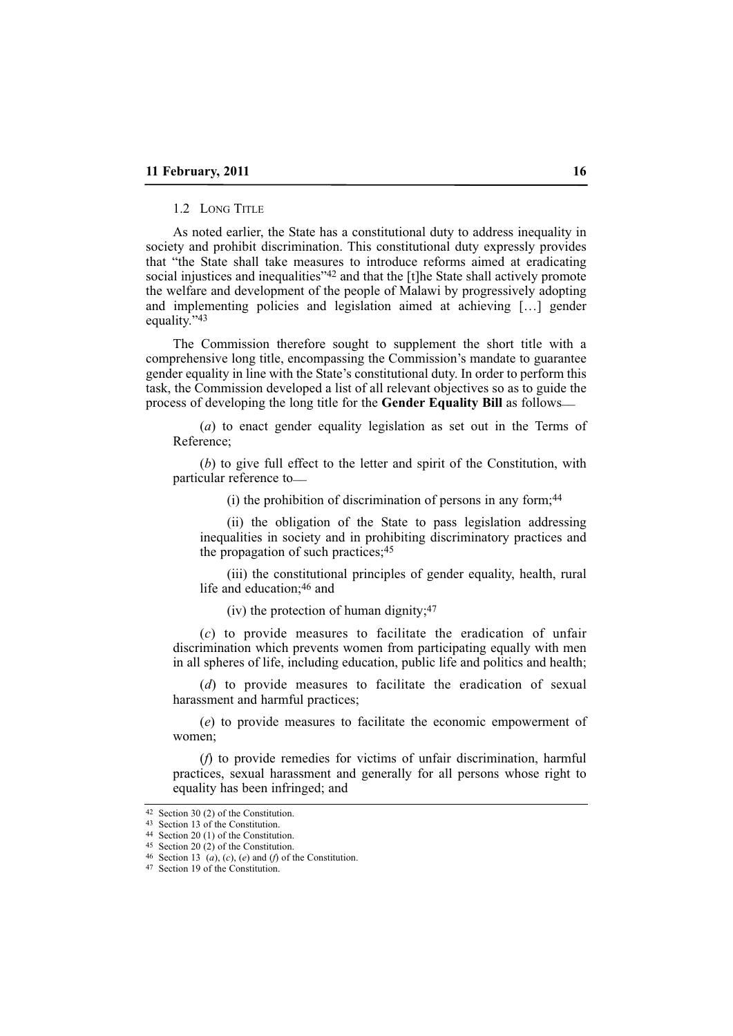### 1.2 LONG TITLE

As noted earlier, the State has a constitutional duty to address inequality in society and prohibit discrimination. This constitutional duty expressly provides that "the State shall take measures to introduce reforms aimed at eradicating social injustices and inequalities"[42] and that the [t]he State shall actively promote the welfare and development of the people of Malawi by progressively adopting and implementing policies and legislation aimed at achieving […] gender equality."[43]

The Commission therefore sought to supplement the short title with a comprehensive long title, encompassing the Commission's mandate to guarantee gender equality in line with the State's constitutional duty. In order to perform this task, the Commission developed a list of all relevant objectives so as to guide the process of developing the long title for the **Gender Equality Bill** as follows—

(*a*) to enact gender equality legislation as set out in the Terms of Reference;

(*b*) to give full effect to the letter and spirit of the Constitution, with particular reference to—

(i) the prohibition of discrimination of persons in any form;[44]

(ii) the obligation of the State to pass legislation addressing inequalities in society and in prohibiting discriminatory practices and the propagation of such practices;[45]

(iii) the constitutional principles of gender equality, health, rural life and education;[46] and

(iv) the protection of human dignity;[47]

(*c*) to provide measures to facilitate the eradication of unfair discrimination which prevents women from participating equally with men in all spheres of life, including education, public life and politics and health;

(*d*) to provide measures to facilitate the eradication of sexual harassment and harmful practices;

(*e*) to provide measures to facilitate the economic empowerment of women;

(*f*) to provide remedies for victims of unfair discrimination, harmful practices, sexual harassment and generally for all persons whose right to equality has been infringed; and

---

[42] Section 30 (2) of the Constitution.
[43] Section 13 of the Constitution.
[44] Section 20 (1) of the Constitution.
[45] Section 20 (2) of the Constitution.
[46] Section 13 (*a*), (*c*), (*e*) and (*f*) of the Constitution.
[47] Section 19 of the Constitution.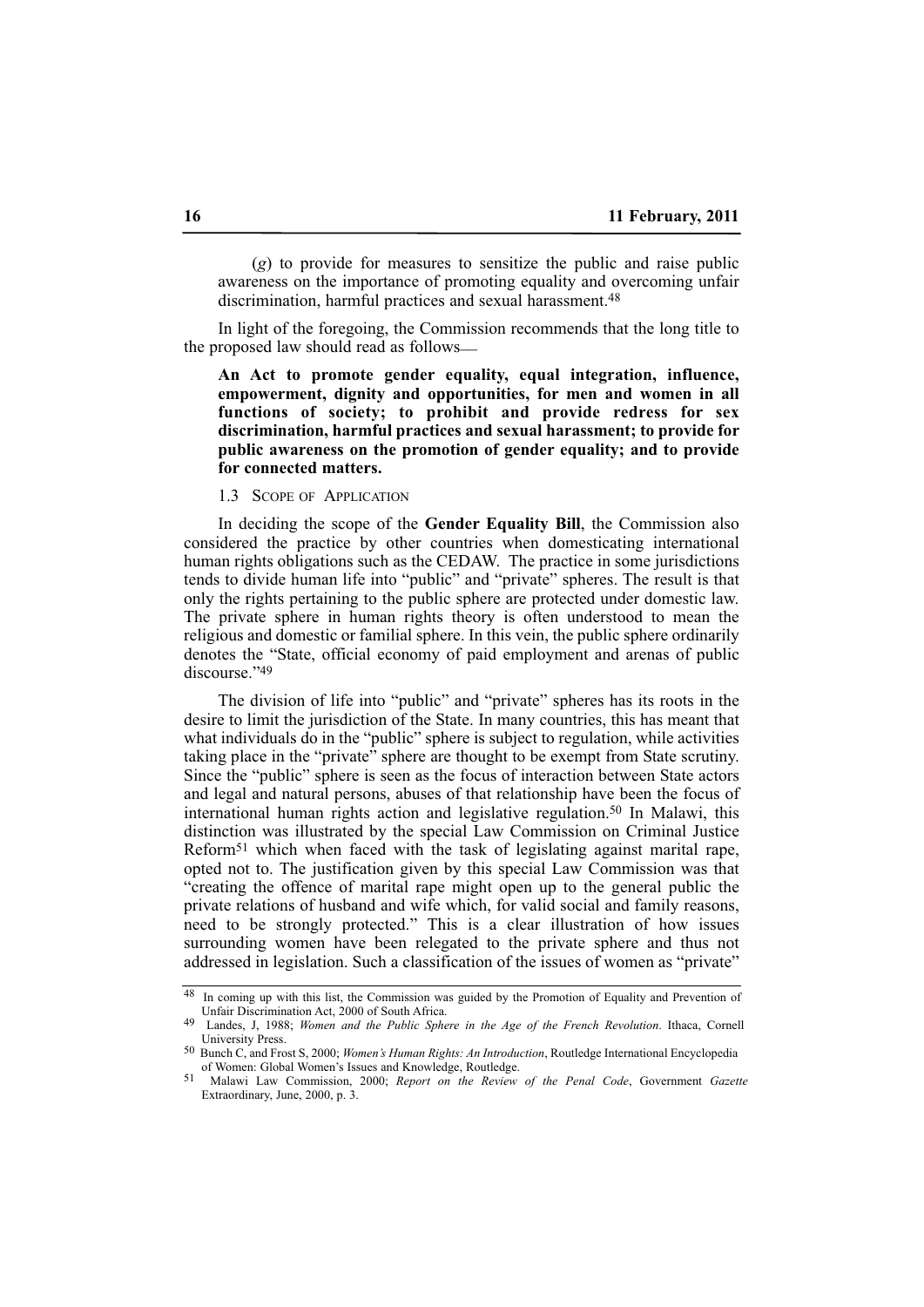(*g*) to provide for measures to sensitize the public and raise public awareness on the importance of promoting equality and overcoming unfair discrimination, harmful practices and sexual harassment.[48]

In light of the foregoing, the Commission recommends that the long title to the proposed law should read as follows—

**An Act to promote gender equality, equal integration, influence, empowerment, dignity and opportunities, for men and women in all functions of society; to prohibit and provide redress for sex discrimination, harmful practices and sexual harassment; to provide for public awareness on the promotion of gender equality; and to provide for connected matters.**

### 1.3 Scope of Application

In deciding the scope of the **Gender Equality Bill**, the Commission also considered the practice by other countries when domesticating international human rights obligations such as the CEDAW. The practice in some jurisdictions tends to divide human life into "public" and "private" spheres. The result is that only the rights pertaining to the public sphere are protected under domestic law. The private sphere in human rights theory is often understood to mean the religious and domestic or familial sphere. In this vein, the public sphere ordinarily denotes the "State, official economy of paid employment and arenas of public discourse."[49]

The division of life into "public" and "private" spheres has its roots in the desire to limit the jurisdiction of the State. In many countries, this has meant that what individuals do in the "public" sphere is subject to regulation, while activities taking place in the "private" sphere are thought to be exempt from State scrutiny. Since the "public" sphere is seen as the focus of interaction between State actors and legal and natural persons, abuses of that relationship have been the focus of international human rights action and legislative regulation.[50] In Malawi, this distinction was illustrated by the special Law Commission on Criminal Justice Reform[51] which when faced with the task of legislating against marital rape, opted not to. The justification given by this special Law Commission was that "creating the offence of marital rape might open up to the general public the private relations of husband and wife which, for valid social and family reasons, need to be strongly protected." This is a clear illustration of how issues surrounding women have been relegated to the private sphere and thus not addressed in legislation. Such a classification of the issues of women as "private"

---

[48] In coming up with this list, the Commission was guided by the Promotion of Equality and Prevention of Unfair Discrimination Act, 2000 of South Africa.

[49] Landes, J, 1988; *Women and the Public Sphere in the Age of the French Revolution*. Ithaca, Cornell University Press.

[50] Bunch C, and Frost S, 2000; *Women's Human Rights: An Introduction*, Routledge International Encyclopedia of Women: Global Women's Issues and Knowledge, Routledge.

[51] Malawi Law Commission, 2000; *Report on the Review of the Penal Code*, Government *Gazette* Extraordinary, June, 2000, p. 3.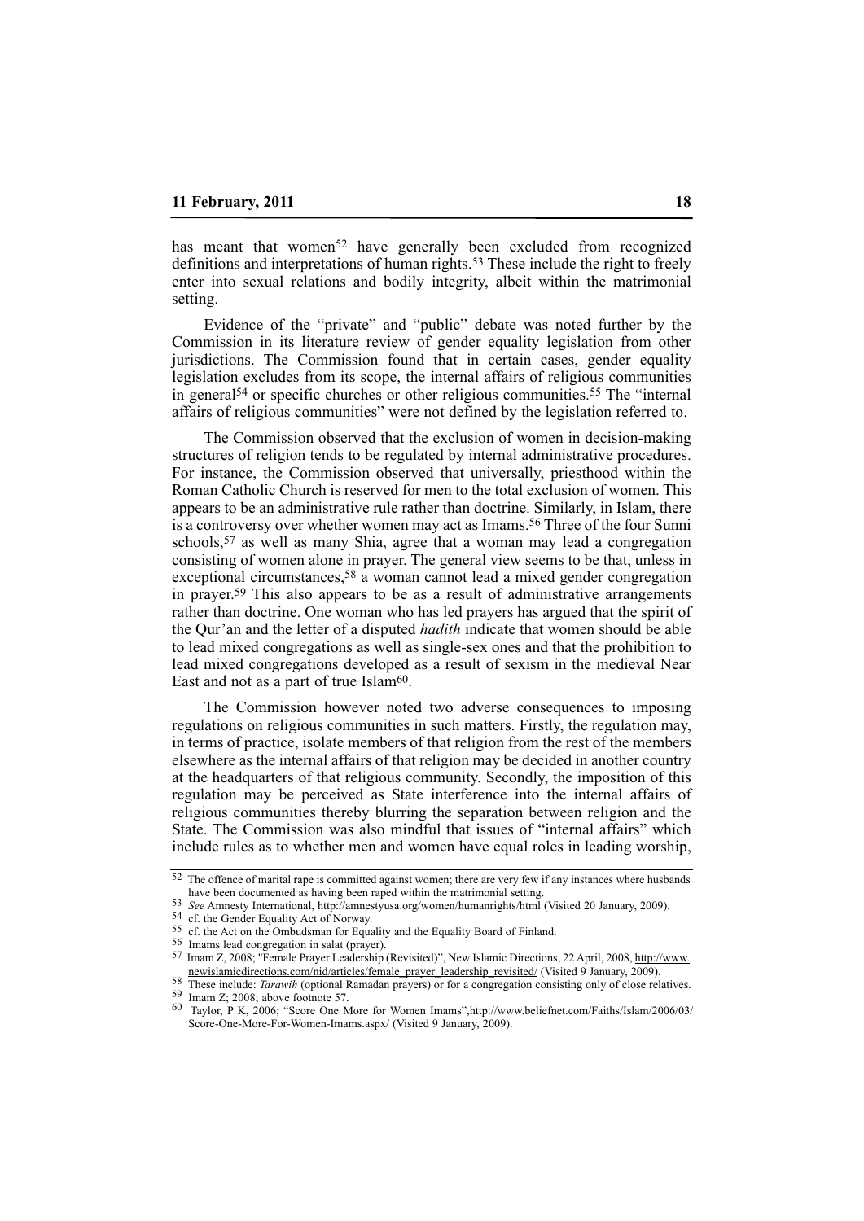has meant that women[52] have generally been excluded from recognized definitions and interpretations of human rights.[53] These include the right to freely enter into sexual relations and bodily integrity, albeit within the matrimonial setting.

Evidence of the "private" and "public" debate was noted further by the Commission in its literature review of gender equality legislation from other jurisdictions. The Commission found that in certain cases, gender equality legislation excludes from its scope, the internal affairs of religious communities in general[54] or specific churches or other religious communities.[55] The "internal affairs of religious communities" were not defined by the legislation referred to.

The Commission observed that the exclusion of women in decision-making structures of religion tends to be regulated by internal administrative procedures. For instance, the Commission observed that universally, priesthood within the Roman Catholic Church is reserved for men to the total exclusion of women. This appears to be an administrative rule rather than doctrine. Similarly, in Islam, there is a controversy over whether women may act as Imams.[56] Three of the four Sunni schools,[57] as well as many Shia, agree that a woman may lead a congregation consisting of women alone in prayer. The general view seems to be that, unless in exceptional circumstances,[58] a woman cannot lead a mixed gender congregation in prayer.[59] This also appears to be as a result of administrative arrangements rather than doctrine. One woman who has led prayers has argued that the spirit of the Qur'an and the letter of a disputed *hadith* indicate that women should be able to lead mixed congregations as well as single-sex ones and that the prohibition to lead mixed congregations developed as a result of sexism in the medieval Near East and not as a part of true Islam[60].

The Commission however noted two adverse consequences to imposing regulations on religious communities in such matters. Firstly, the regulation may, in terms of practice, isolate members of that religion from the rest of the members elsewhere as the internal affairs of that religion may be decided in another country at the headquarters of that religious community. Secondly, the imposition of this regulation may be perceived as State interference into the internal affairs of religious communities thereby blurring the separation between religion and the State. The Commission was also mindful that issues of "internal affairs" which include rules as to whether men and women have equal roles in leading worship,

---

[52] The offence of marital rape is committed against women; there are very few if any instances where husbands have been documented as having been raped within the matrimonial setting.

[53] *See* Amnesty International, http://amnestyusa.org/women/humanrights/html (Visited 20 January, 2009).

[54] cf. the Gender Equality Act of Norway.

[55] cf. the Act on the Ombudsman for Equality and the Equality Board of Finland.

[56] Imams lead congregation in salat (prayer).

[57] Imam Z, 2008; "Female Prayer Leadership (Revisited)", New Islamic Directions, 22 April, 2008, http://www.newislamicdirections.com/nid/articles/female_prayer_leadership_revisited/ (Visited 9 January, 2009).

[58] These include: *Tarawih* (optional Ramadan prayers) or for a congregation consisting only of close relatives.

[59] Imam Z; 2008; above footnote 57.

[60] Taylor, P K, 2006; "Score One More for Women Imams",http://www.beliefnet.com/Faiths/Islam/2006/03/Score-One-More-For-Women-Imams.aspx/ (Visited 9 January, 2009).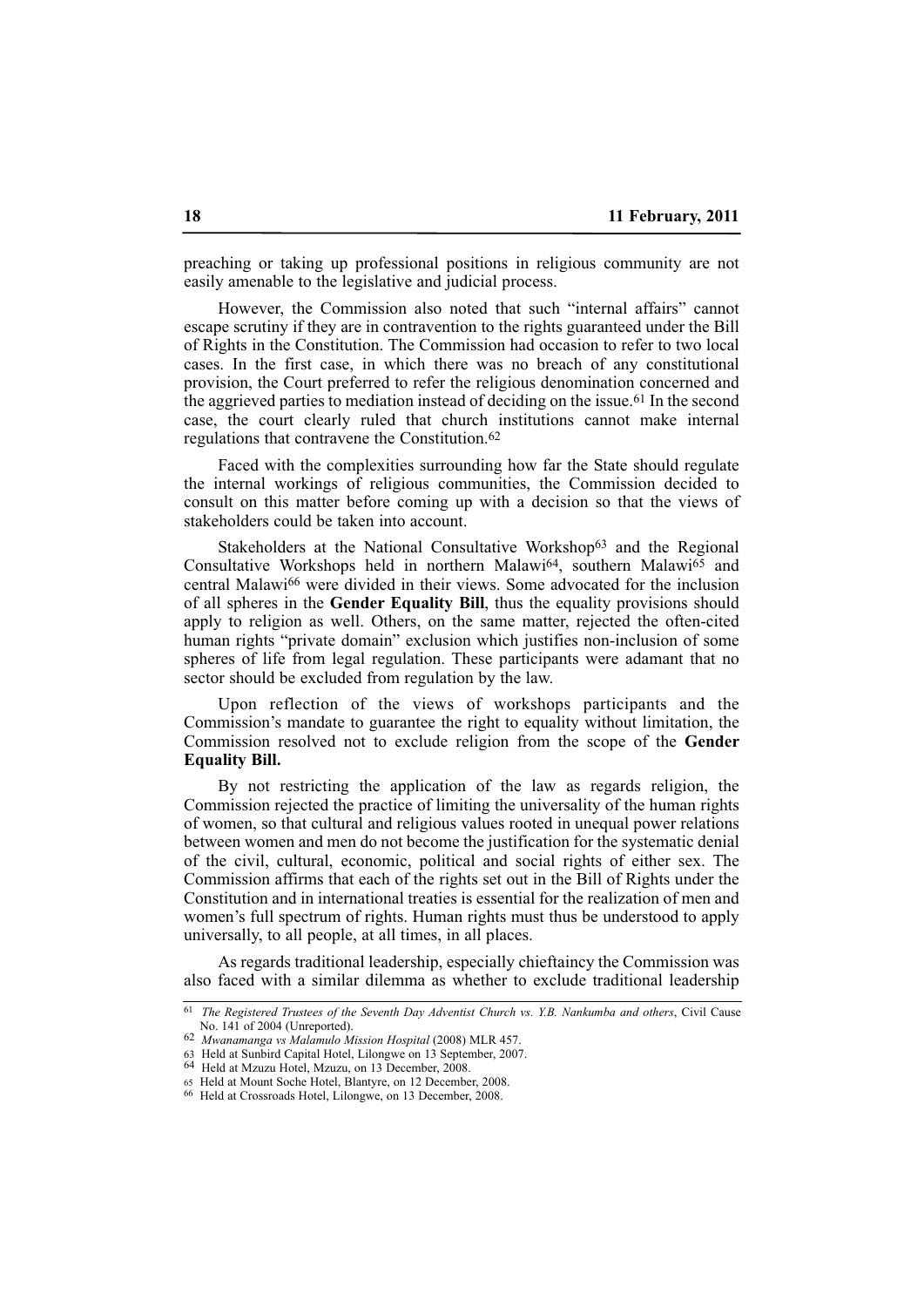preaching or taking up professional positions in religious community are not easily amenable to the legislative and judicial process.

However, the Commission also noted that such "internal affairs" cannot escape scrutiny if they are in contravention to the rights guaranteed under the Bill of Rights in the Constitution. The Commission had occasion to refer to two local cases. In the first case, in which there was no breach of any constitutional provision, the Court preferred to refer the religious denomination concerned and the aggrieved parties to mediation instead of deciding on the issue.[61] In the second case, the court clearly ruled that church institutions cannot make internal regulations that contravene the Constitution.[62]

Faced with the complexities surrounding how far the State should regulate the internal workings of religious communities, the Commission decided to consult on this matter before coming up with a decision so that the views of stakeholders could be taken into account.

Stakeholders at the National Consultative Workshop[63] and the Regional Consultative Workshops held in northern Malawi[64], southern Malawi[65] and central Malawi[66] were divided in their views. Some advocated for the inclusion of all spheres in the **Gender Equality Bill**, thus the equality provisions should apply to religion as well. Others, on the same matter, rejected the often-cited human rights "private domain" exclusion which justifies non-inclusion of some spheres of life from legal regulation. These participants were adamant that no sector should be excluded from regulation by the law.

Upon reflection of the views of workshops participants and the Commission's mandate to guarantee the right to equality without limitation, the Commission resolved not to exclude religion from the scope of the **Gender Equality Bill.**

By not restricting the application of the law as regards religion, the Commission rejected the practice of limiting the universality of the human rights of women, so that cultural and religious values rooted in unequal power relations between women and men do not become the justification for the systematic denial of the civil, cultural, economic, political and social rights of either sex. The Commission affirms that each of the rights set out in the Bill of Rights under the Constitution and in international treaties is essential for the realization of men and women's full spectrum of rights. Human rights must thus be understood to apply universally, to all people, at all times, in all places.

As regards traditional leadership, especially chieftaincy the Commission was also faced with a similar dilemma as whether to exclude traditional leadership

---

[61] *The Registered Trustees of the Seventh Day Adventist Church vs. Y.B. Nankumba and others*, Civil Cause No. 141 of 2004 (Unreported).

[62] *Mwanamanga vs Malamulo Mission Hospital* (2008) MLR 457.

[63] Held at Sunbird Capital Hotel, Lilongwe on 13 September, 2007.

[64] Held at Mzuzu Hotel, Mzuzu, on 13 December, 2008.

[65] Held at Mount Soche Hotel, Blantyre, on 12 December, 2008.

[66] Held at Crossroads Hotel, Lilongwe, on 13 December, 2008.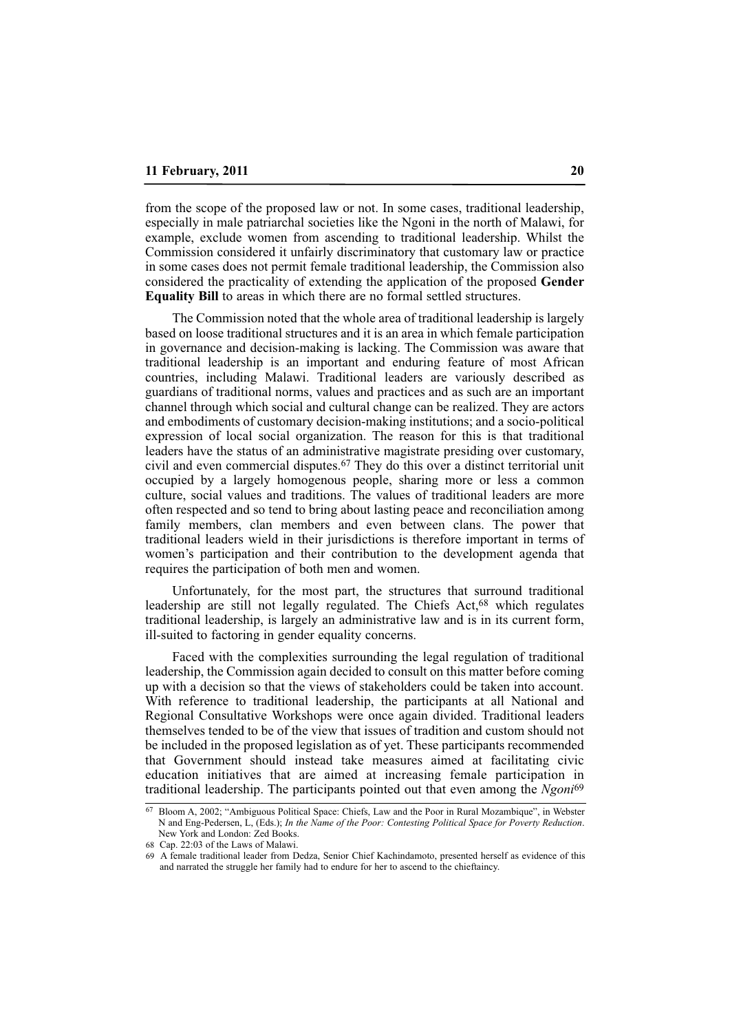from the scope of the proposed law or not. In some cases, traditional leadership, especially in male patriarchal societies like the Ngoni in the north of Malawi, for example, exclude women from ascending to traditional leadership. Whilst the Commission considered it unfairly discriminatory that customary law or practice in some cases does not permit female traditional leadership, the Commission also considered the practicality of extending the application of the proposed **Gender Equality Bill** to areas in which there are no formal settled structures.

The Commission noted that the whole area of traditional leadership is largely based on loose traditional structures and it is an area in which female participation in governance and decision-making is lacking. The Commission was aware that traditional leadership is an important and enduring feature of most African countries, including Malawi. Traditional leaders are variously described as guardians of traditional norms, values and practices and as such are an important channel through which social and cultural change can be realized. They are actors and embodiments of customary decision-making institutions; and a socio-political expression of local social organization. The reason for this is that traditional leaders have the status of an administrative magistrate presiding over customary, civil and even commercial disputes.[67] They do this over a distinct territorial unit occupied by a largely homogenous people, sharing more or less a common culture, social values and traditions. The values of traditional leaders are more often respected and so tend to bring about lasting peace and reconciliation among family members, clan members and even between clans. The power that traditional leaders wield in their jurisdictions is therefore important in terms of women's participation and their contribution to the development agenda that requires the participation of both men and women.

Unfortunately, for the most part, the structures that surround traditional leadership are still not legally regulated. The Chiefs Act,[68] which regulates traditional leadership, is largely an administrative law and is in its current form, ill-suited to factoring in gender equality concerns.

Faced with the complexities surrounding the legal regulation of traditional leadership, the Commission again decided to consult on this matter before coming up with a decision so that the views of stakeholders could be taken into account. With reference to traditional leadership, the participants at all National and Regional Consultative Workshops were once again divided. Traditional leaders themselves tended to be of the view that issues of tradition and custom should not be included in the proposed legislation as of yet. These participants recommended that Government should instead take measures aimed at facilitating civic education initiatives that are aimed at increasing female participation in traditional leadership. The participants pointed out that even among the *Ngoni*[69]

---

[67] Bloom A, 2002; "Ambiguous Political Space: Chiefs, Law and the Poor in Rural Mozambique", in Webster N and Eng-Pedersen, L, (Eds.); *In the Name of the Poor: Contesting Political Space for Poverty Reduction*. New York and London: Zed Books.

[68] Cap. 22:03 of the Laws of Malawi.

[69] A female traditional leader from Dedza, Senior Chief Kachindamoto, presented herself as evidence of this and narrated the struggle her family had to endure for her to ascend to the chieftaincy.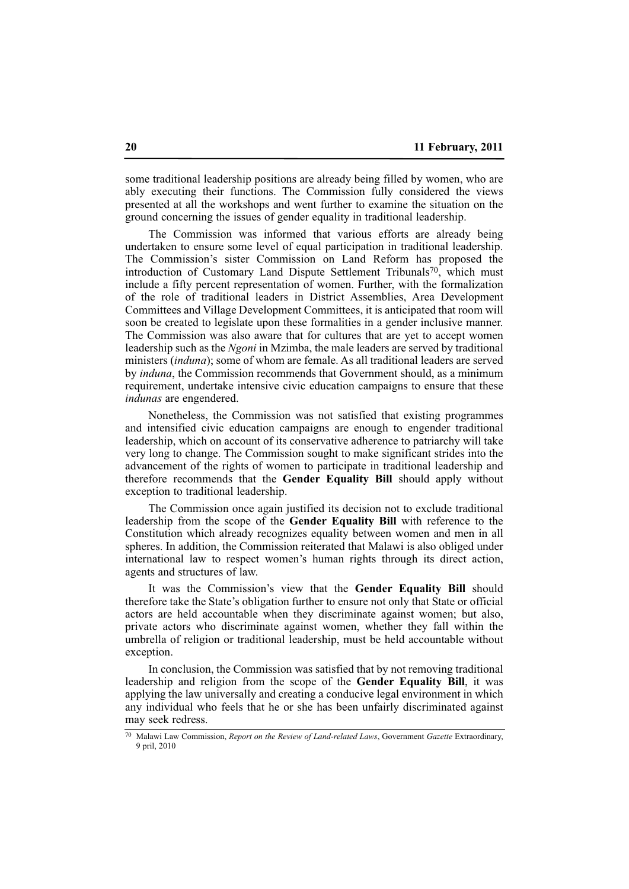some traditional leadership positions are already being filled by women, who are ably executing their functions. The Commission fully considered the views presented at all the workshops and went further to examine the situation on the ground concerning the issues of gender equality in traditional leadership.

The Commission was informed that various efforts are already being undertaken to ensure some level of equal participation in traditional leadership. The Commission's sister Commission on Land Reform has proposed the introduction of Customary Land Dispute Settlement Tribunals[70], which must include a fifty percent representation of women. Further, with the formalization of the role of traditional leaders in District Assemblies, Area Development Committees and Village Development Committees, it is anticipated that room will soon be created to legislate upon these formalities in a gender inclusive manner. The Commission was also aware that for cultures that are yet to accept women leadership such as the *Ngoni* in Mzimba, the male leaders are served by traditional ministers (*induna*); some of whom are female. As all traditional leaders are served by *induna*, the Commission recommends that Government should, as a minimum requirement, undertake intensive civic education campaigns to ensure that these *indunas* are engendered.

Nonetheless, the Commission was not satisfied that existing programmes and intensified civic education campaigns are enough to engender traditional leadership, which on account of its conservative adherence to patriarchy will take very long to change. The Commission sought to make significant strides into the advancement of the rights of women to participate in traditional leadership and therefore recommends that the **Gender Equality Bill** should apply without exception to traditional leadership.

The Commission once again justified its decision not to exclude traditional leadership from the scope of the **Gender Equality Bill** with reference to the Constitution which already recognizes equality between women and men in all spheres. In addition, the Commission reiterated that Malawi is also obliged under international law to respect women's human rights through its direct action, agents and structures of law.

It was the Commission's view that the **Gender Equality Bill** should therefore take the State's obligation further to ensure not only that State or official actors are held accountable when they discriminate against women; but also, private actors who discriminate against women, whether they fall within the umbrella of religion or traditional leadership, must be held accountable without exception.

In conclusion, the Commission was satisfied that by not removing traditional leadership and religion from the scope of the **Gender Equality Bill**, it was applying the law universally and creating a conducive legal environment in which any individual who feels that he or she has been unfairly discriminated against may seek redress.

---

[70] Malawi Law Commission, *Report on the Review of Land-related Laws*, Government *Gazette* Extraordinary, 9 pril, 2010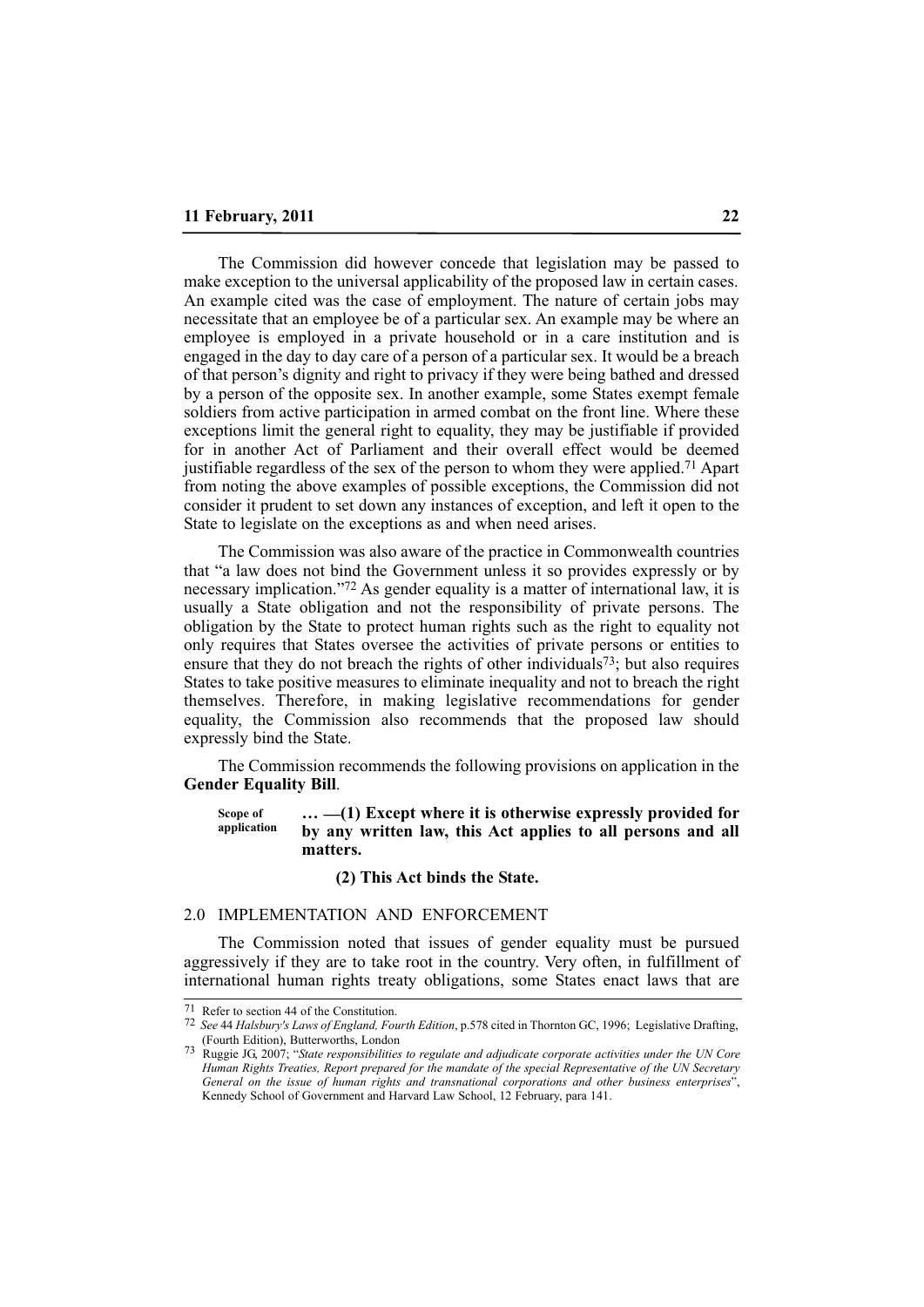The Commission did however concede that legislation may be passed to make exception to the universal applicability of the proposed law in certain cases. An example cited was the case of employment. The nature of certain jobs may necessitate that an employee be of a particular sex. An example may be where an employee is employed in a private household or in a care institution and is engaged in the day to day care of a person of a particular sex. It would be a breach of that person's dignity and right to privacy if they were being bathed and dressed by a person of the opposite sex. In another example, some States exempt female soldiers from active participation in armed combat on the front line. Where these exceptions limit the general right to equality, they may be justifiable if provided for in another Act of Parliament and their overall effect would be deemed justifiable regardless of the sex of the person to whom they were applied.[71] Apart from noting the above examples of possible exceptions, the Commission did not consider it prudent to set down any instances of exception, and left it open to the State to legislate on the exceptions as and when need arises.

The Commission was also aware of the practice in Commonwealth countries that "a law does not bind the Government unless it so provides expressly or by necessary implication."[72] As gender equality is a matter of international law, it is usually a State obligation and not the responsibility of private persons. The obligation by the State to protect human rights such as the right to equality not only requires that States oversee the activities of private persons or entities to ensure that they do not breach the rights of other individuals[73]; but also requires States to take positive measures to eliminate inequality and not to breach the right themselves. Therefore, in making legislative recommendations for gender equality, the Commission also recommends that the proposed law should expressly bind the State.

The Commission recommends the following provisions on application in the **Gender Equality Bill**.

Scope of application

**… —(1) Except where it is otherwise expressly provided for by any written law, this Act applies to all persons and all matters.**

**(2) This Act binds the State.**

## 2.0 IMPLEMENTATION AND ENFORCEMENT

The Commission noted that issues of gender equality must be pursued aggressively if they are to take root in the country. Very often, in fulfillment of international human rights treaty obligations, some States enact laws that are

[71] Refer to section 44 of the Constitution.

[72] *See* 44 *Halsbury's Laws of England, Fourth Edition*, p.578 cited in Thornton GC, 1996; Legislative Drafting, (Fourth Edition), Butterworths, London

[73] Ruggie JG, 2007; "*State responsibilities to regulate and adjudicate corporate activities under the UN Core Human Rights Treaties, Report prepared for the mandate of the special Representative of the UN Secretary General on the issue of human rights and transnational corporations and other business enterprises*", Kennedy School of Government and Harvard Law School, 12 February, para 141.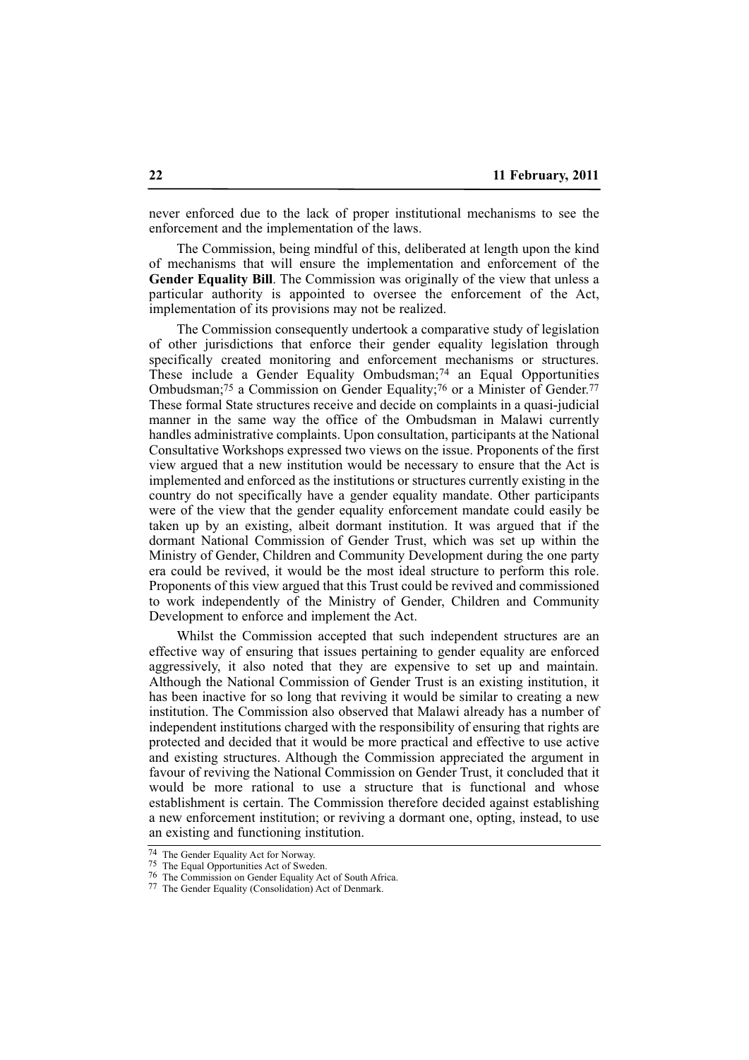never enforced due to the lack of proper institutional mechanisms to see the enforcement and the implementation of the laws.

The Commission, being mindful of this, deliberated at length upon the kind of mechanisms that will ensure the implementation and enforcement of the **Gender Equality Bill**. The Commission was originally of the view that unless a particular authority is appointed to oversee the enforcement of the Act, implementation of its provisions may not be realized.

The Commission consequently undertook a comparative study of legislation of other jurisdictions that enforce their gender equality legislation through specifically created monitoring and enforcement mechanisms or structures. These include a Gender Equality Ombudsman;[74] an Equal Opportunities Ombudsman;[75] a Commission on Gender Equality;[76] or a Minister of Gender.[77] These formal State structures receive and decide on complaints in a quasi-judicial manner in the same way the office of the Ombudsman in Malawi currently handles administrative complaints. Upon consultation, participants at the National Consultative Workshops expressed two views on the issue. Proponents of the first view argued that a new institution would be necessary to ensure that the Act is implemented and enforced as the institutions or structures currently existing in the country do not specifically have a gender equality mandate. Other participants were of the view that the gender equality enforcement mandate could easily be taken up by an existing, albeit dormant institution. It was argued that if the dormant National Commission of Gender Trust, which was set up within the Ministry of Gender, Children and Community Development during the one party era could be revived, it would be the most ideal structure to perform this role. Proponents of this view argued that this Trust could be revived and commissioned to work independently of the Ministry of Gender, Children and Community Development to enforce and implement the Act.

Whilst the Commission accepted that such independent structures are an effective way of ensuring that issues pertaining to gender equality are enforced aggressively, it also noted that they are expensive to set up and maintain. Although the National Commission of Gender Trust is an existing institution, it has been inactive for so long that reviving it would be similar to creating a new institution. The Commission also observed that Malawi already has a number of independent institutions charged with the responsibility of ensuring that rights are protected and decided that it would be more practical and effective to use active and existing structures. Although the Commission appreciated the argument in favour of reviving the National Commission on Gender Trust, it concluded that it would be more rational to use a structure that is functional and whose establishment is certain. The Commission therefore decided against establishing a new enforcement institution; or reviving a dormant one, opting, instead, to use an existing and functioning institution.

---

[74] The Gender Equality Act for Norway.

[75] The Equal Opportunities Act of Sweden.

[76] The Commission on Gender Equality Act of South Africa.

[77] The Gender Equality (Consolidation) Act of Denmark.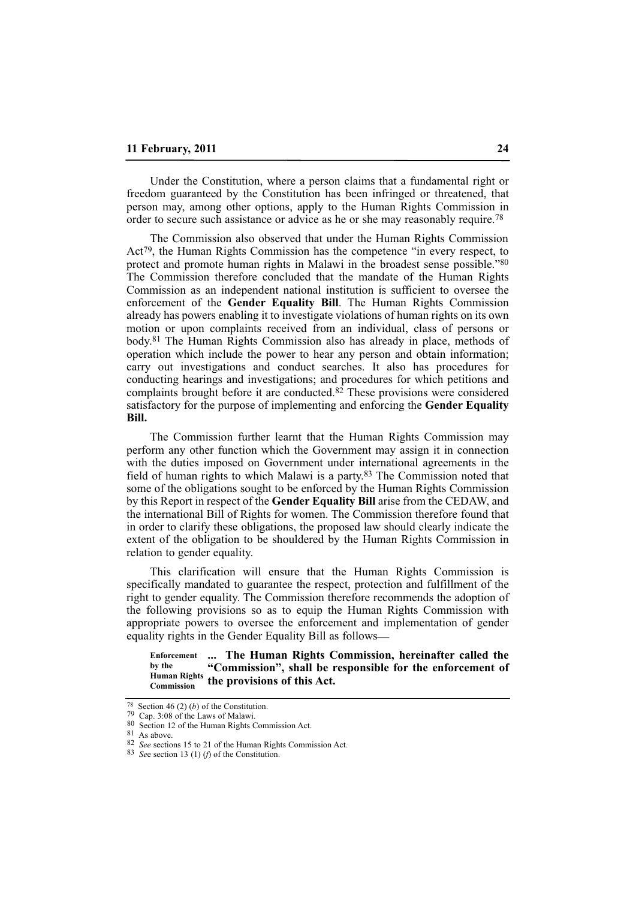Under the Constitution, where a person claims that a fundamental right or freedom guaranteed by the Constitution has been infringed or threatened, that person may, among other options, apply to the Human Rights Commission in order to secure such assistance or advice as he or she may reasonably require.[78]

The Commission also observed that under the Human Rights Commission Act[79], the Human Rights Commission has the competence "in every respect, to protect and promote human rights in Malawi in the broadest sense possible."[80] The Commission therefore concluded that the mandate of the Human Rights Commission as an independent national institution is sufficient to oversee the enforcement of the **Gender Equality Bill**. The Human Rights Commission already has powers enabling it to investigate violations of human rights on its own motion or upon complaints received from an individual, class of persons or body.[81] The Human Rights Commission also has already in place, methods of operation which include the power to hear any person and obtain information; carry out investigations and conduct searches. It also has procedures for conducting hearings and investigations; and procedures for which petitions and complaints brought before it are conducted.[82] These provisions were considered satisfactory for the purpose of implementing and enforcing the **Gender Equality Bill.**

The Commission further learnt that the Human Rights Commission may perform any other function which the Government may assign it in connection with the duties imposed on Government under international agreements in the field of human rights to which Malawi is a party.[83] The Commission noted that some of the obligations sought to be enforced by the Human Rights Commission by this Report in respect of the **Gender Equality Bill** arise from the CEDAW, and the international Bill of Rights for women. The Commission therefore found that in order to clarify these obligations, the proposed law should clearly indicate the extent of the obligation to be shouldered by the Human Rights Commission in relation to gender equality.

This clarification will ensure that the Human Rights Commission is specifically mandated to guarantee the respect, protection and fulfillment of the right to gender equality. The Commission therefore recommends the adoption of the following provisions so as to equip the Human Rights Commission with appropriate powers to oversee the enforcement and implementation of gender equality rights in the Gender Equality Bill as follows—

**Enforcement by the Human Rights Commission**

**... The Human Rights Commission, hereinafter called the "Commission", shall be responsible for the enforcement of the provisions of this Act.**

---

[78] Section 46 (2) (*b*) of the Constitution.

[79] Cap. 3:08 of the Laws of Malawi.

[80] Section 12 of the Human Rights Commission Act.

[81] As above.

[82] *See* sections 15 to 21 of the Human Rights Commission Act.

[83] *See* section 13 (1) (*f*) of the Constitution.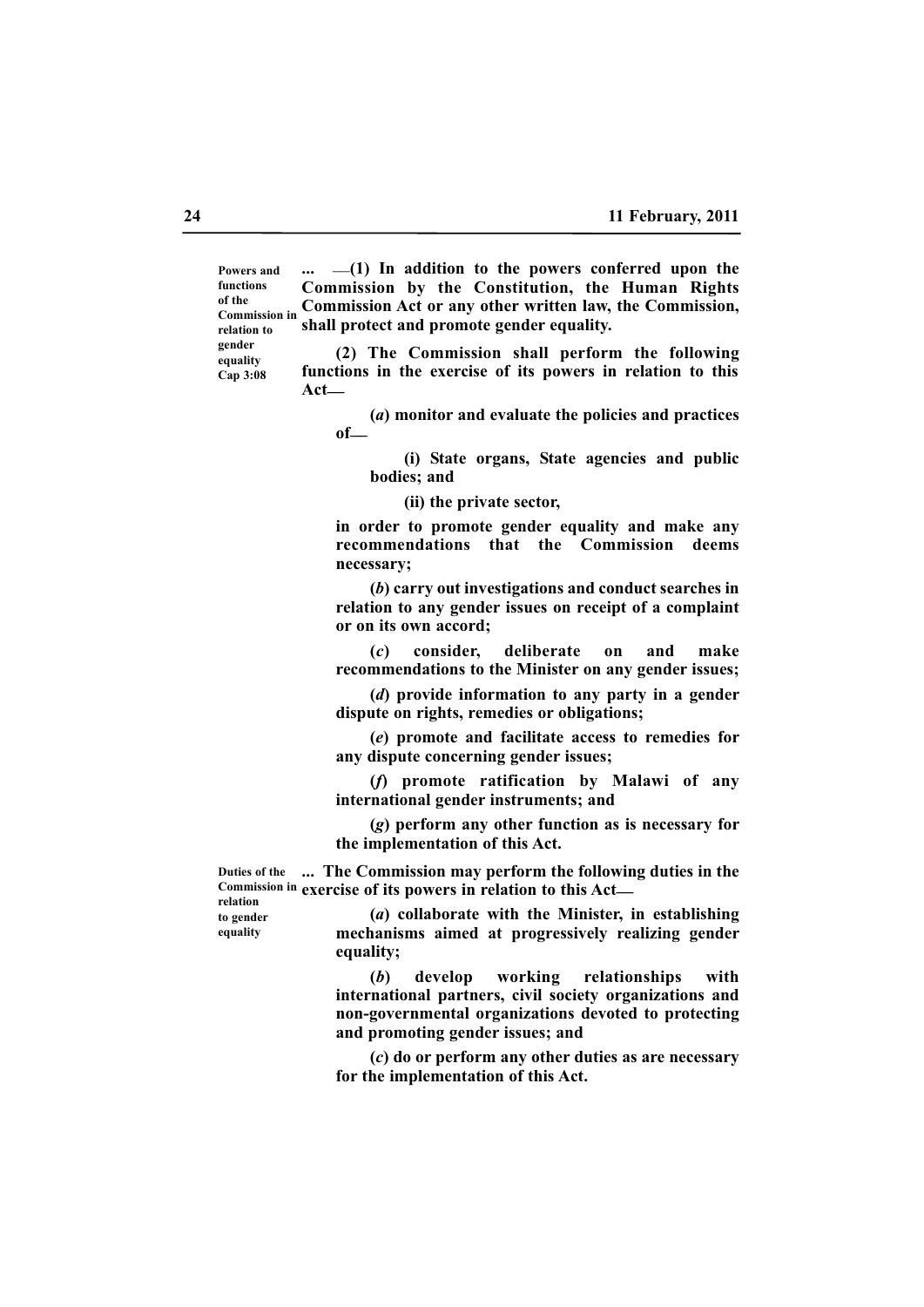Powers and functions of the Commission in relation to gender equality Cap 3:08

**... —(1) In addition to the powers conferred upon the Commission by the Constitution, the Human Rights Commission Act or any other written law, the Commission, shall protect and promote gender equality.**

**(2) The Commission shall perform the following functions in the exercise of its powers in relation to this Act—**

**(*a*) monitor and evaluate the policies and practices of—**

**(i) State organs, State agencies and public bodies; and**

**(ii) the private sector,**

**in order to promote gender equality and make any recommendations that the Commission deems necessary;**

**(*b*) carry out investigations and conduct searches in relation to any gender issues on receipt of a complaint or on its own accord;**

**(*c*) consider, deliberate on and make recommendations to the Minister on any gender issues;**

**(*d*) provide information to any party in a gender dispute on rights, remedies or obligations;**

**(*e*) promote and facilitate access to remedies for any dispute concerning gender issues;**

**(*f*) promote ratification by Malawi of any international gender instruments; and**

**(*g*) perform any other function as is necessary for the implementation of this Act.**

Duties of the Commission in relation to gender equality

**... The Commission may perform the following duties in the exercise of its powers in relation to this Act—**

**(*a*) collaborate with the Minister, in establishing mechanisms aimed at progressively realizing gender equality;**

**(*b*) develop working relationships with international partners, civil society organizations and non-governmental organizations devoted to protecting and promoting gender issues; and**

**(*c*) do or perform any other duties as are necessary for the implementation of this Act.**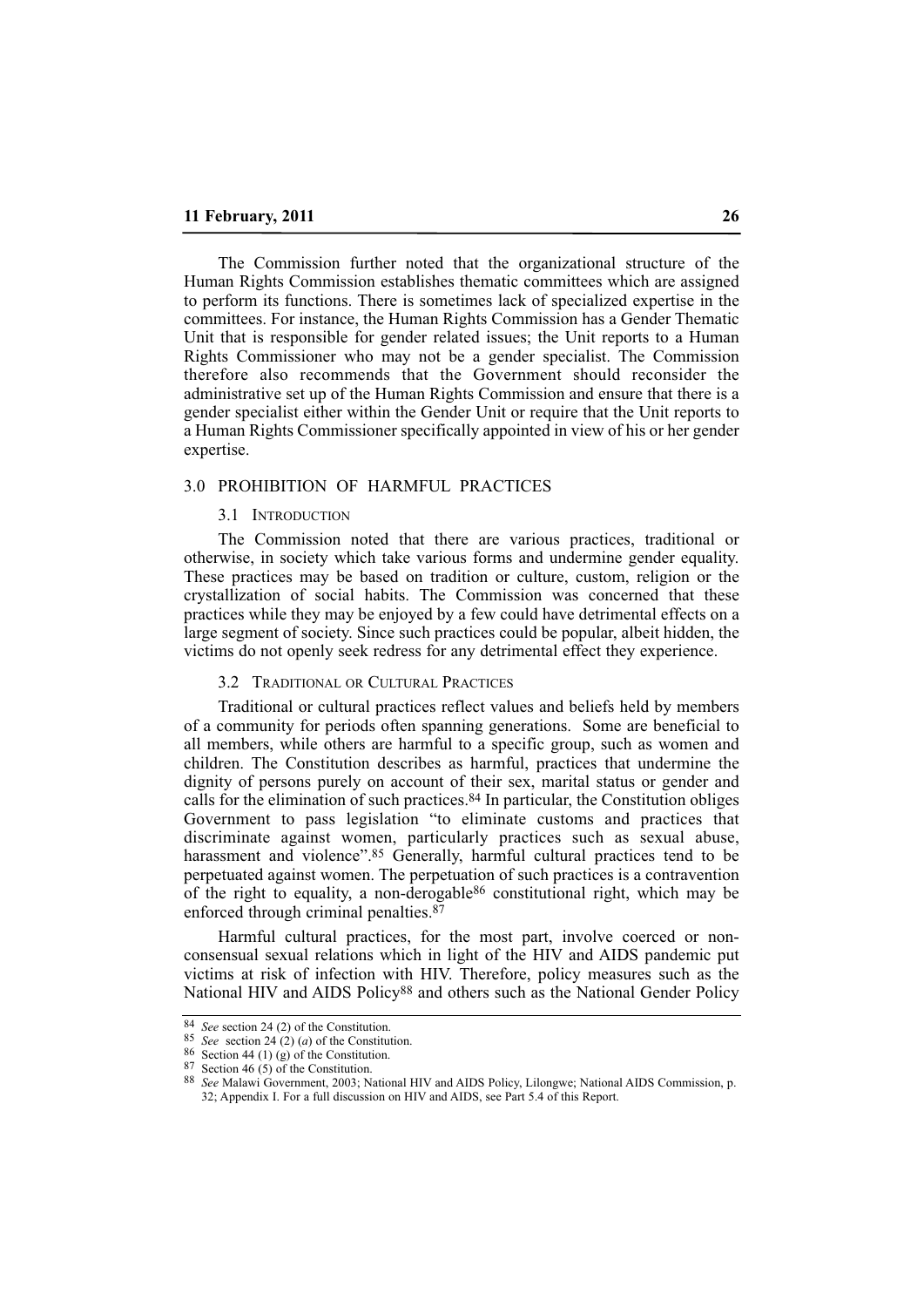The Commission further noted that the organizational structure of the Human Rights Commission establishes thematic committees which are assigned to perform its functions. There is sometimes lack of specialized expertise in the committees. For instance, the Human Rights Commission has a Gender Thematic Unit that is responsible for gender related issues; the Unit reports to a Human Rights Commissioner who may not be a gender specialist. The Commission therefore also recommends that the Government should reconsider the administrative set up of the Human Rights Commission and ensure that there is a gender specialist either within the Gender Unit or require that the Unit reports to a Human Rights Commissioner specifically appointed in view of his or her gender expertise.

## 3.0 PROHIBITION OF HARMFUL PRACTICES

### 3.1 Introduction

The Commission noted that there are various practices, traditional or otherwise, in society which take various forms and undermine gender equality. These practices may be based on tradition or culture, custom, religion or the crystallization of social habits. The Commission was concerned that these practices while they may be enjoyed by a few could have detrimental effects on a large segment of society. Since such practices could be popular, albeit hidden, the victims do not openly seek redress for any detrimental effect they experience.

### 3.2 Traditional or Cultural Practices

Traditional or cultural practices reflect values and beliefs held by members of a community for periods often spanning generations. Some are beneficial to all members, while others are harmful to a specific group, such as women and children. The Constitution describes as harmful, practices that undermine the dignity of persons purely on account of their sex, marital status or gender and calls for the elimination of such practices.[84] In particular, the Constitution obliges Government to pass legislation "to eliminate customs and practices that discriminate against women, particularly practices such as sexual abuse, harassment and violence".[85] Generally, harmful cultural practices tend to be perpetuated against women. The perpetuation of such practices is a contravention of the right to equality, a non-derogable[86] constitutional right, which may be enforced through criminal penalties.[87]

Harmful cultural practices, for the most part, involve coerced or non-consensual sexual relations which in light of the HIV and AIDS pandemic put victims at risk of infection with HIV. Therefore, policy measures such as the National HIV and AIDS Policy[88] and others such as the National Gender Policy

---

[84] *See* section 24 (2) of the Constitution.

[85] *See* section 24 (2) (*a*) of the Constitution.

[86] Section 44 (1) (g) of the Constitution.

[87] Section 46 (5) of the Constitution.

[88] *See* Malawi Government, 2003; National HIV and AIDS Policy, Lilongwe; National AIDS Commission, p. 32; Appendix I. For a full discussion on HIV and AIDS, see Part 5.4 of this Report.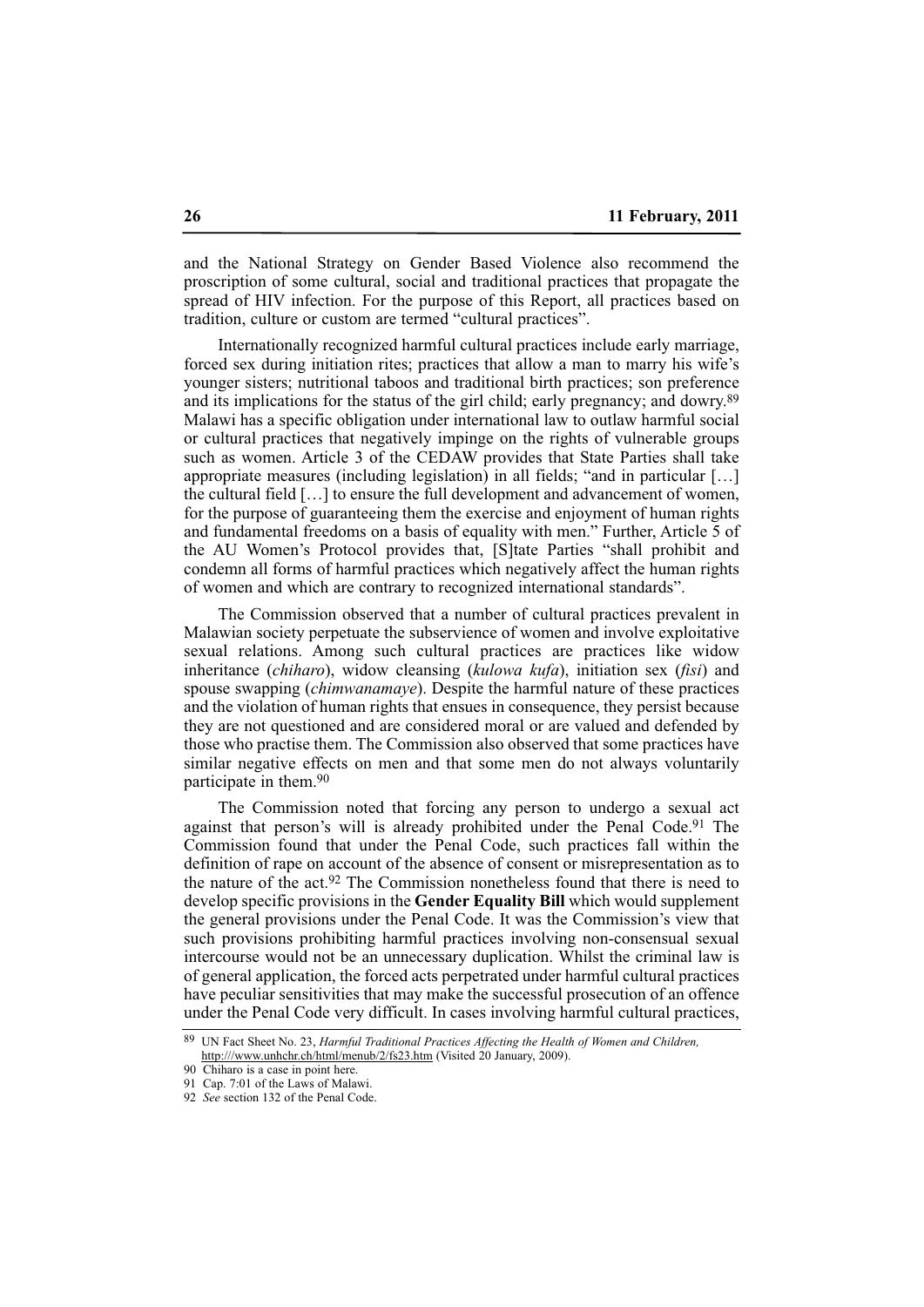and the National Strategy on Gender Based Violence also recommend the proscription of some cultural, social and traditional practices that propagate the spread of HIV infection. For the purpose of this Report, all practices based on tradition, culture or custom are termed "cultural practices".

Internationally recognized harmful cultural practices include early marriage, forced sex during initiation rites; practices that allow a man to marry his wife's younger sisters; nutritional taboos and traditional birth practices; son preference and its implications for the status of the girl child; early pregnancy; and dowry.[89] Malawi has a specific obligation under international law to outlaw harmful social or cultural practices that negatively impinge on the rights of vulnerable groups such as women. Article 3 of the CEDAW provides that State Parties shall take appropriate measures (including legislation) in all fields; "and in particular […] the cultural field […] to ensure the full development and advancement of women, for the purpose of guaranteeing them the exercise and enjoyment of human rights and fundamental freedoms on a basis of equality with men." Further, Article 5 of the AU Women's Protocol provides that, [S]tate Parties "shall prohibit and condemn all forms of harmful practices which negatively affect the human rights of women and which are contrary to recognized international standards".

The Commission observed that a number of cultural practices prevalent in Malawian society perpetuate the subservience of women and involve exploitative sexual relations. Among such cultural practices are practices like widow inheritance (*chiharo*), widow cleansing (*kulowa kufa*), initiation sex (*fisi*) and spouse swapping (*chimwanamaye*). Despite the harmful nature of these practices and the violation of human rights that ensues in consequence, they persist because they are not questioned and are considered moral or are valued and defended by those who practise them. The Commission also observed that some practices have similar negative effects on men and that some men do not always voluntarily participate in them.[90]

The Commission noted that forcing any person to undergo a sexual act against that person's will is already prohibited under the Penal Code.[91] The Commission found that under the Penal Code, such practices fall within the definition of rape on account of the absence of consent or misrepresentation as to the nature of the act.[92] The Commission nonetheless found that there is need to develop specific provisions in the **Gender Equality Bill** which would supplement the general provisions under the Penal Code. It was the Commission's view that such provisions prohibiting harmful practices involving non-consensual sexual intercourse would not be an unnecessary duplication. Whilst the criminal law is of general application, the forced acts perpetrated under harmful cultural practices have peculiar sensitivities that may make the successful prosecution of an offence under the Penal Code very difficult. In cases involving harmful cultural practices,

---

[89] UN Fact Sheet No. 23, *Harmful Traditional Practices Affecting the Health of Women and Children,* http:///www.unhchr.ch/html/menub/2/fs23.htm (Visited 20 January, 2009).

[90] Chiharo is a case in point here.

[91] Cap. 7:01 of the Laws of Malawi.

[92] *See* section 132 of the Penal Code.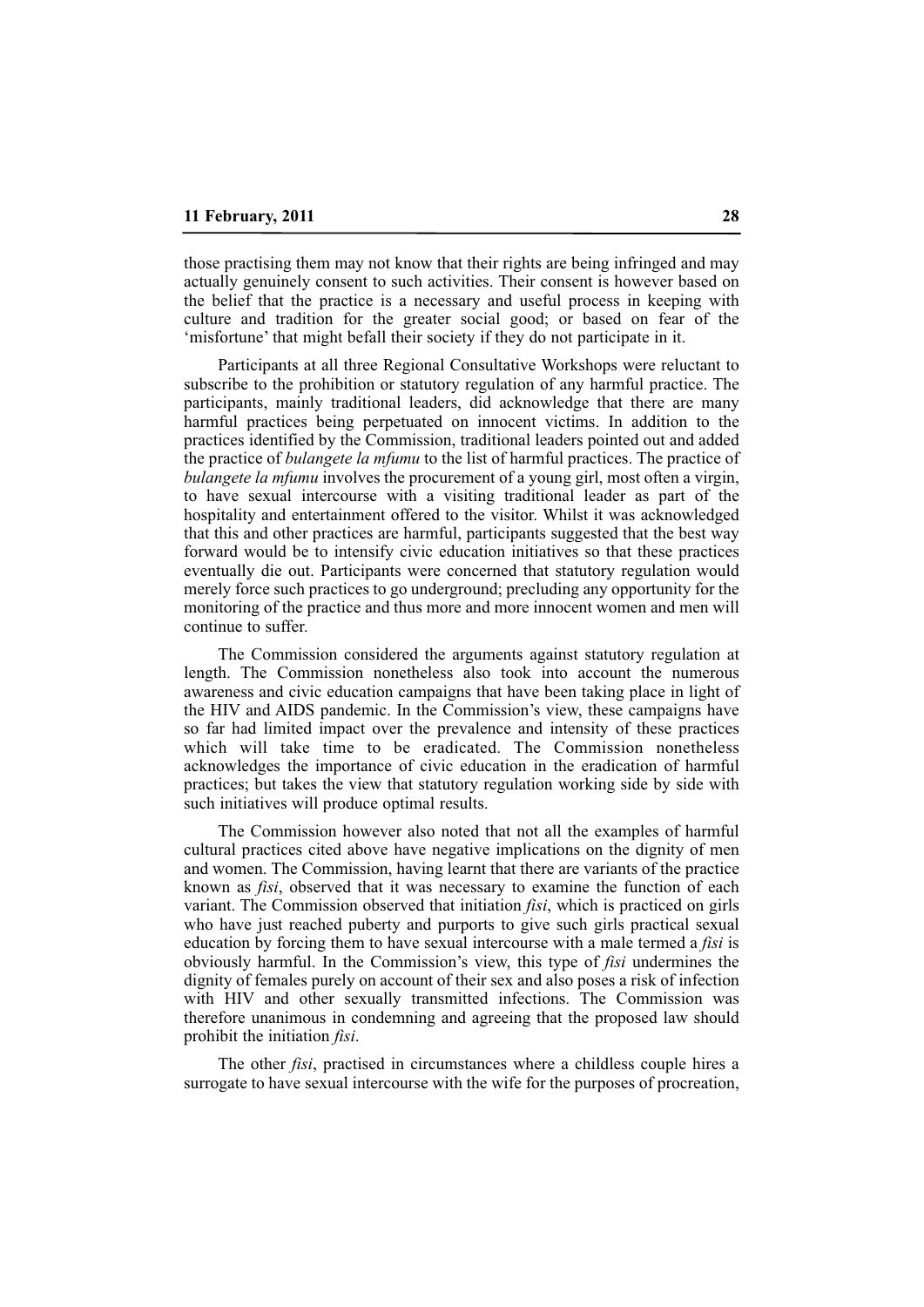those practising them may not know that their rights are being infringed and may actually genuinely consent to such activities. Their consent is however based on the belief that the practice is a necessary and useful process in keeping with culture and tradition for the greater social good; or based on fear of the 'misfortune' that might befall their society if they do not participate in it.

Participants at all three Regional Consultative Workshops were reluctant to subscribe to the prohibition or statutory regulation of any harmful practice. The participants, mainly traditional leaders, did acknowledge that there are many harmful practices being perpetuated on innocent victims. In addition to the practices identified by the Commission, traditional leaders pointed out and added the practice of *bulangete la mfumu* to the list of harmful practices. The practice of *bulangete la mfumu* involves the procurement of a young girl, most often a virgin, to have sexual intercourse with a visiting traditional leader as part of the hospitality and entertainment offered to the visitor. Whilst it was acknowledged that this and other practices are harmful, participants suggested that the best way forward would be to intensify civic education initiatives so that these practices eventually die out. Participants were concerned that statutory regulation would merely force such practices to go underground; precluding any opportunity for the monitoring of the practice and thus more and more innocent women and men will continue to suffer.

The Commission considered the arguments against statutory regulation at length. The Commission nonetheless also took into account the numerous awareness and civic education campaigns that have been taking place in light of the HIV and AIDS pandemic. In the Commission's view, these campaigns have so far had limited impact over the prevalence and intensity of these practices which will take time to be eradicated. The Commission nonetheless acknowledges the importance of civic education in the eradication of harmful practices; but takes the view that statutory regulation working side by side with such initiatives will produce optimal results.

The Commission however also noted that not all the examples of harmful cultural practices cited above have negative implications on the dignity of men and women. The Commission, having learnt that there are variants of the practice known as *fisi*, observed that it was necessary to examine the function of each variant. The Commission observed that initiation *fisi*, which is practiced on girls who have just reached puberty and purports to give such girls practical sexual education by forcing them to have sexual intercourse with a male termed a *fisi* is obviously harmful. In the Commission's view, this type of *fisi* undermines the dignity of females purely on account of their sex and also poses a risk of infection with HIV and other sexually transmitted infections. The Commission was therefore unanimous in condemning and agreeing that the proposed law should prohibit the initiation *fisi*.

The other *fisi*, practised in circumstances where a childless couple hires a surrogate to have sexual intercourse with the wife for the purposes of procreation,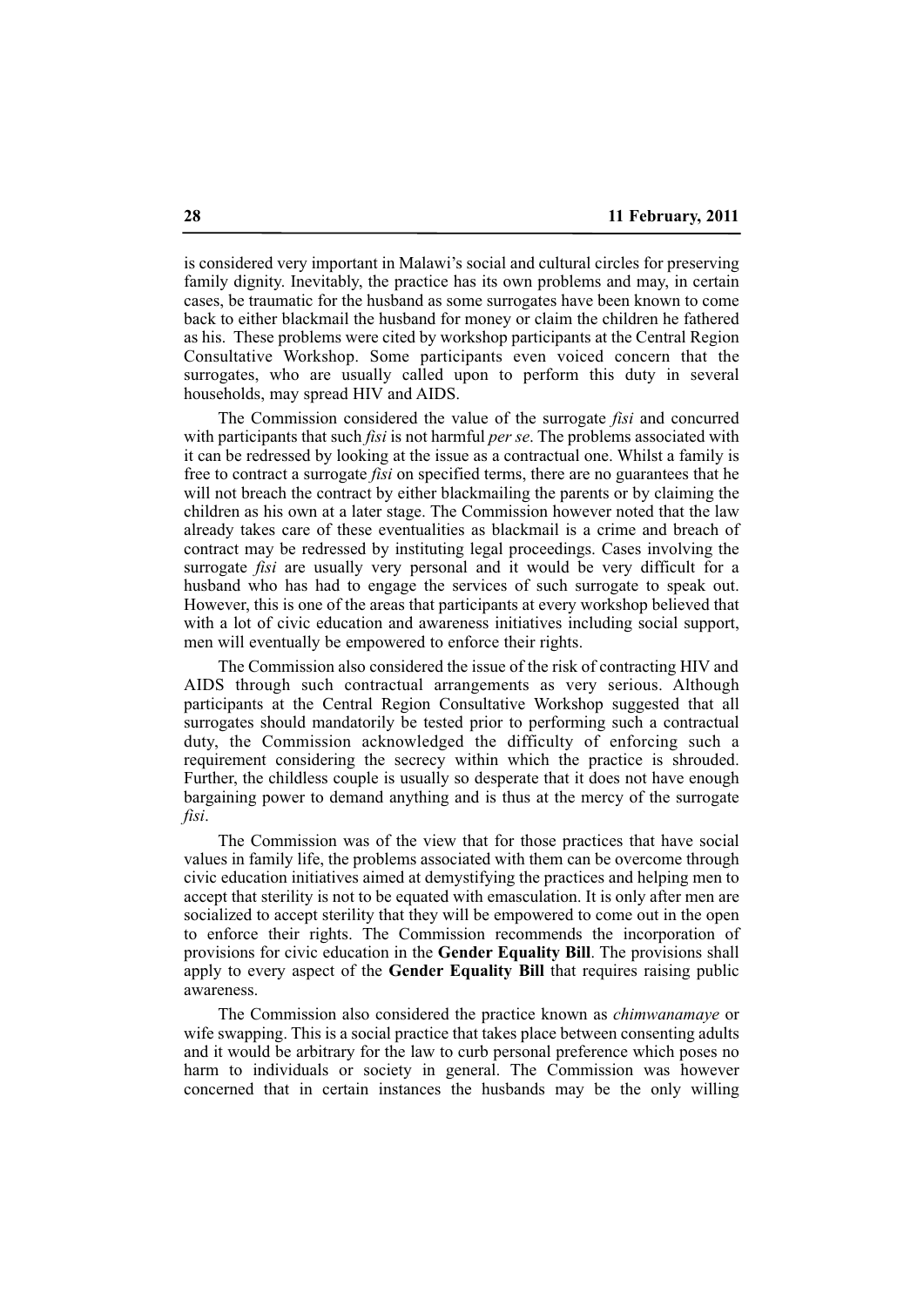is considered very important in Malawi's social and cultural circles for preserving family dignity. Inevitably, the practice has its own problems and may, in certain cases, be traumatic for the husband as some surrogates have been known to come back to either blackmail the husband for money or claim the children he fathered as his. These problems were cited by workshop participants at the Central Region Consultative Workshop. Some participants even voiced concern that the surrogates, who are usually called upon to perform this duty in several households, may spread HIV and AIDS.

The Commission considered the value of the surrogate *fisi* and concurred with participants that such *fisi* is not harmful *per se*. The problems associated with it can be redressed by looking at the issue as a contractual one. Whilst a family is free to contract a surrogate *fisi* on specified terms, there are no guarantees that he will not breach the contract by either blackmailing the parents or by claiming the children as his own at a later stage. The Commission however noted that the law already takes care of these eventualities as blackmail is a crime and breach of contract may be redressed by instituting legal proceedings. Cases involving the surrogate *fisi* are usually very personal and it would be very difficult for a husband who has had to engage the services of such surrogate to speak out. However, this is one of the areas that participants at every workshop believed that with a lot of civic education and awareness initiatives including social support, men will eventually be empowered to enforce their rights.

The Commission also considered the issue of the risk of contracting HIV and AIDS through such contractual arrangements as very serious. Although participants at the Central Region Consultative Workshop suggested that all surrogates should mandatorily be tested prior to performing such a contractual duty, the Commission acknowledged the difficulty of enforcing such a requirement considering the secrecy within which the practice is shrouded. Further, the childless couple is usually so desperate that it does not have enough bargaining power to demand anything and is thus at the mercy of the surrogate *fisi*.

The Commission was of the view that for those practices that have social values in family life, the problems associated with them can be overcome through civic education initiatives aimed at demystifying the practices and helping men to accept that sterility is not to be equated with emasculation. It is only after men are socialized to accept sterility that they will be empowered to come out in the open to enforce their rights. The Commission recommends the incorporation of provisions for civic education in the **Gender Equality Bill**. The provisions shall apply to every aspect of the **Gender Equality Bill** that requires raising public awareness.

The Commission also considered the practice known as *chimwanamaye* or wife swapping. This is a social practice that takes place between consenting adults and it would be arbitrary for the law to curb personal preference which poses no harm to individuals or society in general. The Commission was however concerned that in certain instances the husbands may be the only willing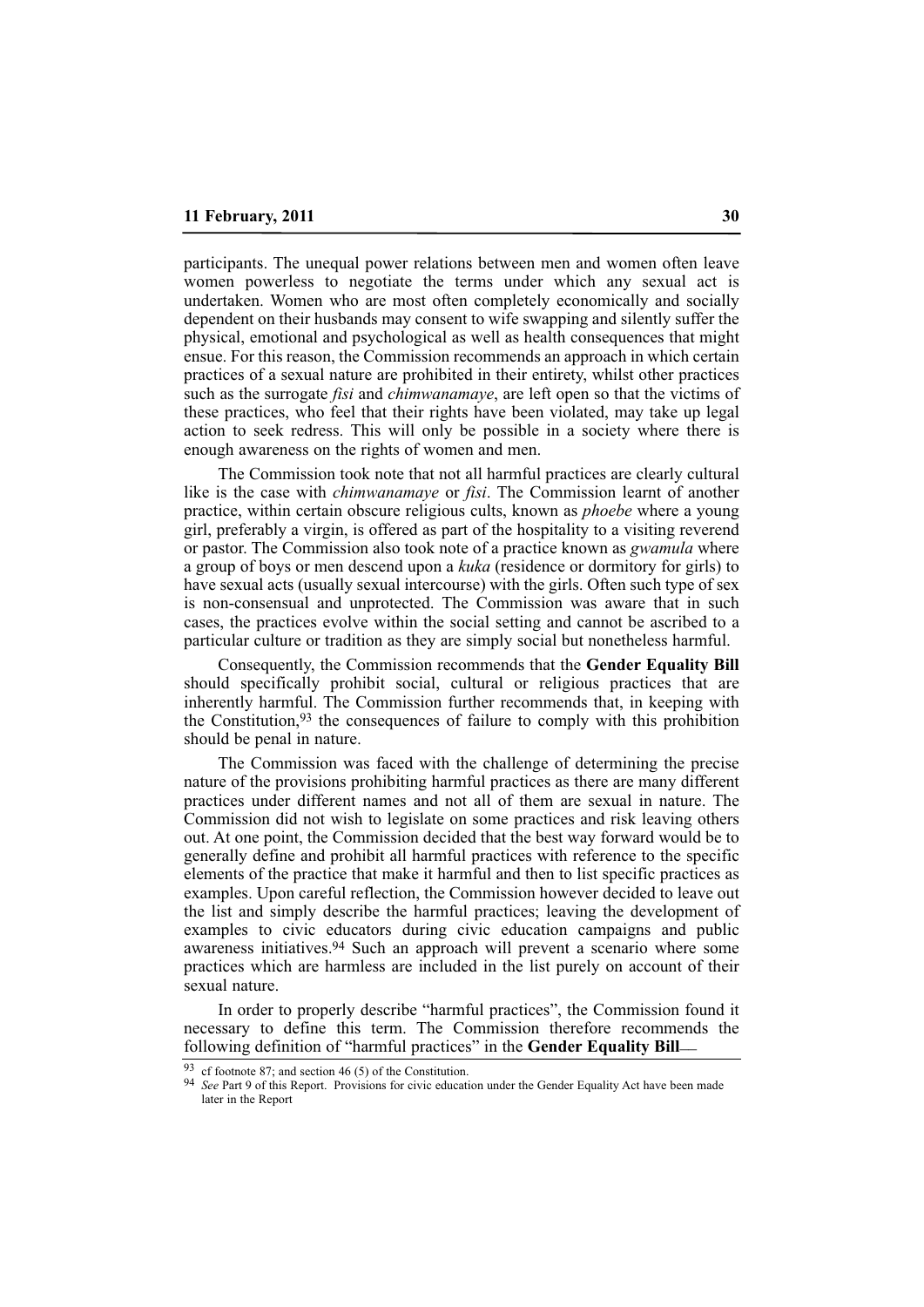participants. The unequal power relations between men and women often leave women powerless to negotiate the terms under which any sexual act is undertaken. Women who are most often completely economically and socially dependent on their husbands may consent to wife swapping and silently suffer the physical, emotional and psychological as well as health consequences that might ensue. For this reason, the Commission recommends an approach in which certain practices of a sexual nature are prohibited in their entirety, whilst other practices such as the surrogate *fisi* and *chimwanamaye*, are left open so that the victims of these practices, who feel that their rights have been violated, may take up legal action to seek redress. This will only be possible in a society where there is enough awareness on the rights of women and men.

The Commission took note that not all harmful practices are clearly cultural like is the case with *chimwanamaye* or *fisi*. The Commission learnt of another practice, within certain obscure religious cults, known as *phoebe* where a young girl, preferably a virgin, is offered as part of the hospitality to a visiting reverend or pastor. The Commission also took note of a practice known as *gwamula* where a group of boys or men descend upon a *kuka* (residence or dormitory for girls) to have sexual acts (usually sexual intercourse) with the girls. Often such type of sex is non-consensual and unprotected. The Commission was aware that in such cases, the practices evolve within the social setting and cannot be ascribed to a particular culture or tradition as they are simply social but nonetheless harmful.

Consequently, the Commission recommends that the **Gender Equality Bill** should specifically prohibit social, cultural or religious practices that are inherently harmful. The Commission further recommends that, in keeping with the Constitution,[93] the consequences of failure to comply with this prohibition should be penal in nature.

The Commission was faced with the challenge of determining the precise nature of the provisions prohibiting harmful practices as there are many different practices under different names and not all of them are sexual in nature. The Commission did not wish to legislate on some practices and risk leaving others out. At one point, the Commission decided that the best way forward would be to generally define and prohibit all harmful practices with reference to the specific elements of the practice that make it harmful and then to list specific practices as examples. Upon careful reflection, the Commission however decided to leave out the list and simply describe the harmful practices; leaving the development of examples to civic educators during civic education campaigns and public awareness initiatives.[94] Such an approach will prevent a scenario where some practices which are harmless are included in the list purely on account of their sexual nature.

In order to properly describe "harmful practices", the Commission found it necessary to define this term. The Commission therefore recommends the following definition of "harmful practices" in the **Gender Equality Bill**—

[93] cf footnote 87; and section 46 (5) of the Constitution.

[94] *See* Part 9 of this Report. Provisions for civic education under the Gender Equality Act have been made later in the Report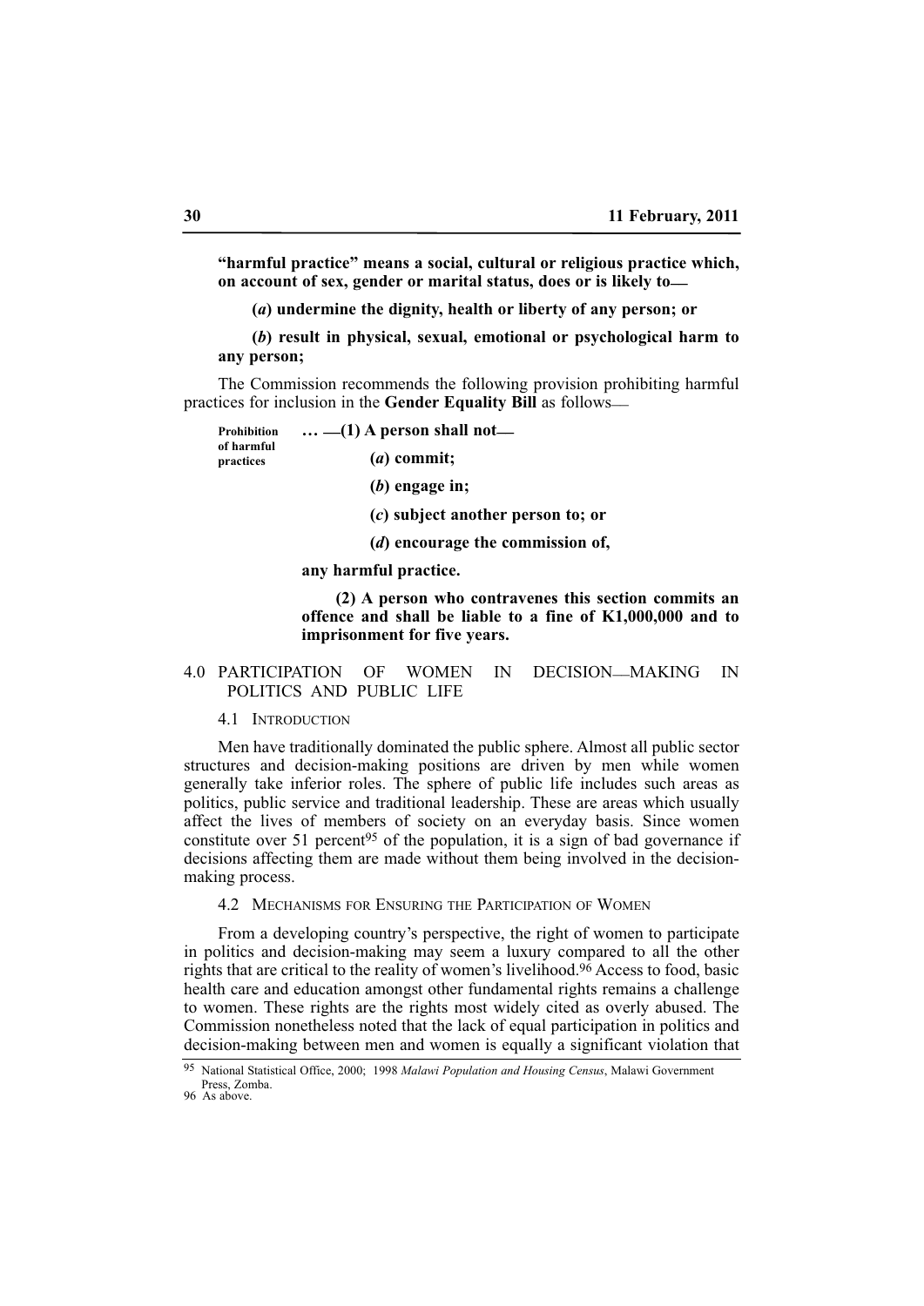**"harmful practice" means a social, cultural or religious practice which, on account of sex, gender or marital status, does or is likely to—**

**(*a*) undermine the dignity, health or liberty of any person; or**

**(*b*) result in physical, sexual, emotional or psychological harm to any person;**

The Commission recommends the following provision prohibiting harmful practices for inclusion in the **Gender Equality Bill** as follows—

**Prohibition of harmful practices**

**… —(1) A person shall not—**

**(*a*) commit;**

**(*b*) engage in;**

**(*c*) subject another person to; or**

**(*d*) encourage the commission of,**

**any harmful practice.**

**(2) A person who contravenes this section commits an offence and shall be liable to a fine of K1,000,000 and to imprisonment for five years.**

## 4.0 PARTICIPATION OF WOMEN IN DECISION—MAKING IN POLITICS AND PUBLIC LIFE

### 4.1 INTRODUCTION

Men have traditionally dominated the public sphere. Almost all public sector structures and decision-making positions are driven by men while women generally take inferior roles. The sphere of public life includes such areas as politics, public service and traditional leadership. These are areas which usually affect the lives of members of society on an everyday basis. Since women constitute over 51 percent[95] of the population, it is a sign of bad governance if decisions affecting them are made without them being involved in the decision-making process.

### 4.2 MECHANISMS FOR ENSURING THE PARTICIPATION OF WOMEN

From a developing country's perspective, the right of women to participate in politics and decision-making may seem a luxury compared to all the other rights that are critical to the reality of women's livelihood.[96] Access to food, basic health care and education amongst other fundamental rights remains a challenge to women. These rights are the rights most widely cited as overly abused. The Commission nonetheless noted that the lack of equal participation in politics and decision-making between men and women is equally a significant violation that

---

[95] National Statistical Office, 2000; 1998 *Malawi Population and Housing Census*, Malawi Government Press, Zomba.

[96] As above.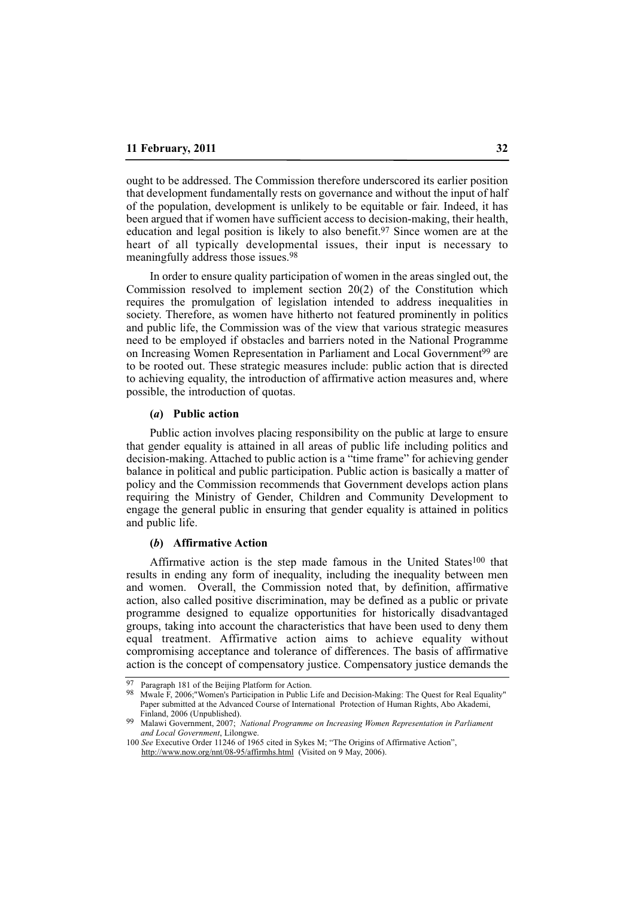ought to be addressed. The Commission therefore underscored its earlier position that development fundamentally rests on governance and without the input of half of the population, development is unlikely to be equitable or fair. Indeed, it has been argued that if women have sufficient access to decision-making, their health, education and legal position is likely to also benefit.[97] Since women are at the heart of all typically developmental issues, their input is necessary to meaningfully address those issues.[98]

In order to ensure quality participation of women in the areas singled out, the Commission resolved to implement section 20(2) of the Constitution which requires the promulgation of legislation intended to address inequalities in society. Therefore, as women have hitherto not featured prominently in politics and public life, the Commission was of the view that various strategic measures need to be employed if obstacles and barriers noted in the National Programme on Increasing Women Representation in Parliament and Local Government[99] are to be rooted out. These strategic measures include: public action that is directed to achieving equality, the introduction of affirmative action measures and, where possible, the introduction of quotas.

#### (*a*) Public action

Public action involves placing responsibility on the public at large to ensure that gender equality is attained in all areas of public life including politics and decision-making. Attached to public action is a "time frame" for achieving gender balance in political and public participation. Public action is basically a matter of policy and the Commission recommends that Government develops action plans requiring the Ministry of Gender, Children and Community Development to engage the general public in ensuring that gender equality is attained in politics and public life.

#### (*b*) Affirmative Action

Affirmative action is the step made famous in the United States[100] that results in ending any form of inequality, including the inequality between men and women. Overall, the Commission noted that, by definition, affirmative action, also called positive discrimination, may be defined as a public or private programme designed to equalize opportunities for historically disadvantaged groups, taking into account the characteristics that have been used to deny them equal treatment. Affirmative action aims to achieve equality without compromising acceptance and tolerance of differences. The basis of affirmative action is the concept of compensatory justice. Compensatory justice demands the

---

[97] Paragraph 181 of the Beijing Platform for Action.

[98] Mwale F, 2006;"Women's Participation in Public Life and Decision-Making: The Quest for Real Equality" Paper submitted at the Advanced Course of International Protection of Human Rights, Abo Akademi, Finland, 2006 (Unpublished).

[99] Malawi Government, 2007; *National Programme on Increasing Women Representation in Parliament and Local Government*, Lilongwe.

[100] *See* Executive Order 11246 of 1965 cited in Sykes M; "The Origins of Affirmative Action", http://www.now.org/nnt/08-95/affirmhs.html (Visited on 9 May, 2006).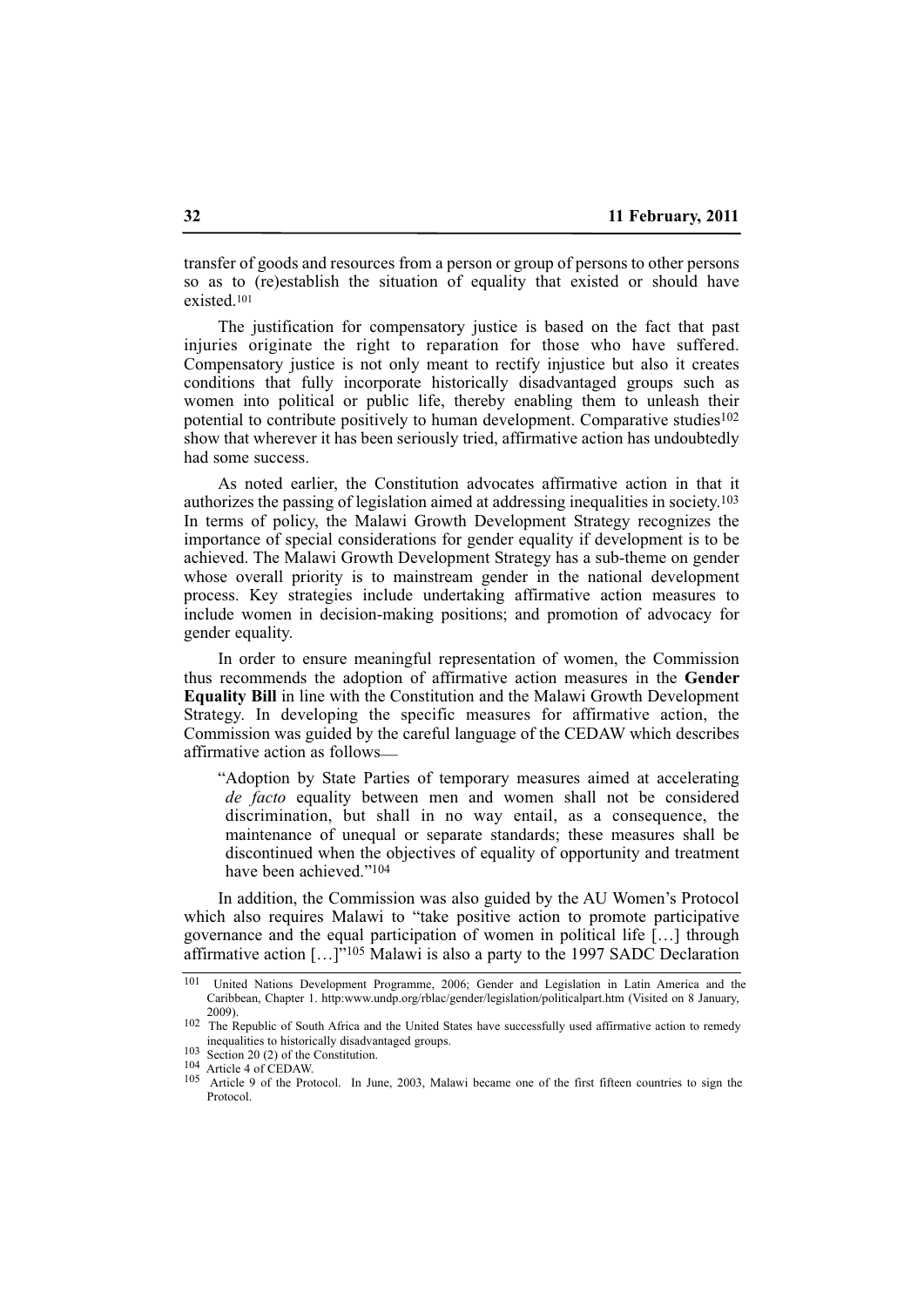transfer of goods and resources from a person or group of persons to other persons so as to (re)establish the situation of equality that existed or should have existed.[101]

The justification for compensatory justice is based on the fact that past injuries originate the right to reparation for those who have suffered. Compensatory justice is not only meant to rectify injustice but also it creates conditions that fully incorporate historically disadvantaged groups such as women into political or public life, thereby enabling them to unleash their potential to contribute positively to human development. Comparative studies[102] show that wherever it has been seriously tried, affirmative action has undoubtedly had some success.

As noted earlier, the Constitution advocates affirmative action in that it authorizes the passing of legislation aimed at addressing inequalities in society.[103] In terms of policy, the Malawi Growth Development Strategy recognizes the importance of special considerations for gender equality if development is to be achieved. The Malawi Growth Development Strategy has a sub-theme on gender whose overall priority is to mainstream gender in the national development process. Key strategies include undertaking affirmative action measures to include women in decision-making positions; and promotion of advocacy for gender equality.

In order to ensure meaningful representation of women, the Commission thus recommends the adoption of affirmative action measures in the **Gender Equality Bill** in line with the Constitution and the Malawi Growth Development Strategy. In developing the specific measures for affirmative action, the Commission was guided by the careful language of the CEDAW which describes affirmative action as follows—

> "Adoption by State Parties of temporary measures aimed at accelerating *de facto* equality between men and women shall not be considered discrimination, but shall in no way entail, as a consequence, the maintenance of unequal or separate standards; these measures shall be discontinued when the objectives of equality of opportunity and treatment have been achieved."[104]

In addition, the Commission was also guided by the AU Women's Protocol which also requires Malawi to "take positive action to promote participative governance and the equal participation of women in political life […] through affirmative action […]"[105] Malawi is also a party to the 1997 SADC Declaration

---

[101] United Nations Development Programme, 2006; Gender and Legislation in Latin America and the Caribbean, Chapter 1. http:www.undp.org/rblac/gender/legislation/politicalpart.htm (Visited on 8 January, 2009).

[102] The Republic of South Africa and the United States have successfully used affirmative action to remedy inequalities to historically disadvantaged groups.

[103] Section 20 (2) of the Constitution.

[104] Article 4 of CEDAW.

[105] Article 9 of the Protocol. In June, 2003, Malawi became one of the first fifteen countries to sign the Protocol.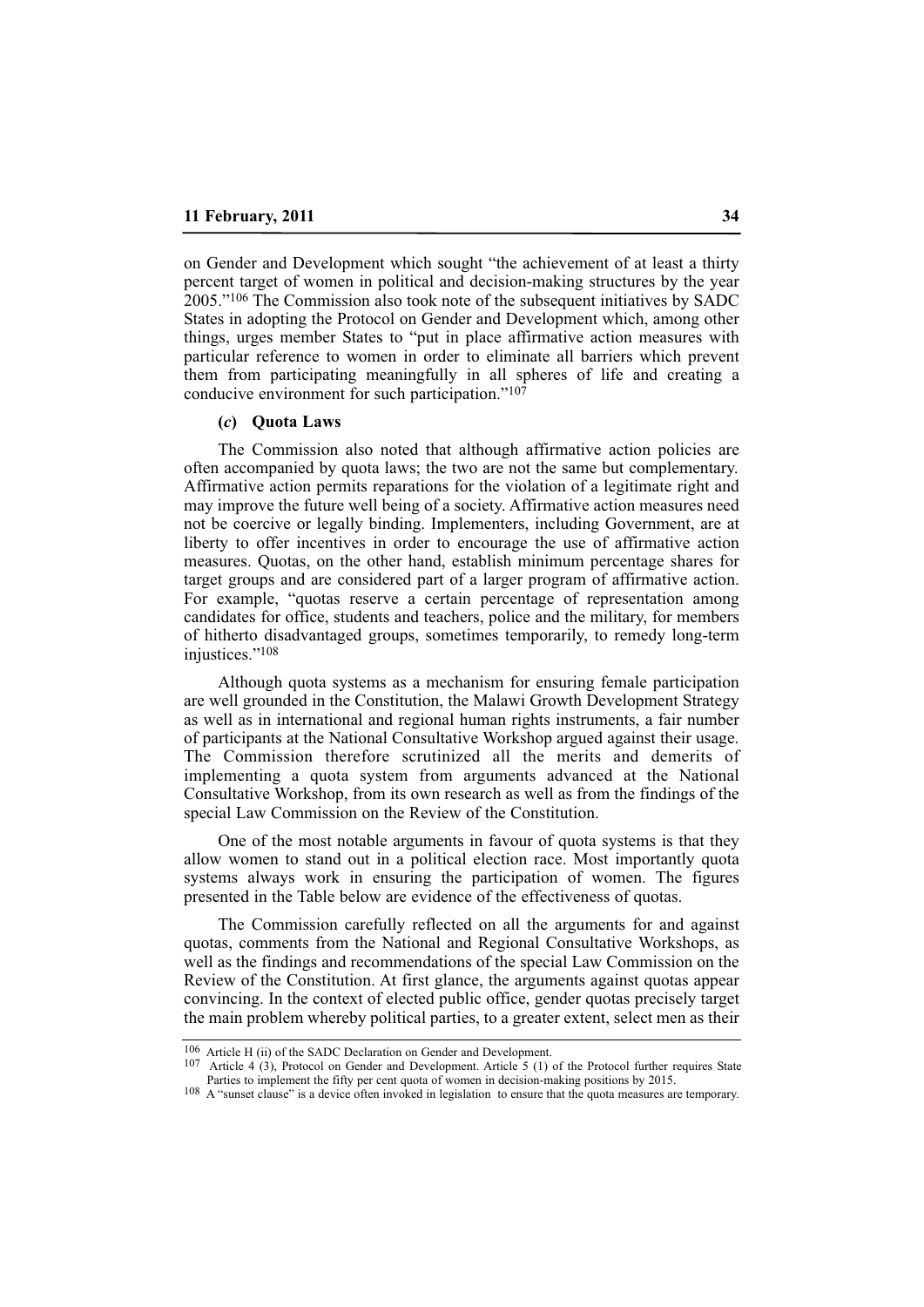on Gender and Development which sought "the achievement of at least a thirty percent target of women in political and decision-making structures by the year 2005."[106] The Commission also took note of the subsequent initiatives by SADC States in adopting the Protocol on Gender and Development which, among other things, urges member States to "put in place affirmative action measures with particular reference to women in order to eliminate all barriers which prevent them from participating meaningfully in all spheres of life and creating a conducive environment for such participation."[107]

**(*c*) Quota Laws**

The Commission also noted that although affirmative action policies are often accompanied by quota laws; the two are not the same but complementary. Affirmative action permits reparations for the violation of a legitimate right and may improve the future well being of a society. Affirmative action measures need not be coercive or legally binding. Implementers, including Government, are at liberty to offer incentives in order to encourage the use of affirmative action measures. Quotas, on the other hand, establish minimum percentage shares for target groups and are considered part of a larger program of affirmative action. For example, "quotas reserve a certain percentage of representation among candidates for office, students and teachers, police and the military, for members of hitherto disadvantaged groups, sometimes temporarily, to remedy long-term injustices."[108]

Although quota systems as a mechanism for ensuring female participation are well grounded in the Constitution, the Malawi Growth Development Strategy as well as in international and regional human rights instruments, a fair number of participants at the National Consultative Workshop argued against their usage. The Commission therefore scrutinized all the merits and demerits of implementing a quota system from arguments advanced at the National Consultative Workshop, from its own research as well as from the findings of the special Law Commission on the Review of the Constitution.

One of the most notable arguments in favour of quota systems is that they allow women to stand out in a political election race. Most importantly quota systems always work in ensuring the participation of women. The figures presented in the Table below are evidence of the effectiveness of quotas.

The Commission carefully reflected on all the arguments for and against quotas, comments from the National and Regional Consultative Workshops, as well as the findings and recommendations of the special Law Commission on the Review of the Constitution. At first glance, the arguments against quotas appear convincing. In the context of elected public office, gender quotas precisely target the main problem whereby political parties, to a greater extent, select men as their

---

[106] Article H (ii) of the SADC Declaration on Gender and Development.

[107] Article 4 (3), Protocol on Gender and Development. Article 5 (1) of the Protocol further requires State Parties to implement the fifty per cent quota of women in decision-making positions by 2015.

[108] A "sunset clause" is a device often invoked in legislation to ensure that the quota measures are temporary.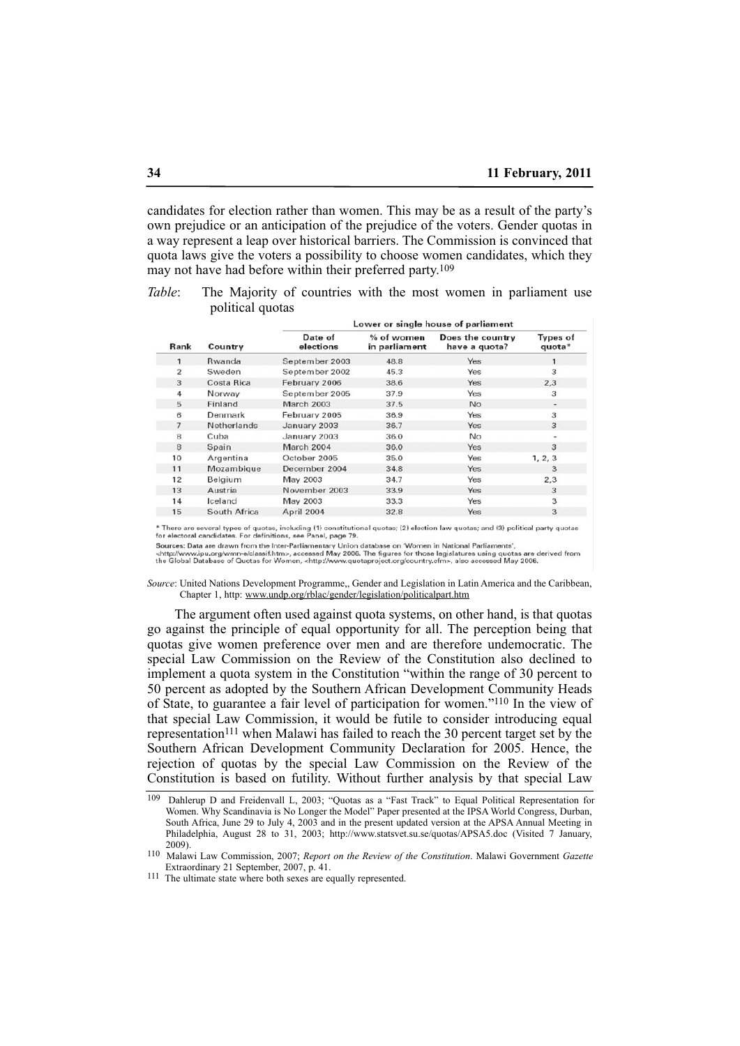candidates for election rather than women. This may be as a result of the party's own prejudice or an anticipation of the prejudice of the voters. Gender quotas in a way represent a leap over historical barriers. The Commission is convinced that quota laws give the voters a possibility to choose women candidates, which they may not have had before within their preferred party.[109]

*Table*: The Majority of countries with the most women in parliament use political quotas

| | | Lower or single house of parliament | | | |
|---|---|---|---|---|---|
| Rank | Country | Date of elections | % of women in parliament | Does the country have a quota? | Types of quota* |
| 1 | Rwanda | September 2003 | 48.8 | Yes | 1 |
| 2 | Sweden | September 2002 | 45.3 | Yes | 3 |
| 3 | Costa Rica | February 2006 | 38.6 | Yes | 2,3 |
| 4 | Norway | September 2005 | 37.9 | Yes | 3 |
| 5 | Finland | March 2003 | 37.5 | No | - |
| 6 | Denmark | February 2005 | 36.9 | Yes | 3 |
| 7 | Netherlands | January 2003 | 36.7 | Yes | 3 |
| 8 | Cuba | January 2003 | 36.0 | No | - |
| 8 | Spain | March 2004 | 36.0 | Yes | 3 |
| 10 | Argentina | October 2005 | 35.0 | Yes | 1, 2, 3 |
| 11 | Mozambique | December 2004 | 34.8 | Yes | 3 |
| 12 | Belgium | May 2003 | 34.7 | Yes | 2,3 |
| 13 | Austria | November 2003 | 33.9 | Yes | 3 |
| 14 | Iceland | May 2003 | 33.3 | Yes | 3 |
| 15 | South Africa | April 2004 | 32.8 | Yes | 3 |

\* There are several types of quotas, including (1) constitutional quotas; (2) election law quotas; and (3) political party quotas for electoral candidates. For definitions, see Panel, page 79.

**Sources:** Data are drawn from the Inter-Parliamentary Union database on 'Women in National Parliaments', <http://www.ipu.org/wmn-e/classif.htm>, accessed May 2006. The figures for those legislatures using quotas are derived from the Global Database of Quotas for Women, <http://www.quotaproject.org/country.cfm>, also accessed May 2006.

*Source*: United Nations Development Programme,, Gender and Legislation in Latin America and the Caribbean, Chapter 1, http: www.undp.org/rblac/gender/legislation/politicalpart.htm

The argument often used against quota systems, on other hand, is that quotas go against the principle of equal opportunity for all. The perception being that quotas give women preference over men and are therefore undemocratic. The special Law Commission on the Review of the Constitution also declined to implement a quota system in the Constitution "within the range of 30 percent to 50 percent as adopted by the Southern African Development Community Heads of State, to guarantee a fair level of participation for women."[110] In the view of that special Law Commission, it would be futile to consider introducing equal representation[111] when Malawi has failed to reach the 30 percent target set by the Southern African Development Community Declaration for 2005. Hence, the rejection of quotas by the special Law Commission on the Review of the Constitution is based on futility. Without further analysis by that special Law

[109] Dahlerup D and Freidenvall L, 2003; "Quotas as a "Fast Track" to Equal Political Representation for Women. Why Scandinavia is No Longer the Model" Paper presented at the IPSA World Congress, Durban, South Africa, June 29 to July 4, 2003 and in the present updated version at the APSA Annual Meeting in Philadelphia, August 28 to 31, 2003; http://www.statsvet.su.se/quotas/APSA5.doc (Visited 7 January, 2009).

[110] Malawi Law Commission, 2007; *Report on the Review of the Constitution*. Malawi Government *Gazette* Extraordinary 21 September, 2007, p. 41.

[111] The ultimate state where both sexes are equally represented.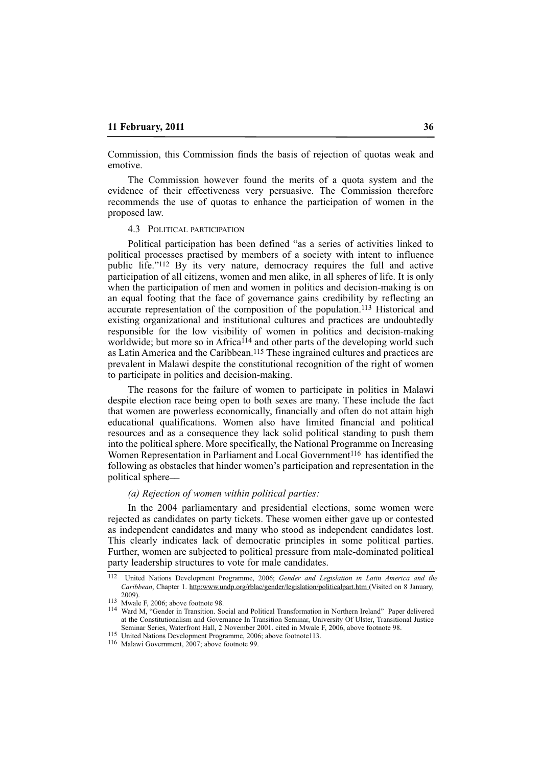Commission, this Commission finds the basis of rejection of quotas weak and emotive.

The Commission however found the merits of a quota system and the evidence of their effectiveness very persuasive. The Commission therefore recommends the use of quotas to enhance the participation of women in the proposed law.

### 4.3 Political participation

Political participation has been defined "as a series of activities linked to political processes practised by members of a society with intent to influence public life."[112] By its very nature, democracy requires the full and active participation of all citizens, women and men alike, in all spheres of life. It is only when the participation of men and women in politics and decision-making is on an equal footing that the face of governance gains credibility by reflecting an accurate representation of the composition of the population.[113] Historical and existing organizational and institutional cultures and practices are undoubtedly responsible for the low visibility of women in politics and decision-making worldwide; but more so in Africa[114] and other parts of the developing world such as Latin America and the Caribbean.[115] These ingrained cultures and practices are prevalent in Malawi despite the constitutional recognition of the right of women to participate in politics and decision-making.

The reasons for the failure of women to participate in politics in Malawi despite election race being open to both sexes are many. These include the fact that women are powerless economically, financially and often do not attain high educational qualifications. Women also have limited financial and political resources and as a consequence they lack solid political standing to push them into the political sphere. More specifically, the National Programme on Increasing Women Representation in Parliament and Local Government[116] has identified the following as obstacles that hinder women's participation and representation in the political sphere—

*(a) Rejection of women within political parties:*

In the 2004 parliamentary and presidential elections, some women were rejected as candidates on party tickets. These women either gave up or contested as independent candidates and many who stood as independent candidates lost. This clearly indicates lack of democratic principles in some political parties. Further, women are subjected to political pressure from male-dominated political party leadership structures to vote for male candidates.

---

[112] United Nations Development Programme, 2006; *Gender and Legislation in Latin America and the Caribbean*, Chapter 1. http:www.undp.org/rblac/gender/legislation/politicalpart.htm (Visited on 8 January, 2009).

[113] Mwale F, 2006; above footnote 98.

[114] Ward M, "Gender in Transition. Social and Political Transformation in Northern Ireland" Paper delivered at the Constitutionalism and Governance In Transition Seminar, University Of Ulster, Transitional Justice Seminar Series, Waterfront Hall, 2 November 2001. cited in Mwale F, 2006, above footnote 98.

[115] United Nations Development Programme, 2006; above footnote113.

[116] Malawi Government, 2007; above footnote 99.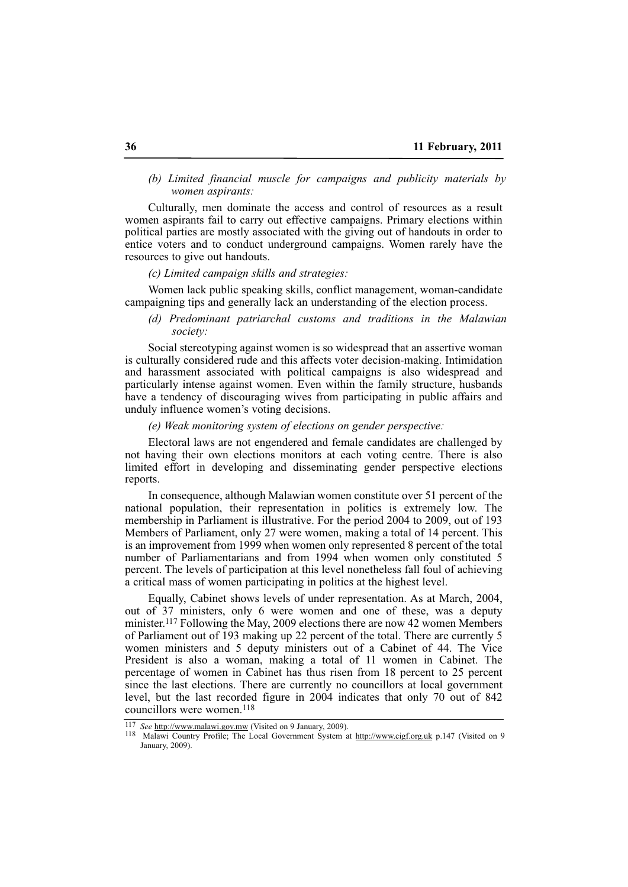*(b) Limited financial muscle for campaigns and publicity materials by women aspirants:*

Culturally, men dominate the access and control of resources as a result women aspirants fail to carry out effective campaigns. Primary elections within political parties are mostly associated with the giving out of handouts in order to entice voters and to conduct underground campaigns. Women rarely have the resources to give out handouts.

*(c) Limited campaign skills and strategies:*

Women lack public speaking skills, conflict management, woman-candidate campaigning tips and generally lack an understanding of the election process.

*(d) Predominant patriarchal customs and traditions in the Malawian society:*

Social stereotyping against women is so widespread that an assertive woman is culturally considered rude and this affects voter decision-making. Intimidation and harassment associated with political campaigns is also widespread and particularly intense against women. Even within the family structure, husbands have a tendency of discouraging wives from participating in public affairs and unduly influence women's voting decisions.

*(e) Weak monitoring system of elections on gender perspective:*

Electoral laws are not engendered and female candidates are challenged by not having their own elections monitors at each voting centre. There is also limited effort in developing and disseminating gender perspective elections reports.

In consequence, although Malawian women constitute over 51 percent of the national population, their representation in politics is extremely low. The membership in Parliament is illustrative. For the period 2004 to 2009, out of 193 Members of Parliament, only 27 were women, making a total of 14 percent. This is an improvement from 1999 when women only represented 8 percent of the total number of Parliamentarians and from 1994 when women only constituted 5 percent. The levels of participation at this level nonetheless fall foul of achieving a critical mass of women participating in politics at the highest level.

Equally, Cabinet shows levels of under representation. As at March, 2004, out of 37 ministers, only 6 were women and one of these, was a deputy minister.[117] Following the May, 2009 elections there are now 42 women Members of Parliament out of 193 making up 22 percent of the total. There are currently 5 women ministers and 5 deputy ministers out of a Cabinet of 44. The Vice President is also a woman, making a total of 11 women in Cabinet. The percentage of women in Cabinet has thus risen from 18 percent to 25 percent since the last elections. There are currently no councillors at local government level, but the last recorded figure in 2004 indicates that only 70 out of 842 councillors were women.[118]

---

[117] *See* http://www.malawi.gov.mw (Visited on 9 January, 2009).

[118] Malawi Country Profile; The Local Government System at http://www.cigf.org.uk p.147 (Visited on 9 January, 2009).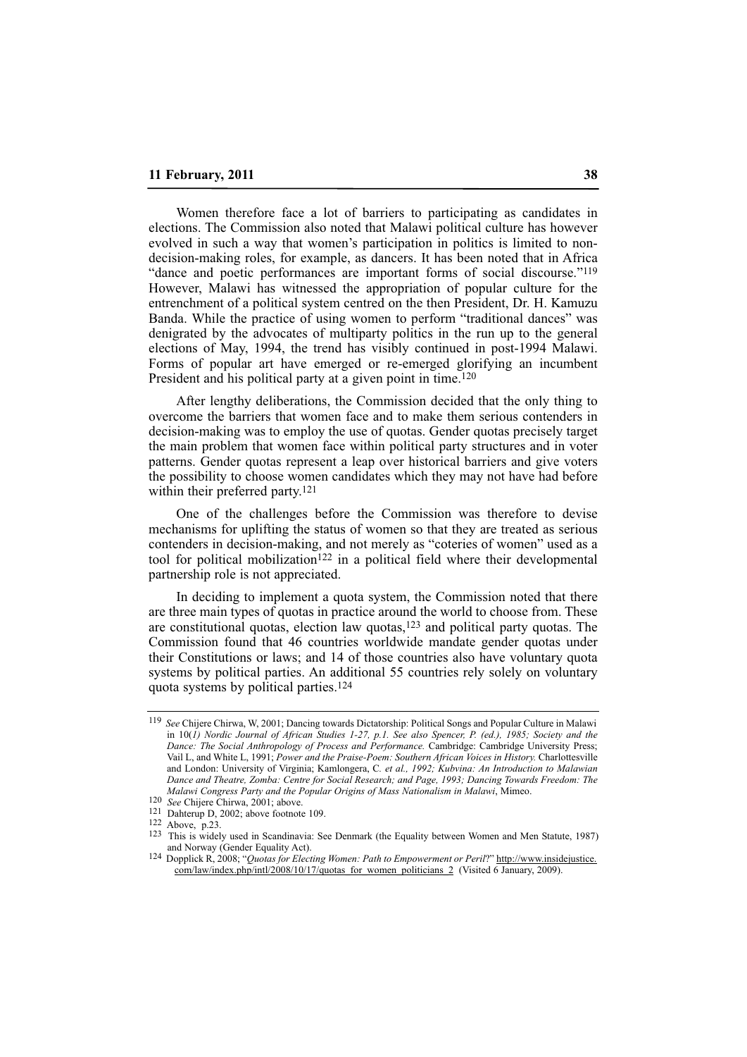Women therefore face a lot of barriers to participating as candidates in elections. The Commission also noted that Malawi political culture has however evolved in such a way that women's participation in politics is limited to non-decision-making roles, for example, as dancers. It has been noted that in Africa "dance and poetic performances are important forms of social discourse."[119] However, Malawi has witnessed the appropriation of popular culture for the entrenchment of a political system centred on the then President, Dr. H. Kamuzu Banda. While the practice of using women to perform "traditional dances" was denigrated by the advocates of multiparty politics in the run up to the general elections of May, 1994, the trend has visibly continued in post-1994 Malawi. Forms of popular art have emerged or re-emerged glorifying an incumbent President and his political party at a given point in time.[120]

After lengthy deliberations, the Commission decided that the only thing to overcome the barriers that women face and to make them serious contenders in decision-making was to employ the use of quotas. Gender quotas precisely target the main problem that women face within political party structures and in voter patterns. Gender quotas represent a leap over historical barriers and give voters the possibility to choose women candidates which they may not have had before within their preferred party.[121]

One of the challenges before the Commission was therefore to devise mechanisms for uplifting the status of women so that they are treated as serious contenders in decision-making, and not merely as "coteries of women" used as a tool for political mobilization[122] in a political field where their developmental partnership role is not appreciated.

In deciding to implement a quota system, the Commission noted that there are three main types of quotas in practice around the world to choose from. These are constitutional quotas, election law quotas,[123] and political party quotas. The Commission found that 46 countries worldwide mandate gender quotas under their Constitutions or laws; and 14 of those countries also have voluntary quota systems by political parties. An additional 55 countries rely solely on voluntary quota systems by political parties.[124]

---

[119] *See* Chijere Chirwa, W, 2001; Dancing towards Dictatorship: Political Songs and Popular Culture in Malawi in 10(*1) Nordic Journal of African Studies 1-27, p.1. See also Spencer, P. (ed.), 1985; Society and the Dance: The Social Anthropology of Process and Performance.* Cambridge: Cambridge University Press; Vail L, and White L, 1991; *Power and the Praise-Poem: Southern African Voices in History.* Charlottesville and London: University of Virginia; Kamlongera, C*. et al., 1992; Kubvina: An Introduction to Malawian Dance and Theatre, Zomba: Centre for Social Research; and Page, 1993; Dancing Towards Freedom: The Malawi Congress Party and the Popular Origins of Mass Nationalism in Malawi*, Mimeo.

[120] *See* Chijere Chirwa, 2001; above.

[121] Dahterup D, 2002; above footnote 109.

[122] Above, p.23.

[123] This is widely used in Scandinavia: See Denmark (the Equality between Women and Men Statute, 1987) and Norway (Gender Equality Act).

[124] Dopplick R, 2008; "*Quotas for Electing Women: Path to Empowerment or Peril*?" http://www.insidejustice.com/law/index.php/intl/2008/10/17/quotas_for_women_politicians_2 (Visited 6 January, 2009).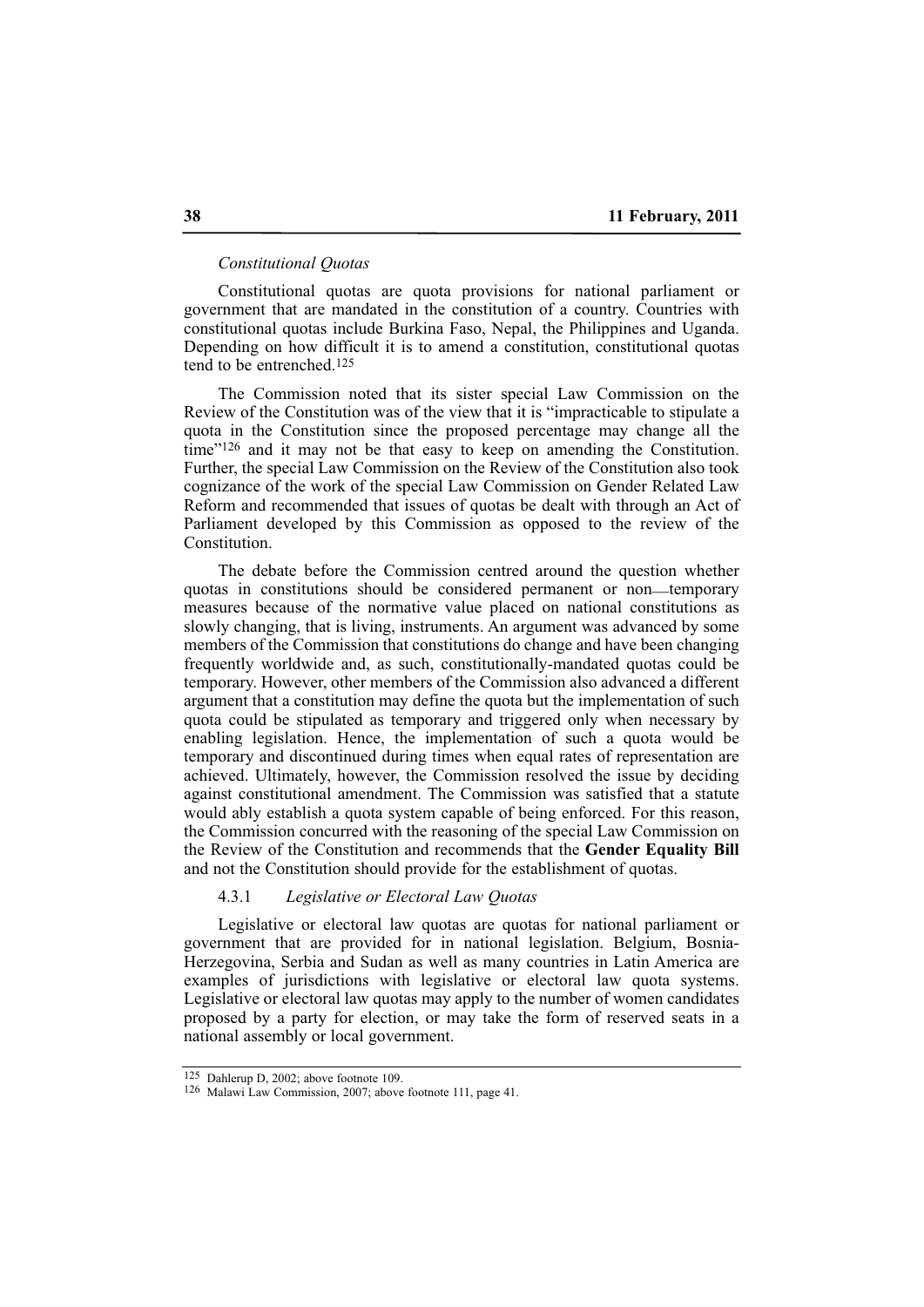*Constitutional Quotas*

Constitutional quotas are quota provisions for national parliament or government that are mandated in the constitution of a country. Countries with constitutional quotas include Burkina Faso, Nepal, the Philippines and Uganda. Depending on how difficult it is to amend a constitution, constitutional quotas tend to be entrenched.[125]

The Commission noted that its sister special Law Commission on the Review of the Constitution was of the view that it is "impracticable to stipulate a quota in the Constitution since the proposed percentage may change all the time"[126] and it may not be that easy to keep on amending the Constitution. Further, the special Law Commission on the Review of the Constitution also took cognizance of the work of the special Law Commission on Gender Related Law Reform and recommended that issues of quotas be dealt with through an Act of Parliament developed by this Commission as opposed to the review of the Constitution.

The debate before the Commission centred around the question whether quotas in constitutions should be considered permanent or non—temporary measures because of the normative value placed on national constitutions as slowly changing, that is living, instruments. An argument was advanced by some members of the Commission that constitutions do change and have been changing frequently worldwide and, as such, constitutionally-mandated quotas could be temporary. However, other members of the Commission also advanced a different argument that a constitution may define the quota but the implementation of such quota could be stipulated as temporary and triggered only when necessary by enabling legislation. Hence, the implementation of such a quota would be temporary and discontinued during times when equal rates of representation are achieved. Ultimately, however, the Commission resolved the issue by deciding against constitutional amendment. The Commission was satisfied that a statute would ably establish a quota system capable of being enforced. For this reason, the Commission concurred with the reasoning of the special Law Commission on the Review of the Constitution and recommends that the **Gender Equality Bill** and not the Constitution should provide for the establishment of quotas.

4.3.1 *Legislative or Electoral Law Quotas*

Legislative or electoral law quotas are quotas for national parliament or government that are provided for in national legislation. Belgium, Bosnia-Herzegovina, Serbia and Sudan as well as many countries in Latin America are examples of jurisdictions with legislative or electoral law quota systems. Legislative or electoral law quotas may apply to the number of women candidates proposed by a party for election, or may take the form of reserved seats in a national assembly or local government.

---

[125] Dahlerup D, 2002; above footnote 109.

[126] Malawi Law Commission, 2007; above footnote 111, page 41.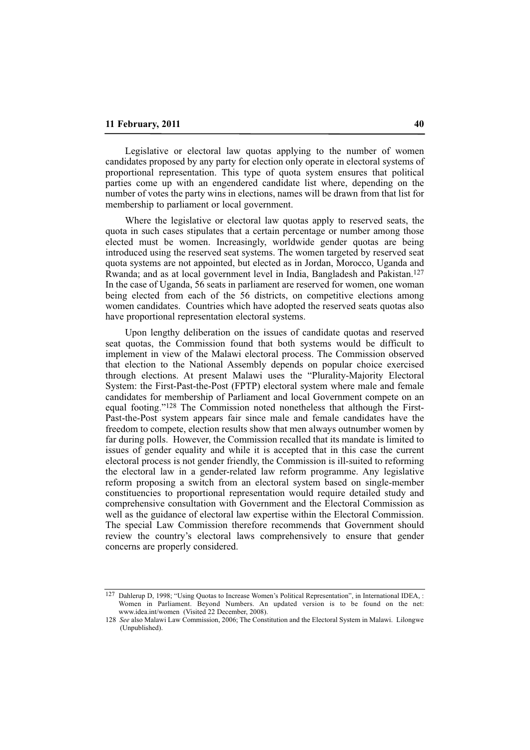Legislative or electoral law quotas applying to the number of women candidates proposed by any party for election only operate in electoral systems of proportional representation. This type of quota system ensures that political parties come up with an engendered candidate list where, depending on the number of votes the party wins in elections, names will be drawn from that list for membership to parliament or local government.

Where the legislative or electoral law quotas apply to reserved seats, the quota in such cases stipulates that a certain percentage or number among those elected must be women. Increasingly, worldwide gender quotas are being introduced using the reserved seat systems. The women targeted by reserved seat quota systems are not appointed, but elected as in Jordan, Morocco, Uganda and Rwanda; and as at local government level in India, Bangladesh and Pakistan.[127] In the case of Uganda, 56 seats in parliament are reserved for women, one woman being elected from each of the 56 districts, on competitive elections among women candidates. Countries which have adopted the reserved seats quotas also have proportional representation electoral systems.

Upon lengthy deliberation on the issues of candidate quotas and reserved seat quotas, the Commission found that both systems would be difficult to implement in view of the Malawi electoral process. The Commission observed that election to the National Assembly depends on popular choice exercised through elections. At present Malawi uses the "Plurality-Majority Electoral System: the First-Past-the-Post (FPTP) electoral system where male and female candidates for membership of Parliament and local Government compete on an equal footing."[128] The Commission noted nonetheless that although the First-Past-the-Post system appears fair since male and female candidates have the freedom to compete, election results show that men always outnumber women by far during polls. However, the Commission recalled that its mandate is limited to issues of gender equality and while it is accepted that in this case the current electoral process is not gender friendly, the Commission is ill-suited to reforming the electoral law in a gender-related law reform programme. Any legislative reform proposing a switch from an electoral system based on single-member constituencies to proportional representation would require detailed study and comprehensive consultation with Government and the Electoral Commission as well as the guidance of electoral law expertise within the Electoral Commission. The special Law Commission therefore recommends that Government should review the country's electoral laws comprehensively to ensure that gender concerns are properly considered.

---

[127] Dahlerup D, 1998; "Using Quotas to Increase Women's Political Representation", in International IDEA, : Women in Parliament. Beyond Numbers. An updated version is to be found on the net: www.idea.int/women (Visited 22 December, 2008).

[128] *See* also Malawi Law Commission, 2006; The Constitution and the Electoral System in Malawi. Lilongwe (Unpublished).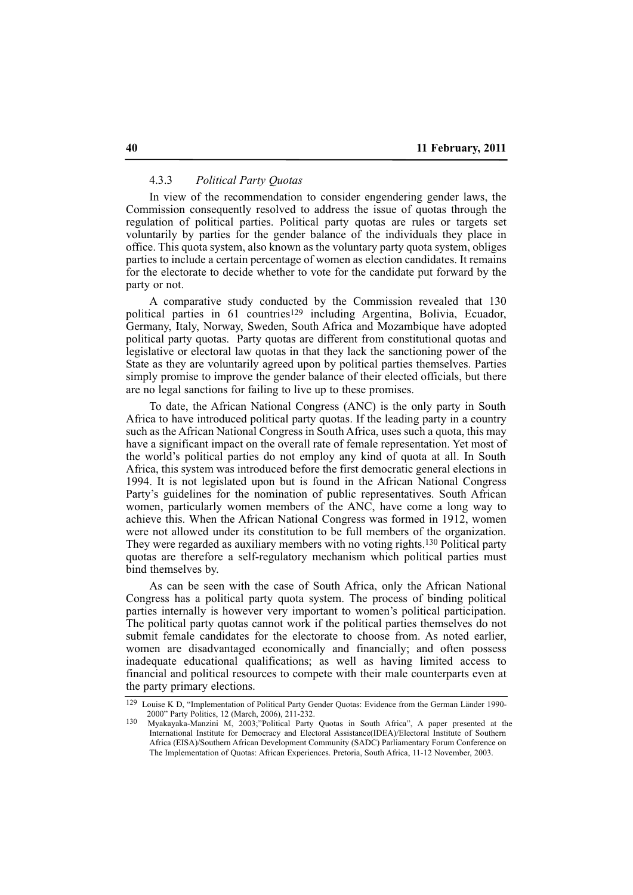#### 4.3.3 *Political Party Quotas*

In view of the recommendation to consider engendering gender laws, the Commission consequently resolved to address the issue of quotas through the regulation of political parties. Political party quotas are rules or targets set voluntarily by parties for the gender balance of the individuals they place in office. This quota system, also known as the voluntary party quota system, obliges parties to include a certain percentage of women as election candidates. It remains for the electorate to decide whether to vote for the candidate put forward by the party or not.

A comparative study conducted by the Commission revealed that 130 political parties in 61 countries[129] including Argentina, Bolivia, Ecuador, Germany, Italy, Norway, Sweden, South Africa and Mozambique have adopted political party quotas. Party quotas are different from constitutional quotas and legislative or electoral law quotas in that they lack the sanctioning power of the State as they are voluntarily agreed upon by political parties themselves. Parties simply promise to improve the gender balance of their elected officials, but there are no legal sanctions for failing to live up to these promises.

To date, the African National Congress (ANC) is the only party in South Africa to have introduced political party quotas. If the leading party in a country such as the African National Congress in South Africa, uses such a quota, this may have a significant impact on the overall rate of female representation. Yet most of the world's political parties do not employ any kind of quota at all. In South Africa, this system was introduced before the first democratic general elections in 1994. It is not legislated upon but is found in the African National Congress Party's guidelines for the nomination of public representatives. South African women, particularly women members of the ANC, have come a long way to achieve this. When the African National Congress was formed in 1912, women were not allowed under its constitution to be full members of the organization. They were regarded as auxiliary members with no voting rights.[130] Political party quotas are therefore a self-regulatory mechanism which political parties must bind themselves by.

As can be seen with the case of South Africa, only the African National Congress has a political party quota system. The process of binding political parties internally is however very important to women's political participation. The political party quotas cannot work if the political parties themselves do not submit female candidates for the electorate to choose from. As noted earlier, women are disadvantaged economically and financially; and often possess inadequate educational qualifications; as well as having limited access to financial and political resources to compete with their male counterparts even at the party primary elections.

---

[129] Louise K D, "Implementation of Political Party Gender Quotas: Evidence from the German Länder 1990-2000" Party Politics, 12 (March, 2006), 211-232.

[130] Myakayaka-Manzini M, 2003;"Political Party Quotas in South Africa", A paper presented at the International Institute for Democracy and Electoral Assistance(IDEA)/Electoral Institute of Southern Africa (EISA)/Southern African Development Community (SADC) Parliamentary Forum Conference on The Implementation of Quotas: African Experiences. Pretoria, South Africa, 11-12 November, 2003.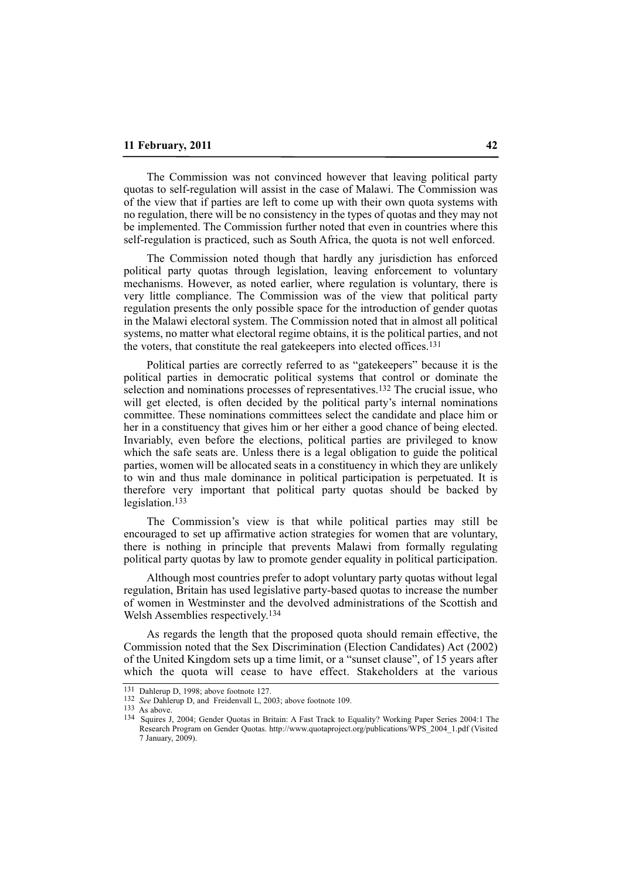The Commission was not convinced however that leaving political party quotas to self-regulation will assist in the case of Malawi. The Commission was of the view that if parties are left to come up with their own quota systems with no regulation, there will be no consistency in the types of quotas and they may not be implemented. The Commission further noted that even in countries where this self-regulation is practiced, such as South Africa, the quota is not well enforced.

The Commission noted though that hardly any jurisdiction has enforced political party quotas through legislation, leaving enforcement to voluntary mechanisms. However, as noted earlier, where regulation is voluntary, there is very little compliance. The Commission was of the view that political party regulation presents the only possible space for the introduction of gender quotas in the Malawi electoral system. The Commission noted that in almost all political systems, no matter what electoral regime obtains, it is the political parties, and not the voters, that constitute the real gatekeepers into elected offices.[131]

Political parties are correctly referred to as "gatekeepers" because it is the political parties in democratic political systems that control or dominate the selection and nominations processes of representatives.[132] The crucial issue, who will get elected, is often decided by the political party's internal nominations committee. These nominations committees select the candidate and place him or her in a constituency that gives him or her either a good chance of being elected. Invariably, even before the elections, political parties are privileged to know which the safe seats are. Unless there is a legal obligation to guide the political parties, women will be allocated seats in a constituency in which they are unlikely to win and thus male dominance in political participation is perpetuated. It is therefore very important that political party quotas should be backed by legislation.[133]

The Commission's view is that while political parties may still be encouraged to set up affirmative action strategies for women that are voluntary, there is nothing in principle that prevents Malawi from formally regulating political party quotas by law to promote gender equality in political participation.

Although most countries prefer to adopt voluntary party quotas without legal regulation, Britain has used legislative party-based quotas to increase the number of women in Westminster and the devolved administrations of the Scottish and Welsh Assemblies respectively.[134]

As regards the length that the proposed quota should remain effective, the Commission noted that the Sex Discrimination (Election Candidates) Act (2002) of the United Kingdom sets up a time limit, or a "sunset clause", of 15 years after which the quota will cease to have effect. Stakeholders at the various

---

[131] Dahlerup D, 1998; above footnote 127.

[132] *See* Dahlerup D, and Freidenvall L, 2003; above footnote 109.

[133] As above.

[134] Squires J, 2004; Gender Quotas in Britain: A Fast Track to Equality? Working Paper Series 2004:1 The Research Program on Gender Quotas. http://www.quotaproject.org/publications/WPS_2004_1.pdf (Visited 7 January, 2009).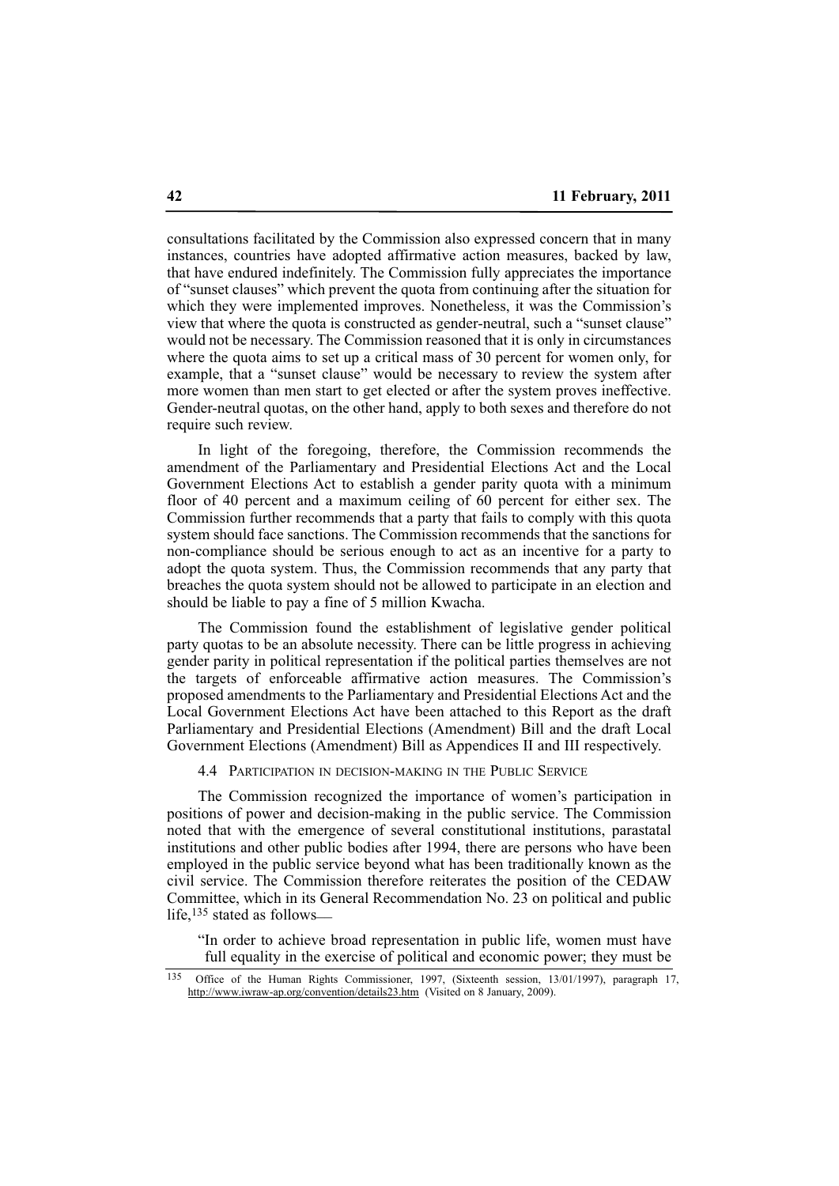consultations facilitated by the Commission also expressed concern that in many instances, countries have adopted affirmative action measures, backed by law, that have endured indefinitely. The Commission fully appreciates the importance of "sunset clauses" which prevent the quota from continuing after the situation for which they were implemented improves. Nonetheless, it was the Commission's view that where the quota is constructed as gender-neutral, such a "sunset clause" would not be necessary. The Commission reasoned that it is only in circumstances where the quota aims to set up a critical mass of 30 percent for women only, for example, that a "sunset clause" would be necessary to review the system after more women than men start to get elected or after the system proves ineffective. Gender-neutral quotas, on the other hand, apply to both sexes and therefore do not require such review.

In light of the foregoing, therefore, the Commission recommends the amendment of the Parliamentary and Presidential Elections Act and the Local Government Elections Act to establish a gender parity quota with a minimum floor of 40 percent and a maximum ceiling of 60 percent for either sex. The Commission further recommends that a party that fails to comply with this quota system should face sanctions. The Commission recommends that the sanctions for non-compliance should be serious enough to act as an incentive for a party to adopt the quota system. Thus, the Commission recommends that any party that breaches the quota system should not be allowed to participate in an election and should be liable to pay a fine of 5 million Kwacha.

The Commission found the establishment of legislative gender political party quotas to be an absolute necessity. There can be little progress in achieving gender parity in political representation if the political parties themselves are not the targets of enforceable affirmative action measures. The Commission's proposed amendments to the Parliamentary and Presidential Elections Act and the Local Government Elections Act have been attached to this Report as the draft Parliamentary and Presidential Elections (Amendment) Bill and the draft Local Government Elections (Amendment) Bill as Appendices II and III respectively.

### 4.4 Participation in decision-making in the Public Service

The Commission recognized the importance of women's participation in positions of power and decision-making in the public service. The Commission noted that with the emergence of several constitutional institutions, parastatal institutions and other public bodies after 1994, there are persons who have been employed in the public service beyond what has been traditionally known as the civil service. The Commission therefore reiterates the position of the CEDAW Committee, which in its General Recommendation No. 23 on political and public life,[135] stated as follows—

"In order to achieve broad representation in public life, women must have full equality in the exercise of political and economic power; they must be

---

[135] Office of the Human Rights Commissioner, 1997, (Sixteenth session, 13/01/1997), paragraph 17, http://www.iwraw-ap.org/convention/details23.htm (Visited on 8 January, 2009).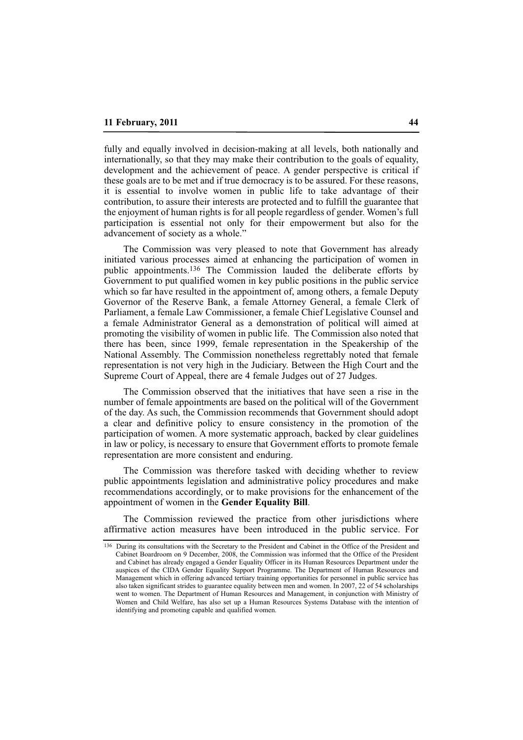fully and equally involved in decision-making at all levels, both nationally and internationally, so that they may make their contribution to the goals of equality, development and the achievement of peace. A gender perspective is critical if these goals are to be met and if true democracy is to be assured. For these reasons, it is essential to involve women in public life to take advantage of their contribution, to assure their interests are protected and to fulfill the guarantee that the enjoyment of human rights is for all people regardless of gender. Women's full participation is essential not only for their empowerment but also for the advancement of society as a whole."

The Commission was very pleased to note that Government has already initiated various processes aimed at enhancing the participation of women in public appointments.[136] The Commission lauded the deliberate efforts by Government to put qualified women in key public positions in the public service which so far have resulted in the appointment of, among others, a female Deputy Governor of the Reserve Bank, a female Attorney General, a female Clerk of Parliament, a female Law Commissioner, a female Chief Legislative Counsel and a female Administrator General as a demonstration of political will aimed at promoting the visibility of women in public life. The Commission also noted that there has been, since 1999, female representation in the Speakership of the National Assembly. The Commission nonetheless regrettably noted that female representation is not very high in the Judiciary. Between the High Court and the Supreme Court of Appeal, there are 4 female Judges out of 27 Judges.

The Commission observed that the initiatives that have seen a rise in the number of female appointments are based on the political will of the Government of the day. As such, the Commission recommends that Government should adopt a clear and definitive policy to ensure consistency in the promotion of the participation of women. A more systematic approach, backed by clear guidelines in law or policy, is necessary to ensure that Government efforts to promote female representation are more consistent and enduring.

The Commission was therefore tasked with deciding whether to review public appointments legislation and administrative policy procedures and make recommendations accordingly, or to make provisions for the enhancement of the appointment of women in the **Gender Equality Bill**.

The Commission reviewed the practice from other jurisdictions where affirmative action measures have been introduced in the public service. For

---

[136] During its consultations with the Secretary to the President and Cabinet in the Office of the President and Cabinet Boardroom on 9 December, 2008, the Commission was informed that the Office of the President and Cabinet has already engaged a Gender Equality Officer in its Human Resources Department under the auspices of the CIDA Gender Equality Support Programme. The Department of Human Resources and Management which in offering advanced tertiary training opportunities for personnel in public service has also taken significant strides to guarantee equality between men and women. In 2007, 22 of 54 scholarships went to women. The Department of Human Resources and Management, in conjunction with Ministry of Women and Child Welfare, has also set up a Human Resources Systems Database with the intention of identifying and promoting capable and qualified women.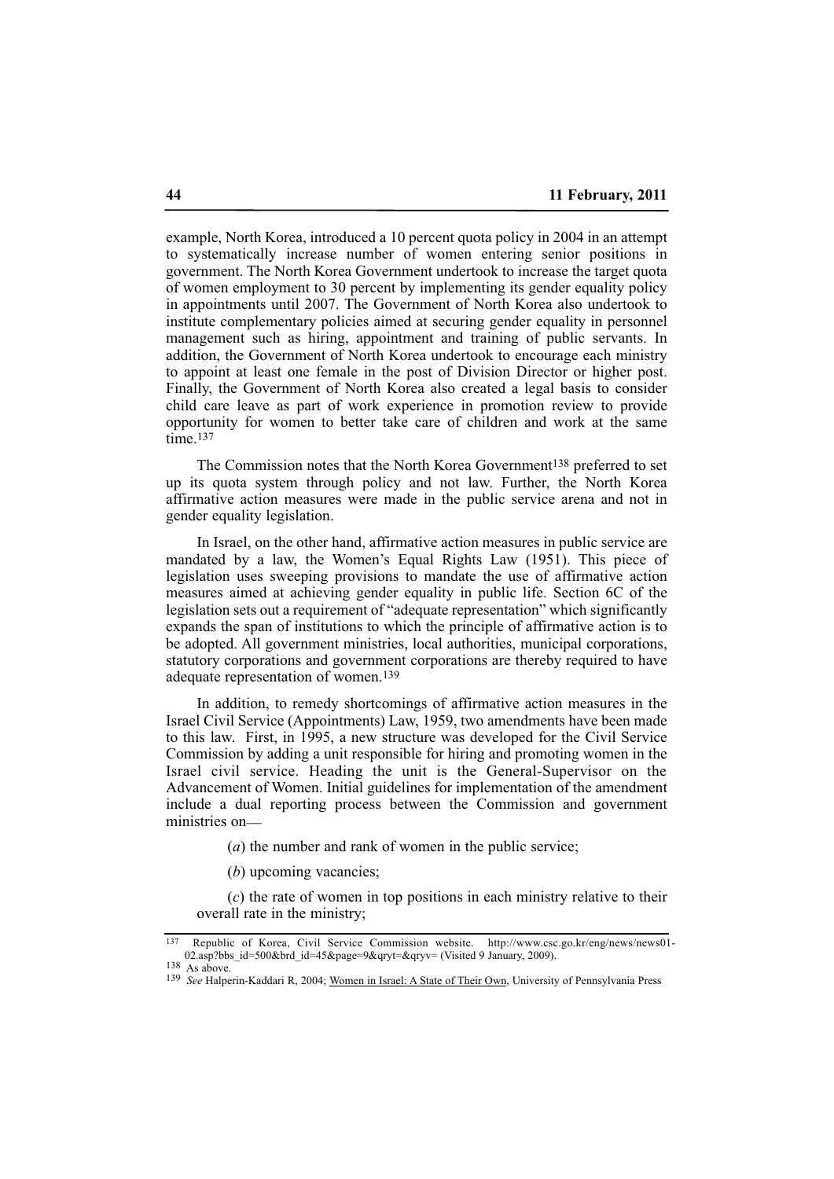example, North Korea, introduced a 10 percent quota policy in 2004 in an attempt to systematically increase number of women entering senior positions in government. The North Korea Government undertook to increase the target quota of women employment to 30 percent by implementing its gender equality policy in appointments until 2007. The Government of North Korea also undertook to institute complementary policies aimed at securing gender equality in personnel management such as hiring, appointment and training of public servants. In addition, the Government of North Korea undertook to encourage each ministry to appoint at least one female in the post of Division Director or higher post. Finally, the Government of North Korea also created a legal basis to consider child care leave as part of work experience in promotion review to provide opportunity for women to better take care of children and work at the same time.[137]

The Commission notes that the North Korea Government[138] preferred to set up its quota system through policy and not law. Further, the North Korea affirmative action measures were made in the public service arena and not in gender equality legislation.

In Israel, on the other hand, affirmative action measures in public service are mandated by a law, the Women's Equal Rights Law (1951). This piece of legislation uses sweeping provisions to mandate the use of affirmative action measures aimed at achieving gender equality in public life. Section 6C of the legislation sets out a requirement of "adequate representation" which significantly expands the span of institutions to which the principle of affirmative action is to be adopted. All government ministries, local authorities, municipal corporations, statutory corporations and government corporations are thereby required to have adequate representation of women.[139]

In addition, to remedy shortcomings of affirmative action measures in the Israel Civil Service (Appointments) Law, 1959, two amendments have been made to this law. First, in 1995, a new structure was developed for the Civil Service Commission by adding a unit responsible for hiring and promoting women in the Israel civil service. Heading the unit is the General-Supervisor on the Advancement of Women. Initial guidelines for implementation of the amendment include a dual reporting process between the Commission and government ministries on—

(*a*) the number and rank of women in the public service;

(*b*) upcoming vacancies;

(*c*) the rate of women in top positions in each ministry relative to their overall rate in the ministry;

---

[137] Republic of Korea, Civil Service Commission website. http://www.csc.go.kr/eng/news/news01-02.asp?bbs_id=500&brd_id=45&page=9&qryt=&qryv= (Visited 9 January, 2009).

[138] As above.

[139] *See* Halperin-Kaddari R, 2004; Women in Israel: A State of Their Own, University of Pennsylvania Press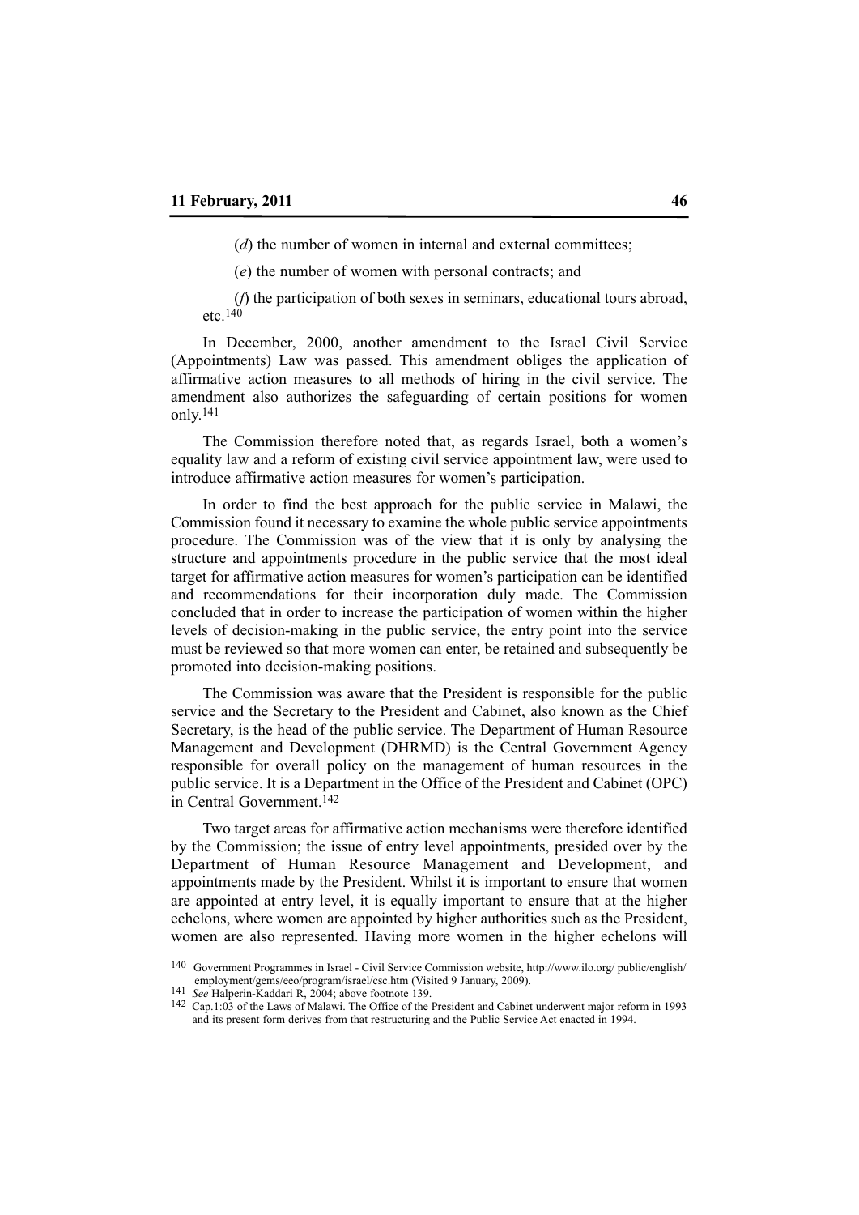(*d*) the number of women in internal and external committees;

(*e*) the number of women with personal contracts; and

(*f*) the participation of both sexes in seminars, educational tours abroad, etc.[140]

In December, 2000, another amendment to the Israel Civil Service (Appointments) Law was passed. This amendment obliges the application of affirmative action measures to all methods of hiring in the civil service. The amendment also authorizes the safeguarding of certain positions for women only.[141]

The Commission therefore noted that, as regards Israel, both a women's equality law and a reform of existing civil service appointment law, were used to introduce affirmative action measures for women's participation.

In order to find the best approach for the public service in Malawi, the Commission found it necessary to examine the whole public service appointments procedure. The Commission was of the view that it is only by analysing the structure and appointments procedure in the public service that the most ideal target for affirmative action measures for women's participation can be identified and recommendations for their incorporation duly made. The Commission concluded that in order to increase the participation of women within the higher levels of decision-making in the public service, the entry point into the service must be reviewed so that more women can enter, be retained and subsequently be promoted into decision-making positions.

The Commission was aware that the President is responsible for the public service and the Secretary to the President and Cabinet, also known as the Chief Secretary, is the head of the public service. The Department of Human Resource Management and Development (DHRMD) is the Central Government Agency responsible for overall policy on the management of human resources in the public service. It is a Department in the Office of the President and Cabinet (OPC) in Central Government.[142]

Two target areas for affirmative action mechanisms were therefore identified by the Commission; the issue of entry level appointments, presided over by the Department of Human Resource Management and Development, and appointments made by the President. Whilst it is important to ensure that women are appointed at entry level, it is equally important to ensure that at the higher echelons, where women are appointed by higher authorities such as the President, women are also represented. Having more women in the higher echelons will

---

[140] Government Programmes in Israel - Civil Service Commission website, http://www.ilo.org/ public/english/ employment/gems/eeo/program/israel/csc.htm (Visited 9 January, 2009).

[141] *See* Halperin-Kaddari R, 2004; above footnote 139.

[142] Cap.1:03 of the Laws of Malawi. The Office of the President and Cabinet underwent major reform in 1993 and its present form derives from that restructuring and the Public Service Act enacted in 1994.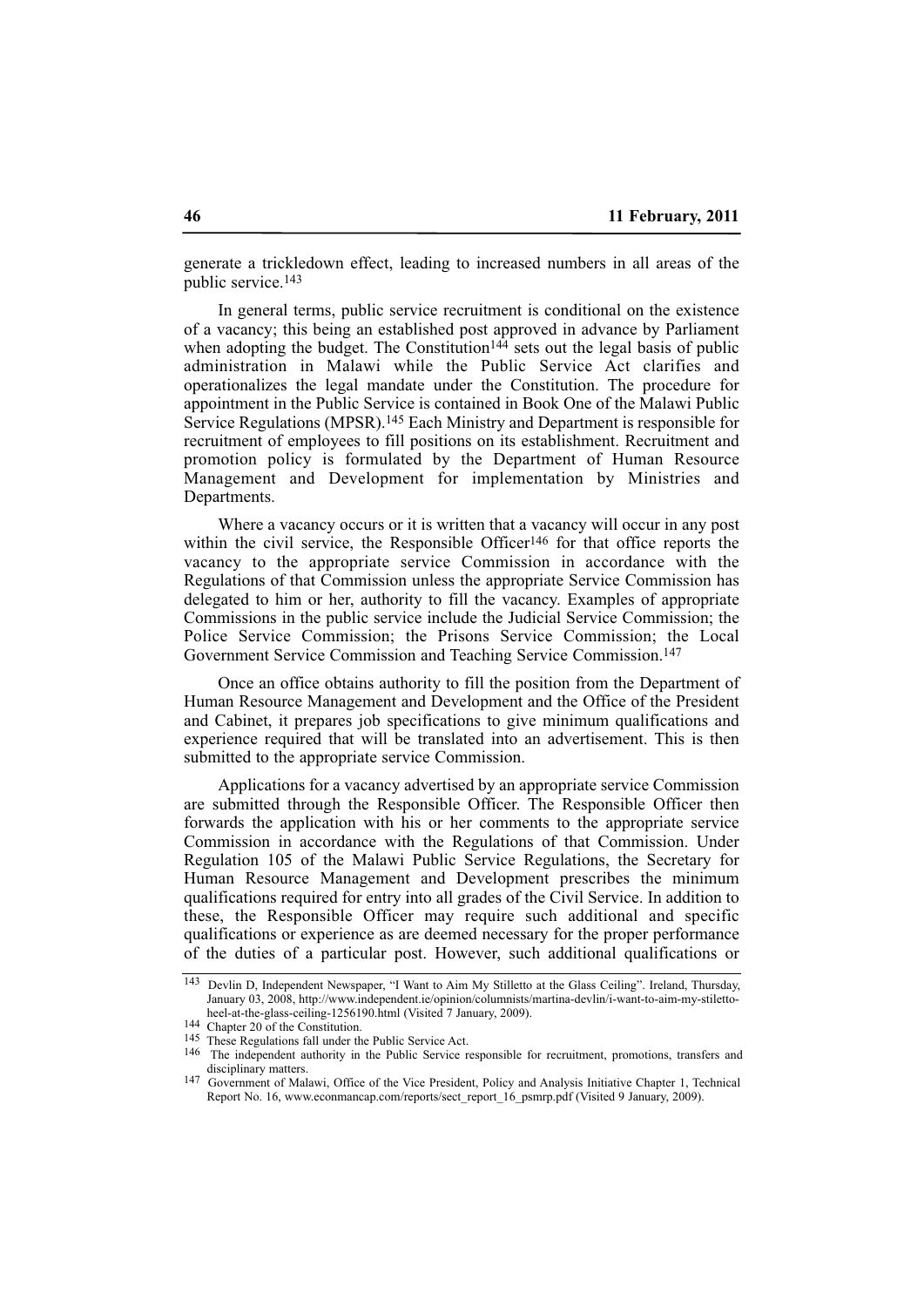generate a trickledown effect, leading to increased numbers in all areas of the public service.[143]

In general terms, public service recruitment is conditional on the existence of a vacancy; this being an established post approved in advance by Parliament when adopting the budget. The Constitution[144] sets out the legal basis of public administration in Malawi while the Public Service Act clarifies and operationalizes the legal mandate under the Constitution. The procedure for appointment in the Public Service is contained in Book One of the Malawi Public Service Regulations (MPSR).[145] Each Ministry and Department is responsible for recruitment of employees to fill positions on its establishment. Recruitment and promotion policy is formulated by the Department of Human Resource Management and Development for implementation by Ministries and Departments.

Where a vacancy occurs or it is written that a vacancy will occur in any post within the civil service, the Responsible Officer[146] for that office reports the vacancy to the appropriate service Commission in accordance with the Regulations of that Commission unless the appropriate Service Commission has delegated to him or her, authority to fill the vacancy. Examples of appropriate Commissions in the public service include the Judicial Service Commission; the Police Service Commission; the Prisons Service Commission; the Local Government Service Commission and Teaching Service Commission.[147]

Once an office obtains authority to fill the position from the Department of Human Resource Management and Development and the Office of the President and Cabinet, it prepares job specifications to give minimum qualifications and experience required that will be translated into an advertisement. This is then submitted to the appropriate service Commission.

Applications for a vacancy advertised by an appropriate service Commission are submitted through the Responsible Officer. The Responsible Officer then forwards the application with his or her comments to the appropriate service Commission in accordance with the Regulations of that Commission. Under Regulation 105 of the Malawi Public Service Regulations, the Secretary for Human Resource Management and Development prescribes the minimum qualifications required for entry into all grades of the Civil Service. In addition to these, the Responsible Officer may require such additional and specific qualifications or experience as are deemed necessary for the proper performance of the duties of a particular post. However, such additional qualifications or

---

[143] Devlin D, Independent Newspaper, "I Want to Aim My Stilletto at the Glass Ceiling". Ireland, Thursday, January 03, 2008, http://www.independent.ie/opinion/columnists/martina-devlin/i-want-to-aim-my-stiletto-heel-at-the-glass-ceiling-1256190.html (Visited 7 January, 2009).

[144] Chapter 20 of the Constitution.

[145] These Regulations fall under the Public Service Act.

[146] The independent authority in the Public Service responsible for recruitment, promotions, transfers and disciplinary matters.

[147] Government of Malawi, Office of the Vice President, Policy and Analysis Initiative Chapter 1, Technical Report No. 16, www.econmancap.com/reports/sect_report_16_psmrp.pdf (Visited 9 January, 2009).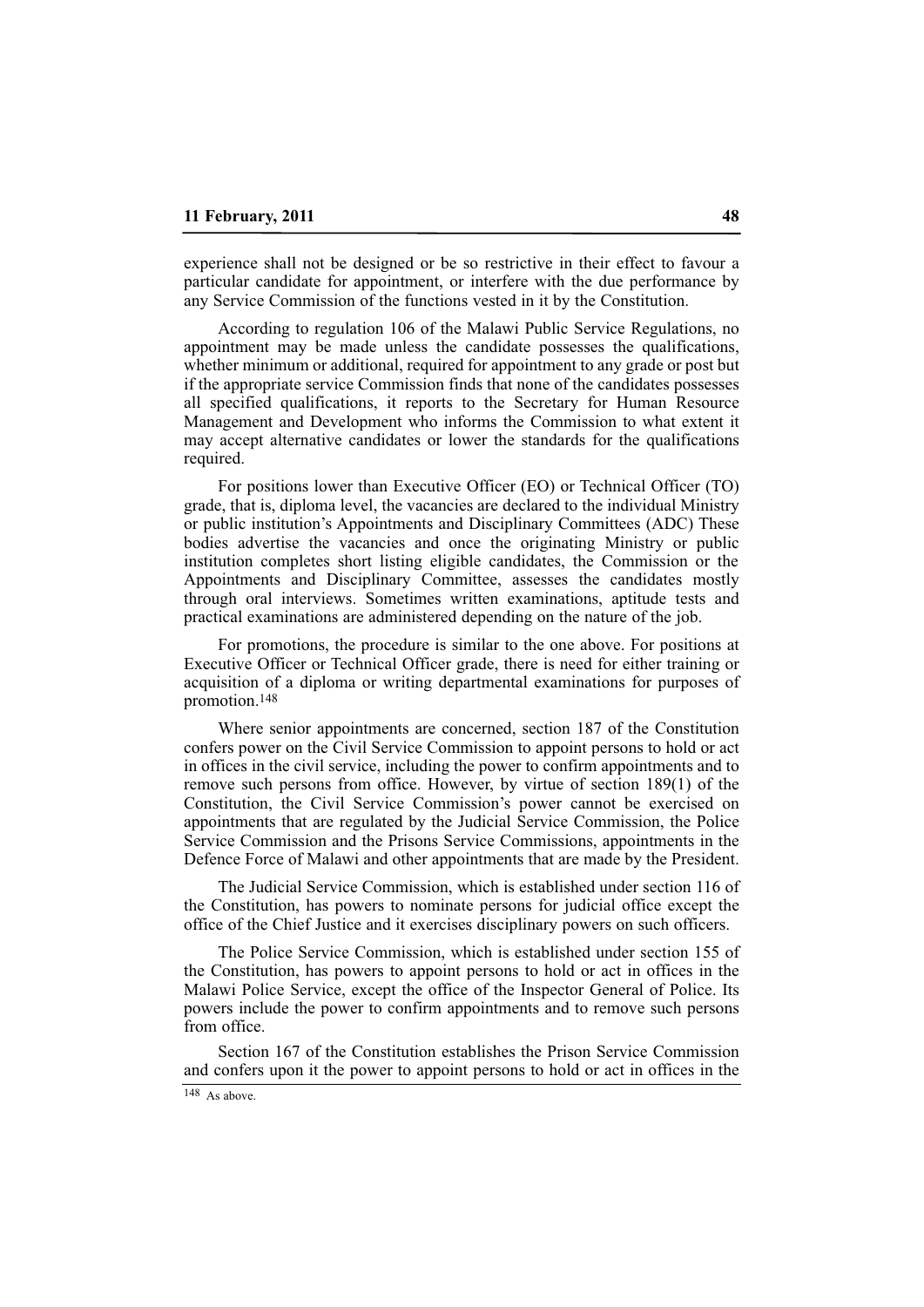experience shall not be designed or be so restrictive in their effect to favour a particular candidate for appointment, or interfere with the due performance by any Service Commission of the functions vested in it by the Constitution.

According to regulation 106 of the Malawi Public Service Regulations, no appointment may be made unless the candidate possesses the qualifications, whether minimum or additional, required for appointment to any grade or post but if the appropriate service Commission finds that none of the candidates possesses all specified qualifications, it reports to the Secretary for Human Resource Management and Development who informs the Commission to what extent it may accept alternative candidates or lower the standards for the qualifications required.

For positions lower than Executive Officer (EO) or Technical Officer (TO) grade, that is, diploma level, the vacancies are declared to the individual Ministry or public institution's Appointments and Disciplinary Committees (ADC) These bodies advertise the vacancies and once the originating Ministry or public institution completes short listing eligible candidates, the Commission or the Appointments and Disciplinary Committee, assesses the candidates mostly through oral interviews. Sometimes written examinations, aptitude tests and practical examinations are administered depending on the nature of the job.

For promotions, the procedure is similar to the one above. For positions at Executive Officer or Technical Officer grade, there is need for either training or acquisition of a diploma or writing departmental examinations for purposes of promotion.[148]

Where senior appointments are concerned, section 187 of the Constitution confers power on the Civil Service Commission to appoint persons to hold or act in offices in the civil service, including the power to confirm appointments and to remove such persons from office. However, by virtue of section 189(1) of the Constitution, the Civil Service Commission's power cannot be exercised on appointments that are regulated by the Judicial Service Commission, the Police Service Commission and the Prisons Service Commissions, appointments in the Defence Force of Malawi and other appointments that are made by the President.

The Judicial Service Commission, which is established under section 116 of the Constitution, has powers to nominate persons for judicial office except the office of the Chief Justice and it exercises disciplinary powers on such officers.

The Police Service Commission, which is established under section 155 of the Constitution, has powers to appoint persons to hold or act in offices in the Malawi Police Service, except the office of the Inspector General of Police. Its powers include the power to confirm appointments and to remove such persons from office.

Section 167 of the Constitution establishes the Prison Service Commission and confers upon it the power to appoint persons to hold or act in offices in the

[148] As above.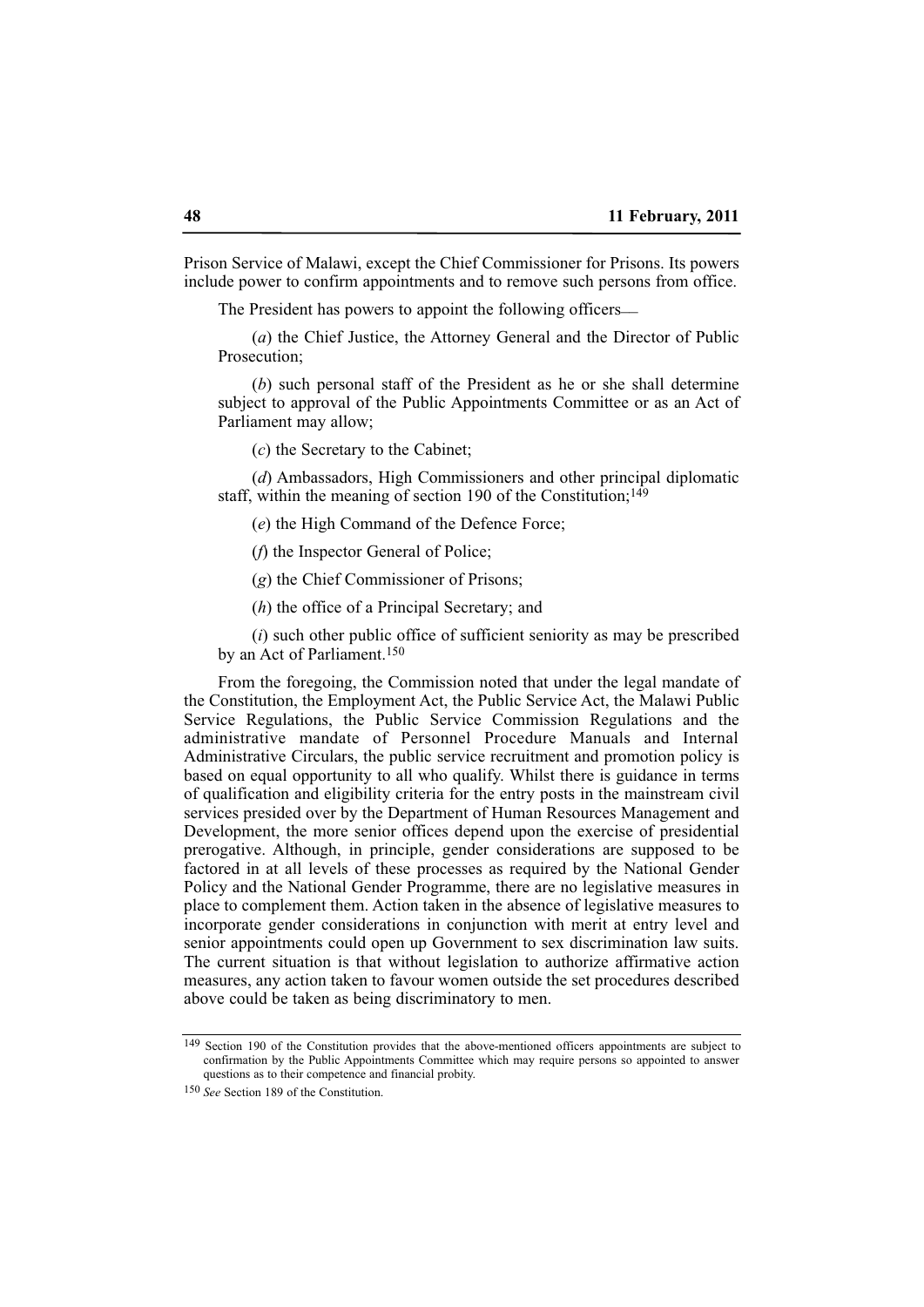Prison Service of Malawi, except the Chief Commissioner for Prisons. Its powers include power to confirm appointments and to remove such persons from office.

The President has powers to appoint the following officers—

(*a*) the Chief Justice, the Attorney General and the Director of Public Prosecution;

(*b*) such personal staff of the President as he or she shall determine subject to approval of the Public Appointments Committee or as an Act of Parliament may allow;

(*c*) the Secretary to the Cabinet;

(*d*) Ambassadors, High Commissioners and other principal diplomatic staff, within the meaning of section 190 of the Constitution;[149]

(*e*) the High Command of the Defence Force;

(*f*) the Inspector General of Police;

(*g*) the Chief Commissioner of Prisons;

(*h*) the office of a Principal Secretary; and

(*i*) such other public office of sufficient seniority as may be prescribed by an Act of Parliament.[150]

From the foregoing, the Commission noted that under the legal mandate of the Constitution, the Employment Act, the Public Service Act, the Malawi Public Service Regulations, the Public Service Commission Regulations and the administrative mandate of Personnel Procedure Manuals and Internal Administrative Circulars, the public service recruitment and promotion policy is based on equal opportunity to all who qualify. Whilst there is guidance in terms of qualification and eligibility criteria for the entry posts in the mainstream civil services presided over by the Department of Human Resources Management and Development, the more senior offices depend upon the exercise of presidential prerogative. Although, in principle, gender considerations are supposed to be factored in at all levels of these processes as required by the National Gender Policy and the National Gender Programme, there are no legislative measures in place to complement them. Action taken in the absence of legislative measures to incorporate gender considerations in conjunction with merit at entry level and senior appointments could open up Government to sex discrimination law suits. The current situation is that without legislation to authorize affirmative action measures, any action taken to favour women outside the set procedures described above could be taken as being discriminatory to men.

---

[149] Section 190 of the Constitution provides that the above-mentioned officers appointments are subject to confirmation by the Public Appointments Committee which may require persons so appointed to answer questions as to their competence and financial probity.

[150] *See* Section 189 of the Constitution.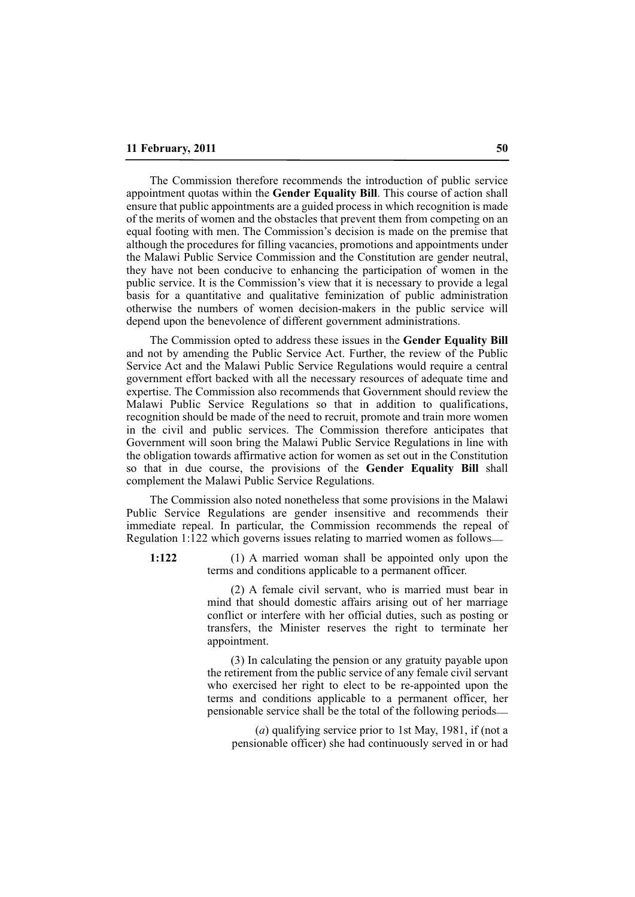The Commission therefore recommends the introduction of public service appointment quotas within the **Gender Equality Bill**. This course of action shall ensure that public appointments are a guided process in which recognition is made of the merits of women and the obstacles that prevent them from competing on an equal footing with men. The Commission's decision is made on the premise that although the procedures for filling vacancies, promotions and appointments under the Malawi Public Service Commission and the Constitution are gender neutral, they have not been conducive to enhancing the participation of women in the public service. It is the Commission's view that it is necessary to provide a legal basis for a quantitative and qualitative feminization of public administration otherwise the numbers of women decision-makers in the public service will depend upon the benevolence of different government administrations.

The Commission opted to address these issues in the **Gender Equality Bill** and not by amending the Public Service Act. Further, the review of the Public Service Act and the Malawi Public Service Regulations would require a central government effort backed with all the necessary resources of adequate time and expertise. The Commission also recommends that Government should review the Malawi Public Service Regulations so that in addition to qualifications, recognition should be made of the need to recruit, promote and train more women in the civil and public services. The Commission therefore anticipates that Government will soon bring the Malawi Public Service Regulations in line with the obligation towards affirmative action for women as set out in the Constitution so that in due course, the provisions of the **Gender Equality Bill** shall complement the Malawi Public Service Regulations.

The Commission also noted nonetheless that some provisions in the Malawi Public Service Regulations are gender insensitive and recommends their immediate repeal. In particular, the Commission recommends the repeal of Regulation 1:122 which governs issues relating to married women as follows—

**1:122** (1) A married woman shall be appointed only upon the terms and conditions applicable to a permanent officer.

(2) A female civil servant, who is married must bear in mind that should domestic affairs arising out of her marriage conflict or interfere with her official duties, such as posting or transfers, the Minister reserves the right to terminate her appointment.

(3) In calculating the pension or any gratuity payable upon the retirement from the public service of any female civil servant who exercised her right to elect to be re-appointed upon the terms and conditions applicable to a permanent officer, her pensionable service shall be the total of the following periods—

(*a*) qualifying service prior to 1st May, 1981, if (not a pensionable officer) she had continuously served in or had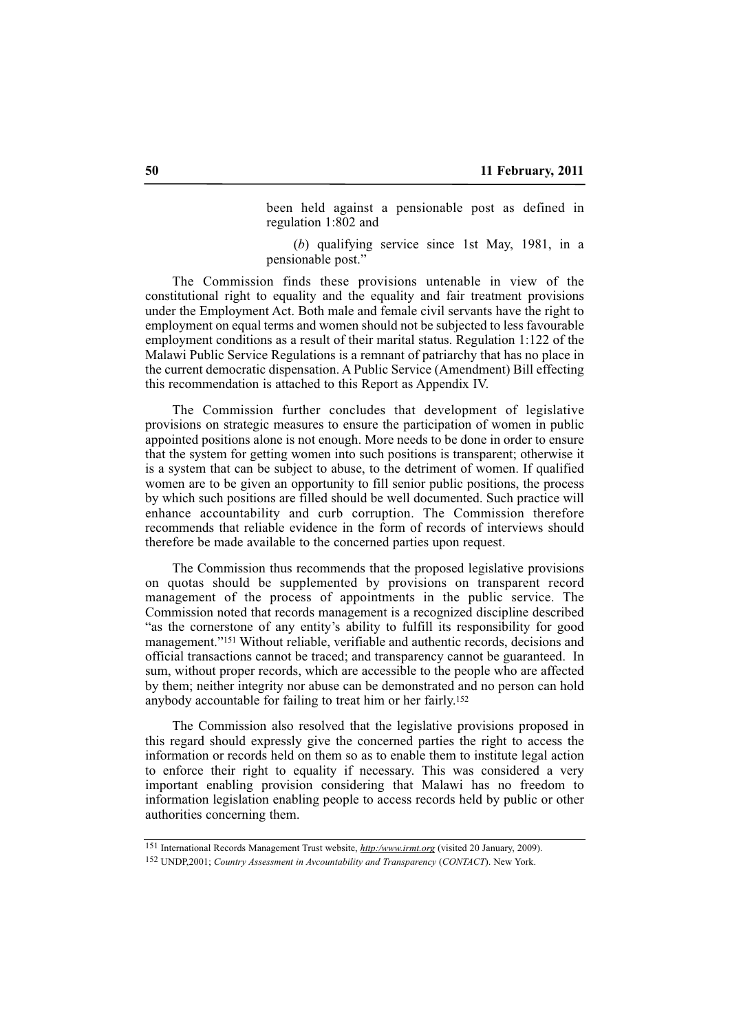been held against a pensionable post as defined in regulation 1:802 and

(*b*) qualifying service since 1st May, 1981, in a pensionable post."

The Commission finds these provisions untenable in view of the constitutional right to equality and the equality and fair treatment provisions under the Employment Act. Both male and female civil servants have the right to employment on equal terms and women should not be subjected to less favourable employment conditions as a result of their marital status. Regulation 1:122 of the Malawi Public Service Regulations is a remnant of patriarchy that has no place in the current democratic dispensation. A Public Service (Amendment) Bill effecting this recommendation is attached to this Report as Appendix IV.

The Commission further concludes that development of legislative provisions on strategic measures to ensure the participation of women in public appointed positions alone is not enough. More needs to be done in order to ensure that the system for getting women into such positions is transparent; otherwise it is a system that can be subject to abuse, to the detriment of women. If qualified women are to be given an opportunity to fill senior public positions, the process by which such positions are filled should be well documented. Such practice will enhance accountability and curb corruption. The Commission therefore recommends that reliable evidence in the form of records of interviews should therefore be made available to the concerned parties upon request.

The Commission thus recommends that the proposed legislative provisions on quotas should be supplemented by provisions on transparent record management of the process of appointments in the public service. The Commission noted that records management is a recognized discipline described "as the cornerstone of any entity's ability to fulfill its responsibility for good management."[151] Without reliable, verifiable and authentic records, decisions and official transactions cannot be traced; and transparency cannot be guaranteed. In sum, without proper records, which are accessible to the people who are affected by them; neither integrity nor abuse can be demonstrated and no person can hold anybody accountable for failing to treat him or her fairly.[152]

The Commission also resolved that the legislative provisions proposed in this regard should expressly give the concerned parties the right to access the information or records held on them so as to enable them to institute legal action to enforce their right to equality if necessary. This was considered a very important enabling provision considering that Malawi has no freedom to information legislation enabling people to access records held by public or other authorities concerning them.

---

[151] International Records Management Trust website, *http:/www.irmt.org* (visited 20 January, 2009).

[152] UNDP,2001; *Country Assessment in Avcountability and Transparency* (*CONTACT*). New York.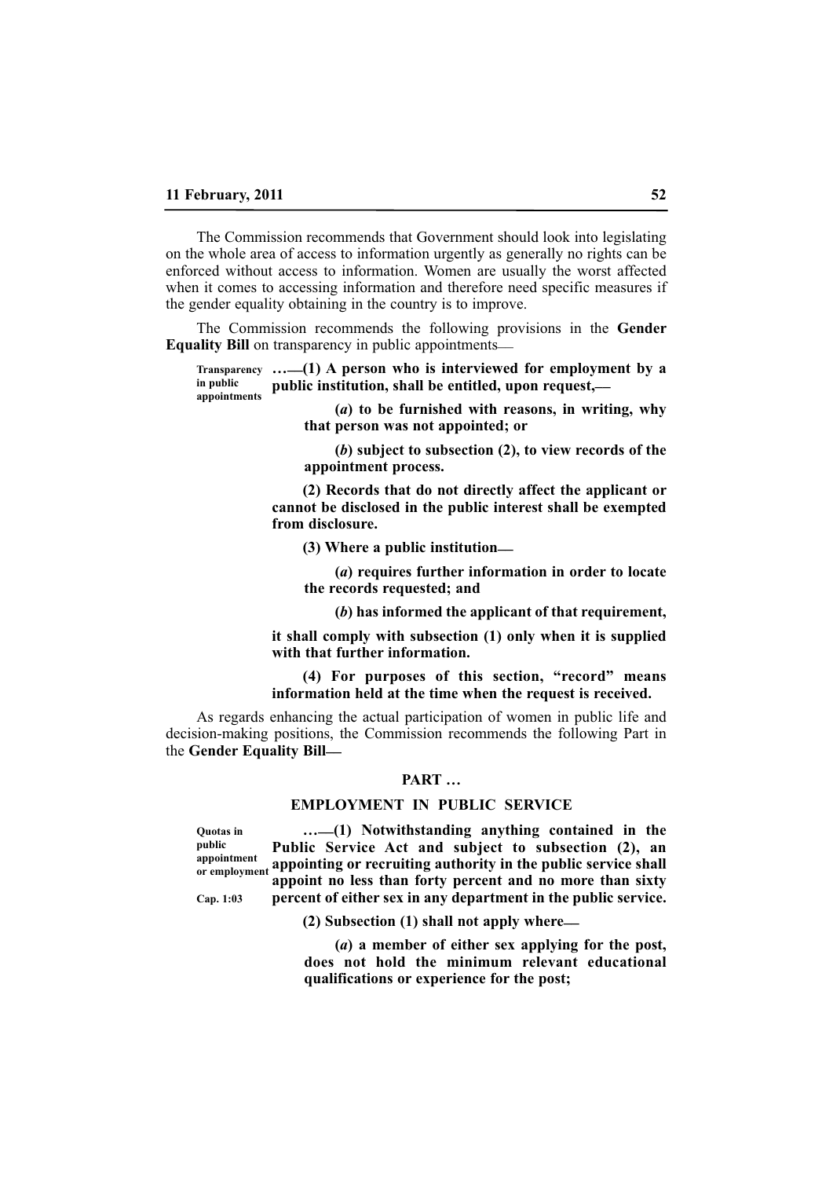The Commission recommends that Government should look into legislating on the whole area of access to information urgently as generally no rights can be enforced without access to information. Women are usually the worst affected when it comes to accessing information and therefore need specific measures if the gender equality obtaining in the country is to improve.

The Commission recommends the following provisions in the **Gender Equality Bill** on transparency in public appointments—

Transparency in public appointments

**…—(1) A person who is interviewed for employment by a public institution, shall be entitled, upon request,—**

**(*a*) to be furnished with reasons, in writing, why that person was not appointed; or**

**(*b*) subject to subsection (2), to view records of the appointment process.**

**(2) Records that do not directly affect the applicant or cannot be disclosed in the public interest shall be exempted from disclosure.**

**(3) Where a public institution—**

**(*a*) requires further information in order to locate the records requested; and**

**(*b*) has informed the applicant of that requirement,**

**it shall comply with subsection (1) only when it is supplied with that further information.**

**(4) For purposes of this section, "record" means information held at the time when the request is received.**

As regards enhancing the actual participation of women in public life and decision-making positions, the Commission recommends the following Part in the **Gender Equality Bill—**

**PART …**

**EMPLOYMENT IN PUBLIC SERVICE**

Quotas in public appointment or employment

Cap. 1:03

**…—(1) Notwithstanding anything contained in the Public Service Act and subject to subsection (2), an appointing or recruiting authority in the public service shall appoint no less than forty percent and no more than sixty percent of either sex in any department in the public service.**

**(2) Subsection (1) shall not apply where—**

**(*a*) a member of either sex applying for the post, does not hold the minimum relevant educational qualifications or experience for the post;**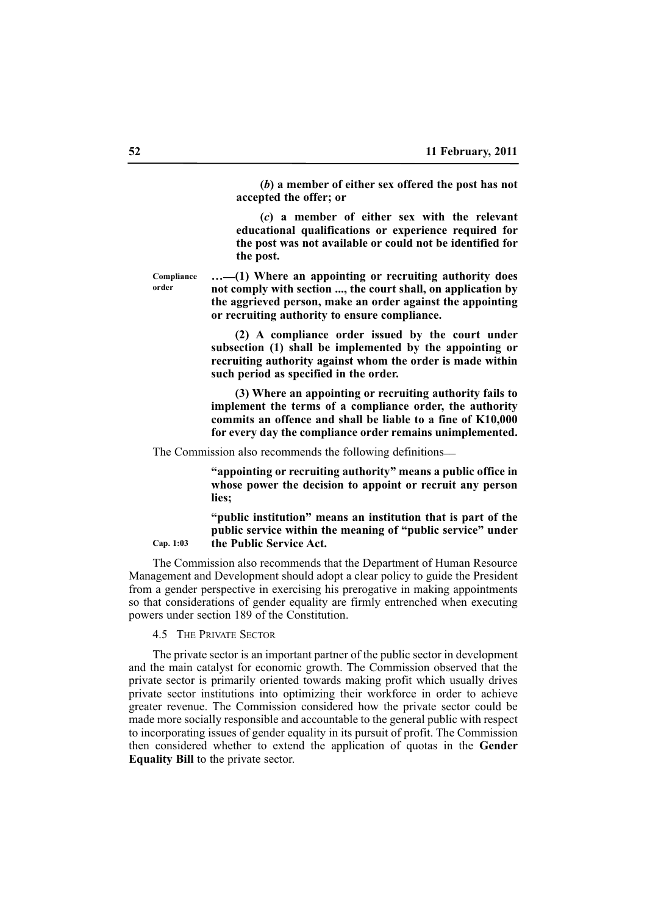**(*b*) a member of either sex offered the post has not accepted the offer; or**

**(*c*) a member of either sex with the relevant educational qualifications or experience required for the post was not available or could not be identified for the post.**

Compliance order

**…—(1) Where an appointing or recruiting authority does not comply with section ..., the court shall, on application by the aggrieved person, make an order against the appointing or recruiting authority to ensure compliance.**

**(2) A compliance order issued by the court under subsection (1) shall be implemented by the appointing or recruiting authority against whom the order is made within such period as specified in the order.**

**(3) Where an appointing or recruiting authority fails to implement the terms of a compliance order, the authority commits an offence and shall be liable to a fine of K10,000 for every day the compliance order remains unimplemented.**

The Commission also recommends the following definitions—

**"appointing or recruiting authority" means a public office in whose power the decision to appoint or recruit any person lies;**

**"public institution" means an institution that is part of the public service within the meaning of "public service" under the Public Service Act.**

Cap. 1:03

The Commission also recommends that the Department of Human Resource Management and Development should adopt a clear policy to guide the President from a gender perspective in exercising his prerogative in making appointments so that considerations of gender equality are firmly entrenched when executing powers under section 189 of the Constitution.

4.5 THE PRIVATE SECTOR

The private sector is an important partner of the public sector in development and the main catalyst for economic growth. The Commission observed that the private sector is primarily oriented towards making profit which usually drives private sector institutions into optimizing their workforce in order to achieve greater revenue. The Commission considered how the private sector could be made more socially responsible and accountable to the general public with respect to incorporating issues of gender equality in its pursuit of profit. The Commission then considered whether to extend the application of quotas in the **Gender Equality Bill** to the private sector.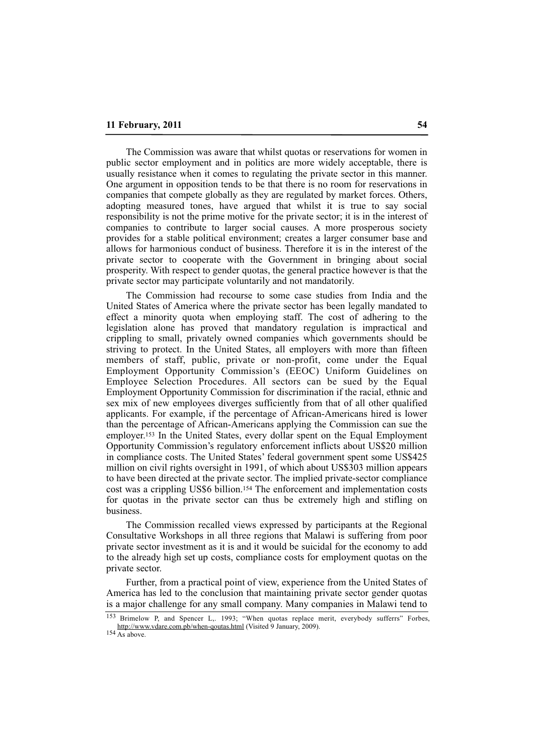The Commission was aware that whilst quotas or reservations for women in public sector employment and in politics are more widely acceptable, there is usually resistance when it comes to regulating the private sector in this manner. One argument in opposition tends to be that there is no room for reservations in companies that compete globally as they are regulated by market forces. Others, adopting measured tones, have argued that whilst it is true to say social responsibility is not the prime motive for the private sector; it is in the interest of companies to contribute to larger social causes. A more prosperous society provides for a stable political environment; creates a larger consumer base and allows for harmonious conduct of business. Therefore it is in the interest of the private sector to cooperate with the Government in bringing about social prosperity. With respect to gender quotas, the general practice however is that the private sector may participate voluntarily and not mandatorily.

The Commission had recourse to some case studies from India and the United States of America where the private sector has been legally mandated to effect a minority quota when employing staff. The cost of adhering to the legislation alone has proved that mandatory regulation is impractical and crippling to small, privately owned companies which governments should be striving to protect. In the United States, all employers with more than fifteen members of staff, public, private or non-profit, come under the Equal Employment Opportunity Commission's (EEOC) Uniform Guidelines on Employee Selection Procedures. All sectors can be sued by the Equal Employment Opportunity Commission for discrimination if the racial, ethnic and sex mix of new employees diverges sufficiently from that of all other qualified applicants. For example, if the percentage of African-Americans hired is lower than the percentage of African-Americans applying the Commission can sue the employer.[153] In the United States, every dollar spent on the Equal Employment Opportunity Commission's regulatory enforcement inflicts about US$20 million in compliance costs. The United States' federal government spent some US$425 million on civil rights oversight in 1991, of which about US$303 million appears to have been directed at the private sector. The implied private-sector compliance cost was a crippling US$6 billion.[154] The enforcement and implementation costs for quotas in the private sector can thus be extremely high and stifling on business.

The Commission recalled views expressed by participants at the Regional Consultative Workshops in all three regions that Malawi is suffering from poor private sector investment as it is and it would be suicidal for the economy to add to the already high set up costs, compliance costs for employment quotas on the private sector.

Further, from a practical point of view, experience from the United States of America has led to the conclusion that maintaining private sector gender quotas is a major challenge for any small company. Many companies in Malawi tend to

---

[153] Brimelow P, and Spencer L,. 1993; "When quotas replace merit, everybody sufferrs" Forbes, http://www.vdare.com.pb/when-qoutas.html (Visited 9 January, 2009).

[154] As above.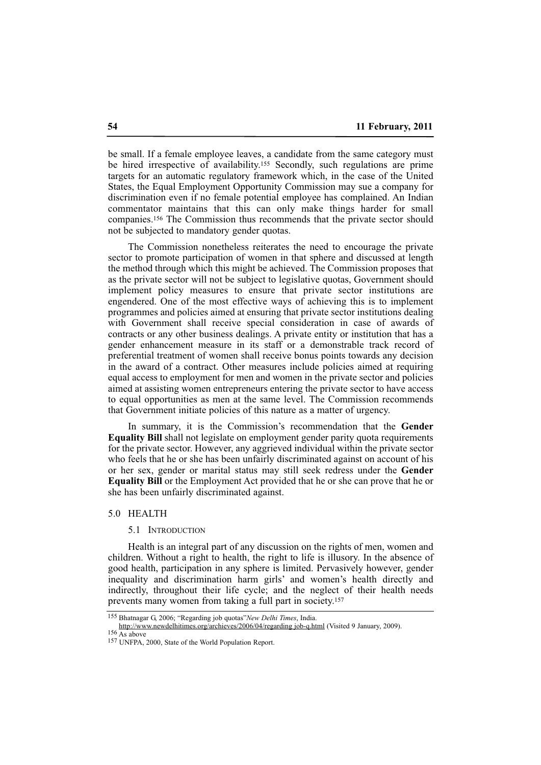be small. If a female employee leaves, a candidate from the same category must be hired irrespective of availability.[155] Secondly, such regulations are prime targets for an automatic regulatory framework which, in the case of the United States, the Equal Employment Opportunity Commission may sue a company for discrimination even if no female potential employee has complained. An Indian commentator maintains that this can only make things harder for small companies.[156] The Commission thus recommends that the private sector should not be subjected to mandatory gender quotas.

The Commission nonetheless reiterates the need to encourage the private sector to promote participation of women in that sphere and discussed at length the method through which this might be achieved. The Commission proposes that as the private sector will not be subject to legislative quotas, Government should implement policy measures to ensure that private sector institutions are engendered. One of the most effective ways of achieving this is to implement programmes and policies aimed at ensuring that private sector institutions dealing with Government shall receive special consideration in case of awards of contracts or any other business dealings. A private entity or institution that has a gender enhancement measure in its staff or a demonstrable track record of preferential treatment of women shall receive bonus points towards any decision in the award of a contract. Other measures include policies aimed at requiring equal access to employment for men and women in the private sector and policies aimed at assisting women entrepreneurs entering the private sector to have access to equal opportunities as men at the same level. The Commission recommends that Government initiate policies of this nature as a matter of urgency.

In summary, it is the Commission's recommendation that the **Gender Equality Bill** shall not legislate on employment gender parity quota requirements for the private sector. However, any aggrieved individual within the private sector who feels that he or she has been unfairly discriminated against on account of his or her sex, gender or marital status may still seek redress under the **Gender Equality Bill** or the Employment Act provided that he or she can prove that he or she has been unfairly discriminated against.

## 5.0 HEALTH

### 5.1 INTRODUCTION

Health is an integral part of any discussion on the rights of men, women and children. Without a right to health, the right to life is illusory. In the absence of good health, participation in any sphere is limited. Pervasively however, gender inequality and discrimination harm girls' and women's health directly and indirectly, throughout their life cycle; and the neglect of their health needs prevents many women from taking a full part in society.[157]

---

[155] Bhatnagar G, 2006; "Regarding job quotas"*New Delhi Times*, India. http://www.newdelhitimes.org/archieves/2006/04/regarding job-q.html (Visited 9 January, 2009).

[156] As above

[157] UNFPA, 2000, State of the World Population Report.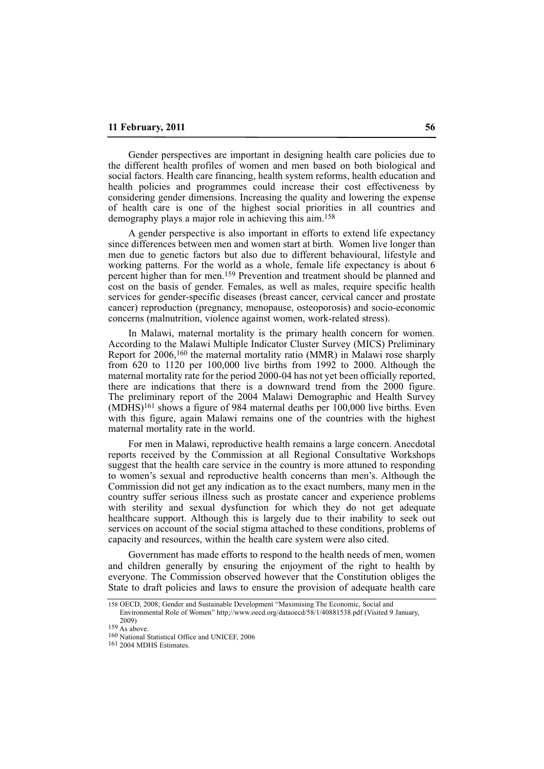Gender perspectives are important in designing health care policies due to the different health profiles of women and men based on both biological and social factors. Health care financing, health system reforms, health education and health policies and programmes could increase their cost effectiveness by considering gender dimensions. Increasing the quality and lowering the expense of health care is one of the highest social priorities in all countries and demography plays a major role in achieving this aim.[158]

A gender perspective is also important in efforts to extend life expectancy since differences between men and women start at birth. Women live longer than men due to genetic factors but also due to different behavioural, lifestyle and working patterns. For the world as a whole, female life expectancy is about 6 percent higher than for men.[159] Prevention and treatment should be planned and cost on the basis of gender. Females, as well as males, require specific health services for gender-specific diseases (breast cancer, cervical cancer and prostate cancer) reproduction (pregnancy, menopause, osteoporosis) and socio-economic concerns (malnutrition, violence against women, work-related stress).

In Malawi, maternal mortality is the primary health concern for women. According to the Malawi Multiple Indicator Cluster Survey (MICS) Preliminary Report for 2006,[160] the maternal mortality ratio (MMR) in Malawi rose sharply from 620 to 1120 per 100,000 live births from 1992 to 2000. Although the maternal mortality rate for the period 2000-04 has not yet been officially reported, there are indications that there is a downward trend from the 2000 figure. The preliminary report of the 2004 Malawi Demographic and Health Survey (MDHS)[161] shows a figure of 984 maternal deaths per 100,000 live births. Even with this figure, again Malawi remains one of the countries with the highest maternal mortality rate in the world.

For men in Malawi, reproductive health remains a large concern. Anecdotal reports received by the Commission at all Regional Consultative Workshops suggest that the health care service in the country is more attuned to responding to women's sexual and reproductive health concerns than men's. Although the Commission did not get any indication as to the exact numbers, many men in the country suffer serious illness such as prostate cancer and experience problems with sterility and sexual dysfunction for which they do not get adequate healthcare support. Although this is largely due to their inability to seek out services on account of the social stigma attached to these conditions, problems of capacity and resources, within the health care system were also cited.

Government has made efforts to respond to the health needs of men, women and children generally by ensuring the enjoyment of the right to health by everyone. The Commission observed however that the Constitution obliges the State to draft policies and laws to ensure the provision of adequate health care

---

[158] OECD, 2008; Gender and Sustainable Development "Maximising The Economic, Social and Environmental Role of Women" http;//www.oecd.org/dataoecd/58/1/40881538.pdf (Visited 9 January, 2009)

[159] As above.

[160] National Statistical Office and UNICEF, 2006

[161] 2004 MDHS Estimates.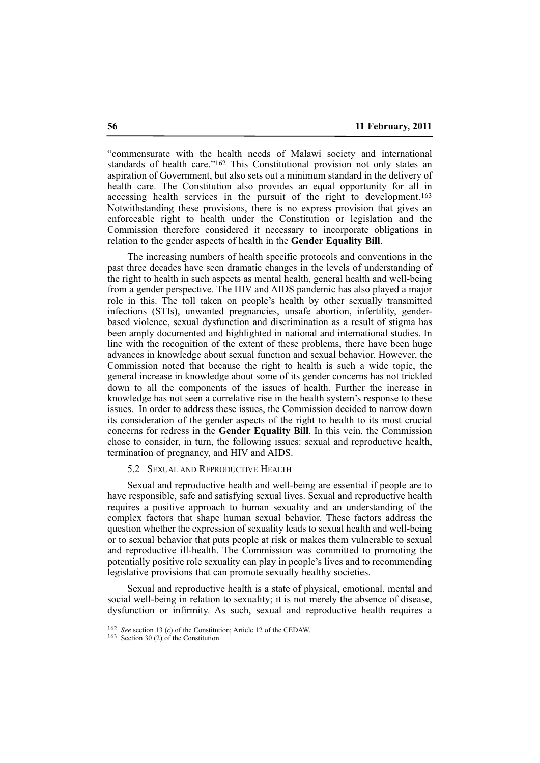"commensurate with the health needs of Malawi society and international standards of health care."[162] This Constitutional provision not only states an aspiration of Government, but also sets out a minimum standard in the delivery of health care. The Constitution also provides an equal opportunity for all in accessing health services in the pursuit of the right to development.[163] Notwithstanding these provisions, there is no express provision that gives an enforceable right to health under the Constitution or legislation and the Commission therefore considered it necessary to incorporate obligations in relation to the gender aspects of health in the **Gender Equality Bill**.

The increasing numbers of health specific protocols and conventions in the past three decades have seen dramatic changes in the levels of understanding of the right to health in such aspects as mental health, general health and well-being from a gender perspective. The HIV and AIDS pandemic has also played a major role in this. The toll taken on people's health by other sexually transmitted infections (STIs), unwanted pregnancies, unsafe abortion, infertility, gender-based violence, sexual dysfunction and discrimination as a result of stigma has been amply documented and highlighted in national and international studies. In line with the recognition of the extent of these problems, there have been huge advances in knowledge about sexual function and sexual behavior. However, the Commission noted that because the right to health is such a wide topic, the general increase in knowledge about some of its gender concerns has not trickled down to all the components of the issues of health. Further the increase in knowledge has not seen a correlative rise in the health system's response to these issues. In order to address these issues, the Commission decided to narrow down its consideration of the gender aspects of the right to health to its most crucial concerns for redress in the **Gender Equality Bill**. In this vein, the Commission chose to consider, in turn, the following issues: sexual and reproductive health, termination of pregnancy, and HIV and AIDS.

### 5.2 Sexual and Reproductive Health

Sexual and reproductive health and well-being are essential if people are to have responsible, safe and satisfying sexual lives. Sexual and reproductive health requires a positive approach to human sexuality and an understanding of the complex factors that shape human sexual behavior. These factors address the question whether the expression of sexuality leads to sexual health and well-being or to sexual behavior that puts people at risk or makes them vulnerable to sexual and reproductive ill-health. The Commission was committed to promoting the potentially positive role sexuality can play in people's lives and to recommending legislative provisions that can promote sexually healthy societies.

Sexual and reproductive health is a state of physical, emotional, mental and social well-being in relation to sexuality; it is not merely the absence of disease, dysfunction or infirmity. As such, sexual and reproductive health requires a

---

[162] *See* section 13 (*c*) of the Constitution; Article 12 of the CEDAW.

[163] Section 30 (2) of the Constitution.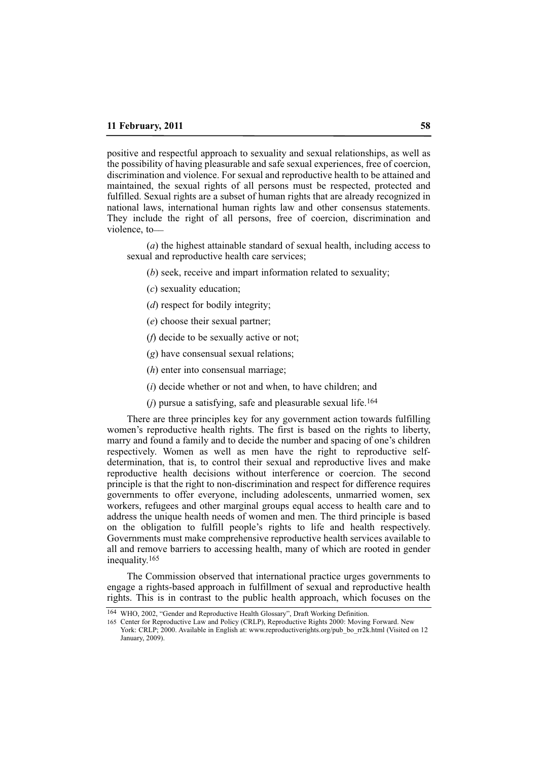positive and respectful approach to sexuality and sexual relationships, as well as the possibility of having pleasurable and safe sexual experiences, free of coercion, discrimination and violence. For sexual and reproductive health to be attained and maintained, the sexual rights of all persons must be respected, protected and fulfilled. Sexual rights are a subset of human rights that are already recognized in national laws, international human rights law and other consensus statements. They include the right of all persons, free of coercion, discrimination and violence, to—

(*a*) the highest attainable standard of sexual health, including access to sexual and reproductive health care services;

(*b*) seek, receive and impart information related to sexuality;

(*c*) sexuality education;

(*d*) respect for bodily integrity;

(*e*) choose their sexual partner;

(*f*) decide to be sexually active or not;

(*g*) have consensual sexual relations;

(*h*) enter into consensual marriage;

(*i*) decide whether or not and when, to have children; and

(*j*) pursue a satisfying, safe and pleasurable sexual life.[164]

There are three principles key for any government action towards fulfilling women's reproductive health rights. The first is based on the rights to liberty, marry and found a family and to decide the number and spacing of one's children respectively. Women as well as men have the right to reproductive self-determination, that is, to control their sexual and reproductive lives and make reproductive health decisions without interference or coercion. The second principle is that the right to non-discrimination and respect for difference requires governments to offer everyone, including adolescents, unmarried women, sex workers, refugees and other marginal groups equal access to health care and to address the unique health needs of women and men. The third principle is based on the obligation to fulfill people's rights to life and health respectively. Governments must make comprehensive reproductive health services available to all and remove barriers to accessing health, many of which are rooted in gender inequality.[165]

The Commission observed that international practice urges governments to engage a rights-based approach in fulfillment of sexual and reproductive health rights. This is in contrast to the public health approach, which focuses on the

---

[164] WHO, 2002, "Gender and Reproductive Health Glossary", Draft Working Definition.

[165] Center for Reproductive Law and Policy (CRLP), Reproductive Rights 2000: Moving Forward. New York: CRLP; 2000. Available in English at: www.reproductiverights.org/pub_bo_rr2k.html (Visited on 12 January, 2009).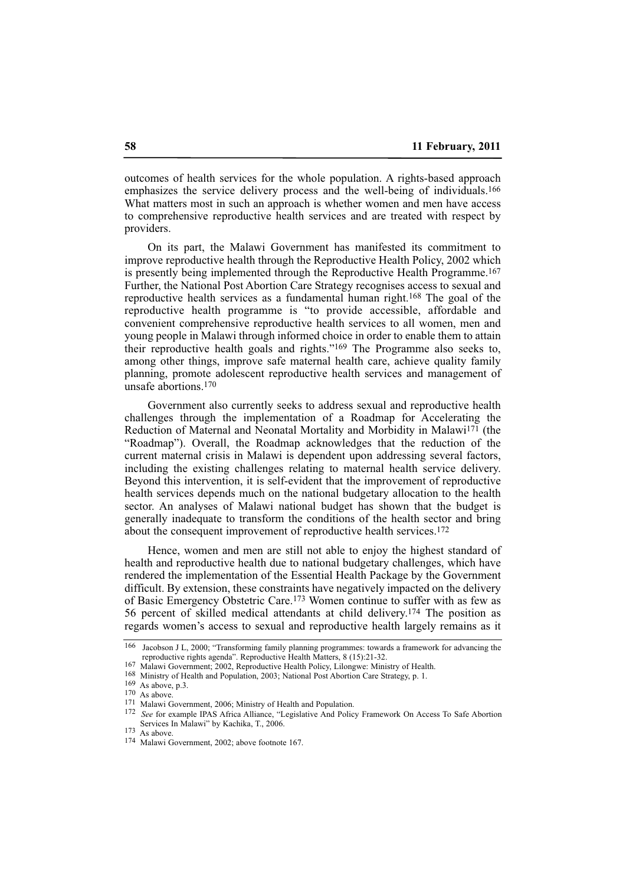outcomes of health services for the whole population. A rights-based approach emphasizes the service delivery process and the well-being of individuals.[166] What matters most in such an approach is whether women and men have access to comprehensive reproductive health services and are treated with respect by providers.

On its part, the Malawi Government has manifested its commitment to improve reproductive health through the Reproductive Health Policy, 2002 which is presently being implemented through the Reproductive Health Programme.[167] Further, the National Post Abortion Care Strategy recognises access to sexual and reproductive health services as a fundamental human right.[168] The goal of the reproductive health programme is "to provide accessible, affordable and convenient comprehensive reproductive health services to all women, men and young people in Malawi through informed choice in order to enable them to attain their reproductive health goals and rights."[169] The Programme also seeks to, among other things, improve safe maternal health care, achieve quality family planning, promote adolescent reproductive health services and management of unsafe abortions.[170]

Government also currently seeks to address sexual and reproductive health challenges through the implementation of a Roadmap for Accelerating the Reduction of Maternal and Neonatal Mortality and Morbidity in Malawi[171] (the "Roadmap"). Overall, the Roadmap acknowledges that the reduction of the current maternal crisis in Malawi is dependent upon addressing several factors, including the existing challenges relating to maternal health service delivery. Beyond this intervention, it is self-evident that the improvement of reproductive health services depends much on the national budgetary allocation to the health sector. An analyses of Malawi national budget has shown that the budget is generally inadequate to transform the conditions of the health sector and bring about the consequent improvement of reproductive health services.[172]

Hence, women and men are still not able to enjoy the highest standard of health and reproductive health due to national budgetary challenges, which have rendered the implementation of the Essential Health Package by the Government difficult. By extension, these constraints have negatively impacted on the delivery of Basic Emergency Obstetric Care.[173] Women continue to suffer with as few as 56 percent of skilled medical attendants at child delivery.[174] The position as regards women's access to sexual and reproductive health largely remains as it

---

[166] Jacobson J L, 2000; "Transforming family planning programmes: towards a framework for advancing the reproductive rights agenda". Reproductive Health Matters, 8 (15):21-32.

[167] Malawi Government; 2002, Reproductive Health Policy, Lilongwe: Ministry of Health.

[168] Ministry of Health and Population, 2003; National Post Abortion Care Strategy, p. 1.

[169] As above, p.3.

[170] As above.

[171] Malawi Government, 2006; Ministry of Health and Population.

[172] *See* for example IPAS Africa Alliance, "Legislative And Policy Framework On Access To Safe Abortion Services In Malawi" by Kachika, T., 2006.

[173] As above.

[174] Malawi Government, 2002; above footnote 167.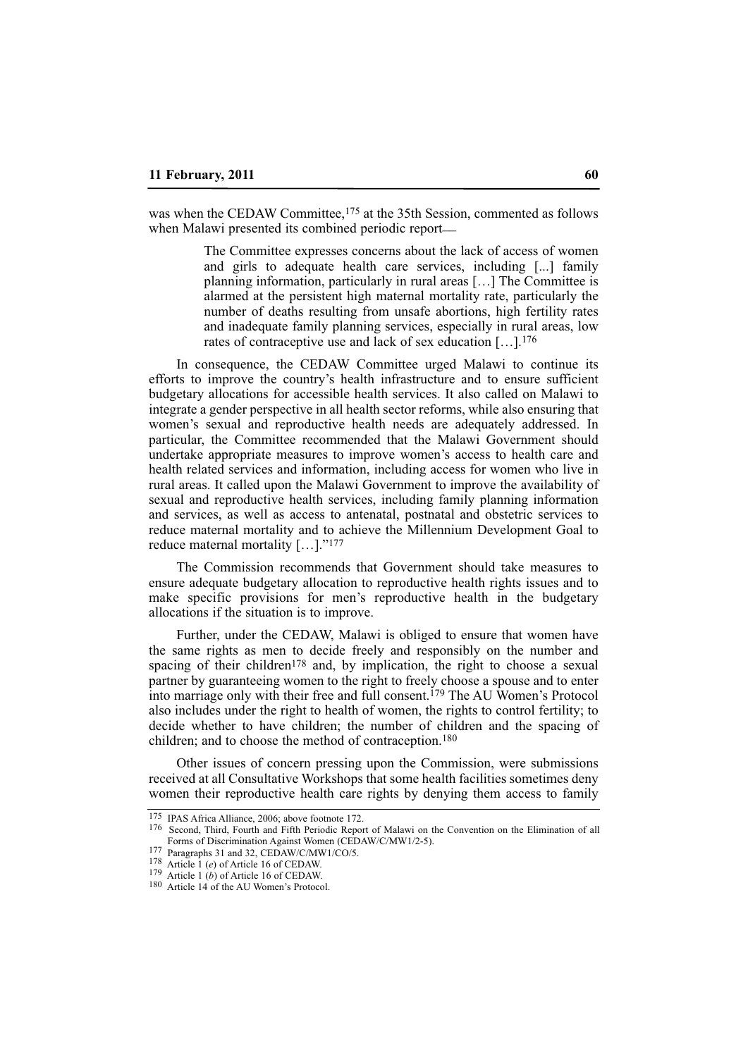was when the CEDAW Committee,[175] at the 35th Session, commented as follows when Malawi presented its combined periodic report—

> The Committee expresses concerns about the lack of access of women and girls to adequate health care services, including [...] family planning information, particularly in rural areas […] The Committee is alarmed at the persistent high maternal mortality rate, particularly the number of deaths resulting from unsafe abortions, high fertility rates and inadequate family planning services, especially in rural areas, low rates of contraceptive use and lack of sex education […].[176]

In consequence, the CEDAW Committee urged Malawi to continue its efforts to improve the country's health infrastructure and to ensure sufficient budgetary allocations for accessible health services. It also called on Malawi to integrate a gender perspective in all health sector reforms, while also ensuring that women's sexual and reproductive health needs are adequately addressed. In particular, the Committee recommended that the Malawi Government should undertake appropriate measures to improve women's access to health care and health related services and information, including access for women who live in rural areas. It called upon the Malawi Government to improve the availability of sexual and reproductive health services, including family planning information and services, as well as access to antenatal, postnatal and obstetric services to reduce maternal mortality and to achieve the Millennium Development Goal to reduce maternal mortality […]."[177]

The Commission recommends that Government should take measures to ensure adequate budgetary allocation to reproductive health rights issues and to make specific provisions for men's reproductive health in the budgetary allocations if the situation is to improve.

Further, under the CEDAW, Malawi is obliged to ensure that women have the same rights as men to decide freely and responsibly on the number and spacing of their children[178] and, by implication, the right to choose a sexual partner by guaranteeing women to the right to freely choose a spouse and to enter into marriage only with their free and full consent.[179] The AU Women's Protocol also includes under the right to health of women, the rights to control fertility; to decide whether to have children; the number of children and the spacing of children; and to choose the method of contraception.[180]

Other issues of concern pressing upon the Commission, were submissions received at all Consultative Workshops that some health facilities sometimes deny women their reproductive health care rights by denying them access to family

---

[175] IPAS Africa Alliance, 2006; above footnote 172.

[176] Second, Third, Fourth and Fifth Periodic Report of Malawi on the Convention on the Elimination of all Forms of Discrimination Against Women (CEDAW/C/MW1/2-5).

[177] Paragraphs 31 and 32, CEDAW/C/MW1/CO/5.

[178] Article 1 (*e*) of Article 16 of CEDAW.

[179] Article 1 (*b*) of Article 16 of CEDAW.

[180] Article 14 of the AU Women's Protocol.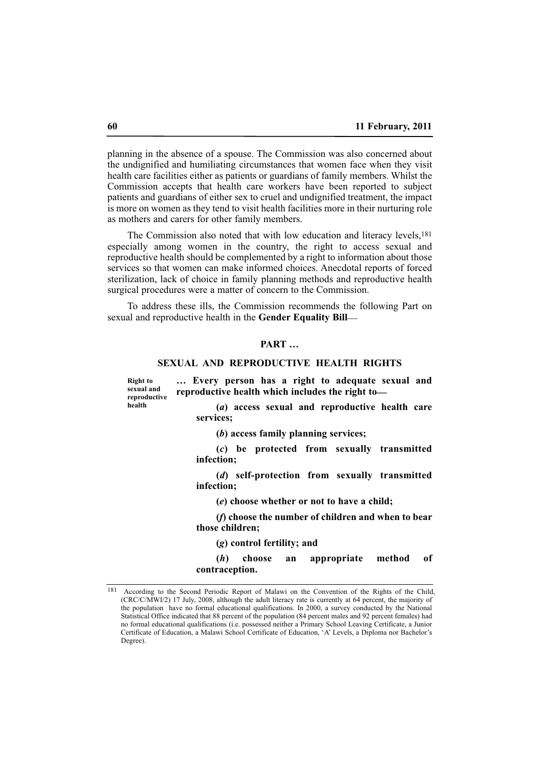planning in the absence of a spouse. The Commission was also concerned about the undignified and humiliating circumstances that women face when they visit health care facilities either as patients or guardians of family members. Whilst the Commission accepts that health care workers have been reported to subject patients and guardians of either sex to cruel and undignified treatment, the impact is more on women as they tend to visit health facilities more in their nurturing role as mothers and carers for other family members.

The Commission also noted that with low education and literacy levels,[181] especially among women in the country, the right to access sexual and reproductive health should be complemented by a right to information about those services so that women can make informed choices. Anecdotal reports of forced sterilization, lack of choice in family planning methods and reproductive health surgical procedures were a matter of concern to the Commission.

To address these ills, the Commission recommends the following Part on sexual and reproductive health in the **Gender Equality Bill**—

**PART …**

**SEXUAL AND REPRODUCTIVE HEALTH RIGHTS**

**Right to sexual and reproductive health**

**… Every person has a right to adequate sexual and reproductive health which includes the right to—**

**(*a*) access sexual and reproductive health care services;**

**(*b*) access family planning services;**

**(*c*) be protected from sexually transmitted infection;**

**(*d*) self-protection from sexually transmitted infection;**

**(*e*) choose whether or not to have a child;**

**(*f*) choose the number of children and when to bear those children;**

**(*g*) control fertility; and**

**(*h*) choose an appropriate method of contraception.**

---

[181] According to the Second Periodic Report of Malawi on the Convention of the Rights of the Child, (CRC/C/MWI/2) 17 July, 2008, although the adult literacy rate is currently at 64 percent, the majority of the population have no formal educational qualifications. In 2000, a survey conducted by the National Statistical Office indicated that 88 percent of the population (84 percent males and 92 percent females) had no formal educational qualifications (i.e. possessed neither a Primary School Leaving Certificate, a Junior Certificate of Education, a Malawi School Certificate of Education, 'A' Levels, a Diploma nor Bachelor's Degree).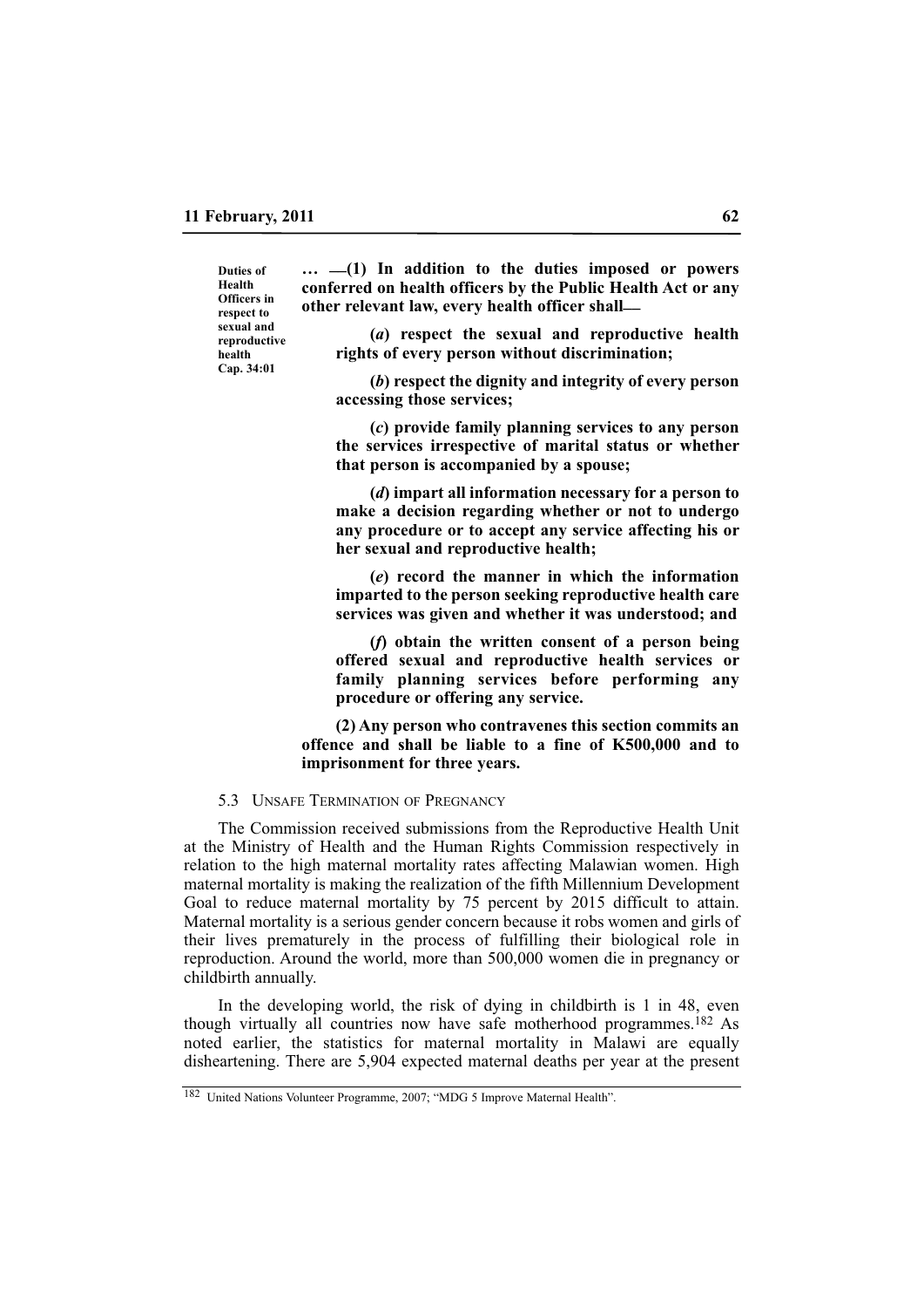**Duties of Health Officers in respect to sexual and reproductive health Cap. 34:01**

**… —(1) In addition to the duties imposed or powers conferred on health officers by the Public Health Act or any other relevant law, every health officer shall—**

**(*a*) respect the sexual and reproductive health rights of every person without discrimination;**

**(*b*) respect the dignity and integrity of every person accessing those services;**

**(*c*) provide family planning services to any person the services irrespective of marital status or whether that person is accompanied by a spouse;**

**(*d*) impart all information necessary for a person to make a decision regarding whether or not to undergo any procedure or to accept any service affecting his or her sexual and reproductive health;**

**(*e*) record the manner in which the information imparted to the person seeking reproductive health care services was given and whether it was understood; and**

**(*f*) obtain the written consent of a person being offered sexual and reproductive health services or family planning services before performing any procedure or offering any service.**

**(2) Any person who contravenes this section commits an offence and shall be liable to a fine of K500,000 and to imprisonment for three years.**

### 5.3 Unsafe Termination of Pregnancy

The Commission received submissions from the Reproductive Health Unit at the Ministry of Health and the Human Rights Commission respectively in relation to the high maternal mortality rates affecting Malawian women. High maternal mortality is making the realization of the fifth Millennium Development Goal to reduce maternal mortality by 75 percent by 2015 difficult to attain. Maternal mortality is a serious gender concern because it robs women and girls of their lives prematurely in the process of fulfilling their biological role in reproduction. Around the world, more than 500,000 women die in pregnancy or childbirth annually.

In the developing world, the risk of dying in childbirth is 1 in 48, even though virtually all countries now have safe motherhood programmes.[182] As noted earlier, the statistics for maternal mortality in Malawi are equally disheartening. There are 5,904 expected maternal deaths per year at the present

[182] United Nations Volunteer Programme, 2007; "MDG 5 Improve Maternal Health".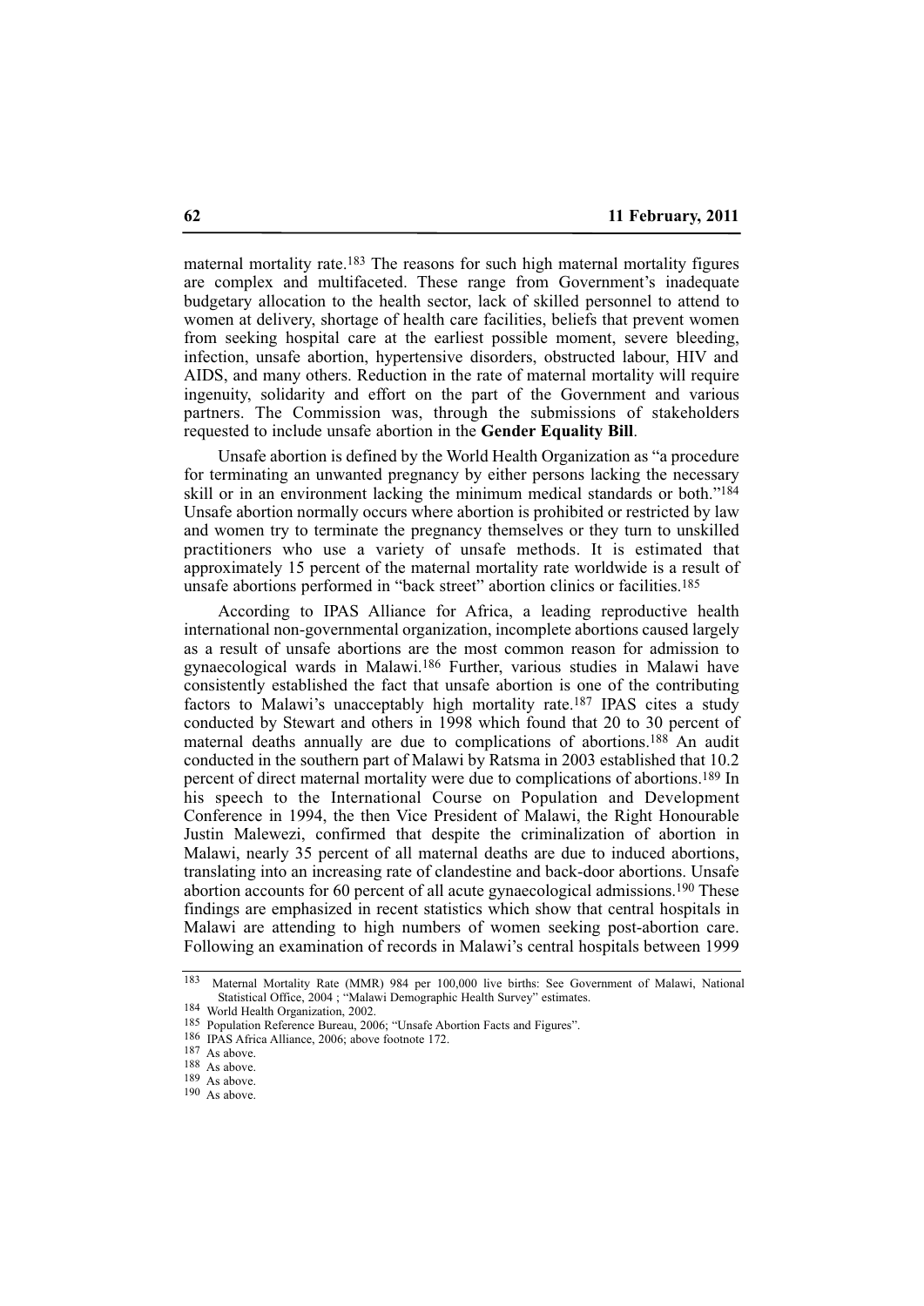maternal mortality rate.[183] The reasons for such high maternal mortality figures are complex and multifaceted. These range from Government's inadequate budgetary allocation to the health sector, lack of skilled personnel to attend to women at delivery, shortage of health care facilities, beliefs that prevent women from seeking hospital care at the earliest possible moment, severe bleeding, infection, unsafe abortion, hypertensive disorders, obstructed labour, HIV and AIDS, and many others. Reduction in the rate of maternal mortality will require ingenuity, solidarity and effort on the part of the Government and various partners. The Commission was, through the submissions of stakeholders requested to include unsafe abortion in the **Gender Equality Bill**.

Unsafe abortion is defined by the World Health Organization as "a procedure for terminating an unwanted pregnancy by either persons lacking the necessary skill or in an environment lacking the minimum medical standards or both."[184] Unsafe abortion normally occurs where abortion is prohibited or restricted by law and women try to terminate the pregnancy themselves or they turn to unskilled practitioners who use a variety of unsafe methods. It is estimated that approximately 15 percent of the maternal mortality rate worldwide is a result of unsafe abortions performed in "back street" abortion clinics or facilities.[185]

According to IPAS Alliance for Africa, a leading reproductive health international non-governmental organization, incomplete abortions caused largely as a result of unsafe abortions are the most common reason for admission to gynaecological wards in Malawi.[186] Further, various studies in Malawi have consistently established the fact that unsafe abortion is one of the contributing factors to Malawi's unacceptably high mortality rate.[187] IPAS cites a study conducted by Stewart and others in 1998 which found that 20 to 30 percent of maternal deaths annually are due to complications of abortions.[188] An audit conducted in the southern part of Malawi by Ratsma in 2003 established that 10.2 percent of direct maternal mortality were due to complications of abortions.[189] In his speech to the International Course on Population and Development Conference in 1994, the then Vice President of Malawi, the Right Honourable Justin Malewezi, confirmed that despite the criminalization of abortion in Malawi, nearly 35 percent of all maternal deaths are due to induced abortions, translating into an increasing rate of clandestine and back-door abortions. Unsafe abortion accounts for 60 percent of all acute gynaecological admissions.[190] These findings are emphasized in recent statistics which show that central hospitals in Malawi are attending to high numbers of women seeking post-abortion care. Following an examination of records in Malawi's central hospitals between 1999

---

[183] Maternal Mortality Rate (MMR) 984 per 100,000 live births: See Government of Malawi, National Statistical Office, 2004 ; "Malawi Demographic Health Survey" estimates.

[184] World Health Organization, 2002.

[185] Population Reference Bureau, 2006; "Unsafe Abortion Facts and Figures".

[186] IPAS Africa Alliance, 2006; above footnote 172.

[187] As above.

[188] As above.

[189] As above.

[190] As above.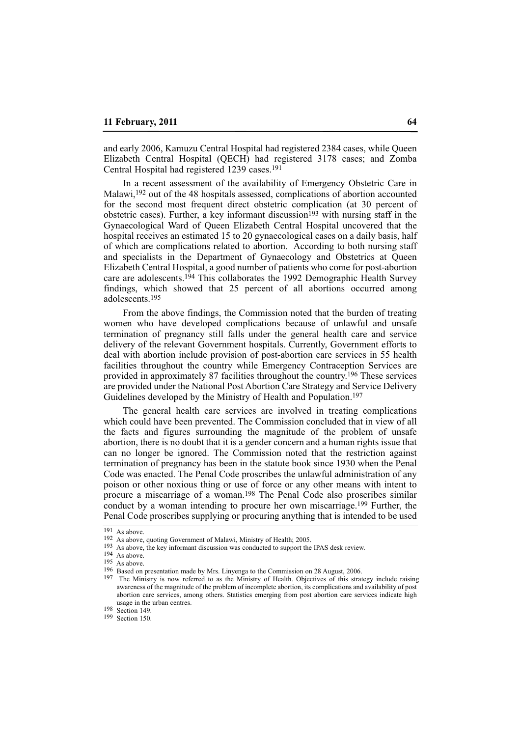and early 2006, Kamuzu Central Hospital had registered 2384 cases, while Queen Elizabeth Central Hospital (QECH) had registered 3178 cases; and Zomba Central Hospital had registered 1239 cases.[191]

In a recent assessment of the availability of Emergency Obstetric Care in Malawi,[192] out of the 48 hospitals assessed, complications of abortion accounted for the second most frequent direct obstetric complication (at 30 percent of obstetric cases). Further, a key informant discussion[193] with nursing staff in the Gynaecological Ward of Queen Elizabeth Central Hospital uncovered that the hospital receives an estimated 15 to 20 gynaecological cases on a daily basis, half of which are complications related to abortion. According to both nursing staff and specialists in the Department of Gynaecology and Obstetrics at Queen Elizabeth Central Hospital, a good number of patients who come for post-abortion care are adolescents.[194] This collaborates the 1992 Demographic Health Survey findings, which showed that 25 percent of all abortions occurred among adolescents.[195]

From the above findings, the Commission noted that the burden of treating women who have developed complications because of unlawful and unsafe termination of pregnancy still falls under the general health care and service delivery of the relevant Government hospitals. Currently, Government efforts to deal with abortion include provision of post-abortion care services in 55 health facilities throughout the country while Emergency Contraception Services are provided in approximately 87 facilities throughout the country.[196] These services are provided under the National Post Abortion Care Strategy and Service Delivery Guidelines developed by the Ministry of Health and Population.[197]

The general health care services are involved in treating complications which could have been prevented. The Commission concluded that in view of all the facts and figures surrounding the magnitude of the problem of unsafe abortion, there is no doubt that it is a gender concern and a human rights issue that can no longer be ignored. The Commission noted that the restriction against termination of pregnancy has been in the statute book since 1930 when the Penal Code was enacted. The Penal Code proscribes the unlawful administration of any poison or other noxious thing or use of force or any other means with intent to procure a miscarriage of a woman.[198] The Penal Code also proscribes similar conduct by a woman intending to procure her own miscarriage.[199] Further, the Penal Code proscribes supplying or procuring anything that is intended to be used

---

[191] As above.

[192] As above, quoting Government of Malawi, Ministry of Health; 2005.

[193] As above, the key informant discussion was conducted to support the IPAS desk review.

[194] As above.

[195] As above.

[196] Based on presentation made by Mrs. Linyenga to the Commission on 28 August, 2006.

[197] The Ministry is now referred to as the Ministry of Health. Objectives of this strategy include raising awareness of the magnitude of the problem of incomplete abortion, its complications and availability of post abortion care services, among others. Statistics emerging from post abortion care services indicate high usage in the urban centres.

[198] Section 149.

[199] Section 150.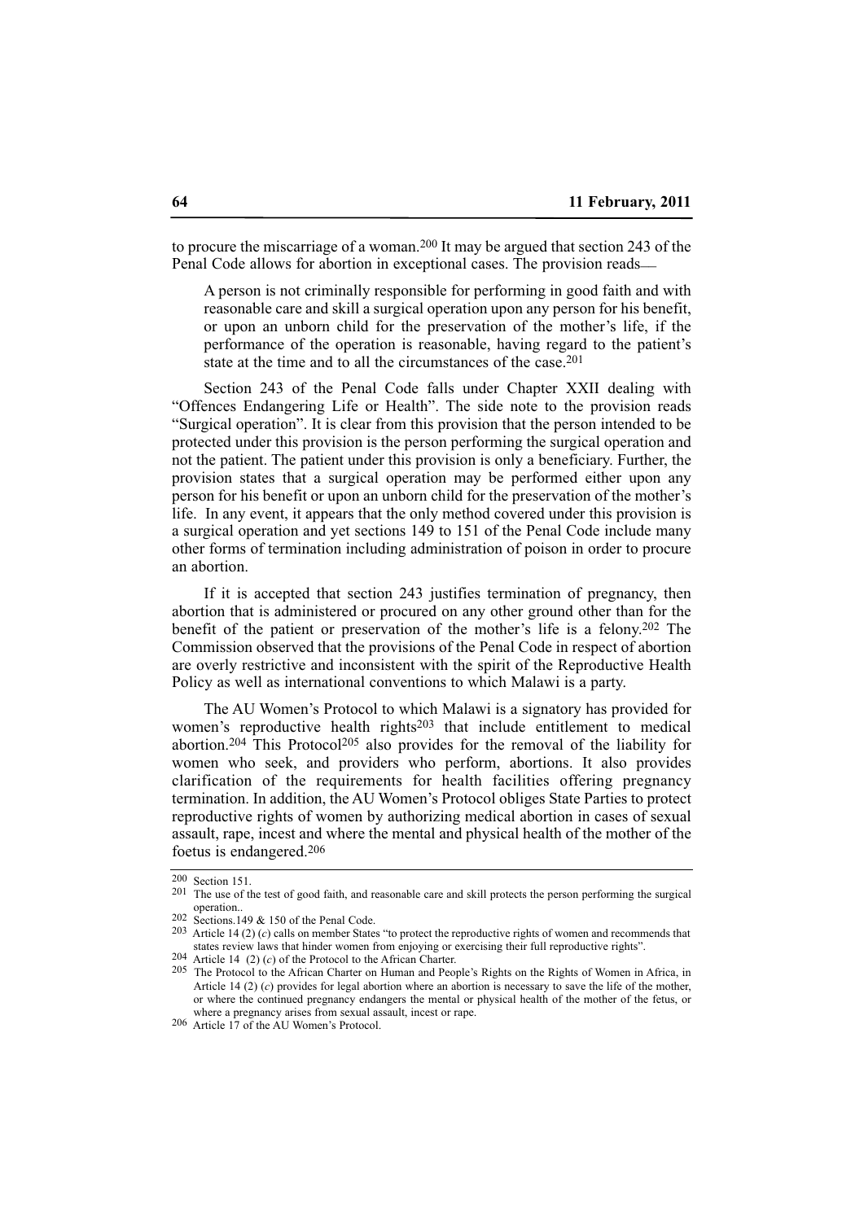to procure the miscarriage of a woman.[200] It may be argued that section 243 of the Penal Code allows for abortion in exceptional cases. The provision reads—

> A person is not criminally responsible for performing in good faith and with reasonable care and skill a surgical operation upon any person for his benefit, or upon an unborn child for the preservation of the mother's life, if the performance of the operation is reasonable, having regard to the patient's state at the time and to all the circumstances of the case.[201]

Section 243 of the Penal Code falls under Chapter XXII dealing with "Offences Endangering Life or Health". The side note to the provision reads "Surgical operation". It is clear from this provision that the person intended to be protected under this provision is the person performing the surgical operation and not the patient. The patient under this provision is only a beneficiary. Further, the provision states that a surgical operation may be performed either upon any person for his benefit or upon an unborn child for the preservation of the mother's life. In any event, it appears that the only method covered under this provision is a surgical operation and yet sections 149 to 151 of the Penal Code include many other forms of termination including administration of poison in order to procure an abortion.

If it is accepted that section 243 justifies termination of pregnancy, then abortion that is administered or procured on any other ground other than for the benefit of the patient or preservation of the mother's life is a felony.[202] The Commission observed that the provisions of the Penal Code in respect of abortion are overly restrictive and inconsistent with the spirit of the Reproductive Health Policy as well as international conventions to which Malawi is a party.

The AU Women's Protocol to which Malawi is a signatory has provided for women's reproductive health rights[203] that include entitlement to medical abortion.[204] This Protocol[205] also provides for the removal of the liability for women who seek, and providers who perform, abortions. It also provides clarification of the requirements for health facilities offering pregnancy termination. In addition, the AU Women's Protocol obliges State Parties to protect reproductive rights of women by authorizing medical abortion in cases of sexual assault, rape, incest and where the mental and physical health of the mother of the foetus is endangered.[206]

---

[200] Section 151.

[201] The use of the test of good faith, and reasonable care and skill protects the person performing the surgical operation..

[202] Sections.149 & 150 of the Penal Code.

[203] Article 14 (2) (*c*) calls on member States "to protect the reproductive rights of women and recommends that states review laws that hinder women from enjoying or exercising their full reproductive rights".

[204] Article 14 (2) (*c*) of the Protocol to the African Charter.

[205] The Protocol to the African Charter on Human and People's Rights on the Rights of Women in Africa, in Article 14 (2) (*c*) provides for legal abortion where an abortion is necessary to save the life of the mother, or where the continued pregnancy endangers the mental or physical health of the mother of the fetus, or where a pregnancy arises from sexual assault, incest or rape.

[206] Article 17 of the AU Women's Protocol.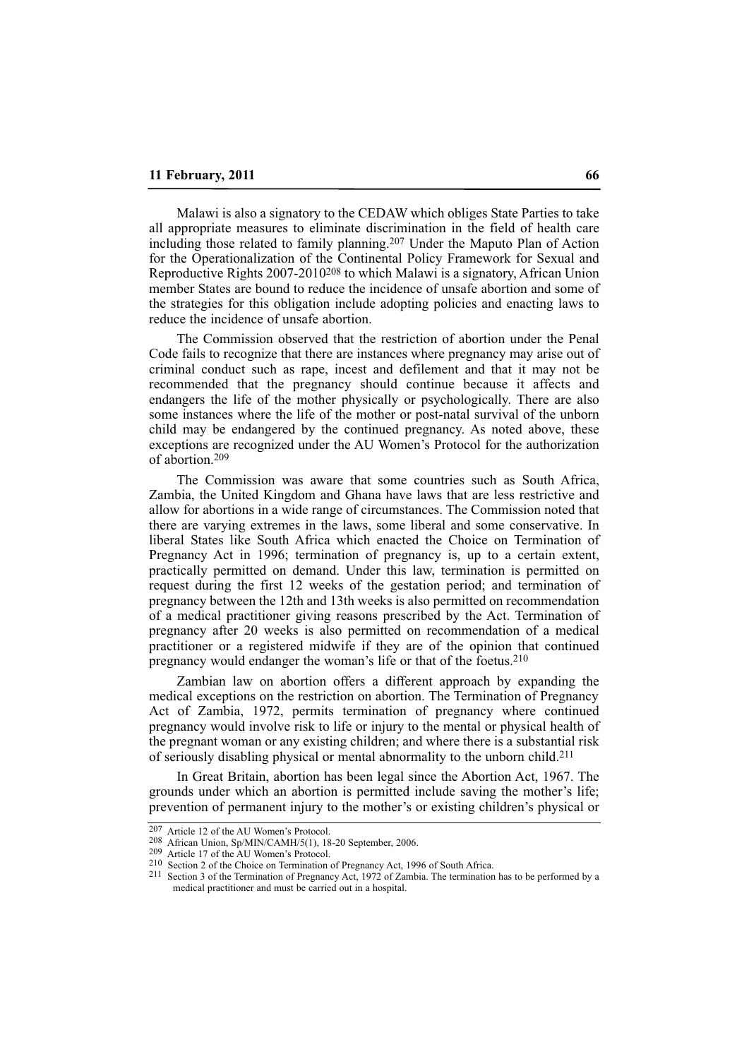Malawi is also a signatory to the CEDAW which obliges State Parties to take all appropriate measures to eliminate discrimination in the field of health care including those related to family planning.[207] Under the Maputo Plan of Action for the Operationalization of the Continental Policy Framework for Sexual and Reproductive Rights 2007-2010[208] to which Malawi is a signatory, African Union member States are bound to reduce the incidence of unsafe abortion and some of the strategies for this obligation include adopting policies and enacting laws to reduce the incidence of unsafe abortion.

The Commission observed that the restriction of abortion under the Penal Code fails to recognize that there are instances where pregnancy may arise out of criminal conduct such as rape, incest and defilement and that it may not be recommended that the pregnancy should continue because it affects and endangers the life of the mother physically or psychologically. There are also some instances where the life of the mother or post-natal survival of the unborn child may be endangered by the continued pregnancy. As noted above, these exceptions are recognized under the AU Women's Protocol for the authorization of abortion.[209]

The Commission was aware that some countries such as South Africa, Zambia, the United Kingdom and Ghana have laws that are less restrictive and allow for abortions in a wide range of circumstances. The Commission noted that there are varying extremes in the laws, some liberal and some conservative. In liberal States like South Africa which enacted the Choice on Termination of Pregnancy Act in 1996; termination of pregnancy is, up to a certain extent, practically permitted on demand. Under this law, termination is permitted on request during the first 12 weeks of the gestation period; and termination of pregnancy between the 12th and 13th weeks is also permitted on recommendation of a medical practitioner giving reasons prescribed by the Act. Termination of pregnancy after 20 weeks is also permitted on recommendation of a medical practitioner or a registered midwife if they are of the opinion that continued pregnancy would endanger the woman's life or that of the foetus.[210]

Zambian law on abortion offers a different approach by expanding the medical exceptions on the restriction on abortion. The Termination of Pregnancy Act of Zambia, 1972, permits termination of pregnancy where continued pregnancy would involve risk to life or injury to the mental or physical health of the pregnant woman or any existing children; and where there is a substantial risk of seriously disabling physical or mental abnormality to the unborn child.[211]

In Great Britain, abortion has been legal since the Abortion Act, 1967. The grounds under which an abortion is permitted include saving the mother's life; prevention of permanent injury to the mother's or existing children's physical or

---

[207] Article 12 of the AU Women's Protocol.

[208] African Union, Sp/MIN/CAMH/5(1), 18-20 September, 2006.

[209] Article 17 of the AU Women's Protocol.

[210] Section 2 of the Choice on Termination of Pregnancy Act, 1996 of South Africa.

[211] Section 3 of the Termination of Pregnancy Act, 1972 of Zambia. The termination has to be performed by a medical practitioner and must be carried out in a hospital.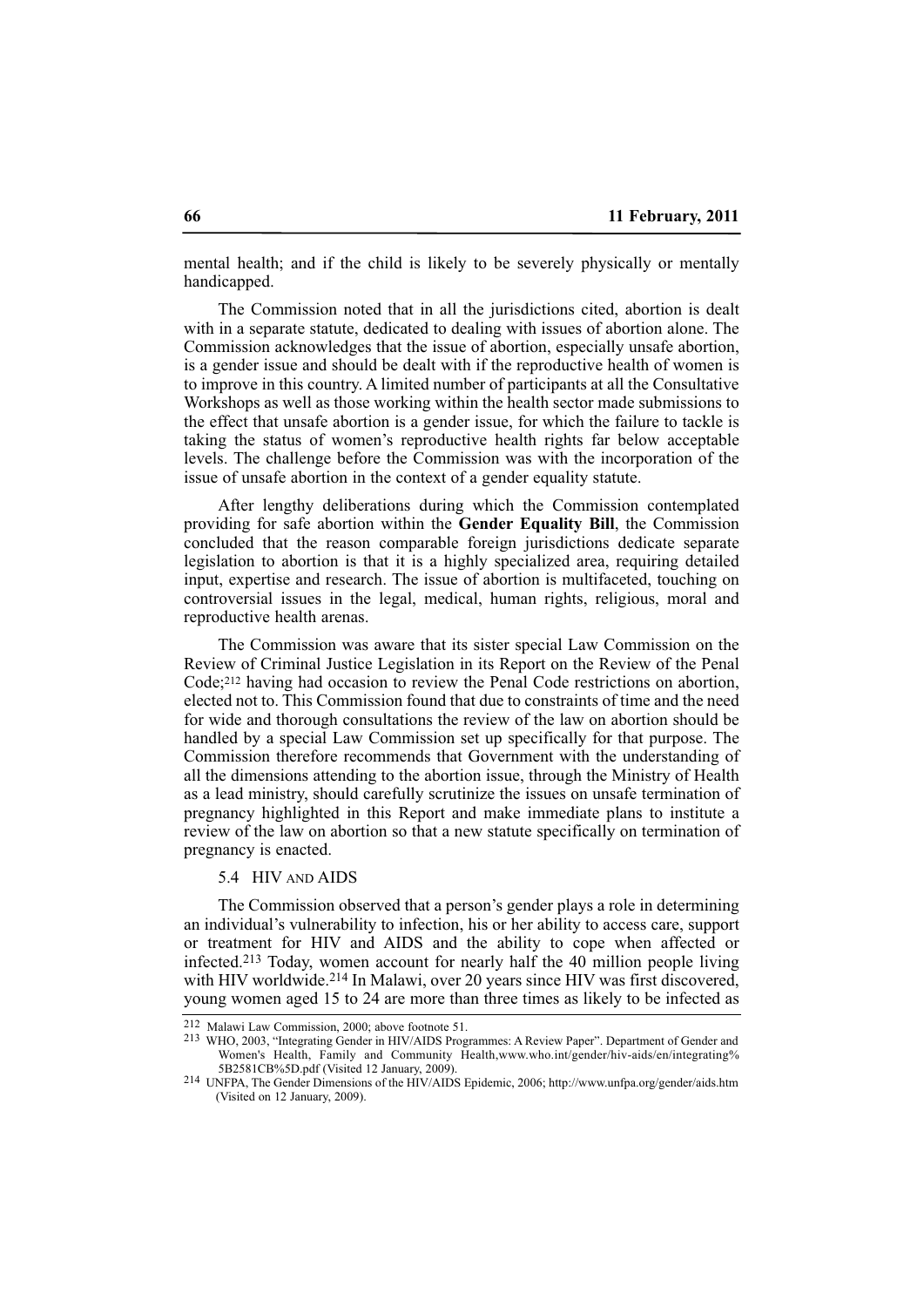mental health; and if the child is likely to be severely physically or mentally handicapped.

The Commission noted that in all the jurisdictions cited, abortion is dealt with in a separate statute, dedicated to dealing with issues of abortion alone. The Commission acknowledges that the issue of abortion, especially unsafe abortion, is a gender issue and should be dealt with if the reproductive health of women is to improve in this country. A limited number of participants at all the Consultative Workshops as well as those working within the health sector made submissions to the effect that unsafe abortion is a gender issue, for which the failure to tackle is taking the status of women's reproductive health rights far below acceptable levels. The challenge before the Commission was with the incorporation of the issue of unsafe abortion in the context of a gender equality statute.

After lengthy deliberations during which the Commission contemplated providing for safe abortion within the **Gender Equality Bill**, the Commission concluded that the reason comparable foreign jurisdictions dedicate separate legislation to abortion is that it is a highly specialized area, requiring detailed input, expertise and research. The issue of abortion is multifaceted, touching on controversial issues in the legal, medical, human rights, religious, moral and reproductive health arenas.

The Commission was aware that its sister special Law Commission on the Review of Criminal Justice Legislation in its Report on the Review of the Penal Code;[212] having had occasion to review the Penal Code restrictions on abortion, elected not to. This Commission found that due to constraints of time and the need for wide and thorough consultations the review of the law on abortion should be handled by a special Law Commission set up specifically for that purpose. The Commission therefore recommends that Government with the understanding of all the dimensions attending to the abortion issue, through the Ministry of Health as a lead ministry, should carefully scrutinize the issues on unsafe termination of pregnancy highlighted in this Report and make immediate plans to institute a review of the law on abortion so that a new statute specifically on termination of pregnancy is enacted.

### 5.4 HIV AND AIDS

The Commission observed that a person's gender plays a role in determining an individual's vulnerability to infection, his or her ability to access care, support or treatment for HIV and AIDS and the ability to cope when affected or infected.[213] Today, women account for nearly half the 40 million people living with HIV worldwide.[214] In Malawi, over 20 years since HIV was first discovered, young women aged 15 to 24 are more than three times as likely to be infected as

---

[212] Malawi Law Commission, 2000; above footnote 51.

[213] WHO, 2003, "Integrating Gender in HIV/AIDS Programmes: A Review Paper". Department of Gender and Women's Health, Family and Community Health,www.who.int/gender/hiv-aids/en/integrating%5B2581CB%5D.pdf (Visited 12 January, 2009).

[214] UNFPA, The Gender Dimensions of the HIV/AIDS Epidemic, 2006; http://www.unfpa.org/gender/aids.htm (Visited on 12 January, 2009).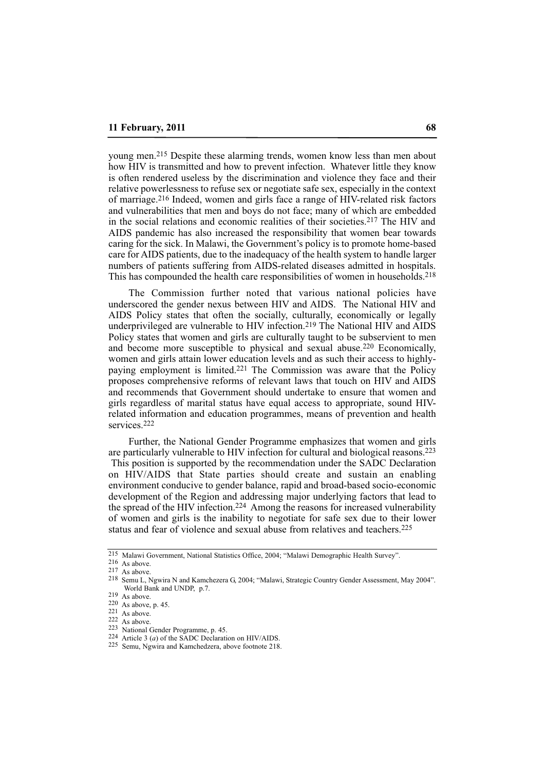young men.[215] Despite these alarming trends, women know less than men about how HIV is transmitted and how to prevent infection. Whatever little they know is often rendered useless by the discrimination and violence they face and their relative powerlessness to refuse sex or negotiate safe sex, especially in the context of marriage.[216] Indeed, women and girls face a range of HIV-related risk factors and vulnerabilities that men and boys do not face; many of which are embedded in the social relations and economic realities of their societies.[217] The HIV and AIDS pandemic has also increased the responsibility that women bear towards caring for the sick. In Malawi, the Government's policy is to promote home-based care for AIDS patients, due to the inadequacy of the health system to handle larger numbers of patients suffering from AIDS-related diseases admitted in hospitals. This has compounded the health care responsibilities of women in households.[218]

The Commission further noted that various national policies have underscored the gender nexus between HIV and AIDS. The National HIV and AIDS Policy states that often the socially, culturally, economically or legally underprivileged are vulnerable to HIV infection.[219] The National HIV and AIDS Policy states that women and girls are culturally taught to be subservient to men and become more susceptible to physical and sexual abuse.[220] Economically, women and girls attain lower education levels and as such their access to highly-paying employment is limited.[221] The Commission was aware that the Policy proposes comprehensive reforms of relevant laws that touch on HIV and AIDS and recommends that Government should undertake to ensure that women and girls regardless of marital status have equal access to appropriate, sound HIV-related information and education programmes, means of prevention and health services.[222]

Further, the National Gender Programme emphasizes that women and girls are particularly vulnerable to HIV infection for cultural and biological reasons.[223] This position is supported by the recommendation under the SADC Declaration on HIV/AIDS that State parties should create and sustain an enabling environment conducive to gender balance, rapid and broad-based socio-economic development of the Region and addressing major underlying factors that lead to the spread of the HIV infection.[224] Among the reasons for increased vulnerability of women and girls is the inability to negotiate for safe sex due to their lower status and fear of violence and sexual abuse from relatives and teachers.[225]

---

[215] Malawi Government, National Statistics Office, 2004; "Malawi Demographic Health Survey".

[216] As above.

[217] As above.

[218] Semu L, Ngwira N and Kamchezera G, 2004; "Malawi, Strategic Country Gender Assessment, May 2004". World Bank and UNDP, p.7.

[219] As above.

[220] As above, p. 45.

[221] As above.

[222] As above.

[223] National Gender Programme, p. 45.

[224] Article 3 (*a*) of the SADC Declaration on HIV/AIDS.

[225] Semu, Ngwira and Kamchedzera, above footnote 218.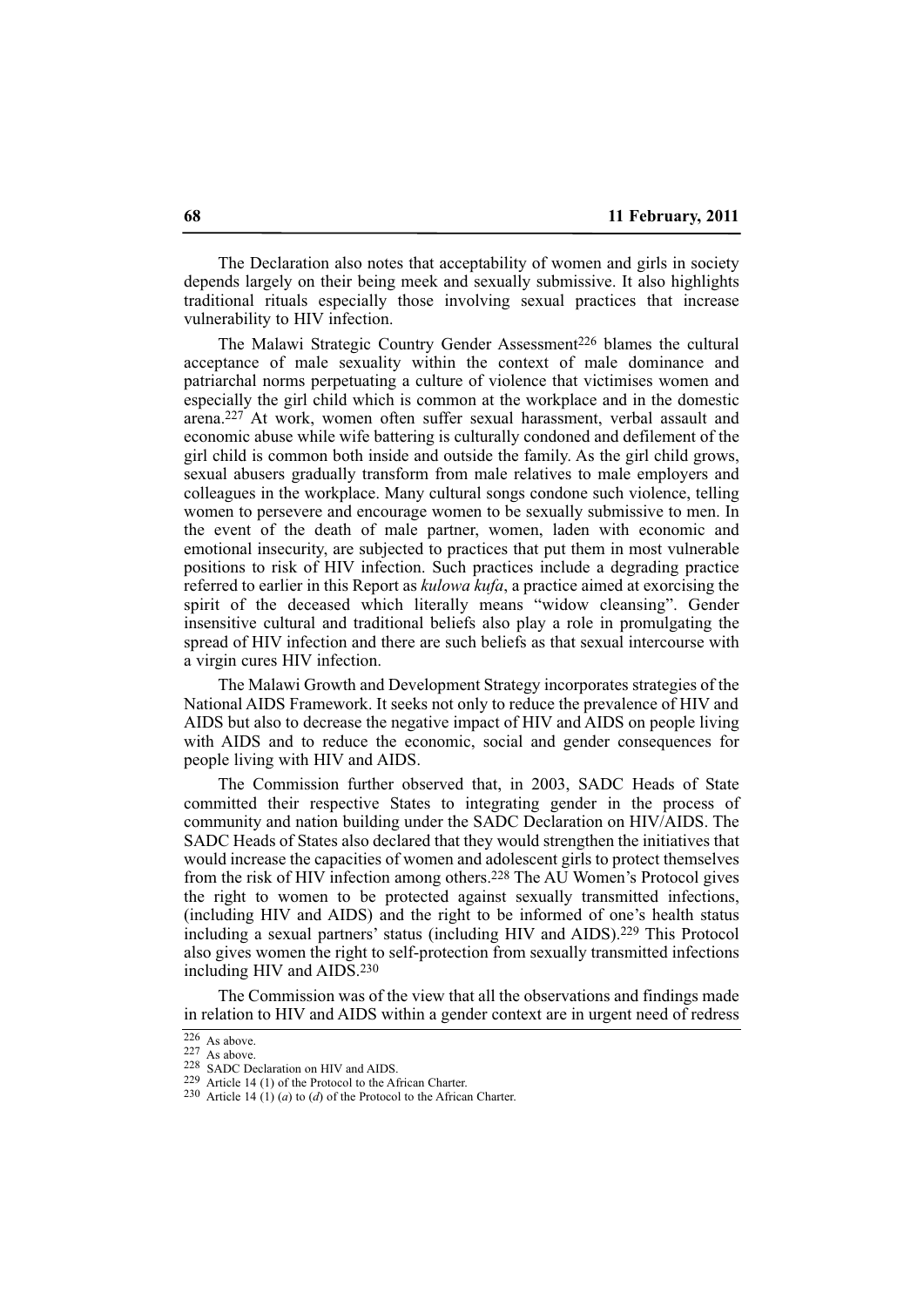The Declaration also notes that acceptability of women and girls in society depends largely on their being meek and sexually submissive. It also highlights traditional rituals especially those involving sexual practices that increase vulnerability to HIV infection.

The Malawi Strategic Country Gender Assessment[226] blames the cultural acceptance of male sexuality within the context of male dominance and patriarchal norms perpetuating a culture of violence that victimises women and especially the girl child which is common at the workplace and in the domestic arena.[227] At work, women often suffer sexual harassment, verbal assault and economic abuse while wife battering is culturally condoned and defilement of the girl child is common both inside and outside the family. As the girl child grows, sexual abusers gradually transform from male relatives to male employers and colleagues in the workplace. Many cultural songs condone such violence, telling women to persevere and encourage women to be sexually submissive to men. In the event of the death of male partner, women, laden with economic and emotional insecurity, are subjected to practices that put them in most vulnerable positions to risk of HIV infection. Such practices include a degrading practice referred to earlier in this Report as *kulowa kufa*, a practice aimed at exorcising the spirit of the deceased which literally means "widow cleansing". Gender insensitive cultural and traditional beliefs also play a role in promulgating the spread of HIV infection and there are such beliefs as that sexual intercourse with a virgin cures HIV infection.

The Malawi Growth and Development Strategy incorporates strategies of the National AIDS Framework. It seeks not only to reduce the prevalence of HIV and AIDS but also to decrease the negative impact of HIV and AIDS on people living with AIDS and to reduce the economic, social and gender consequences for people living with HIV and AIDS.

The Commission further observed that, in 2003, SADC Heads of State committed their respective States to integrating gender in the process of community and nation building under the SADC Declaration on HIV/AIDS. The SADC Heads of States also declared that they would strengthen the initiatives that would increase the capacities of women and adolescent girls to protect themselves from the risk of HIV infection among others.[228] The AU Women's Protocol gives the right to women to be protected against sexually transmitted infections, (including HIV and AIDS) and the right to be informed of one's health status including a sexual partners' status (including HIV and AIDS).[229] This Protocol also gives women the right to self-protection from sexually transmitted infections including HIV and AIDS.[230]

The Commission was of the view that all the observations and findings made in relation to HIV and AIDS within a gender context are in urgent need of redress

---

[226] As above.

[227] As above.

[228] SADC Declaration on HIV and AIDS.

[229] Article 14 (1) of the Protocol to the African Charter.

[230] Article 14 (1) (*a*) to (*d*) of the Protocol to the African Charter.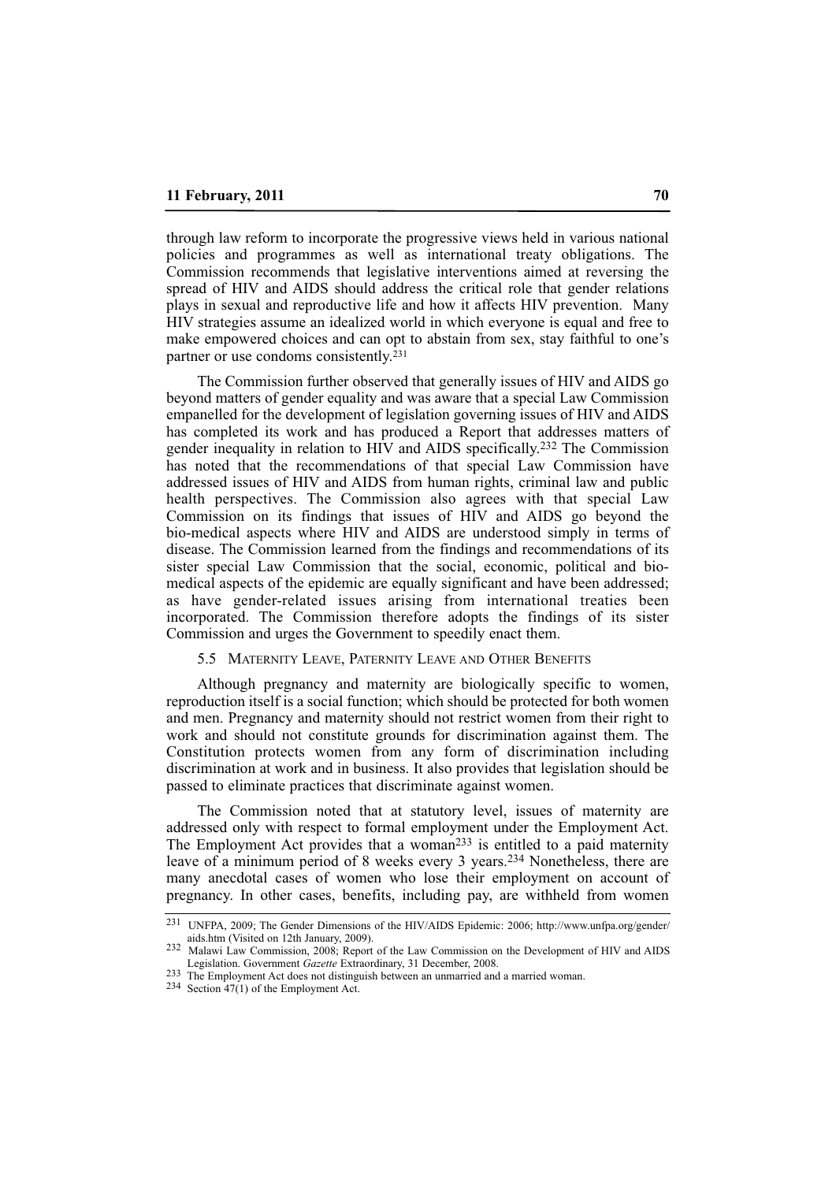through law reform to incorporate the progressive views held in various national policies and programmes as well as international treaty obligations. The Commission recommends that legislative interventions aimed at reversing the spread of HIV and AIDS should address the critical role that gender relations plays in sexual and reproductive life and how it affects HIV prevention. Many HIV strategies assume an idealized world in which everyone is equal and free to make empowered choices and can opt to abstain from sex, stay faithful to one's partner or use condoms consistently.[231]

The Commission further observed that generally issues of HIV and AIDS go beyond matters of gender equality and was aware that a special Law Commission empanelled for the development of legislation governing issues of HIV and AIDS has completed its work and has produced a Report that addresses matters of gender inequality in relation to HIV and AIDS specifically.[232] The Commission has noted that the recommendations of that special Law Commission have addressed issues of HIV and AIDS from human rights, criminal law and public health perspectives. The Commission also agrees with that special Law Commission on its findings that issues of HIV and AIDS go beyond the bio-medical aspects where HIV and AIDS are understood simply in terms of disease. The Commission learned from the findings and recommendations of its sister special Law Commission that the social, economic, political and bio-medical aspects of the epidemic are equally significant and have been addressed; as have gender-related issues arising from international treaties been incorporated. The Commission therefore adopts the findings of its sister Commission and urges the Government to speedily enact them.

### 5.5 Maternity Leave, Paternity Leave and Other Benefits

Although pregnancy and maternity are biologically specific to women, reproduction itself is a social function; which should be protected for both women and men. Pregnancy and maternity should not restrict women from their right to work and should not constitute grounds for discrimination against them. The Constitution protects women from any form of discrimination including discrimination at work and in business. It also provides that legislation should be passed to eliminate practices that discriminate against women.

The Commission noted that at statutory level, issues of maternity are addressed only with respect to formal employment under the Employment Act. The Employment Act provides that a woman[233] is entitled to a paid maternity leave of a minimum period of 8 weeks every 3 years.[234] Nonetheless, there are many anecdotal cases of women who lose their employment on account of pregnancy. In other cases, benefits, including pay, are withheld from women

---

[231] UNFPA, 2009; The Gender Dimensions of the HIV/AIDS Epidemic: 2006; http://www.unfpa.org/gender/aids.htm (Visited on 12th January, 2009).

[232] Malawi Law Commission, 2008; Report of the Law Commission on the Development of HIV and AIDS Legislation. Government *Gazette* Extraordinary, 31 December, 2008.

[233] The Employment Act does not distinguish between an unmarried and a married woman.

[234] Section 47(1) of the Employment Act.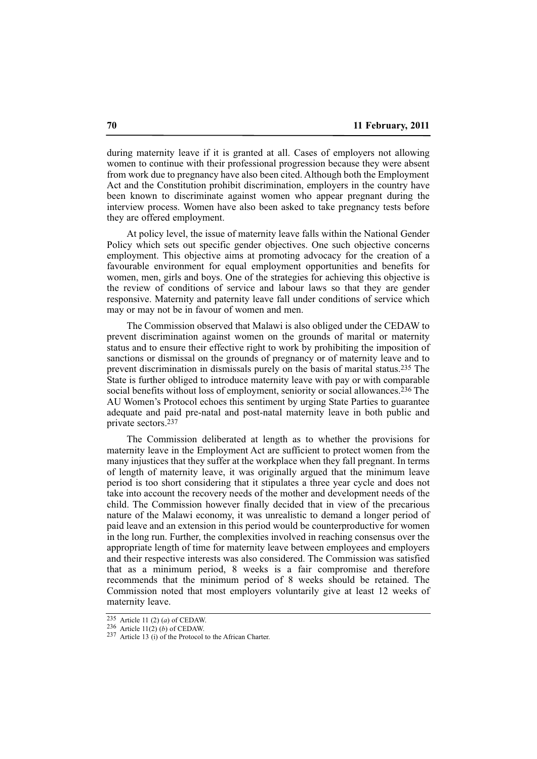during maternity leave if it is granted at all. Cases of employers not allowing women to continue with their professional progression because they were absent from work due to pregnancy have also been cited. Although both the Employment Act and the Constitution prohibit discrimination, employers in the country have been known to discriminate against women who appear pregnant during the interview process. Women have also been asked to take pregnancy tests before they are offered employment.

At policy level, the issue of maternity leave falls within the National Gender Policy which sets out specific gender objectives. One such objective concerns employment. This objective aims at promoting advocacy for the creation of a favourable environment for equal employment opportunities and benefits for women, men, girls and boys. One of the strategies for achieving this objective is the review of conditions of service and labour laws so that they are gender responsive. Maternity and paternity leave fall under conditions of service which may or may not be in favour of women and men.

The Commission observed that Malawi is also obliged under the CEDAW to prevent discrimination against women on the grounds of marital or maternity status and to ensure their effective right to work by prohibiting the imposition of sanctions or dismissal on the grounds of pregnancy or of maternity leave and to prevent discrimination in dismissals purely on the basis of marital status.[235] The State is further obliged to introduce maternity leave with pay or with comparable social benefits without loss of employment, seniority or social allowances.[236] The AU Women's Protocol echoes this sentiment by urging State Parties to guarantee adequate and paid pre-natal and post-natal maternity leave in both public and private sectors.[237]

The Commission deliberated at length as to whether the provisions for maternity leave in the Employment Act are sufficient to protect women from the many injustices that they suffer at the workplace when they fall pregnant. In terms of length of maternity leave, it was originally argued that the minimum leave period is too short considering that it stipulates a three year cycle and does not take into account the recovery needs of the mother and development needs of the child. The Commission however finally decided that in view of the precarious nature of the Malawi economy, it was unrealistic to demand a longer period of paid leave and an extension in this period would be counterproductive for women in the long run. Further, the complexities involved in reaching consensus over the appropriate length of time for maternity leave between employees and employers and their respective interests was also considered. The Commission was satisfied that as a minimum period, 8 weeks is a fair compromise and therefore recommends that the minimum period of 8 weeks should be retained. The Commission noted that most employers voluntarily give at least 12 weeks of maternity leave.

---

[235] Article 11 (2) (*a*) of CEDAW.

[236] Article 11(2) (*b*) of CEDAW.

[237] Article 13 (i) of the Protocol to the African Charter.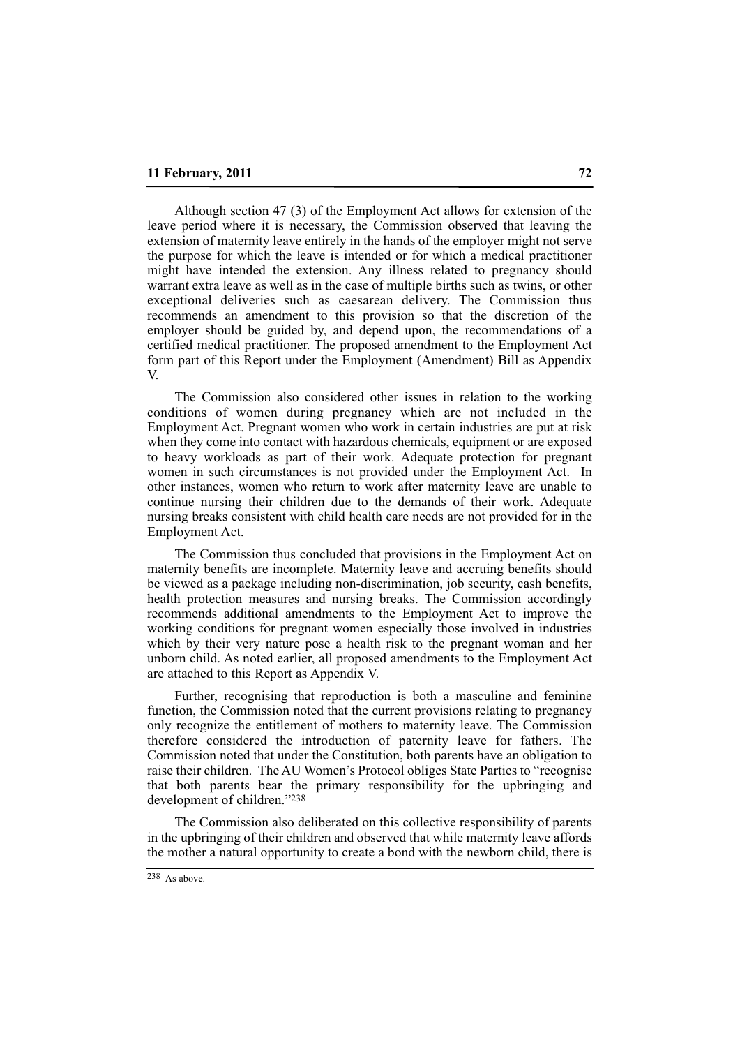Although section 47 (3) of the Employment Act allows for extension of the leave period where it is necessary, the Commission observed that leaving the extension of maternity leave entirely in the hands of the employer might not serve the purpose for which the leave is intended or for which a medical practitioner might have intended the extension. Any illness related to pregnancy should warrant extra leave as well as in the case of multiple births such as twins, or other exceptional deliveries such as caesarean delivery. The Commission thus recommends an amendment to this provision so that the discretion of the employer should be guided by, and depend upon, the recommendations of a certified medical practitioner. The proposed amendment to the Employment Act form part of this Report under the Employment (Amendment) Bill as Appendix V.

The Commission also considered other issues in relation to the working conditions of women during pregnancy which are not included in the Employment Act. Pregnant women who work in certain industries are put at risk when they come into contact with hazardous chemicals, equipment or are exposed to heavy workloads as part of their work. Adequate protection for pregnant women in such circumstances is not provided under the Employment Act. In other instances, women who return to work after maternity leave are unable to continue nursing their children due to the demands of their work. Adequate nursing breaks consistent with child health care needs are not provided for in the Employment Act.

The Commission thus concluded that provisions in the Employment Act on maternity benefits are incomplete. Maternity leave and accruing benefits should be viewed as a package including non-discrimination, job security, cash benefits, health protection measures and nursing breaks. The Commission accordingly recommends additional amendments to the Employment Act to improve the working conditions for pregnant women especially those involved in industries which by their very nature pose a health risk to the pregnant woman and her unborn child. As noted earlier, all proposed amendments to the Employment Act are attached to this Report as Appendix V.

Further, recognising that reproduction is both a masculine and feminine function, the Commission noted that the current provisions relating to pregnancy only recognize the entitlement of mothers to maternity leave. The Commission therefore considered the introduction of paternity leave for fathers. The Commission noted that under the Constitution, both parents have an obligation to raise their children. The AU Women's Protocol obliges State Parties to "recognise that both parents bear the primary responsibility for the upbringing and development of children."[238]

The Commission also deliberated on this collective responsibility of parents in the upbringing of their children and observed that while maternity leave affords the mother a natural opportunity to create a bond with the newborn child, there is

[238] As above.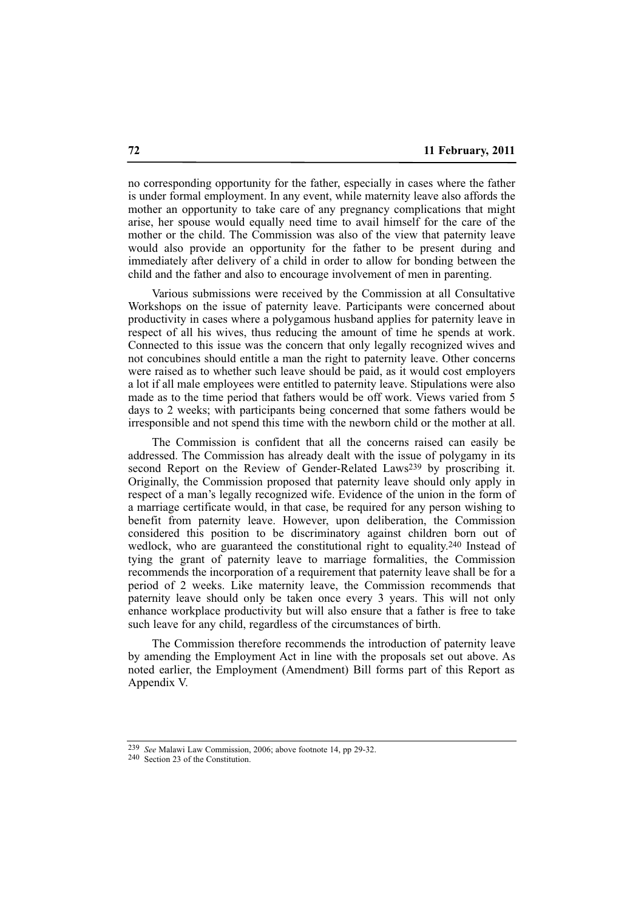no corresponding opportunity for the father, especially in cases where the father is under formal employment. In any event, while maternity leave also affords the mother an opportunity to take care of any pregnancy complications that might arise, her spouse would equally need time to avail himself for the care of the mother or the child. The Commission was also of the view that paternity leave would also provide an opportunity for the father to be present during and immediately after delivery of a child in order to allow for bonding between the child and the father and also to encourage involvement of men in parenting.

Various submissions were received by the Commission at all Consultative Workshops on the issue of paternity leave. Participants were concerned about productivity in cases where a polygamous husband applies for paternity leave in respect of all his wives, thus reducing the amount of time he spends at work. Connected to this issue was the concern that only legally recognized wives and not concubines should entitle a man the right to paternity leave. Other concerns were raised as to whether such leave should be paid, as it would cost employers a lot if all male employees were entitled to paternity leave. Stipulations were also made as to the time period that fathers would be off work. Views varied from 5 days to 2 weeks; with participants being concerned that some fathers would be irresponsible and not spend this time with the newborn child or the mother at all.

The Commission is confident that all the concerns raised can easily be addressed. The Commission has already dealt with the issue of polygamy in its second Report on the Review of Gender-Related Laws[239] by proscribing it. Originally, the Commission proposed that paternity leave should only apply in respect of a man's legally recognized wife. Evidence of the union in the form of a marriage certificate would, in that case, be required for any person wishing to benefit from paternity leave. However, upon deliberation, the Commission considered this position to be discriminatory against children born out of wedlock, who are guaranteed the constitutional right to equality.[240] Instead of tying the grant of paternity leave to marriage formalities, the Commission recommends the incorporation of a requirement that paternity leave shall be for a period of 2 weeks. Like maternity leave, the Commission recommends that paternity leave should only be taken once every 3 years. This will not only enhance workplace productivity but will also ensure that a father is free to take such leave for any child, regardless of the circumstances of birth.

The Commission therefore recommends the introduction of paternity leave by amending the Employment Act in line with the proposals set out above. As noted earlier, the Employment (Amendment) Bill forms part of this Report as Appendix V.

---

[239] *See* Malawi Law Commission, 2006; above footnote 14, pp 29-32.

[240] Section 23 of the Constitution.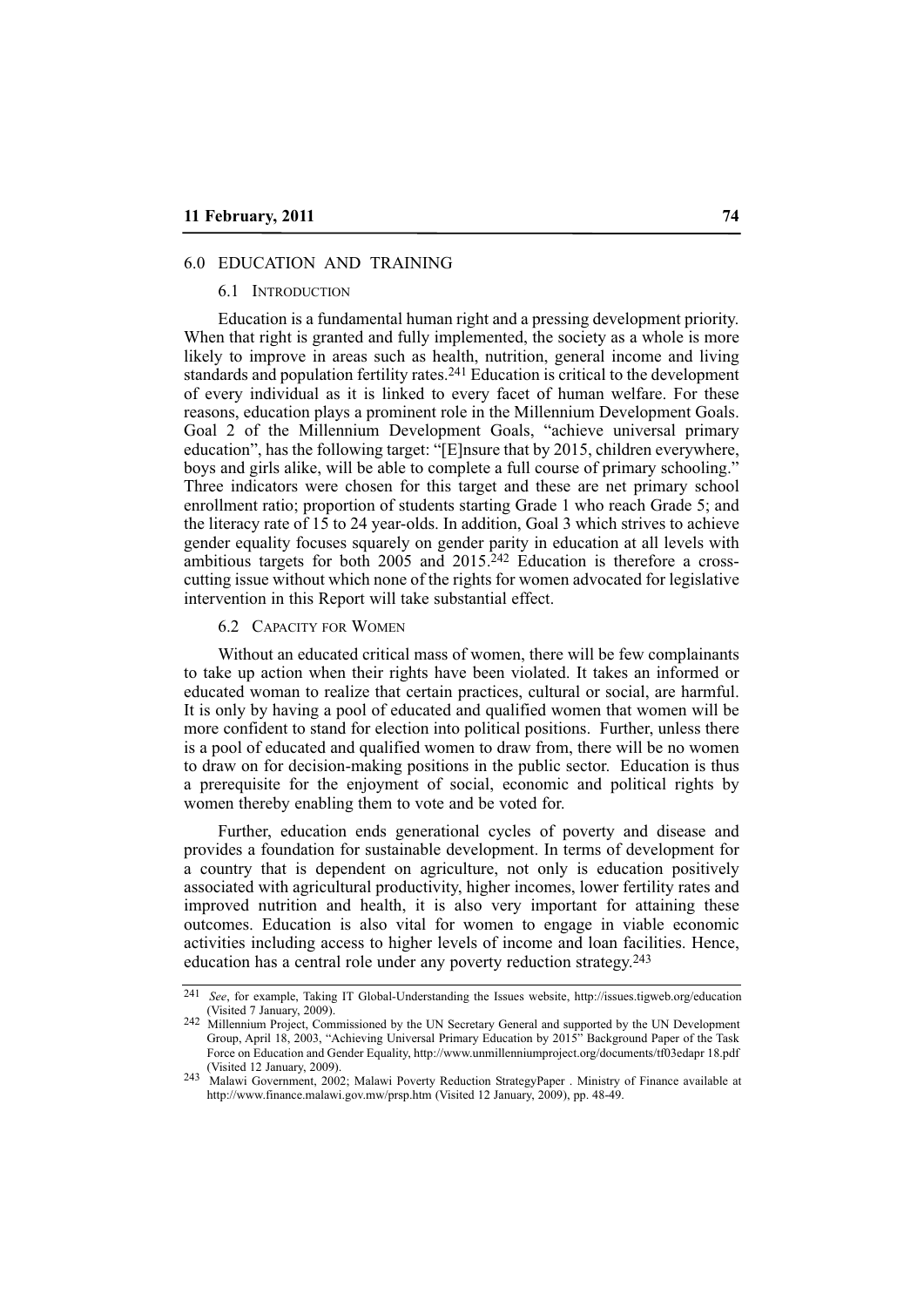## 6.0 EDUCATION AND TRAINING

### 6.1 INTRODUCTION

Education is a fundamental human right and a pressing development priority. When that right is granted and fully implemented, the society as a whole is more likely to improve in areas such as health, nutrition, general income and living standards and population fertility rates.[241] Education is critical to the development of every individual as it is linked to every facet of human welfare. For these reasons, education plays a prominent role in the Millennium Development Goals. Goal 2 of the Millennium Development Goals, "achieve universal primary education", has the following target: "[E]nsure that by 2015, children everywhere, boys and girls alike, will be able to complete a full course of primary schooling." Three indicators were chosen for this target and these are net primary school enrollment ratio; proportion of students starting Grade 1 who reach Grade 5; and the literacy rate of 15 to 24 year-olds. In addition, Goal 3 which strives to achieve gender equality focuses squarely on gender parity in education at all levels with ambitious targets for both 2005 and 2015.[242] Education is therefore a cross-cutting issue without which none of the rights for women advocated for legislative intervention in this Report will take substantial effect.

### 6.2 CAPACITY FOR WOMEN

Without an educated critical mass of women, there will be few complainants to take up action when their rights have been violated. It takes an informed or educated woman to realize that certain practices, cultural or social, are harmful. It is only by having a pool of educated and qualified women that women will be more confident to stand for election into political positions. Further, unless there is a pool of educated and qualified women to draw from, there will be no women to draw on for decision-making positions in the public sector. Education is thus a prerequisite for the enjoyment of social, economic and political rights by women thereby enabling them to vote and be voted for.

Further, education ends generational cycles of poverty and disease and provides a foundation for sustainable development. In terms of development for a country that is dependent on agriculture, not only is education positively associated with agricultural productivity, higher incomes, lower fertility rates and improved nutrition and health, it is also very important for attaining these outcomes. Education is also vital for women to engage in viable economic activities including access to higher levels of income and loan facilities. Hence, education has a central role under any poverty reduction strategy.[243]

---

[241] *See*, for example, Taking IT Global-Understanding the Issues website, http://issues.tigweb.org/education (Visited 7 January, 2009).

[242] Millennium Project, Commissioned by the UN Secretary General and supported by the UN Development Group, April 18, 2003, "Achieving Universal Primary Education by 2015" Background Paper of the Task Force on Education and Gender Equality, http://www.unmillenniumproject.org/documents/tf03edapr 18.pdf (Visited 12 January, 2009).

[243] Malawi Government, 2002; Malawi Poverty Reduction StrategyPaper . Ministry of Finance available at http://www.finance.malawi.gov.mw/prsp.htm (Visited 12 January, 2009), pp. 48-49.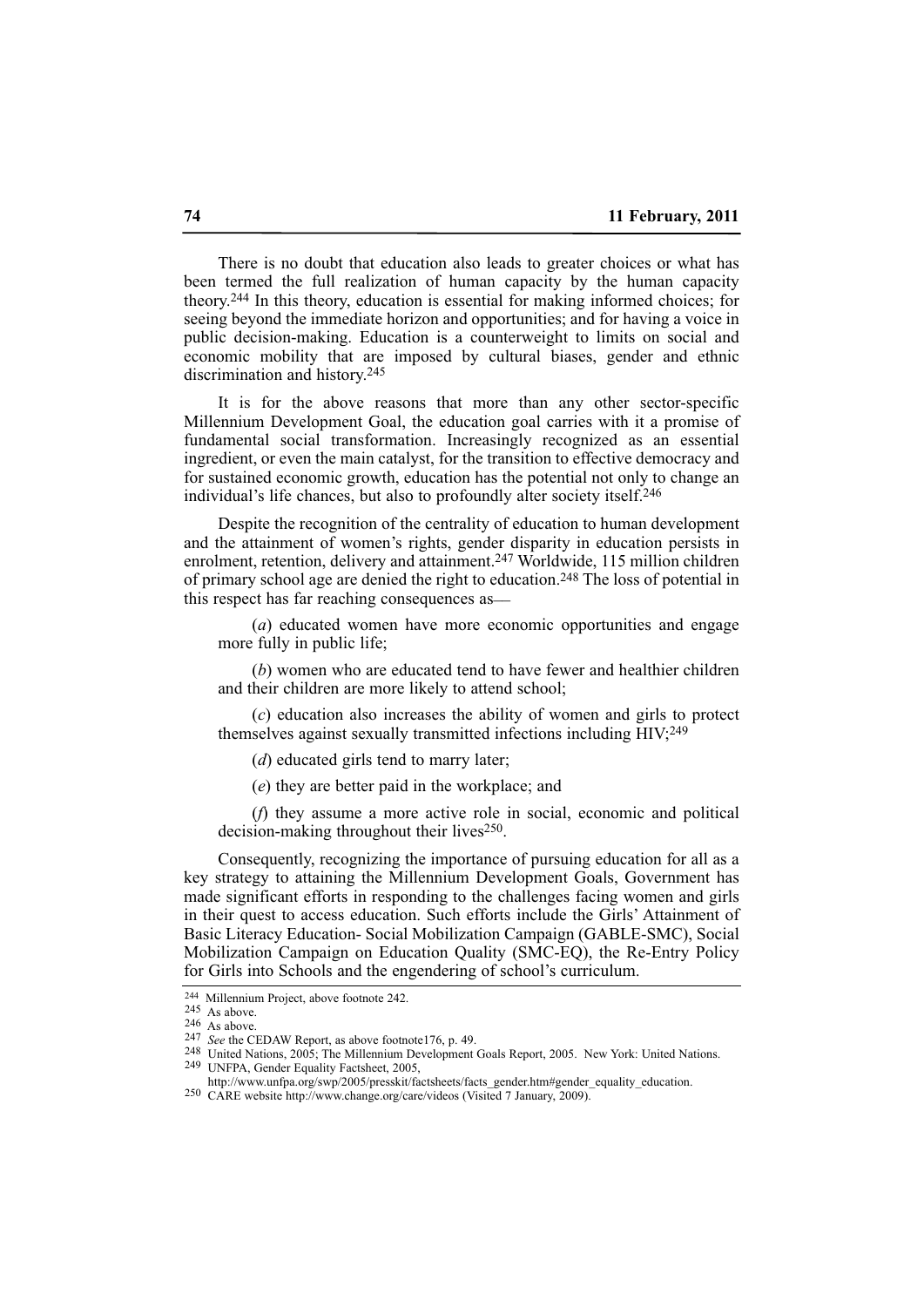There is no doubt that education also leads to greater choices or what has been termed the full realization of human capacity by the human capacity theory.[244] In this theory, education is essential for making informed choices; for seeing beyond the immediate horizon and opportunities; and for having a voice in public decision-making. Education is a counterweight to limits on social and economic mobility that are imposed by cultural biases, gender and ethnic discrimination and history.[245]

It is for the above reasons that more than any other sector-specific Millennium Development Goal, the education goal carries with it a promise of fundamental social transformation. Increasingly recognized as an essential ingredient, or even the main catalyst, for the transition to effective democracy and for sustained economic growth, education has the potential not only to change an individual's life chances, but also to profoundly alter society itself.[246]

Despite the recognition of the centrality of education to human development and the attainment of women's rights, gender disparity in education persists in enrolment, retention, delivery and attainment.[247] Worldwide, 115 million children of primary school age are denied the right to education.[248] The loss of potential in this respect has far reaching consequences as—

(*a*) educated women have more economic opportunities and engage more fully in public life;

(*b*) women who are educated tend to have fewer and healthier children and their children are more likely to attend school;

(*c*) education also increases the ability of women and girls to protect themselves against sexually transmitted infections including HIV;[249]

(*d*) educated girls tend to marry later;

(*e*) they are better paid in the workplace; and

(*f*) they assume a more active role in social, economic and political decision-making throughout their lives[250].

Consequently, recognizing the importance of pursuing education for all as a key strategy to attaining the Millennium Development Goals, Government has made significant efforts in responding to the challenges facing women and girls in their quest to access education. Such efforts include the Girls' Attainment of Basic Literacy Education- Social Mobilization Campaign (GABLE-SMC), Social Mobilization Campaign on Education Quality (SMC-EQ), the Re-Entry Policy for Girls into Schools and the engendering of school's curriculum.

---

[244] Millennium Project, above footnote 242.

[245] As above.

[246] As above.

[247] *See* the CEDAW Report, as above footnote176, p. 49.

[248] United Nations, 2005; The Millennium Development Goals Report, 2005. New York: United Nations.

[249] UNFPA, Gender Equality Factsheet, 2005, http://www.unfpa.org/swp/2005/presskit/factsheets/facts_gender.htm#gender_equality_education.

[250] CARE website http://www.change.org/care/videos (Visited 7 January, 2009).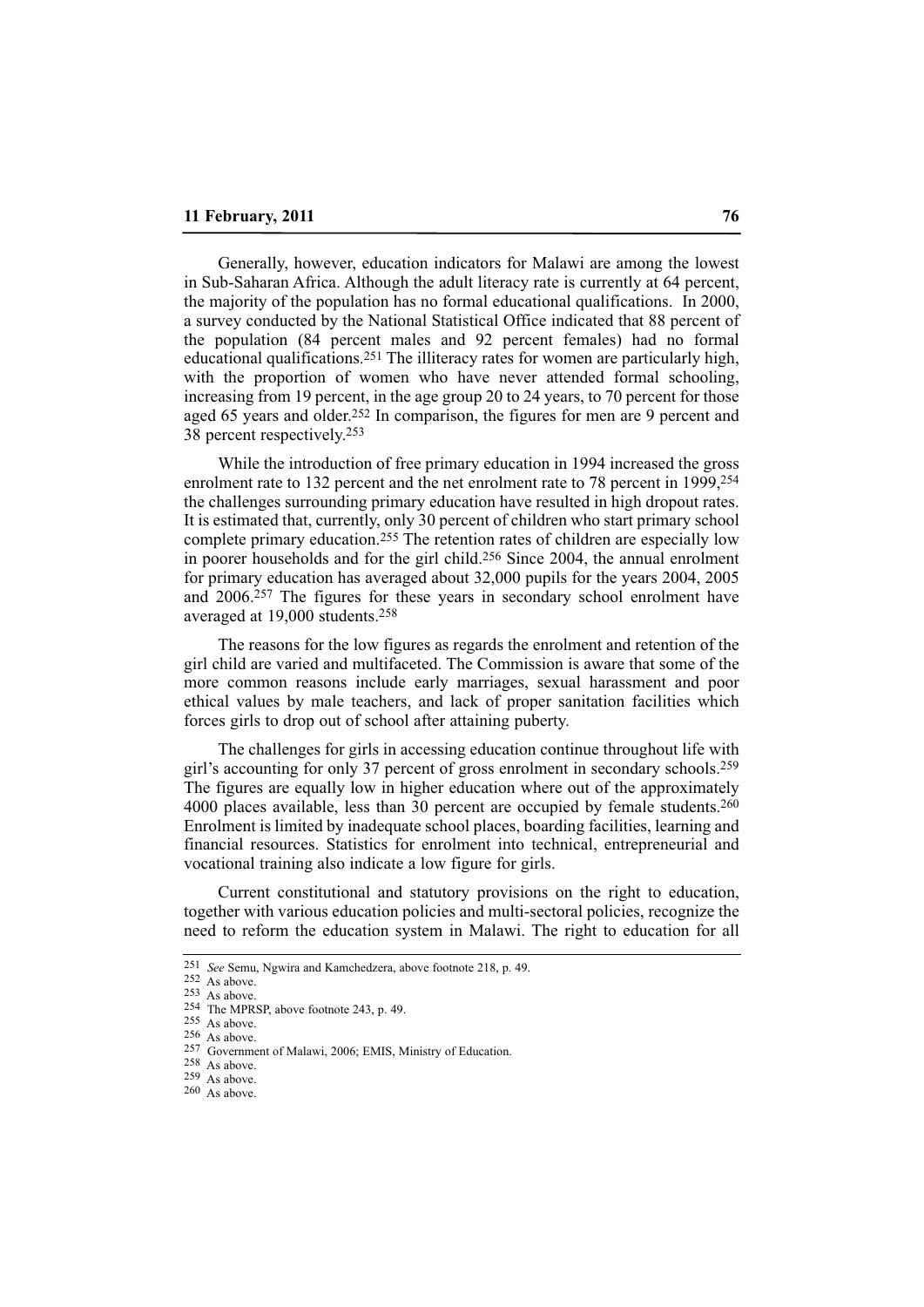Generally, however, education indicators for Malawi are among the lowest in Sub-Saharan Africa. Although the adult literacy rate is currently at 64 percent, the majority of the population has no formal educational qualifications. In 2000, a survey conducted by the National Statistical Office indicated that 88 percent of the population (84 percent males and 92 percent females) had no formal educational qualifications.[251] The illiteracy rates for women are particularly high, with the proportion of women who have never attended formal schooling, increasing from 19 percent, in the age group 20 to 24 years, to 70 percent for those aged 65 years and older.[252] In comparison, the figures for men are 9 percent and 38 percent respectively.[253]

While the introduction of free primary education in 1994 increased the gross enrolment rate to 132 percent and the net enrolment rate to 78 percent in 1999,[254] the challenges surrounding primary education have resulted in high dropout rates. It is estimated that, currently, only 30 percent of children who start primary school complete primary education.[255] The retention rates of children are especially low in poorer households and for the girl child.[256] Since 2004, the annual enrolment for primary education has averaged about 32,000 pupils for the years 2004, 2005 and 2006.[257] The figures for these years in secondary school enrolment have averaged at 19,000 students.[258]

The reasons for the low figures as regards the enrolment and retention of the girl child are varied and multifaceted. The Commission is aware that some of the more common reasons include early marriages, sexual harassment and poor ethical values by male teachers, and lack of proper sanitation facilities which forces girls to drop out of school after attaining puberty.

The challenges for girls in accessing education continue throughout life with girl's accounting for only 37 percent of gross enrolment in secondary schools.[259] The figures are equally low in higher education where out of the approximately 4000 places available, less than 30 percent are occupied by female students.[260] Enrolment is limited by inadequate school places, boarding facilities, learning and financial resources. Statistics for enrolment into technical, entrepreneurial and vocational training also indicate a low figure for girls.

Current constitutional and statutory provisions on the right to education, together with various education policies and multi-sectoral policies, recognize the need to reform the education system in Malawi. The right to education for all

---

[251] *See* Semu, Ngwira and Kamchedzera, above footnote 218, p. 49.
[252] As above.
[253] As above.
[254] The MPRSP, above footnote 243, p. 49.
[255] As above.
[256] As above.
[257] Government of Malawi, 2006; EMIS, Ministry of Education.
[258] As above.
[259] As above.
[260] As above.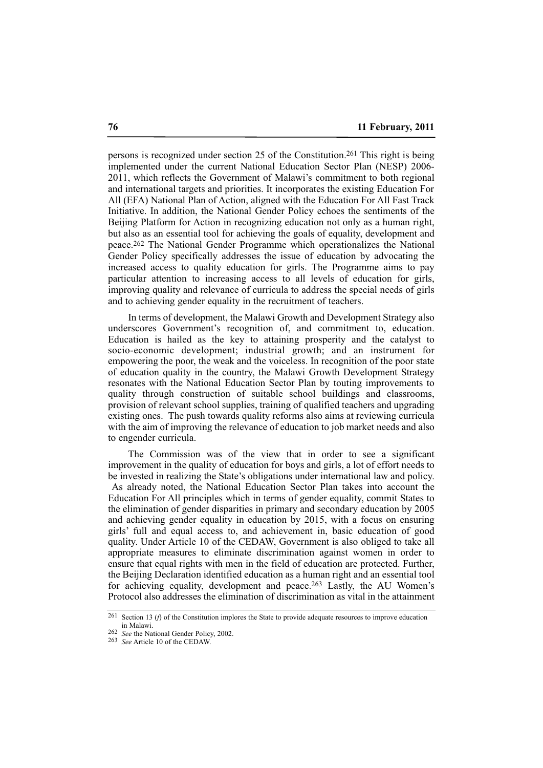persons is recognized under section 25 of the Constitution.[261] This right is being implemented under the current National Education Sector Plan (NESP) 2006-2011, which reflects the Government of Malawi's commitment to both regional and international targets and priorities. It incorporates the existing Education For All (EFA) National Plan of Action, aligned with the Education For All Fast Track Initiative. In addition, the National Gender Policy echoes the sentiments of the Beijing Platform for Action in recognizing education not only as a human right, but also as an essential tool for achieving the goals of equality, development and peace.[262] The National Gender Programme which operationalizes the National Gender Policy specifically addresses the issue of education by advocating the increased access to quality education for girls. The Programme aims to pay particular attention to increasing access to all levels of education for girls, improving quality and relevance of curricula to address the special needs of girls and to achieving gender equality in the recruitment of teachers.

In terms of development, the Malawi Growth and Development Strategy also underscores Government's recognition of, and commitment to, education. Education is hailed as the key to attaining prosperity and the catalyst to socio-economic development; industrial growth; and an instrument for empowering the poor, the weak and the voiceless. In recognition of the poor state of education quality in the country, the Malawi Growth Development Strategy resonates with the National Education Sector Plan by touting improvements to quality through construction of suitable school buildings and classrooms, provision of relevant school supplies, training of qualified teachers and upgrading existing ones. The push towards quality reforms also aims at reviewing curricula with the aim of improving the relevance of education to job market needs and also to engender curricula.

The Commission was of the view that in order to see a significant improvement in the quality of education for boys and girls, a lot of effort needs to be invested in realizing the State's obligations under international law and policy. As already noted, the National Education Sector Plan takes into account the Education For All principles which in terms of gender equality, commit States to the elimination of gender disparities in primary and secondary education by 2005 and achieving gender equality in education by 2015, with a focus on ensuring girls' full and equal access to, and achievement in, basic education of good quality. Under Article 10 of the CEDAW, Government is also obliged to take all appropriate measures to eliminate discrimination against women in order to ensure that equal rights with men in the field of education are protected. Further, the Beijing Declaration identified education as a human right and an essential tool for achieving equality, development and peace.[263] Lastly, the AU Women's Protocol also addresses the elimination of discrimination as vital in the attainment

---

[261] Section 13 (*f*) of the Constitution implores the State to provide adequate resources to improve education in Malawi.

[262] *See* the National Gender Policy, 2002.

[263] *See* Article 10 of the CEDAW.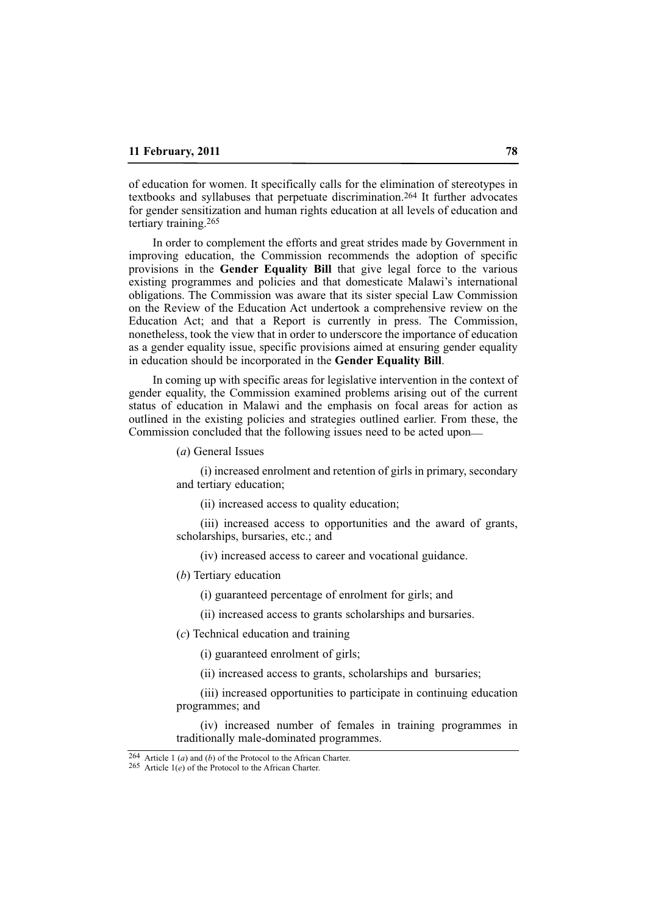of education for women. It specifically calls for the elimination of stereotypes in textbooks and syllabuses that perpetuate discrimination.[264] It further advocates for gender sensitization and human rights education at all levels of education and tertiary training.[265]

In order to complement the efforts and great strides made by Government in improving education, the Commission recommends the adoption of specific provisions in the **Gender Equality Bill** that give legal force to the various existing programmes and policies and that domesticate Malawi's international obligations. The Commission was aware that its sister special Law Commission on the Review of the Education Act undertook a comprehensive review on the Education Act; and that a Report is currently in press. The Commission, nonetheless, took the view that in order to underscore the importance of education as a gender equality issue, specific provisions aimed at ensuring gender equality in education should be incorporated in the **Gender Equality Bill**.

In coming up with specific areas for legislative intervention in the context of gender equality, the Commission examined problems arising out of the current status of education in Malawi and the emphasis on focal areas for action as outlined in the existing policies and strategies outlined earlier. From these, the Commission concluded that the following issues need to be acted upon—

(*a*) General Issues

(i) increased enrolment and retention of girls in primary, secondary and tertiary education;

(ii) increased access to quality education;

(iii) increased access to opportunities and the award of grants, scholarships, bursaries, etc.; and

(iv) increased access to career and vocational guidance.

(*b*) Tertiary education

(i) guaranteed percentage of enrolment for girls; and

(ii) increased access to grants scholarships and bursaries.

(*c*) Technical education and training

(i) guaranteed enrolment of girls;

(ii) increased access to grants, scholarships and bursaries;

(iii) increased opportunities to participate in continuing education programmes; and

(iv) increased number of females in training programmes in traditionally male-dominated programmes.

---

[264] Article 1 (*a*) and (*b*) of the Protocol to the African Charter.

[265] Article 1(*e*) of the Protocol to the African Charter.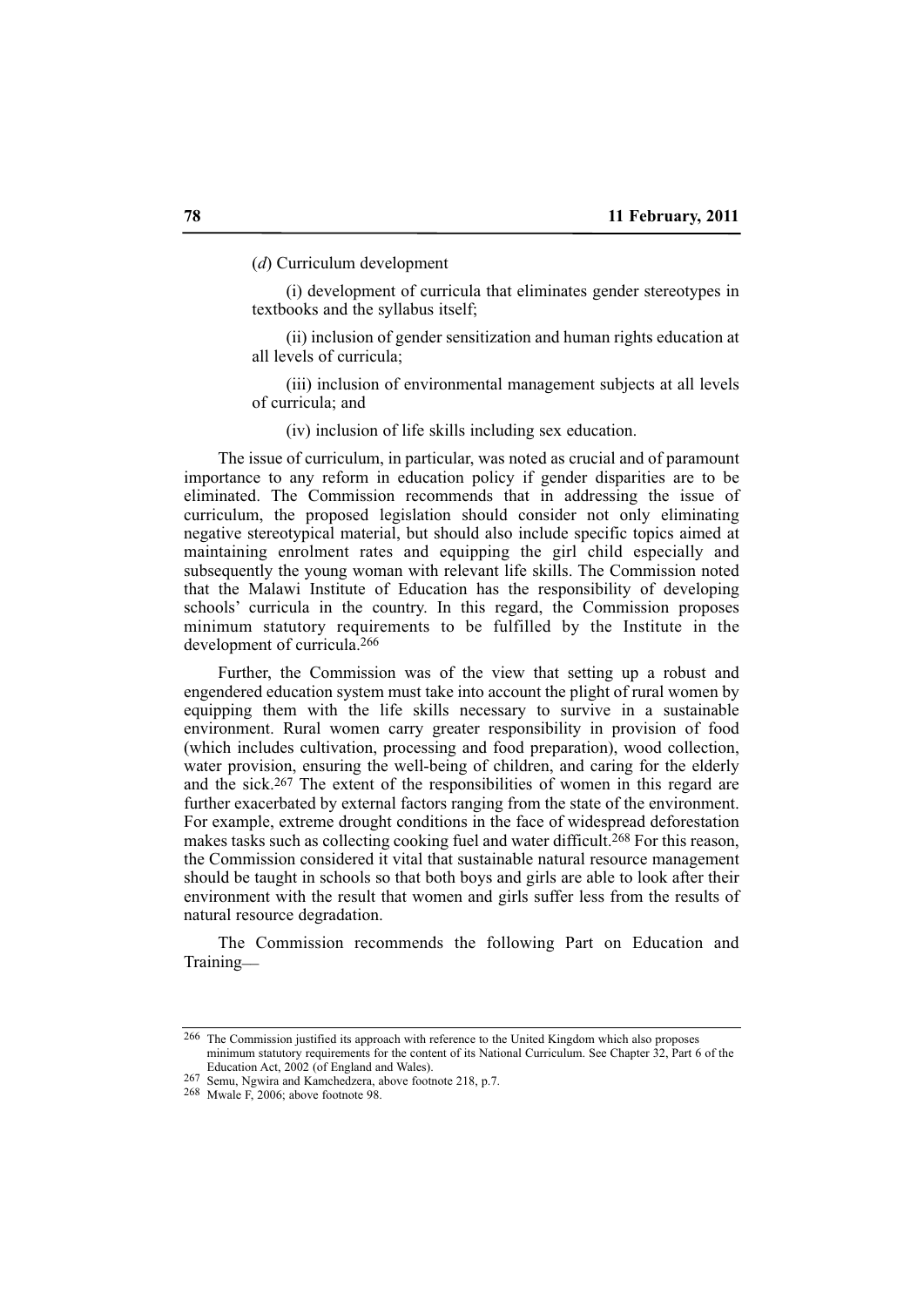(*d*) Curriculum development

(i) development of curricula that eliminates gender stereotypes in textbooks and the syllabus itself;

(ii) inclusion of gender sensitization and human rights education at all levels of curricula;

(iii) inclusion of environmental management subjects at all levels of curricula; and

(iv) inclusion of life skills including sex education.

The issue of curriculum, in particular, was noted as crucial and of paramount importance to any reform in education policy if gender disparities are to be eliminated. The Commission recommends that in addressing the issue of curriculum, the proposed legislation should consider not only eliminating negative stereotypical material, but should also include specific topics aimed at maintaining enrolment rates and equipping the girl child especially and subsequently the young woman with relevant life skills. The Commission noted that the Malawi Institute of Education has the responsibility of developing schools' curricula in the country. In this regard, the Commission proposes minimum statutory requirements to be fulfilled by the Institute in the development of curricula.[266]

Further, the Commission was of the view that setting up a robust and engendered education system must take into account the plight of rural women by equipping them with the life skills necessary to survive in a sustainable environment. Rural women carry greater responsibility in provision of food (which includes cultivation, processing and food preparation), wood collection, water provision, ensuring the well-being of children, and caring for the elderly and the sick.[267] The extent of the responsibilities of women in this regard are further exacerbated by external factors ranging from the state of the environment. For example, extreme drought conditions in the face of widespread deforestation makes tasks such as collecting cooking fuel and water difficult.[268] For this reason, the Commission considered it vital that sustainable natural resource management should be taught in schools so that both boys and girls are able to look after their environment with the result that women and girls suffer less from the results of natural resource degradation.

The Commission recommends the following Part on Education and Training—

---

[266] The Commission justified its approach with reference to the United Kingdom which also proposes minimum statutory requirements for the content of its National Curriculum. See Chapter 32, Part 6 of the Education Act, 2002 (of England and Wales).

[267] Semu, Ngwira and Kamchedzera, above footnote 218, p.7.

[268] Mwale F, 2006; above footnote 98.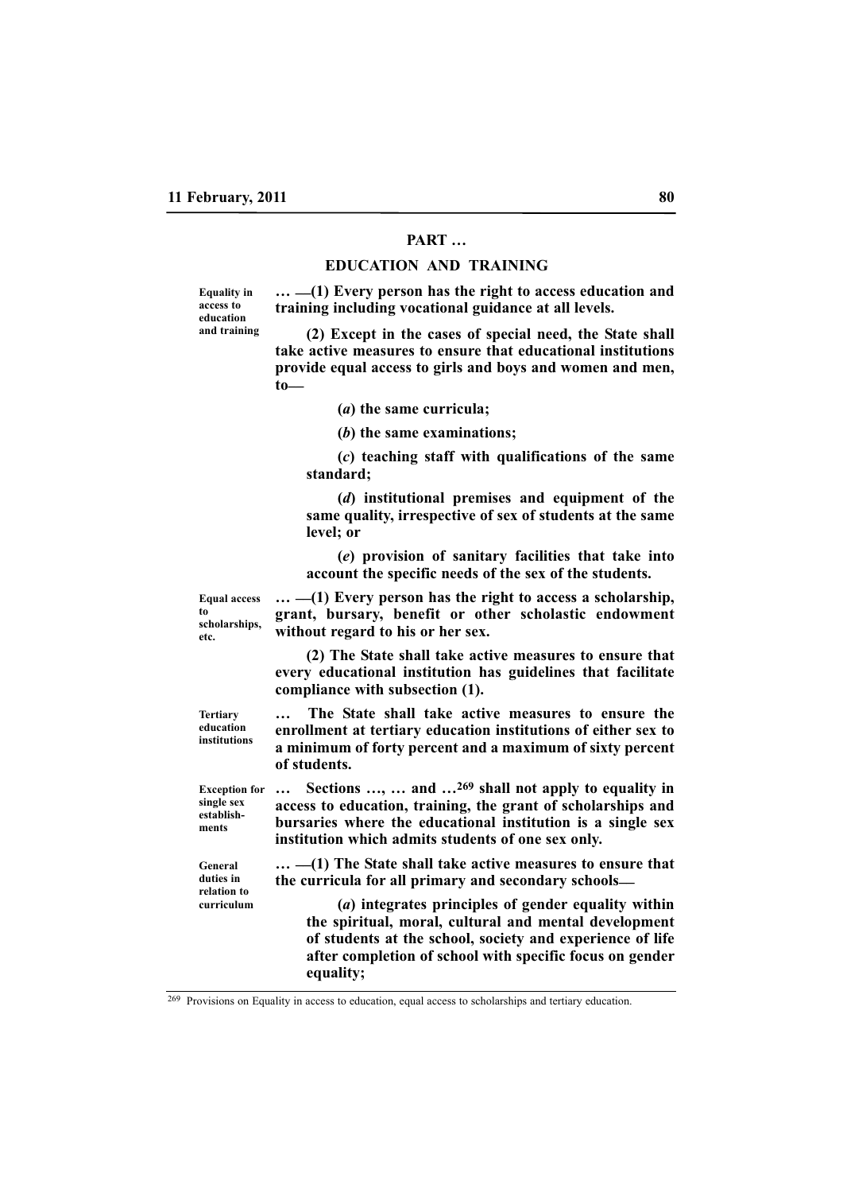## PART …

## EDUCATION AND TRAINING

**Equality in access to education and training**

**… —(1) Every person has the right to access education and training including vocational guidance at all levels.**

**(2) Except in the cases of special need, the State shall take active measures to ensure that educational institutions provide equal access to girls and boys and women and men, to—**

**(*a*) the same curricula;**

**(*b*) the same examinations;**

**(*c*) teaching staff with qualifications of the same standard;**

**(*d*) institutional premises and equipment of the same quality, irrespective of sex of students at the same level; or**

**(*e*) provision of sanitary facilities that take into account the specific needs of the sex of the students.**

**Equal access to scholarships, etc.**

**… —(1) Every person has the right to access a scholarship, grant, bursary, benefit or other scholastic endowment without regard to his or her sex.**

**(2) The State shall take active measures to ensure that every educational institution has guidelines that facilitate compliance with subsection (1).**

**Tertiary education institutions**

**… The State shall take active measures to ensure the enrollment at tertiary education institutions of either sex to a minimum of forty percent and a maximum of sixty percent of students.**

**Exception for single sex establishments**

**… Sections …, … and …[269] shall not apply to equality in access to education, training, the grant of scholarships and bursaries where the educational institution is a single sex institution which admits students of one sex only.**

**General duties in relation to curriculum**

**… —(1) The State shall take active measures to ensure that the curricula for all primary and secondary schools—**

**(*a*) integrates principles of gender equality within the spiritual, moral, cultural and mental development of students at the school, society and experience of life after completion of school with specific focus on gender equality;**

---

[269] Provisions on Equality in access to education, equal access to scholarships and tertiary education.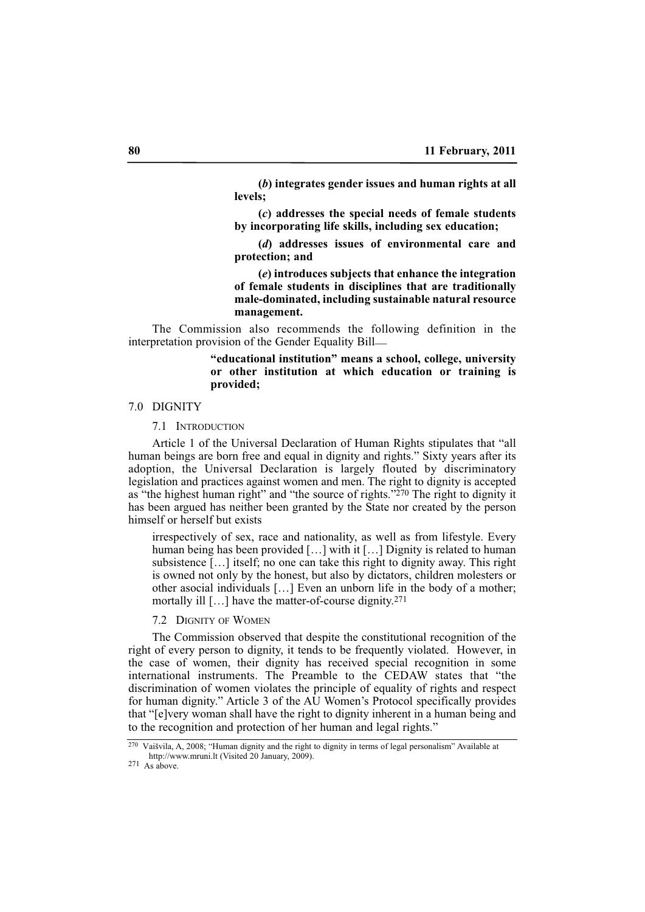**(*b*) integrates gender issues and human rights at all levels;**

**(*c*) addresses the special needs of female students by incorporating life skills, including sex education;**

**(*d*) addresses issues of environmental care and protection; and**

**(*e*) introduces subjects that enhance the integration of female students in disciplines that are traditionally male-dominated, including sustainable natural resource management.**

The Commission also recommends the following definition in the interpretation provision of the Gender Equality Bill—

> **"educational institution" means a school, college, university or other institution at which education or training is provided;**

## 7.0 DIGNITY

### 7.1 INTRODUCTION

Article 1 of the Universal Declaration of Human Rights stipulates that "all human beings are born free and equal in dignity and rights." Sixty years after its adoption, the Universal Declaration is largely flouted by discriminatory legislation and practices against women and men. The right to dignity is accepted as "the highest human right" and "the source of rights."[270] The right to dignity it has been argued has neither been granted by the State nor created by the person himself or herself but exists

> irrespectively of sex, race and nationality, as well as from lifestyle. Every human being has been provided […] with it […] Dignity is related to human subsistence […] itself; no one can take this right to dignity away. This right is owned not only by the honest, but also by dictators, children molesters or other asocial individuals […] Even an unborn life in the body of a mother; mortally ill […] have the matter-of-course dignity.[271]

### 7.2 DIGNITY OF WOMEN

The Commission observed that despite the constitutional recognition of the right of every person to dignity, it tends to be frequently violated. However, in the case of women, their dignity has received special recognition in some international instruments. The Preamble to the CEDAW states that "the discrimination of women violates the principle of equality of rights and respect for human dignity." Article 3 of the AU Women's Protocol specifically provides that "[e]very woman shall have the right to dignity inherent in a human being and to the recognition and protection of her human and legal rights."

---

[270] Vaišvila, A, 2008; "Human dignity and the right to dignity in terms of legal personalism" Available at http://www.mruni.lt (Visited 20 January, 2009).

[271] As above.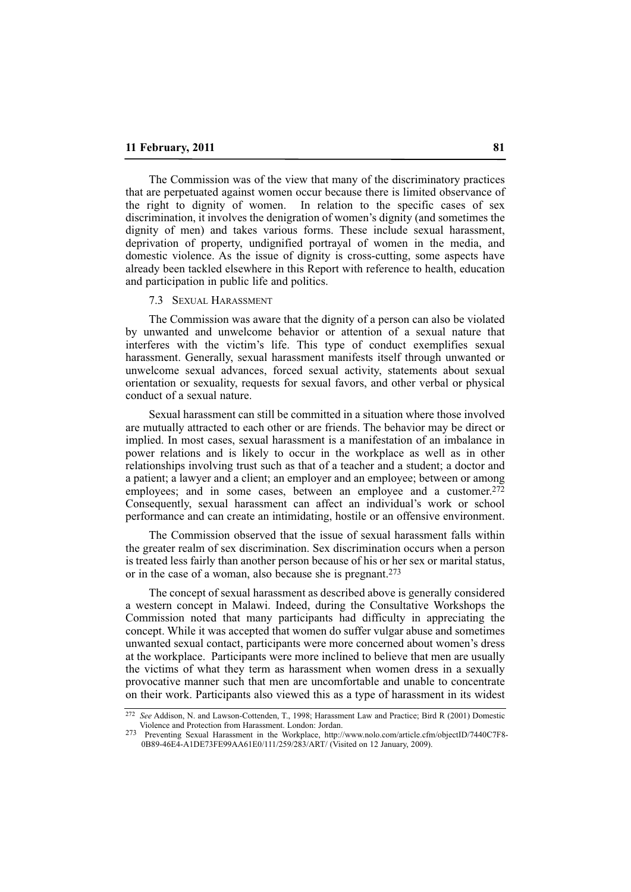The Commission was of the view that many of the discriminatory practices that are perpetuated against women occur because there is limited observance of the right to dignity of women. In relation to the specific cases of sex discrimination, it involves the denigration of women's dignity (and sometimes the dignity of men) and takes various forms. These include sexual harassment, deprivation of property, undignified portrayal of women in the media, and domestic violence. As the issue of dignity is cross-cutting, some aspects have already been tackled elsewhere in this Report with reference to health, education and participation in public life and politics.

### 7.3 Sexual Harassment

The Commission was aware that the dignity of a person can also be violated by unwanted and unwelcome behavior or attention of a sexual nature that interferes with the victim's life. This type of conduct exemplifies sexual harassment. Generally, sexual harassment manifests itself through unwanted or unwelcome sexual advances, forced sexual activity, statements about sexual orientation or sexuality, requests for sexual favors, and other verbal or physical conduct of a sexual nature.

Sexual harassment can still be committed in a situation where those involved are mutually attracted to each other or are friends. The behavior may be direct or implied. In most cases, sexual harassment is a manifestation of an imbalance in power relations and is likely to occur in the workplace as well as in other relationships involving trust such as that of a teacher and a student; a doctor and a patient; a lawyer and a client; an employer and an employee; between or among employees; and in some cases, between an employee and a customer.[272] Consequently, sexual harassment can affect an individual's work or school performance and can create an intimidating, hostile or an offensive environment.

The Commission observed that the issue of sexual harassment falls within the greater realm of sex discrimination. Sex discrimination occurs when a person is treated less fairly than another person because of his or her sex or marital status, or in the case of a woman, also because she is pregnant.[273]

The concept of sexual harassment as described above is generally considered a western concept in Malawi. Indeed, during the Consultative Workshops the Commission noted that many participants had difficulty in appreciating the concept. While it was accepted that women do suffer vulgar abuse and sometimes unwanted sexual contact, participants were more concerned about women's dress at the workplace. Participants were more inclined to believe that men are usually the victims of what they term as harassment when women dress in a sexually provocative manner such that men are uncomfortable and unable to concentrate on their work. Participants also viewed this as a type of harassment in its widest

---

[272] *See* Addison, N. and Lawson-Cottenden, T., 1998; Harassment Law and Practice; Bird R (2001) Domestic Violence and Protection from Harassment. London: Jordan.

[273] Preventing Sexual Harassment in the Workplace, http://www.nolo.com/article.cfm/objectID/7440C7F8-0B89-46E4-A1DE73FE99AA61E0/111/259/283/ART/ (Visited on 12 January, 2009).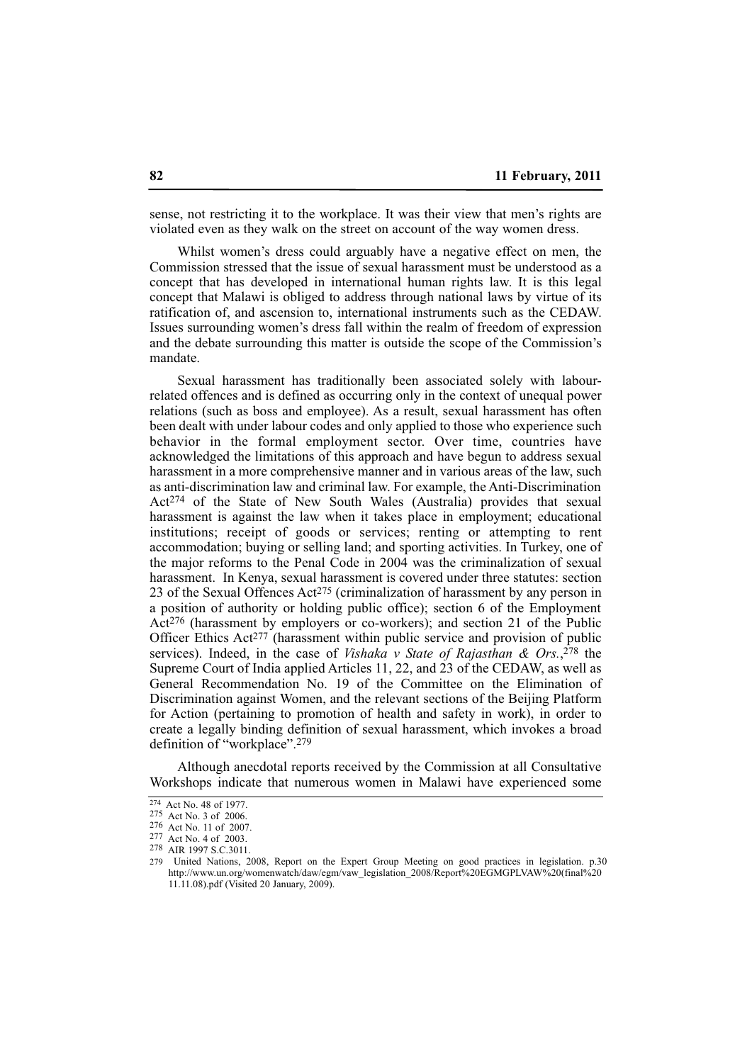sense, not restricting it to the workplace. It was their view that men's rights are violated even as they walk on the street on account of the way women dress.

Whilst women's dress could arguably have a negative effect on men, the Commission stressed that the issue of sexual harassment must be understood as a concept that has developed in international human rights law. It is this legal concept that Malawi is obliged to address through national laws by virtue of its ratification of, and ascension to, international instruments such as the CEDAW. Issues surrounding women's dress fall within the realm of freedom of expression and the debate surrounding this matter is outside the scope of the Commission's mandate.

Sexual harassment has traditionally been associated solely with labour-related offences and is defined as occurring only in the context of unequal power relations (such as boss and employee). As a result, sexual harassment has often been dealt with under labour codes and only applied to those who experience such behavior in the formal employment sector. Over time, countries have acknowledged the limitations of this approach and have begun to address sexual harassment in a more comprehensive manner and in various areas of the law, such as anti-discrimination law and criminal law. For example, the Anti-Discrimination Act[274] of the State of New South Wales (Australia) provides that sexual harassment is against the law when it takes place in employment; educational institutions; receipt of goods or services; renting or attempting to rent accommodation; buying or selling land; and sporting activities. In Turkey, one of the major reforms to the Penal Code in 2004 was the criminalization of sexual harassment. In Kenya, sexual harassment is covered under three statutes: section 23 of the Sexual Offences Act[275] (criminalization of harassment by any person in a position of authority or holding public office); section 6 of the Employment Act[276] (harassment by employers or co-workers); and section 21 of the Public Officer Ethics Act[277] (harassment within public service and provision of public services). Indeed, in the case of *Vishaka v State of Rajasthan & Ors.*,[278] the Supreme Court of India applied Articles 11, 22, and 23 of the CEDAW, as well as General Recommendation No. 19 of the Committee on the Elimination of Discrimination against Women, and the relevant sections of the Beijing Platform for Action (pertaining to promotion of health and safety in work), in order to create a legally binding definition of sexual harassment, which invokes a broad definition of "workplace".[279]

Although anecdotal reports received by the Commission at all Consultative Workshops indicate that numerous women in Malawi have experienced some

---

[274] Act No. 48 of 1977.

[275] Act No. 3 of 2006.

[276] Act No. 11 of 2007.

[277] Act No. 4 of 2003.

[278] AIR 1997 S.C.3011.

[279] United Nations, 2008, Report on the Expert Group Meeting on good practices in legislation. p.30 http://www.un.org/womenwatch/daw/egm/vaw_legislation_2008/Report%20EGMGPLVAW%20(final%20 11.11.08).pdf (Visited 20 January, 2009).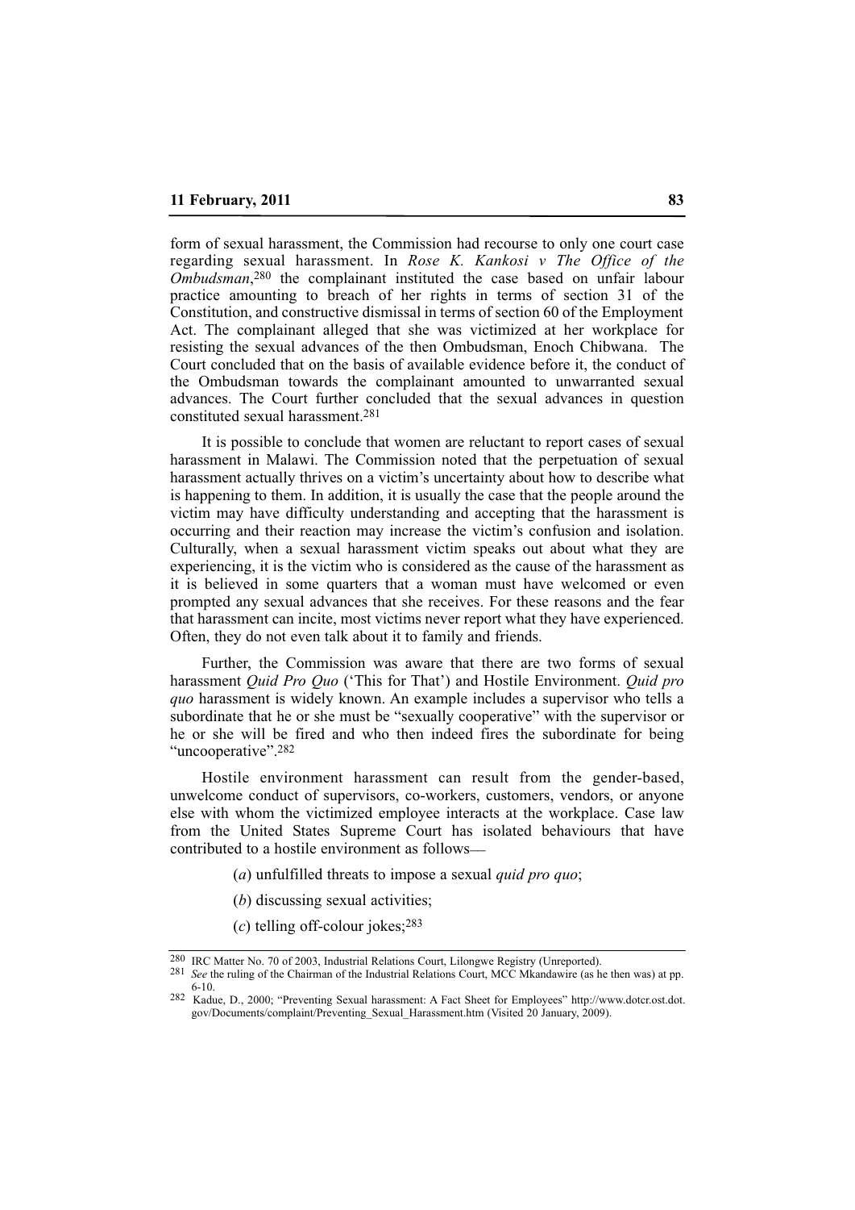form of sexual harassment, the Commission had recourse to only one court case regarding sexual harassment. In *Rose K. Kankosi v The Office of the Ombudsman*,[280] the complainant instituted the case based on unfair labour practice amounting to breach of her rights in terms of section 31 of the Constitution, and constructive dismissal in terms of section 60 of the Employment Act. The complainant alleged that she was victimized at her workplace for resisting the sexual advances of the then Ombudsman, Enoch Chibwana. The Court concluded that on the basis of available evidence before it, the conduct of the Ombudsman towards the complainant amounted to unwarranted sexual advances. The Court further concluded that the sexual advances in question constituted sexual harassment.[281]

It is possible to conclude that women are reluctant to report cases of sexual harassment in Malawi. The Commission noted that the perpetuation of sexual harassment actually thrives on a victim's uncertainty about how to describe what is happening to them. In addition, it is usually the case that the people around the victim may have difficulty understanding and accepting that the harassment is occurring and their reaction may increase the victim's confusion and isolation. Culturally, when a sexual harassment victim speaks out about what they are experiencing, it is the victim who is considered as the cause of the harassment as it is believed in some quarters that a woman must have welcomed or even prompted any sexual advances that she receives. For these reasons and the fear that harassment can incite, most victims never report what they have experienced. Often, they do not even talk about it to family and friends.

Further, the Commission was aware that there are two forms of sexual harassment *Quid Pro Quo* ('This for That') and Hostile Environment. *Quid pro quo* harassment is widely known. An example includes a supervisor who tells a subordinate that he or she must be "sexually cooperative" with the supervisor or he or she will be fired and who then indeed fires the subordinate for being "uncooperative".[282]

Hostile environment harassment can result from the gender-based, unwelcome conduct of supervisors, co-workers, customers, vendors, or anyone else with whom the victimized employee interacts at the workplace. Case law from the United States Supreme Court has isolated behaviours that have contributed to a hostile environment as follows—

(*a*) unfulfilled threats to impose a sexual *quid pro quo*;

(*b*) discussing sexual activities;

(*c*) telling off-colour jokes;[283]

---

280 IRC Matter No. 70 of 2003, Industrial Relations Court, Lilongwe Registry (Unreported).

281 *See* the ruling of the Chairman of the Industrial Relations Court, MCC Mkandawire (as he then was) at pp. 6-10.

282 Kadue, D., 2000; "Preventing Sexual harassment: A Fact Sheet for Employees" http://www.dotcr.ost.dot.gov/Documents/complaint/Preventing_Sexual_Harassment.htm (Visited 20 January, 2009).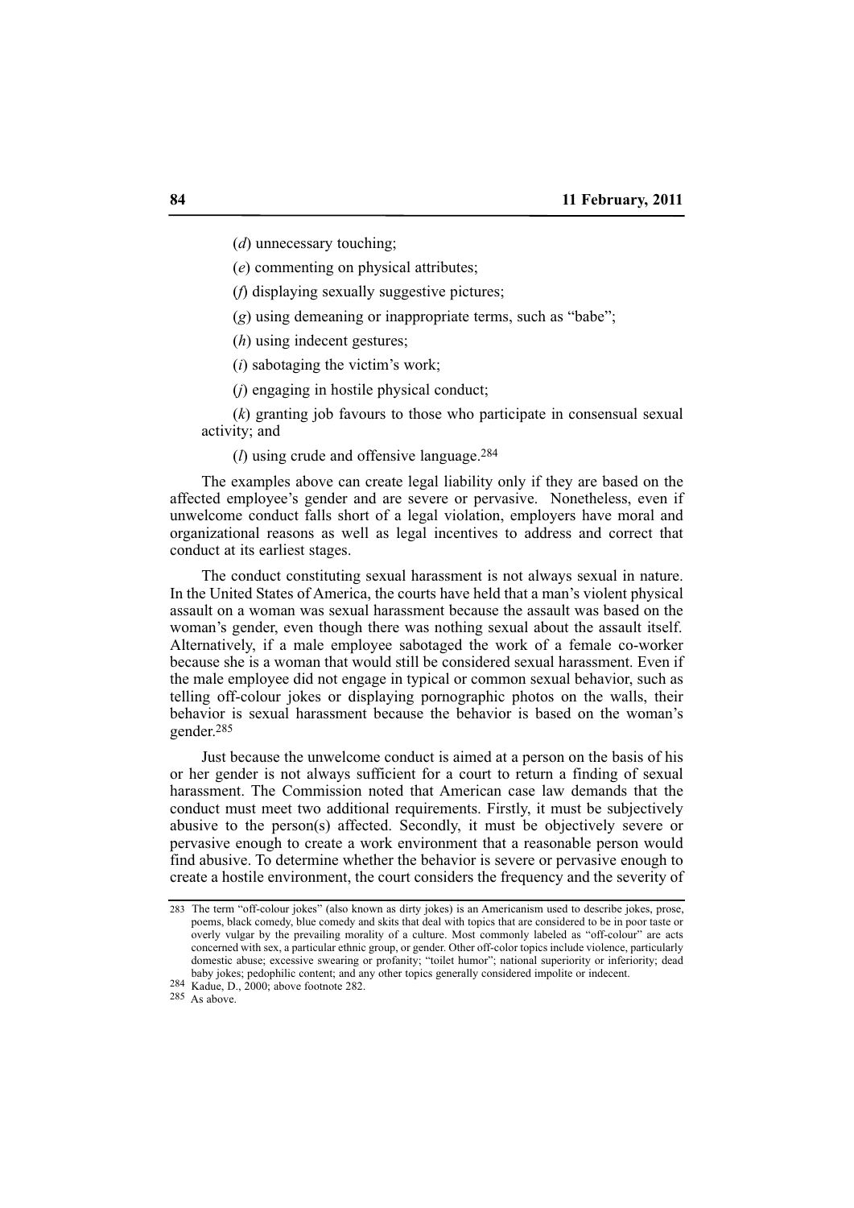(*d*) unnecessary touching;

(*e*) commenting on physical attributes;

(*f*) displaying sexually suggestive pictures;

(*g*) using demeaning or inappropriate terms, such as "babe";

(*h*) using indecent gestures;

(*i*) sabotaging the victim's work;

(*j*) engaging in hostile physical conduct;

(*k*) granting job favours to those who participate in consensual sexual activity; and

(*l*) using crude and offensive language.[284]

The examples above can create legal liability only if they are based on the affected employee's gender and are severe or pervasive. Nonetheless, even if unwelcome conduct falls short of a legal violation, employers have moral and organizational reasons as well as legal incentives to address and correct that conduct at its earliest stages.

The conduct constituting sexual harassment is not always sexual in nature. In the United States of America, the courts have held that a man's violent physical assault on a woman was sexual harassment because the assault was based on the woman's gender, even though there was nothing sexual about the assault itself. Alternatively, if a male employee sabotaged the work of a female co-worker because she is a woman that would still be considered sexual harassment. Even if the male employee did not engage in typical or common sexual behavior, such as telling off-colour jokes or displaying pornographic photos on the walls, their behavior is sexual harassment because the behavior is based on the woman's gender.[285]

Just because the unwelcome conduct is aimed at a person on the basis of his or her gender is not always sufficient for a court to return a finding of sexual harassment. The Commission noted that American case law demands that the conduct must meet two additional requirements. Firstly, it must be subjectively abusive to the person(s) affected. Secondly, it must be objectively severe or pervasive enough to create a work environment that a reasonable person would find abusive. To determine whether the behavior is severe or pervasive enough to create a hostile environment, the court considers the frequency and the severity of

---

[283] The term "off-colour jokes" (also known as dirty jokes) is an Americanism used to describe jokes, prose, poems, black comedy, blue comedy and skits that deal with topics that are considered to be in poor taste or overly vulgar by the prevailing morality of a culture. Most commonly labeled as "off-colour" are acts concerned with sex, a particular ethnic group, or gender. Other off-color topics include violence, particularly domestic abuse; excessive swearing or profanity; "toilet humor"; national superiority or inferiority; dead baby jokes; pedophilic content; and any other topics generally considered impolite or indecent.

[284] Kadue, D., 2000; above footnote 282.

[285] As above.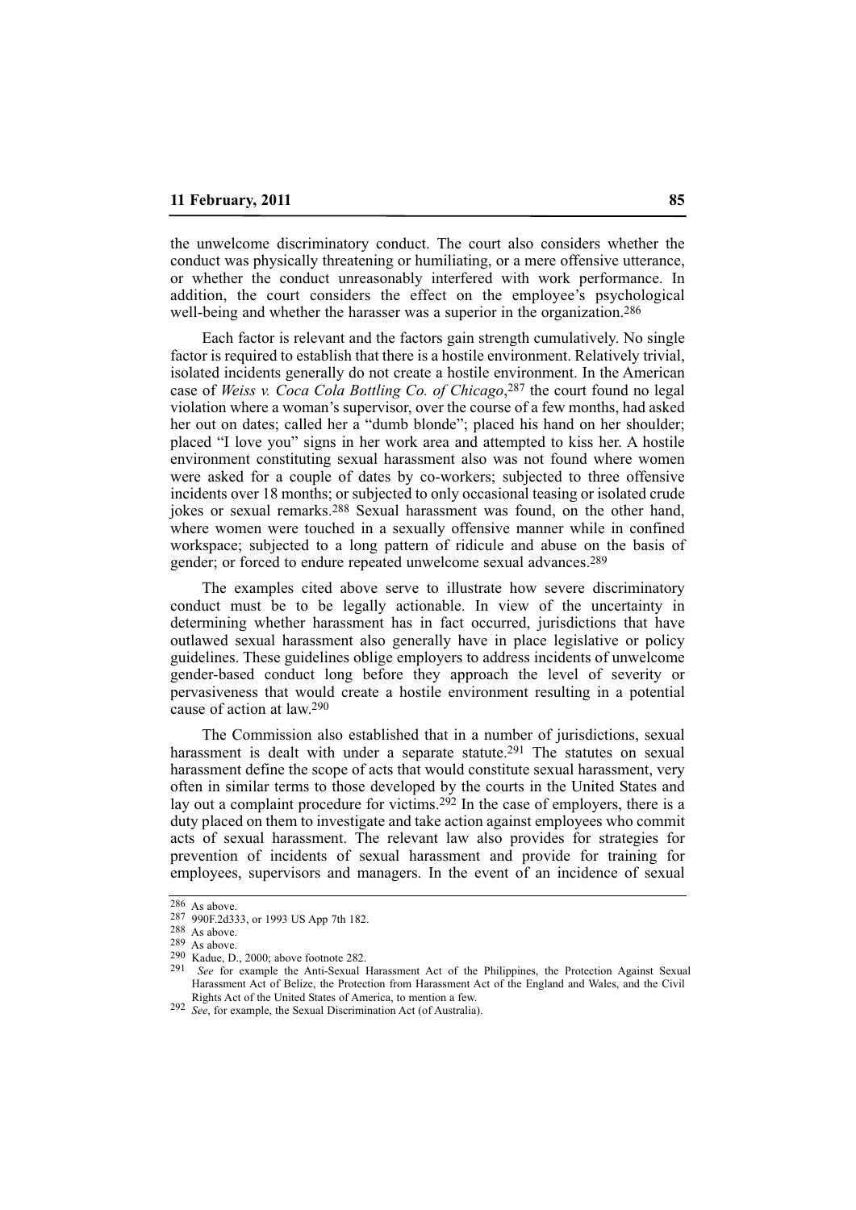the unwelcome discriminatory conduct. The court also considers whether the conduct was physically threatening or humiliating, or a mere offensive utterance, or whether the conduct unreasonably interfered with work performance. In addition, the court considers the effect on the employee's psychological well-being and whether the harasser was a superior in the organization.[286]

Each factor is relevant and the factors gain strength cumulatively. No single factor is required to establish that there is a hostile environment. Relatively trivial, isolated incidents generally do not create a hostile environment. In the American case of *Weiss v. Coca Cola Bottling Co. of Chicago*,[287] the court found no legal violation where a woman's supervisor, over the course of a few months, had asked her out on dates; called her a "dumb blonde"; placed his hand on her shoulder; placed "I love you" signs in her work area and attempted to kiss her. A hostile environment constituting sexual harassment also was not found where women were asked for a couple of dates by co-workers; subjected to three offensive incidents over 18 months; or subjected to only occasional teasing or isolated crude jokes or sexual remarks.[288] Sexual harassment was found, on the other hand, where women were touched in a sexually offensive manner while in confined workspace; subjected to a long pattern of ridicule and abuse on the basis of gender; or forced to endure repeated unwelcome sexual advances.[289]

The examples cited above serve to illustrate how severe discriminatory conduct must be to be legally actionable. In view of the uncertainty in determining whether harassment has in fact occurred, jurisdictions that have outlawed sexual harassment also generally have in place legislative or policy guidelines. These guidelines oblige employers to address incidents of unwelcome gender-based conduct long before they approach the level of severity or pervasiveness that would create a hostile environment resulting in a potential cause of action at law.[290]

The Commission also established that in a number of jurisdictions, sexual harassment is dealt with under a separate statute.[291] The statutes on sexual harassment define the scope of acts that would constitute sexual harassment, very often in similar terms to those developed by the courts in the United States and lay out a complaint procedure for victims.[292] In the case of employers, there is a duty placed on them to investigate and take action against employees who commit acts of sexual harassment. The relevant law also provides for strategies for prevention of incidents of sexual harassment and provide for training for employees, supervisors and managers. In the event of an incidence of sexual

---

[286] As above.

[287] 990F.2d333, or 1993 US App 7th 182.

[288] As above.

[289] As above.

[290] Kadue, D., 2000; above footnote 282.

[291] *See* for example the Anti-Sexual Harassment Act of the Philippines, the Protection Against Sexual Harassment Act of Belize, the Protection from Harassment Act of the England and Wales, and the Civil Rights Act of the United States of America, to mention a few.

[292] *See*, for example, the Sexual Discrimination Act (of Australia).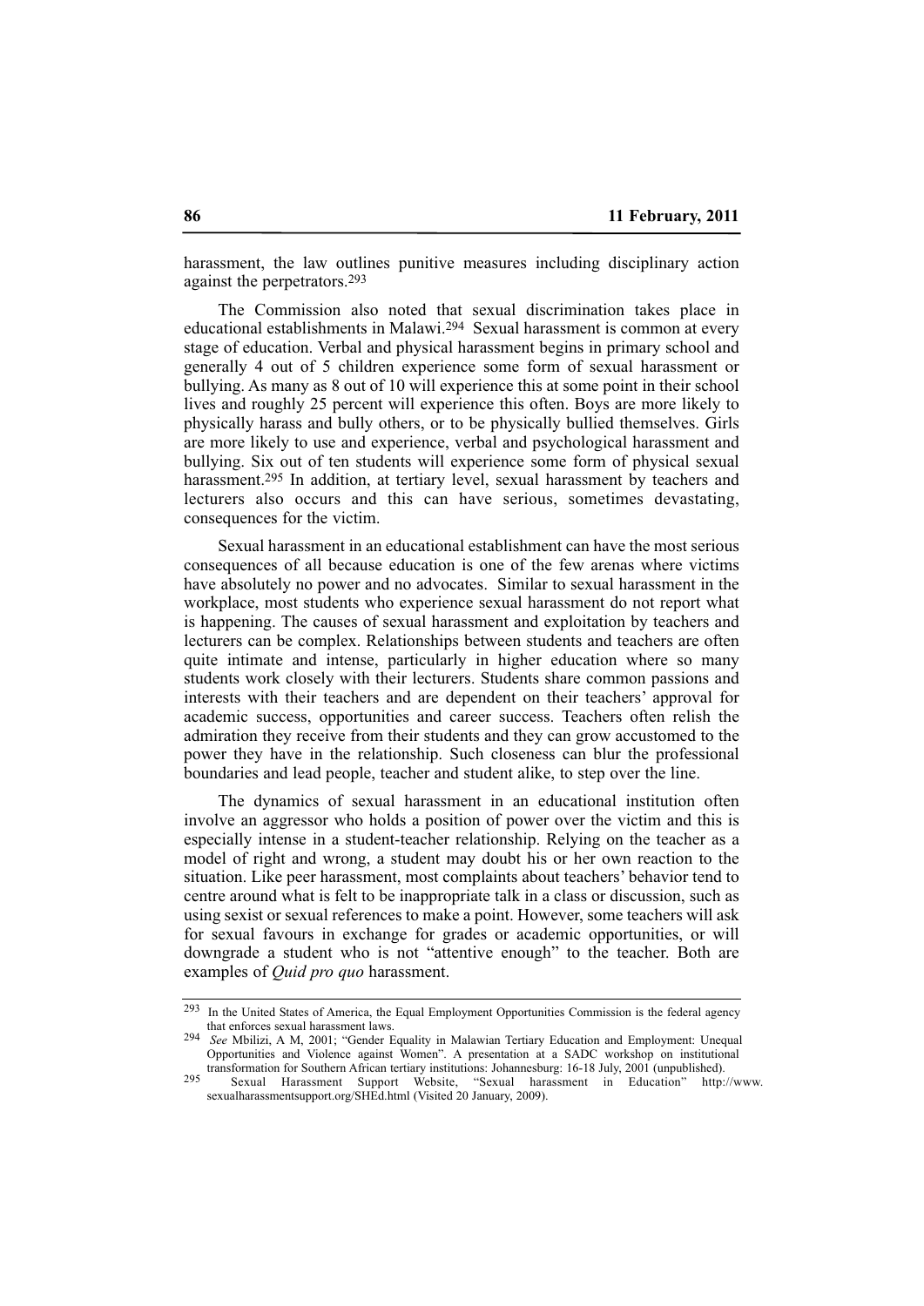harassment, the law outlines punitive measures including disciplinary action against the perpetrators.[293]

The Commission also noted that sexual discrimination takes place in educational establishments in Malawi.[294] Sexual harassment is common at every stage of education. Verbal and physical harassment begins in primary school and generally 4 out of 5 children experience some form of sexual harassment or bullying. As many as 8 out of 10 will experience this at some point in their school lives and roughly 25 percent will experience this often. Boys are more likely to physically harass and bully others, or to be physically bullied themselves. Girls are more likely to use and experience, verbal and psychological harassment and bullying. Six out of ten students will experience some form of physical sexual harassment.[295] In addition, at tertiary level, sexual harassment by teachers and lecturers also occurs and this can have serious, sometimes devastating, consequences for the victim.

Sexual harassment in an educational establishment can have the most serious consequences of all because education is one of the few arenas where victims have absolutely no power and no advocates. Similar to sexual harassment in the workplace, most students who experience sexual harassment do not report what is happening. The causes of sexual harassment and exploitation by teachers and lecturers can be complex. Relationships between students and teachers are often quite intimate and intense, particularly in higher education where so many students work closely with their lecturers. Students share common passions and interests with their teachers and are dependent on their teachers' approval for academic success, opportunities and career success. Teachers often relish the admiration they receive from their students and they can grow accustomed to the power they have in the relationship. Such closeness can blur the professional boundaries and lead people, teacher and student alike, to step over the line.

The dynamics of sexual harassment in an educational institution often involve an aggressor who holds a position of power over the victim and this is especially intense in a student-teacher relationship. Relying on the teacher as a model of right and wrong, a student may doubt his or her own reaction to the situation. Like peer harassment, most complaints about teachers' behavior tend to centre around what is felt to be inappropriate talk in a class or discussion, such as using sexist or sexual references to make a point. However, some teachers will ask for sexual favours in exchange for grades or academic opportunities, or will downgrade a student who is not "attentive enough" to the teacher. Both are examples of *Quid pro quo* harassment.

---

[293] In the United States of America, the Equal Employment Opportunities Commission is the federal agency that enforces sexual harassment laws.

[294] *See* Mbilizi, A M, 2001; "Gender Equality in Malawian Tertiary Education and Employment: Unequal Opportunities and Violence against Women". A presentation at a SADC workshop on institutional transformation for Southern African tertiary institutions: Johannesburg: 16-18 July, 2001 (unpublished).

[295] Sexual Harassment Support Website, "Sexual harassment in Education" http://www.sexualharassmentsupport.org/SHEd.html (Visited 20 January, 2009).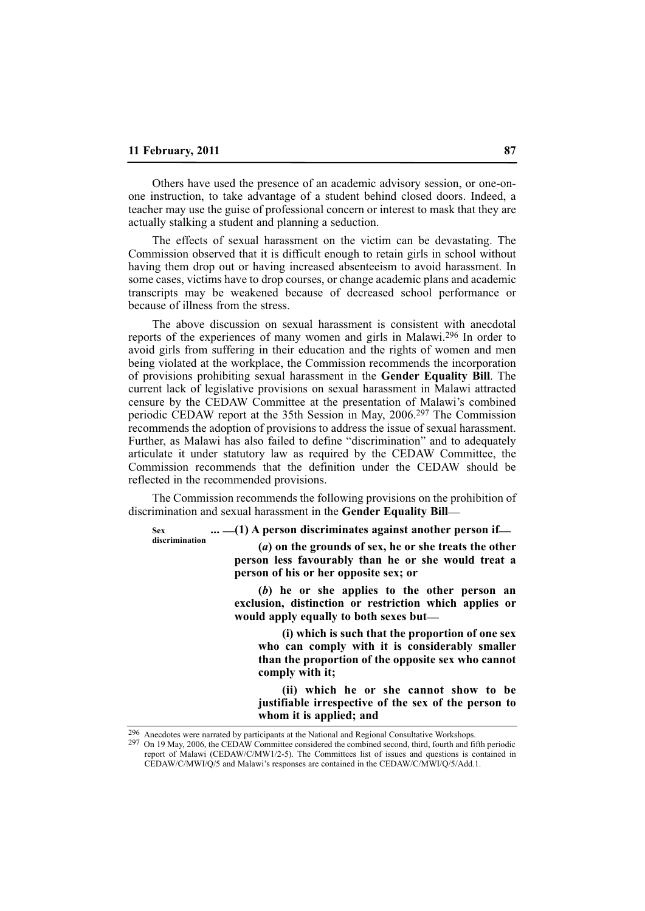Others have used the presence of an academic advisory session, or one-on-one instruction, to take advantage of a student behind closed doors. Indeed, a teacher may use the guise of professional concern or interest to mask that they are actually stalking a student and planning a seduction.

The effects of sexual harassment on the victim can be devastating. The Commission observed that it is difficult enough to retain girls in school without having them drop out or having increased absenteeism to avoid harassment. In some cases, victims have to drop courses, or change academic plans and academic transcripts may be weakened because of decreased school performance or because of illness from the stress.

The above discussion on sexual harassment is consistent with anecdotal reports of the experiences of many women and girls in Malawi.[296] In order to avoid girls from suffering in their education and the rights of women and men being violated at the workplace, the Commission recommends the incorporation of provisions prohibiting sexual harassment in the **Gender Equality Bill**. The current lack of legislative provisions on sexual harassment in Malawi attracted censure by the CEDAW Committee at the presentation of Malawi's combined periodic CEDAW report at the 35th Session in May, 2006.[297] The Commission recommends the adoption of provisions to address the issue of sexual harassment. Further, as Malawi has also failed to define "discrimination" and to adequately articulate it under statutory law as required by the CEDAW Committee, the Commission recommends that the definition under the CEDAW should be reflected in the recommended provisions.

The Commission recommends the following provisions on the prohibition of discrimination and sexual harassment in the **Gender Equality Bill**—

**Sex discrimination**

**... —(1) A person discriminates against another person if—**

**(*a*) on the grounds of sex, he or she treats the other person less favourably than he or she would treat a person of his or her opposite sex; or**

**(*b*) he or she applies to the other person an exclusion, distinction or restriction which applies or would apply equally to both sexes but—**

**(i) which is such that the proportion of one sex who can comply with it is considerably smaller than the proportion of the opposite sex who cannot comply with it;**

**(ii) which he or she cannot show to be justifiable irrespective of the sex of the person to whom it is applied; and**

---

[296] Anecdotes were narrated by participants at the National and Regional Consultative Workshops.

[297] On 19 May, 2006, the CEDAW Committee considered the combined second, third, fourth and fifth periodic report of Malawi (CEDAW/C/MW1/2-5). The Committees list of issues and questions is contained in CEDAW/C/MWI/Q/5 and Malawi's responses are contained in the CEDAW/C/MWI/Q/5/Add.1.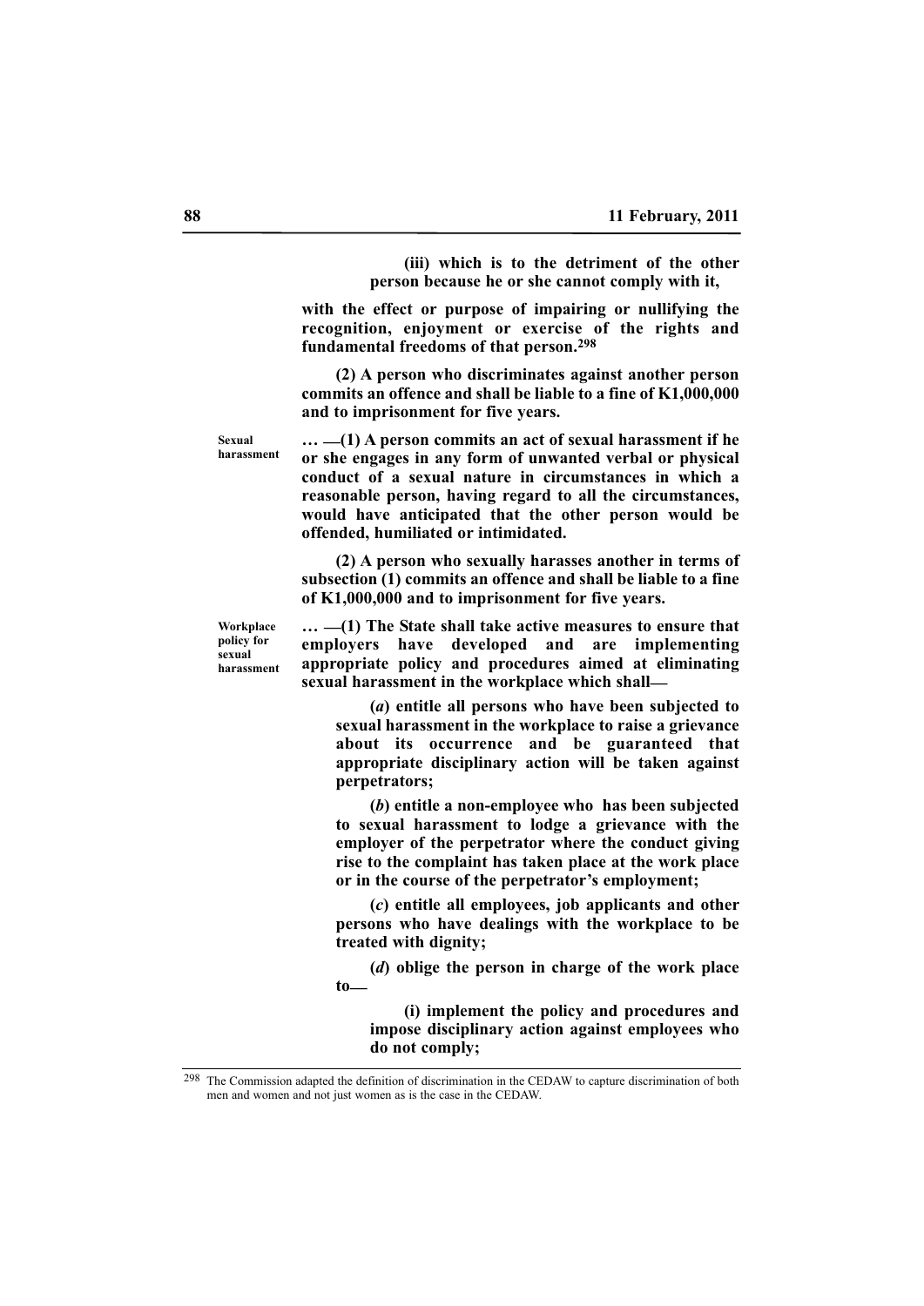**(iii) which is to the detriment of the other person because he or she cannot comply with it,**

**with the effect or purpose of impairing or nullifying the recognition, enjoyment or exercise of the rights and fundamental freedoms of that person.**[298]

**(2) A person who discriminates against another person commits an offence and shall be liable to a fine of K1,000,000 and to imprisonment for five years.**

**Sexual harassment**

**… —(1) A person commits an act of sexual harassment if he or she engages in any form of unwanted verbal or physical conduct of a sexual nature in circumstances in which a reasonable person, having regard to all the circumstances, would have anticipated that the other person would be offended, humiliated or intimidated.**

**(2) A person who sexually harasses another in terms of subsection (1) commits an offence and shall be liable to a fine of K1,000,000 and to imprisonment for five years.**

**Workplace policy for sexual harassment**

**… —(1) The State shall take active measures to ensure that employers have developed and are implementing appropriate policy and procedures aimed at eliminating sexual harassment in the workplace which shall—**

**(*a*) entitle all persons who have been subjected to sexual harassment in the workplace to raise a grievance about its occurrence and be guaranteed that appropriate disciplinary action will be taken against perpetrators;**

**(*b*) entitle a non-employee who has been subjected to sexual harassment to lodge a grievance with the employer of the perpetrator where the conduct giving rise to the complaint has taken place at the work place or in the course of the perpetrator's employment;**

**(*c*) entitle all employees, job applicants and other persons who have dealings with the workplace to be treated with dignity;**

**(*d*) oblige the person in charge of the work place to—**

**(i) implement the policy and procedures and impose disciplinary action against employees who do not comply;**

---

[298] The Commission adapted the definition of discrimination in the CEDAW to capture discrimination of both men and women and not just women as is the case in the CEDAW.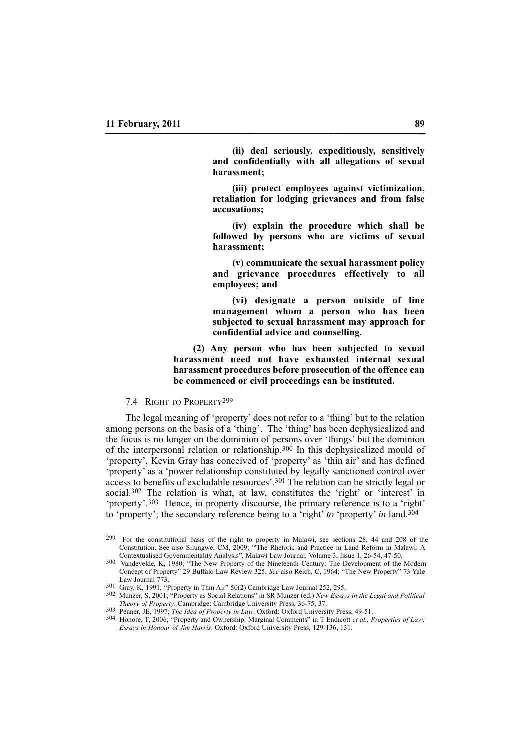**(ii) deal seriously, expeditiously, sensitively and confidentially with all allegations of sexual harassment;**

**(iii) protect employees against victimization, retaliation for lodging grievances and from false accusations;**

**(iv) explain the procedure which shall be followed by persons who are victims of sexual harassment;**

**(v) communicate the sexual harassment policy and grievance procedures effectively to all employees; and**

**(vi) designate a person outside of line management whom a person who has been subjected to sexual harassment may approach for confidential advice and counselling.**

**(2) Any person who has been subjected to sexual harassment need not have exhausted internal sexual harassment procedures before prosecution of the offence can be commenced or civil proceedings can be instituted.**

### 7.4 Right to Property[299]

The legal meaning of 'property' does not refer to a 'thing' but to the relation among persons on the basis of a 'thing'. The 'thing' has been dephysicalized and the focus is no longer on the dominion of persons over 'things' but the dominion of the interpersonal relation or relationship.[300] In this dephysicalized mould of 'property', Kevin Gray has conceived of 'property' as 'thin air' and has defined 'property' as a 'power relationship constituted by legally sanctioned control over access to benefits of excludable resources'.[301] The relation can be strictly legal or social.[302] The relation is what, at law, constitutes the 'right' or 'interest' in 'property'.[303] Hence, in property discourse, the primary reference is to a 'right' to 'property'; the secondary reference being to a 'right' *to* 'property' *in* land.[304]

---

[299] For the constitutional basis of the right to property in Malawi, see sections 28, 44 and 208 of the Constitution. See also Silungwe, CM, 2009; "'The Rhetoric and Practice in Land Reform in Malawi: A Contextualised Governmentality Analysis", Malawi Law Journal, Volume 3, Issue 1, 26-54, 47-50.

[300] Vandevelde, K, 1980; "The New Property of the Nineteenth Century: The Development of the Modern Concept of Property" 29 Buffalo Law Review 325. *See* also Reich, C, 1964; "The New Property" 73 Yale Law Journal 773.

[301] Gray, K, 1991; "Property in Thin Air" 50(2) Cambridge Law Journal 252, 295.

[302] Munzer, S, 2001; "Property as Social Relations" in SR Munzer (ed.) *New Essays in the Legal and Political Theory of Property*. Cambridge: Cambridge University Press, 36-75, 37.

[303] Penner, JE, 1997; *The Idea of Property in Law*. Oxford: Oxford University Press, 49-51.

[304] Honore, T, 2006; "Property and Ownership: Marginal Comments" in T Endicott *et al., Properties of Law: Essays in Honour of Jim Harris*. Oxford: Oxford University Press, 129-136, 131.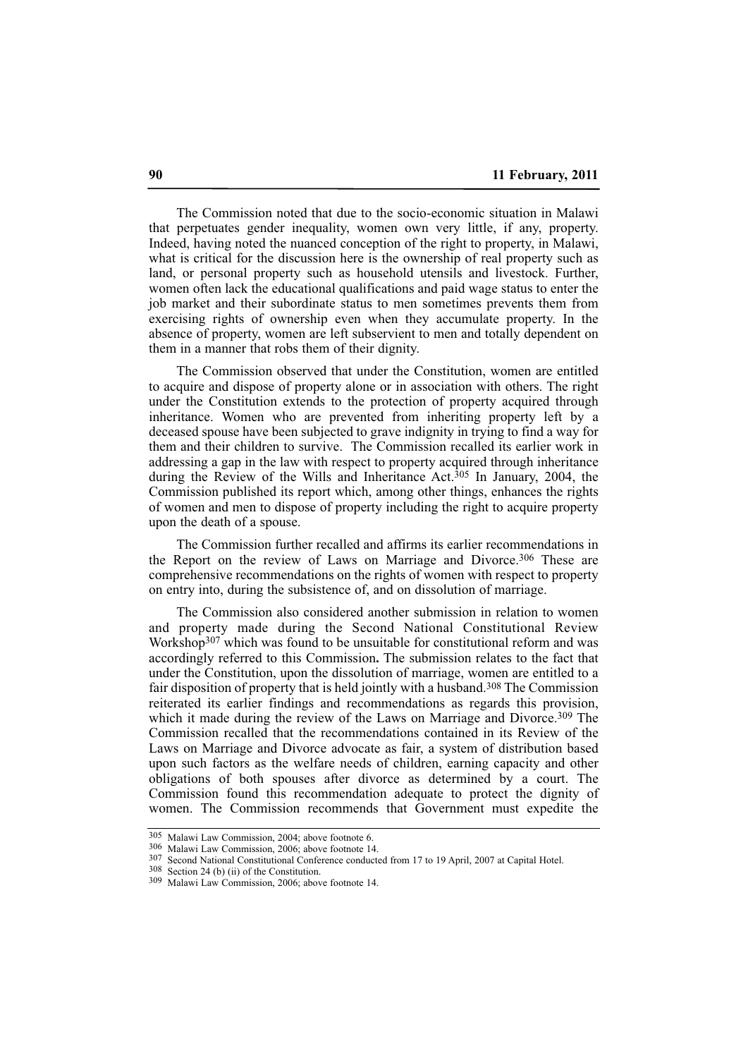The Commission noted that due to the socio-economic situation in Malawi that perpetuates gender inequality, women own very little, if any, property. Indeed, having noted the nuanced conception of the right to property, in Malawi, what is critical for the discussion here is the ownership of real property such as land, or personal property such as household utensils and livestock. Further, women often lack the educational qualifications and paid wage status to enter the job market and their subordinate status to men sometimes prevents them from exercising rights of ownership even when they accumulate property. In the absence of property, women are left subservient to men and totally dependent on them in a manner that robs them of their dignity.

The Commission observed that under the Constitution, women are entitled to acquire and dispose of property alone or in association with others. The right under the Constitution extends to the protection of property acquired through inheritance. Women who are prevented from inheriting property left by a deceased spouse have been subjected to grave indignity in trying to find a way for them and their children to survive. The Commission recalled its earlier work in addressing a gap in the law with respect to property acquired through inheritance during the Review of the Wills and Inheritance Act.[305] In January, 2004, the Commission published its report which, among other things, enhances the rights of women and men to dispose of property including the right to acquire property upon the death of a spouse.

The Commission further recalled and affirms its earlier recommendations in the Report on the review of Laws on Marriage and Divorce.[306] These are comprehensive recommendations on the rights of women with respect to property on entry into, during the subsistence of, and on dissolution of marriage.

The Commission also considered another submission in relation to women and property made during the Second National Constitutional Review Workshop[307] which was found to be unsuitable for constitutional reform and was accordingly referred to this Commission**.** The submission relates to the fact that under the Constitution, upon the dissolution of marriage, women are entitled to a fair disposition of property that is held jointly with a husband.[308] The Commission reiterated its earlier findings and recommendations as regards this provision, which it made during the review of the Laws on Marriage and Divorce.[309] The Commission recalled that the recommendations contained in its Review of the Laws on Marriage and Divorce advocate as fair, a system of distribution based upon such factors as the welfare needs of children, earning capacity and other obligations of both spouses after divorce as determined by a court. The Commission found this recommendation adequate to protect the dignity of women. The Commission recommends that Government must expedite the

---

305 Malawi Law Commission, 2004; above footnote 6.

306 Malawi Law Commission, 2006; above footnote 14.

307 Second National Constitutional Conference conducted from 17 to 19 April, 2007 at Capital Hotel.

308 Section 24 (b) (ii) of the Constitution.

309 Malawi Law Commission, 2006; above footnote 14.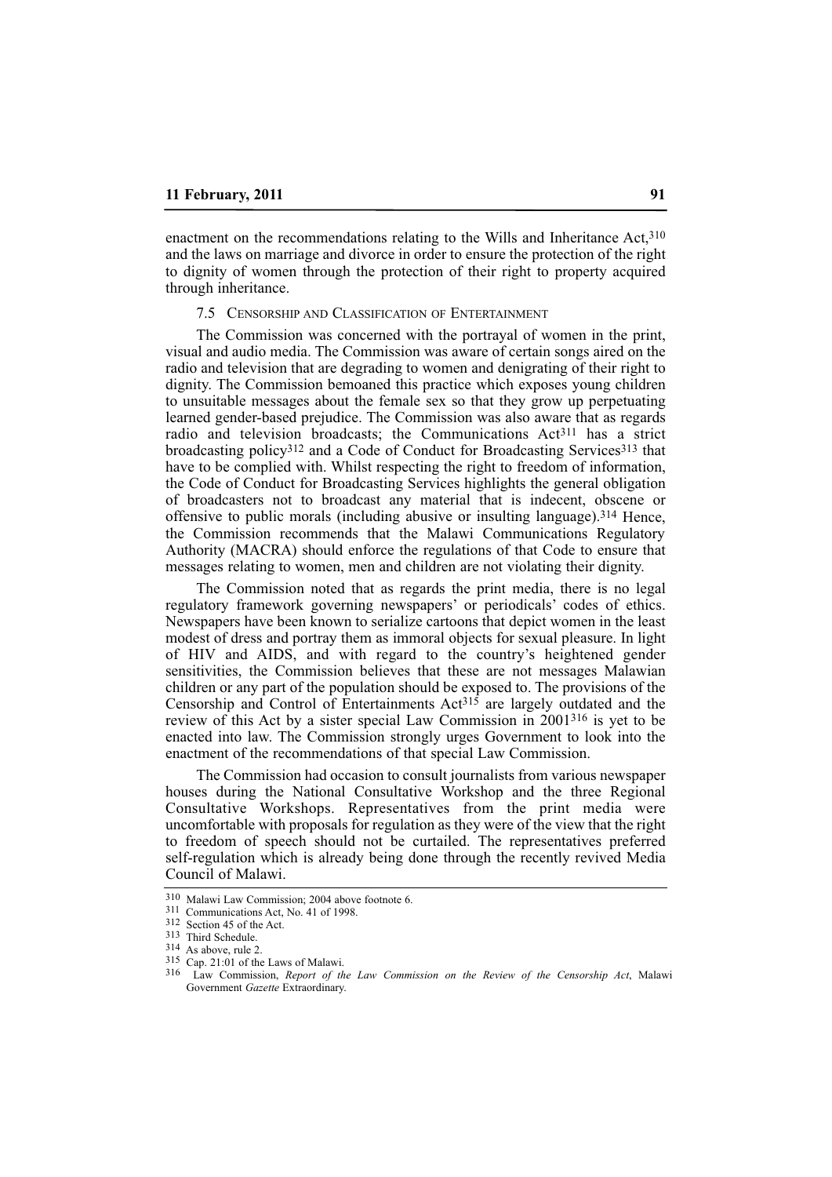enactment on the recommendations relating to the Wills and Inheritance Act,[310] and the laws on marriage and divorce in order to ensure the protection of the right to dignity of women through the protection of their right to property acquired through inheritance.

### 7.5 Censorship and Classification of Entertainment

The Commission was concerned with the portrayal of women in the print, visual and audio media. The Commission was aware of certain songs aired on the radio and television that are degrading to women and denigrating of their right to dignity. The Commission bemoaned this practice which exposes young children to unsuitable messages about the female sex so that they grow up perpetuating learned gender-based prejudice. The Commission was also aware that as regards radio and television broadcasts; the Communications Act[311] has a strict broadcasting policy[312] and a Code of Conduct for Broadcasting Services[313] that have to be complied with. Whilst respecting the right to freedom of information, the Code of Conduct for Broadcasting Services highlights the general obligation of broadcasters not to broadcast any material that is indecent, obscene or offensive to public morals (including abusive or insulting language).[314] Hence, the Commission recommends that the Malawi Communications Regulatory Authority (MACRA) should enforce the regulations of that Code to ensure that messages relating to women, men and children are not violating their dignity.

The Commission noted that as regards the print media, there is no legal regulatory framework governing newspapers' or periodicals' codes of ethics. Newspapers have been known to serialize cartoons that depict women in the least modest of dress and portray them as immoral objects for sexual pleasure. In light of HIV and AIDS, and with regard to the country's heightened gender sensitivities, the Commission believes that these are not messages Malawian children or any part of the population should be exposed to. The provisions of the Censorship and Control of Entertainments Act[315] are largely outdated and the review of this Act by a sister special Law Commission in 2001[316] is yet to be enacted into law. The Commission strongly urges Government to look into the enactment of the recommendations of that special Law Commission.

The Commission had occasion to consult journalists from various newspaper houses during the National Consultative Workshop and the three Regional Consultative Workshops. Representatives from the print media were uncomfortable with proposals for regulation as they were of the view that the right to freedom of speech should not be curtailed. The representatives preferred self-regulation which is already being done through the recently revived Media Council of Malawi.

---

[310] Malawi Law Commission; 2004 above footnote 6.

[311] Communications Act, No. 41 of 1998.

[312] Section 45 of the Act.

[313] Third Schedule.

[314] As above, rule 2.

[315] Cap. 21:01 of the Laws of Malawi.

[316] Law Commission, *Report of the Law Commission on the Review of the Censorship Act*, Malawi Government *Gazette* Extraordinary.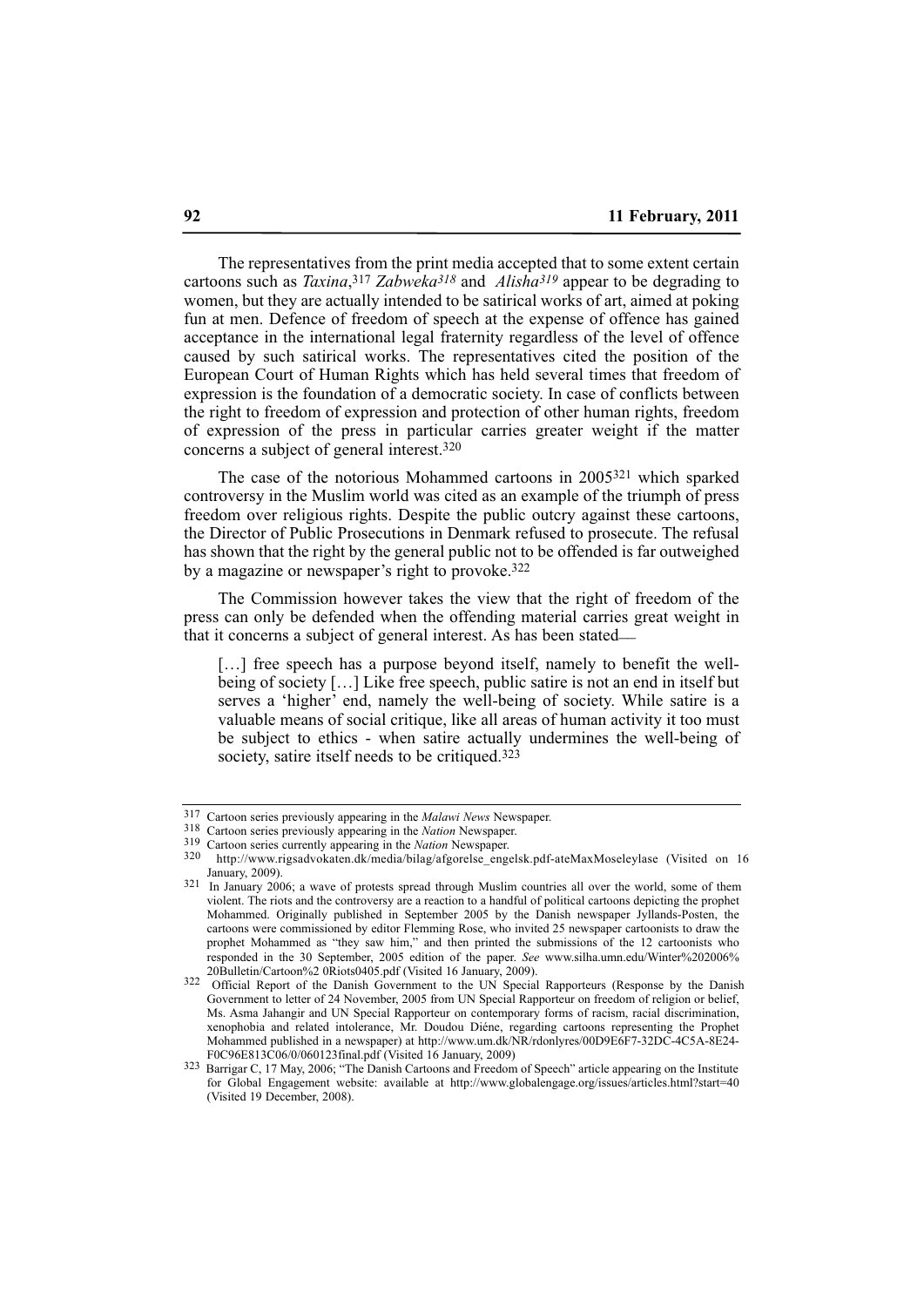The representatives from the print media accepted that to some extent certain cartoons such as *Taxina*,[317] *Zabweka*[318] and *Alisha*[319] appear to be degrading to women, but they are actually intended to be satirical works of art, aimed at poking fun at men. Defence of freedom of speech at the expense of offence has gained acceptance in the international legal fraternity regardless of the level of offence caused by such satirical works. The representatives cited the position of the European Court of Human Rights which has held several times that freedom of expression is the foundation of a democratic society. In case of conflicts between the right to freedom of expression and protection of other human rights, freedom of expression of the press in particular carries greater weight if the matter concerns a subject of general interest.[320]

The case of the notorious Mohammed cartoons in 2005[321] which sparked controversy in the Muslim world was cited as an example of the triumph of press freedom over religious rights. Despite the public outcry against these cartoons, the Director of Public Prosecutions in Denmark refused to prosecute. The refusal has shown that the right by the general public not to be offended is far outweighed by a magazine or newspaper's right to provoke.[322]

The Commission however takes the view that the right of freedom of the press can only be defended when the offending material carries great weight in that it concerns a subject of general interest. As has been stated—

> […] free speech has a purpose beyond itself, namely to benefit the well-being of society […] Like free speech, public satire is not an end in itself but serves a 'higher' end, namely the well-being of society. While satire is a valuable means of social critique, like all areas of human activity it too must be subject to ethics - when satire actually undermines the well-being of society, satire itself needs to be critiqued.[323]

---

[317] Cartoon series previously appearing in the *Malawi News* Newspaper.

[318] Cartoon series previously appearing in the *Nation* Newspaper.

[319] Cartoon series currently appearing in the *Nation* Newspaper.

[320] http://www.rigsadvokaten.dk/media/bilag/afgorelse_engelsk.pdf-ateMaxMoseleylase (Visited on 16 January, 2009).

[321] In January 2006; a wave of protests spread through Muslim countries all over the world, some of them violent. The riots and the controversy are a reaction to a handful of political cartoons depicting the prophet Mohammed. Originally published in September 2005 by the Danish newspaper Jyllands-Posten, the cartoons were commissioned by editor Flemming Rose, who invited 25 newspaper cartoonists to draw the prophet Mohammed as "they saw him," and then printed the submissions of the 12 cartoonists who responded in the 30 September, 2005 edition of the paper. *See* www.silha.umn.edu/Winter%202006%20Bulletin/Cartoon%2 0Riots0405.pdf (Visited 16 January, 2009).

[322] Official Report of the Danish Government to the UN Special Rapporteurs (Response by the Danish Government to letter of 24 November, 2005 from UN Special Rapporteur on freedom of religion or belief, Ms. Asma Jahangir and UN Special Rapporteur on contemporary forms of racism, racial discrimination, xenophobia and related intolerance, Mr. Doudou Diéne, regarding cartoons representing the Prophet Mohammed published in a newspaper) at http://www.um.dk/NR/rdonlyres/00D9E6F7-32DC-4C5A-8E24-F0C96E813C06/0/060123final.pdf (Visited 16 January, 2009)

[323] Barrigar C, 17 May, 2006; "The Danish Cartoons and Freedom of Speech" article appearing on the Institute for Global Engagement website: available at http://www.globalengage.org/issues/articles.html?start=40 (Visited 19 December, 2008).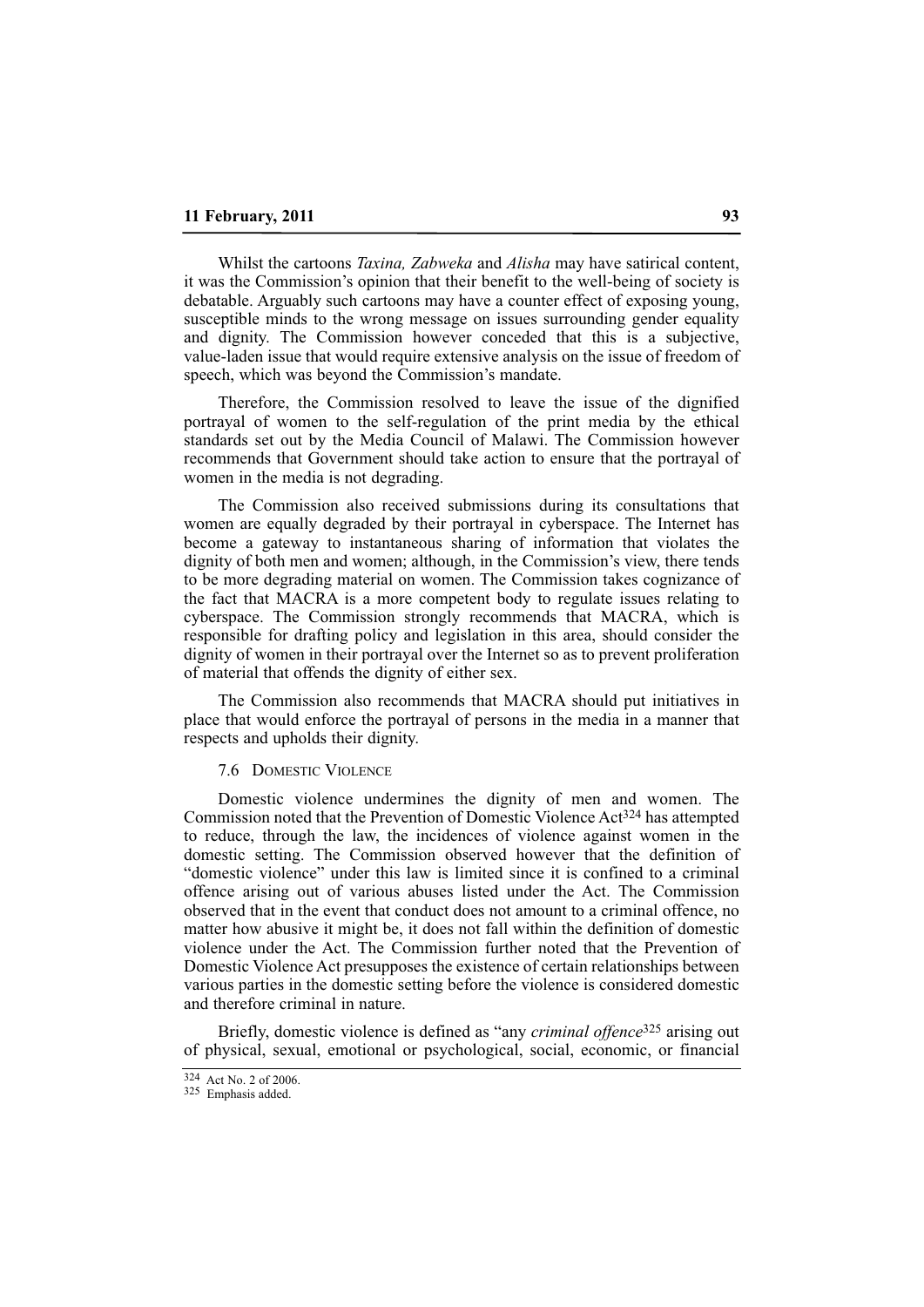Whilst the cartoons *Taxina, Zabweka* and *Alisha* may have satirical content, it was the Commission's opinion that their benefit to the well-being of society is debatable. Arguably such cartoons may have a counter effect of exposing young, susceptible minds to the wrong message on issues surrounding gender equality and dignity. The Commission however conceded that this is a subjective, value-laden issue that would require extensive analysis on the issue of freedom of speech, which was beyond the Commission's mandate.

Therefore, the Commission resolved to leave the issue of the dignified portrayal of women to the self-regulation of the print media by the ethical standards set out by the Media Council of Malawi. The Commission however recommends that Government should take action to ensure that the portrayal of women in the media is not degrading.

The Commission also received submissions during its consultations that women are equally degraded by their portrayal in cyberspace. The Internet has become a gateway to instantaneous sharing of information that violates the dignity of both men and women; although, in the Commission's view, there tends to be more degrading material on women. The Commission takes cognizance of the fact that MACRA is a more competent body to regulate issues relating to cyberspace. The Commission strongly recommends that MACRA, which is responsible for drafting policy and legislation in this area, should consider the dignity of women in their portrayal over the Internet so as to prevent proliferation of material that offends the dignity of either sex.

The Commission also recommends that MACRA should put initiatives in place that would enforce the portrayal of persons in the media in a manner that respects and upholds their dignity.

### 7.6 Domestic Violence

Domestic violence undermines the dignity of men and women. The Commission noted that the Prevention of Domestic Violence Act[324] has attempted to reduce, through the law, the incidences of violence against women in the domestic setting. The Commission observed however that the definition of "domestic violence" under this law is limited since it is confined to a criminal offence arising out of various abuses listed under the Act. The Commission observed that in the event that conduct does not amount to a criminal offence, no matter how abusive it might be, it does not fall within the definition of domestic violence under the Act. The Commission further noted that the Prevention of Domestic Violence Act presupposes the existence of certain relationships between various parties in the domestic setting before the violence is considered domestic and therefore criminal in nature.

Briefly, domestic violence is defined as "any *criminal offence*[325] arising out of physical, sexual, emotional or psychological, social, economic, or financial

---

[324] Act No. 2 of 2006.

[325] Emphasis added.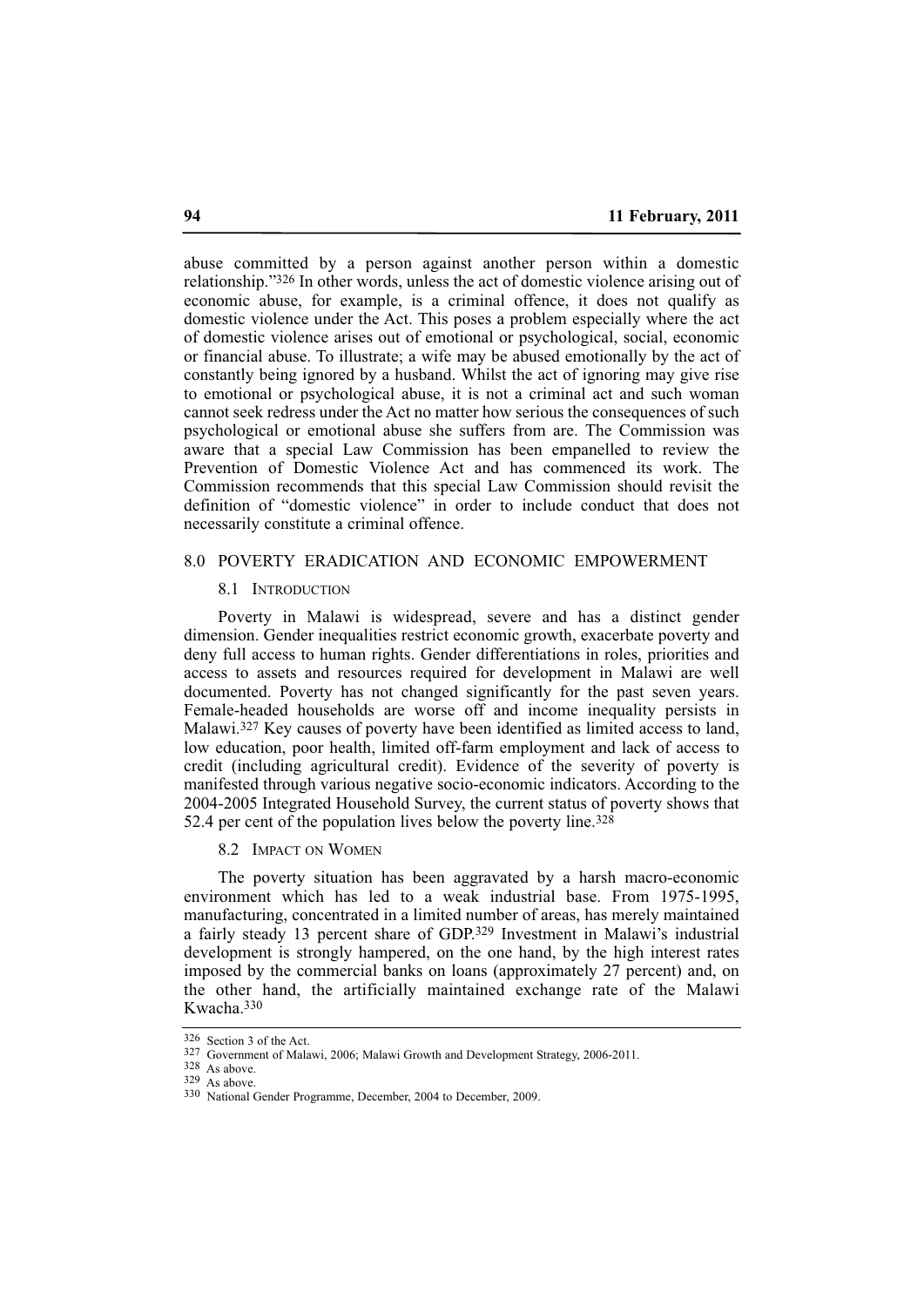abuse committed by a person against another person within a domestic relationship."[326] In other words, unless the act of domestic violence arising out of economic abuse, for example, is a criminal offence, it does not qualify as domestic violence under the Act. This poses a problem especially where the act of domestic violence arises out of emotional or psychological, social, economic or financial abuse. To illustrate; a wife may be abused emotionally by the act of constantly being ignored by a husband. Whilst the act of ignoring may give rise to emotional or psychological abuse, it is not a criminal act and such woman cannot seek redress under the Act no matter how serious the consequences of such psychological or emotional abuse she suffers from are. The Commission was aware that a special Law Commission has been empanelled to review the Prevention of Domestic Violence Act and has commenced its work. The Commission recommends that this special Law Commission should revisit the definition of "domestic violence" in order to include conduct that does not necessarily constitute a criminal offence.

## 8.0 POVERTY ERADICATION AND ECONOMIC EMPOWERMENT

### 8.1 Introduction

Poverty in Malawi is widespread, severe and has a distinct gender dimension. Gender inequalities restrict economic growth, exacerbate poverty and deny full access to human rights. Gender differentiations in roles, priorities and access to assets and resources required for development in Malawi are well documented. Poverty has not changed significantly for the past seven years. Female-headed households are worse off and income inequality persists in Malawi.[327] Key causes of poverty have been identified as limited access to land, low education, poor health, limited off-farm employment and lack of access to credit (including agricultural credit). Evidence of the severity of poverty is manifested through various negative socio-economic indicators. According to the 2004-2005 Integrated Household Survey, the current status of poverty shows that 52.4 per cent of the population lives below the poverty line.[328]

### 8.2 Impact on Women

The poverty situation has been aggravated by a harsh macro-economic environment which has led to a weak industrial base. From 1975-1995, manufacturing, concentrated in a limited number of areas, has merely maintained a fairly steady 13 percent share of GDP.[329] Investment in Malawi's industrial development is strongly hampered, on the one hand, by the high interest rates imposed by the commercial banks on loans (approximately 27 percent) and, on the other hand, the artificially maintained exchange rate of the Malawi Kwacha.[330]

---

[326] Section 3 of the Act.

[327] Government of Malawi, 2006; Malawi Growth and Development Strategy, 2006-2011.

[328] As above.

[329] As above.

[330] National Gender Programme, December, 2004 to December, 2009.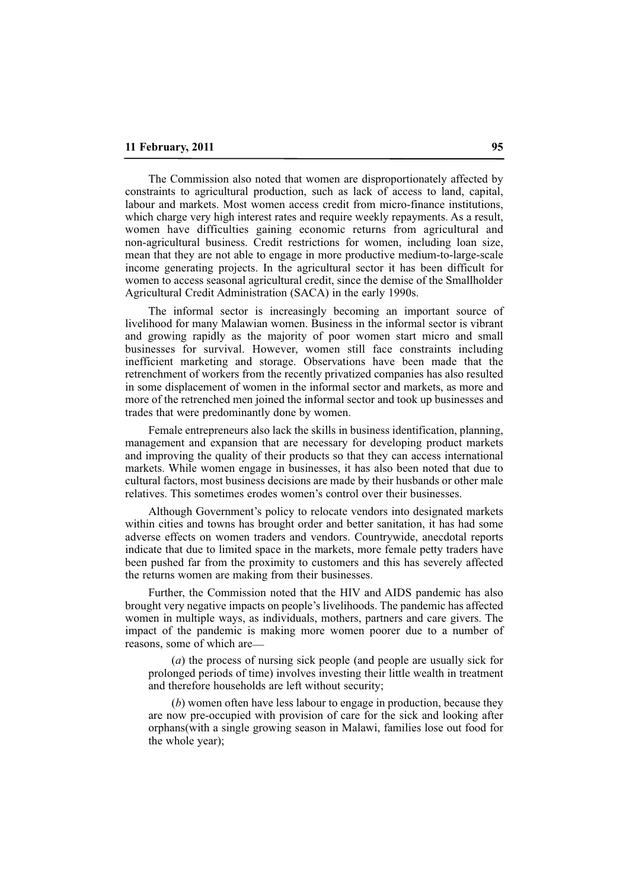The Commission also noted that women are disproportionately affected by constraints to agricultural production, such as lack of access to land, capital, labour and markets. Most women access credit from micro-finance institutions, which charge very high interest rates and require weekly repayments. As a result, women have difficulties gaining economic returns from agricultural and non-agricultural business. Credit restrictions for women, including loan size, mean that they are not able to engage in more productive medium-to-large-scale income generating projects. In the agricultural sector it has been difficult for women to access seasonal agricultural credit, since the demise of the Smallholder Agricultural Credit Administration (SACA) in the early 1990s.

The informal sector is increasingly becoming an important source of livelihood for many Malawian women. Business in the informal sector is vibrant and growing rapidly as the majority of poor women start micro and small businesses for survival. However, women still face constraints including inefficient marketing and storage. Observations have been made that the retrenchment of workers from the recently privatized companies has also resulted in some displacement of women in the informal sector and markets, as more and more of the retrenched men joined the informal sector and took up businesses and trades that were predominantly done by women.

Female entrepreneurs also lack the skills in business identification, planning, management and expansion that are necessary for developing product markets and improving the quality of their products so that they can access international markets. While women engage in businesses, it has also been noted that due to cultural factors, most business decisions are made by their husbands or other male relatives. This sometimes erodes women's control over their businesses.

Although Government's policy to relocate vendors into designated markets within cities and towns has brought order and better sanitation, it has had some adverse effects on women traders and vendors. Countrywide, anecdotal reports indicate that due to limited space in the markets, more female petty traders have been pushed far from the proximity to customers and this has severely affected the returns women are making from their businesses.

Further, the Commission noted that the HIV and AIDS pandemic has also brought very negative impacts on people's livelihoods. The pandemic has affected women in multiple ways, as individuals, mothers, partners and care givers. The impact of the pandemic is making more women poorer due to a number of reasons, some of which are—

(*a*) the process of nursing sick people (and people are usually sick for prolonged periods of time) involves investing their little wealth in treatment and therefore households are left without security;

(*b*) women often have less labour to engage in production, because they are now pre-occupied with provision of care for the sick and looking after orphans(with a single growing season in Malawi, families lose out food for the whole year);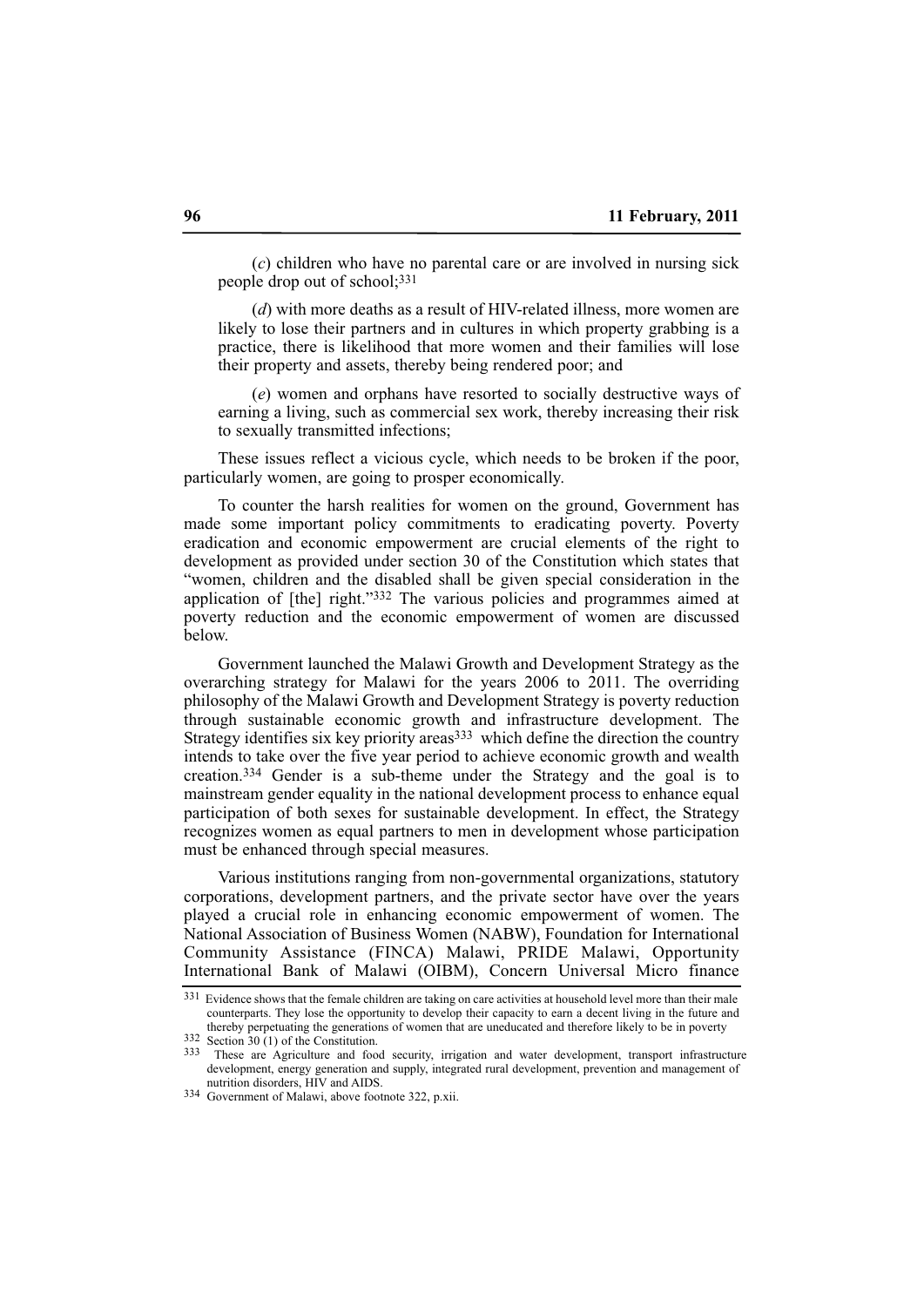(*c*) children who have no parental care or are involved in nursing sick people drop out of school;[331]

(*d*) with more deaths as a result of HIV-related illness, more women are likely to lose their partners and in cultures in which property grabbing is a practice, there is likelihood that more women and their families will lose their property and assets, thereby being rendered poor; and

(*e*) women and orphans have resorted to socially destructive ways of earning a living, such as commercial sex work, thereby increasing their risk to sexually transmitted infections;

These issues reflect a vicious cycle, which needs to be broken if the poor, particularly women, are going to prosper economically.

To counter the harsh realities for women on the ground, Government has made some important policy commitments to eradicating poverty. Poverty eradication and economic empowerment are crucial elements of the right to development as provided under section 30 of the Constitution which states that "women, children and the disabled shall be given special consideration in the application of [the] right."[332] The various policies and programmes aimed at poverty reduction and the economic empowerment of women are discussed below.

Government launched the Malawi Growth and Development Strategy as the overarching strategy for Malawi for the years 2006 to 2011. The overriding philosophy of the Malawi Growth and Development Strategy is poverty reduction through sustainable economic growth and infrastructure development. The Strategy identifies six key priority areas[333] which define the direction the country intends to take over the five year period to achieve economic growth and wealth creation.[334] Gender is a sub-theme under the Strategy and the goal is to mainstream gender equality in the national development process to enhance equal participation of both sexes for sustainable development. In effect, the Strategy recognizes women as equal partners to men in development whose participation must be enhanced through special measures.

Various institutions ranging from non-governmental organizations, statutory corporations, development partners, and the private sector have over the years played a crucial role in enhancing economic empowerment of women. The National Association of Business Women (NABW), Foundation for International Community Assistance (FINCA) Malawi, PRIDE Malawi, Opportunity International Bank of Malawi (OIBM), Concern Universal Micro finance

---

[331] Evidence shows that the female children are taking on care activities at household level more than their male counterparts. They lose the opportunity to develop their capacity to earn a decent living in the future and thereby perpetuating the generations of women that are uneducated and therefore likely to be in poverty

[332] Section 30 (1) of the Constitution.

[333] These are Agriculture and food security, irrigation and water development, transport infrastructure development, energy generation and supply, integrated rural development, prevention and management of nutrition disorders, HIV and AIDS.

[334] Government of Malawi, above footnote 322, p.xii.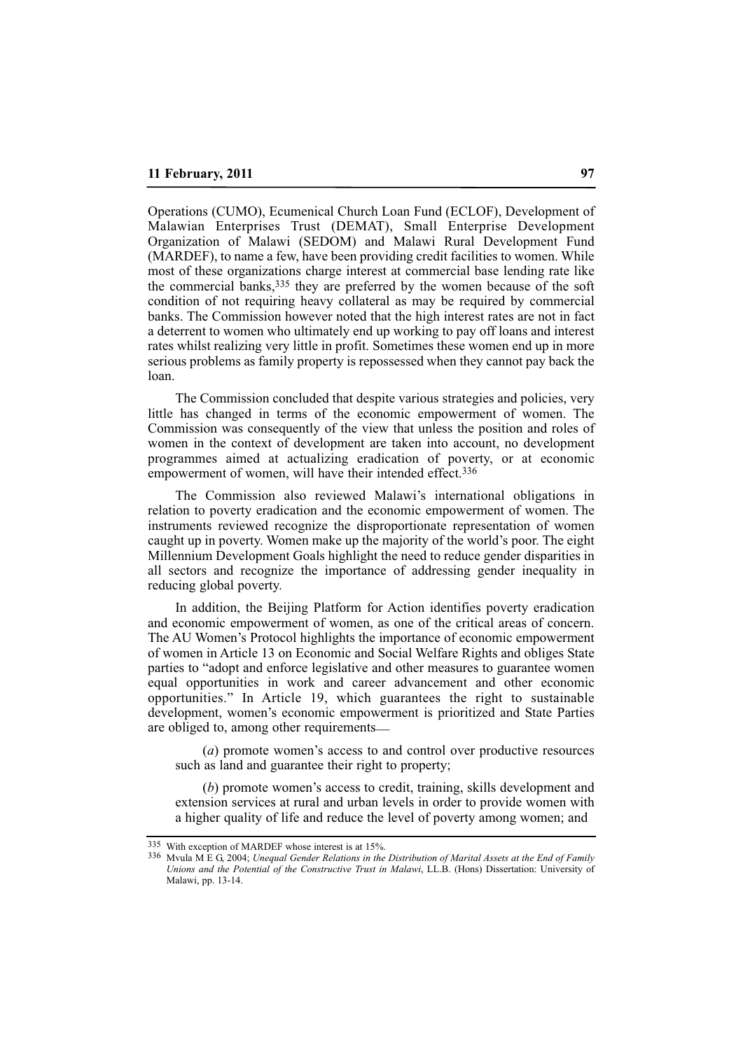Operations (CUMO), Ecumenical Church Loan Fund (ECLOF), Development of Malawian Enterprises Trust (DEMAT), Small Enterprise Development Organization of Malawi (SEDOM) and Malawi Rural Development Fund (MARDEF), to name a few, have been providing credit facilities to women. While most of these organizations charge interest at commercial base lending rate like the commercial banks,[335] they are preferred by the women because of the soft condition of not requiring heavy collateral as may be required by commercial banks. The Commission however noted that the high interest rates are not in fact a deterrent to women who ultimately end up working to pay off loans and interest rates whilst realizing very little in profit. Sometimes these women end up in more serious problems as family property is repossessed when they cannot pay back the loan.

The Commission concluded that despite various strategies and policies, very little has changed in terms of the economic empowerment of women. The Commission was consequently of the view that unless the position and roles of women in the context of development are taken into account, no development programmes aimed at actualizing eradication of poverty, or at economic empowerment of women, will have their intended effect.[336]

The Commission also reviewed Malawi's international obligations in relation to poverty eradication and the economic empowerment of women. The instruments reviewed recognize the disproportionate representation of women caught up in poverty. Women make up the majority of the world's poor. The eight Millennium Development Goals highlight the need to reduce gender disparities in all sectors and recognize the importance of addressing gender inequality in reducing global poverty.

In addition, the Beijing Platform for Action identifies poverty eradication and economic empowerment of women, as one of the critical areas of concern. The AU Women's Protocol highlights the importance of economic empowerment of women in Article 13 on Economic and Social Welfare Rights and obliges State parties to "adopt and enforce legislative and other measures to guarantee women equal opportunities in work and career advancement and other economic opportunities." In Article 19, which guarantees the right to sustainable development, women's economic empowerment is prioritized and State Parties are obliged to, among other requirements—

(*a*) promote women's access to and control over productive resources such as land and guarantee their right to property;

(*b*) promote women's access to credit, training, skills development and extension services at rural and urban levels in order to provide women with a higher quality of life and reduce the level of poverty among women; and

---

[335] With exception of MARDEF whose interest is at 15%.

[336] Mvula M E G, 2004; *Unequal Gender Relations in the Distribution of Marital Assets at the End of Family Unions and the Potential of the Constructive Trust in Malawi*, LL.B. (Hons) Dissertation: University of Malawi, pp. 13-14.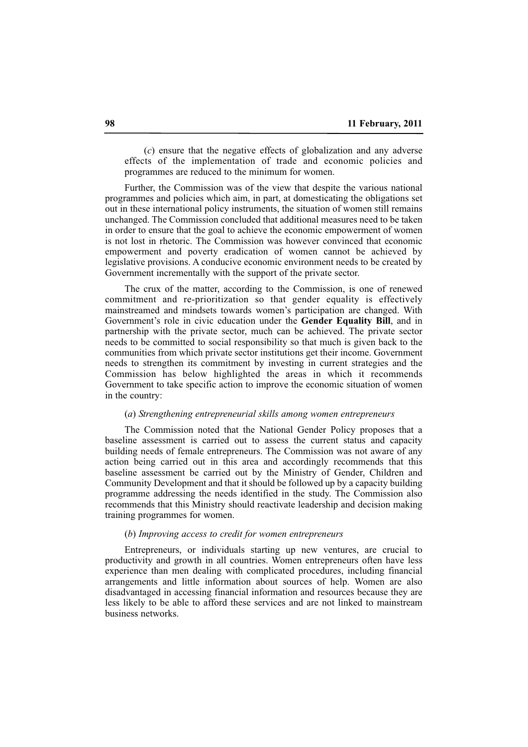(*c*) ensure that the negative effects of globalization and any adverse effects of the implementation of trade and economic policies and programmes are reduced to the minimum for women.

Further, the Commission was of the view that despite the various national programmes and policies which aim, in part, at domesticating the obligations set out in these international policy instruments, the situation of women still remains unchanged. The Commission concluded that additional measures need to be taken in order to ensure that the goal to achieve the economic empowerment of women is not lost in rhetoric. The Commission was however convinced that economic empowerment and poverty eradication of women cannot be achieved by legislative provisions. A conducive economic environment needs to be created by Government incrementally with the support of the private sector.

The crux of the matter, according to the Commission, is one of renewed commitment and re-prioritization so that gender equality is effectively mainstreamed and mindsets towards women's participation are changed. With Government's role in civic education under the **Gender Equality Bill**, and in partnership with the private sector, much can be achieved. The private sector needs to be committed to social responsibility so that much is given back to the communities from which private sector institutions get their income. Government needs to strengthen its commitment by investing in current strategies and the Commission has below highlighted the areas in which it recommends Government to take specific action to improve the economic situation of women in the country:

(*a*) *Strengthening entrepreneurial skills among women entrepreneurs*

The Commission noted that the National Gender Policy proposes that a baseline assessment is carried out to assess the current status and capacity building needs of female entrepreneurs. The Commission was not aware of any action being carried out in this area and accordingly recommends that this baseline assessment be carried out by the Ministry of Gender, Children and Community Development and that it should be followed up by a capacity building programme addressing the needs identified in the study. The Commission also recommends that this Ministry should reactivate leadership and decision making training programmes for women.

(*b*) *Improving access to credit for women entrepreneurs*

Entrepreneurs, or individuals starting up new ventures, are crucial to productivity and growth in all countries. Women entrepreneurs often have less experience than men dealing with complicated procedures, including financial arrangements and little information about sources of help. Women are also disadvantaged in accessing financial information and resources because they are less likely to be able to afford these services and are not linked to mainstream business networks.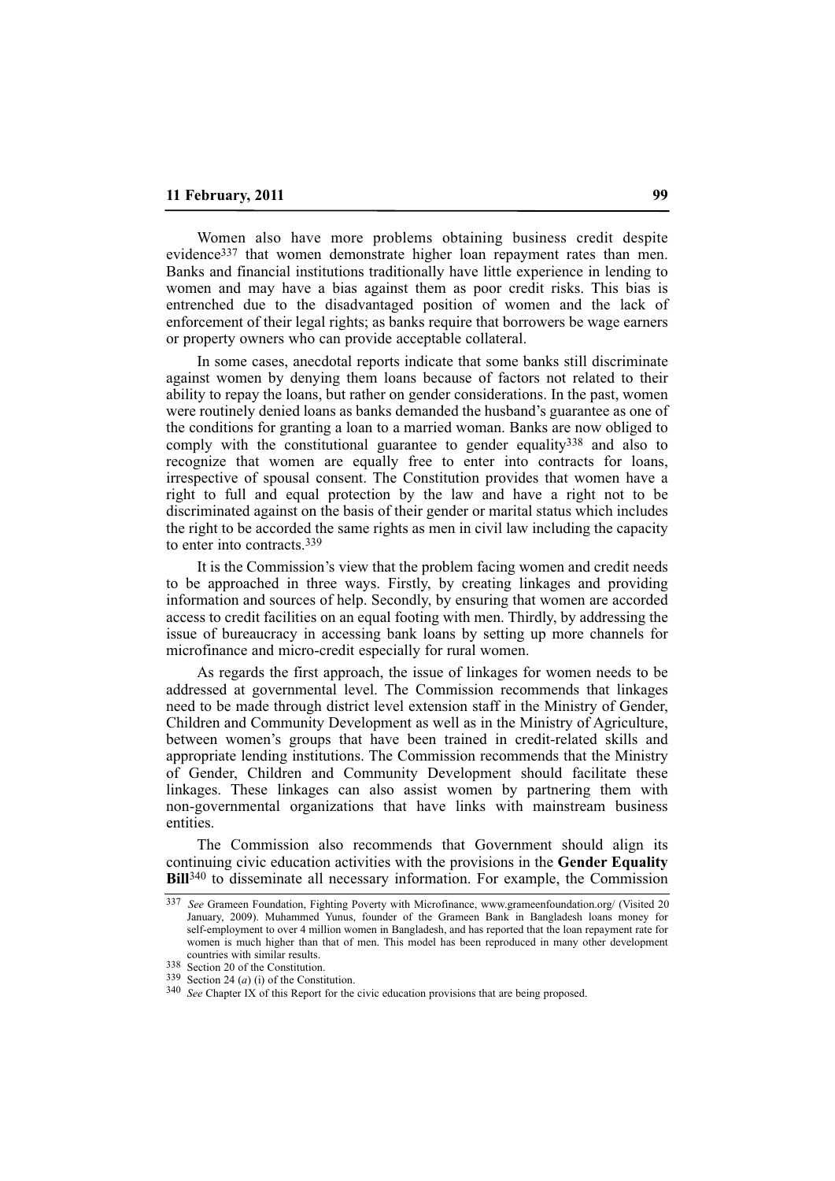Women also have more problems obtaining business credit despite evidence[337] that women demonstrate higher loan repayment rates than men. Banks and financial institutions traditionally have little experience in lending to women and may have a bias against them as poor credit risks. This bias is entrenched due to the disadvantaged position of women and the lack of enforcement of their legal rights; as banks require that borrowers be wage earners or property owners who can provide acceptable collateral.

In some cases, anecdotal reports indicate that some banks still discriminate against women by denying them loans because of factors not related to their ability to repay the loans, but rather on gender considerations. In the past, women were routinely denied loans as banks demanded the husband's guarantee as one of the conditions for granting a loan to a married woman. Banks are now obliged to comply with the constitutional guarantee to gender equality[338] and also to recognize that women are equally free to enter into contracts for loans, irrespective of spousal consent. The Constitution provides that women have a right to full and equal protection by the law and have a right not to be discriminated against on the basis of their gender or marital status which includes the right to be accorded the same rights as men in civil law including the capacity to enter into contracts.[339]

It is the Commission's view that the problem facing women and credit needs to be approached in three ways. Firstly, by creating linkages and providing information and sources of help. Secondly, by ensuring that women are accorded access to credit facilities on an equal footing with men. Thirdly, by addressing the issue of bureaucracy in accessing bank loans by setting up more channels for microfinance and micro-credit especially for rural women.

As regards the first approach, the issue of linkages for women needs to be addressed at governmental level. The Commission recommends that linkages need to be made through district level extension staff in the Ministry of Gender, Children and Community Development as well as in the Ministry of Agriculture, between women's groups that have been trained in credit-related skills and appropriate lending institutions. The Commission recommends that the Ministry of Gender, Children and Community Development should facilitate these linkages. These linkages can also assist women by partnering them with non-governmental organizations that have links with mainstream business entities.

The Commission also recommends that Government should align its continuing civic education activities with the provisions in the **Gender Equality Bill**[340] to disseminate all necessary information. For example, the Commission

---

[337] *See* Grameen Foundation, Fighting Poverty with Microfinance, www.grameenfoundation.org/ (Visited 20 January, 2009). Muhammed Yunus, founder of the Grameen Bank in Bangladesh loans money for self-employment to over 4 million women in Bangladesh, and has reported that the loan repayment rate for women is much higher than that of men. This model has been reproduced in many other development countries with similar results.

[338] Section 20 of the Constitution.

[339] Section 24 (*a*) (i) of the Constitution.

[340] *See* Chapter IX of this Report for the civic education provisions that are being proposed.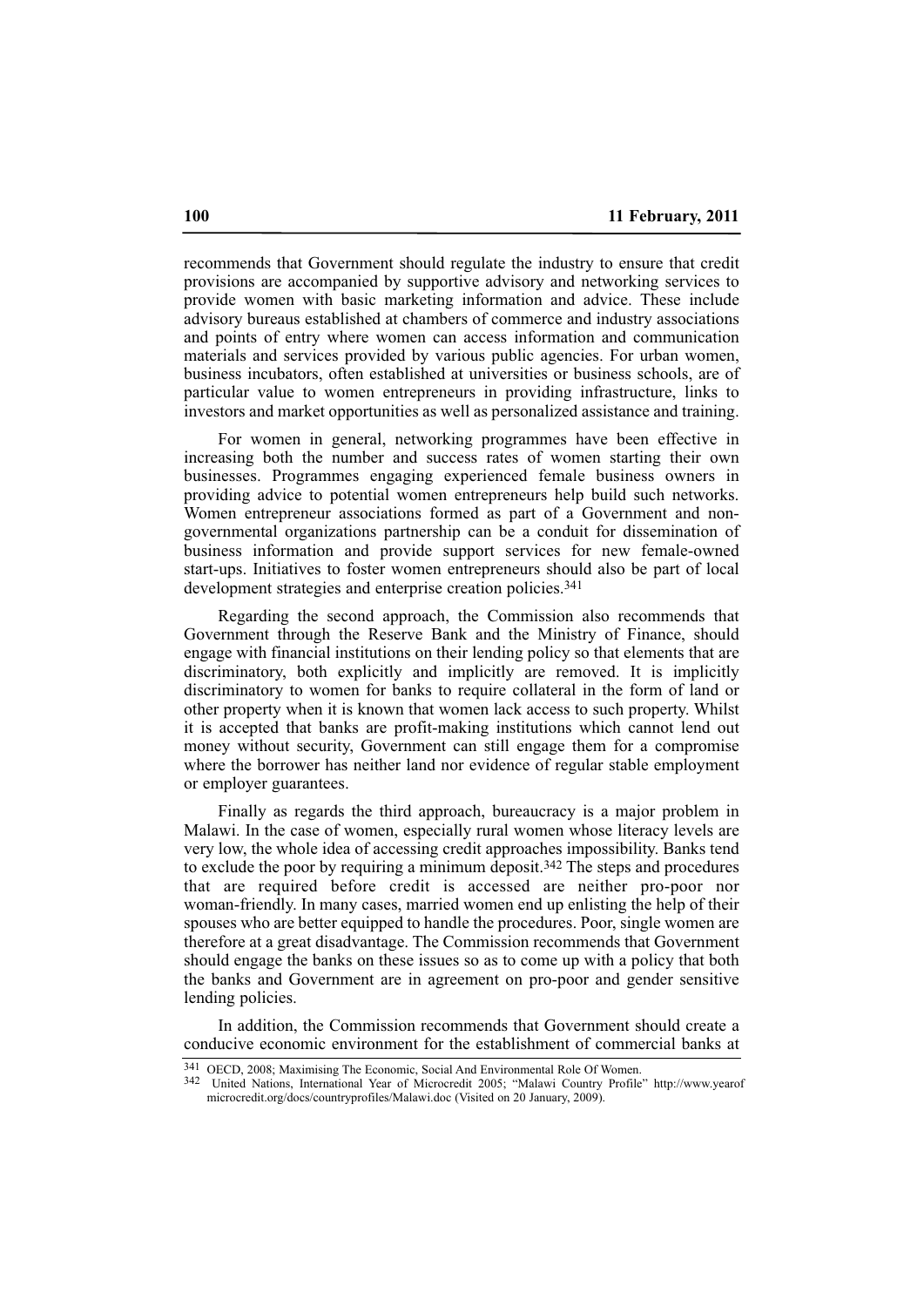recommends that Government should regulate the industry to ensure that credit provisions are accompanied by supportive advisory and networking services to provide women with basic marketing information and advice. These include advisory bureaus established at chambers of commerce and industry associations and points of entry where women can access information and communication materials and services provided by various public agencies. For urban women, business incubators, often established at universities or business schools, are of particular value to women entrepreneurs in providing infrastructure, links to investors and market opportunities as well as personalized assistance and training.

For women in general, networking programmes have been effective in increasing both the number and success rates of women starting their own businesses. Programmes engaging experienced female business owners in providing advice to potential women entrepreneurs help build such networks. Women entrepreneur associations formed as part of a Government and non-governmental organizations partnership can be a conduit for dissemination of business information and provide support services for new female-owned start-ups. Initiatives to foster women entrepreneurs should also be part of local development strategies and enterprise creation policies.[341]

Regarding the second approach, the Commission also recommends that Government through the Reserve Bank and the Ministry of Finance, should engage with financial institutions on their lending policy so that elements that are discriminatory, both explicitly and implicitly are removed. It is implicitly discriminatory to women for banks to require collateral in the form of land or other property when it is known that women lack access to such property. Whilst it is accepted that banks are profit-making institutions which cannot lend out money without security, Government can still engage them for a compromise where the borrower has neither land nor evidence of regular stable employment or employer guarantees.

Finally as regards the third approach, bureaucracy is a major problem in Malawi. In the case of women, especially rural women whose literacy levels are very low, the whole idea of accessing credit approaches impossibility. Banks tend to exclude the poor by requiring a minimum deposit.[342] The steps and procedures that are required before credit is accessed are neither pro-poor nor woman-friendly. In many cases, married women end up enlisting the help of their spouses who are better equipped to handle the procedures. Poor, single women are therefore at a great disadvantage. The Commission recommends that Government should engage the banks on these issues so as to come up with a policy that both the banks and Government are in agreement on pro-poor and gender sensitive lending policies.

In addition, the Commission recommends that Government should create a conducive economic environment for the establishment of commercial banks at

---

[341] OECD, 2008; Maximising The Economic, Social And Environmental Role Of Women.

[342] United Nations, International Year of Microcredit 2005; "Malawi Country Profile" http://www.yearofmicrocredit.org/docs/countryprofiles/Malawi.doc (Visited on 20 January, 2009).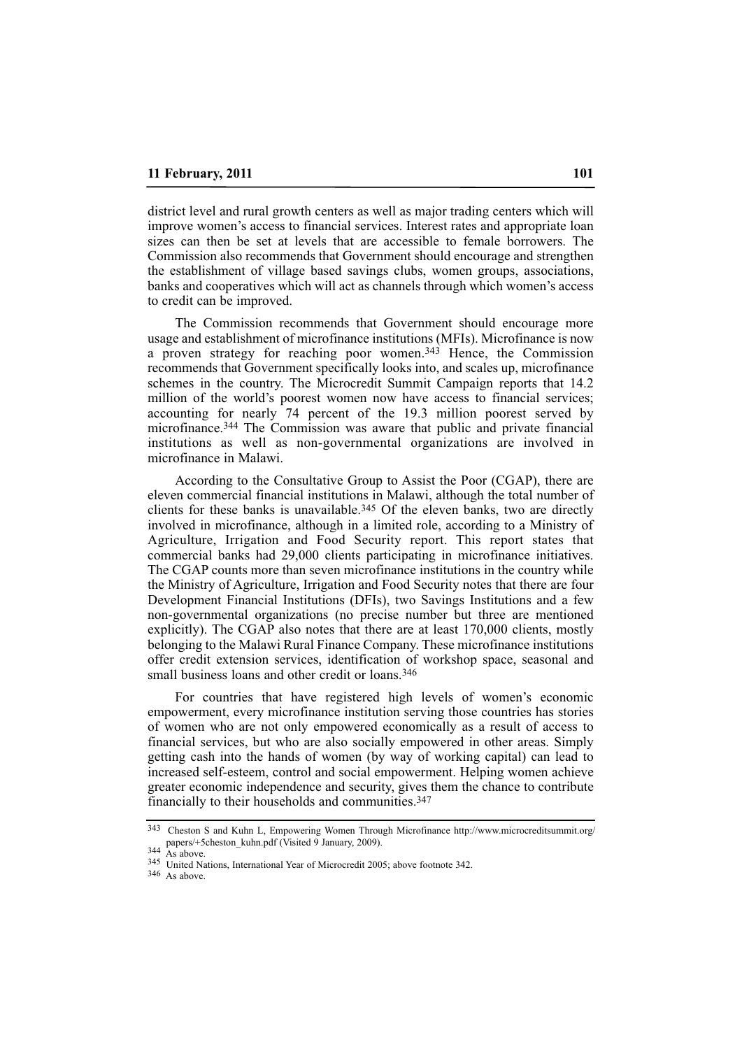district level and rural growth centers as well as major trading centers which will improve women's access to financial services. Interest rates and appropriate loan sizes can then be set at levels that are accessible to female borrowers. The Commission also recommends that Government should encourage and strengthen the establishment of village based savings clubs, women groups, associations, banks and cooperatives which will act as channels through which women's access to credit can be improved.

The Commission recommends that Government should encourage more usage and establishment of microfinance institutions (MFIs). Microfinance is now a proven strategy for reaching poor women.[343] Hence, the Commission recommends that Government specifically looks into, and scales up, microfinance schemes in the country. The Microcredit Summit Campaign reports that 14.2 million of the world's poorest women now have access to financial services; accounting for nearly 74 percent of the 19.3 million poorest served by microfinance.[344] The Commission was aware that public and private financial institutions as well as non-governmental organizations are involved in microfinance in Malawi.

According to the Consultative Group to Assist the Poor (CGAP), there are eleven commercial financial institutions in Malawi, although the total number of clients for these banks is unavailable.[345] Of the eleven banks, two are directly involved in microfinance, although in a limited role, according to a Ministry of Agriculture, Irrigation and Food Security report. This report states that commercial banks had 29,000 clients participating in microfinance initiatives. The CGAP counts more than seven microfinance institutions in the country while the Ministry of Agriculture, Irrigation and Food Security notes that there are four Development Financial Institutions (DFIs), two Savings Institutions and a few non-governmental organizations (no precise number but three are mentioned explicitly). The CGAP also notes that there are at least 170,000 clients, mostly belonging to the Malawi Rural Finance Company. These microfinance institutions offer credit extension services, identification of workshop space, seasonal and small business loans and other credit or loans.[346]

For countries that have registered high levels of women's economic empowerment, every microfinance institution serving those countries has stories of women who are not only empowered economically as a result of access to financial services, but who are also socially empowered in other areas. Simply getting cash into the hands of women (by way of working capital) can lead to increased self-esteem, control and social empowerment. Helping women achieve greater economic independence and security, gives them the chance to contribute financially to their households and communities.[347]

---

[343] Cheston S and Kuhn L, Empowering Women Through Microfinance http://www.microcreditsummit.org/papers/+5cheston_kuhn.pdf (Visited 9 January, 2009).

[344] As above.

[345] United Nations, International Year of Microcredit 2005; above footnote 342.

[346] As above.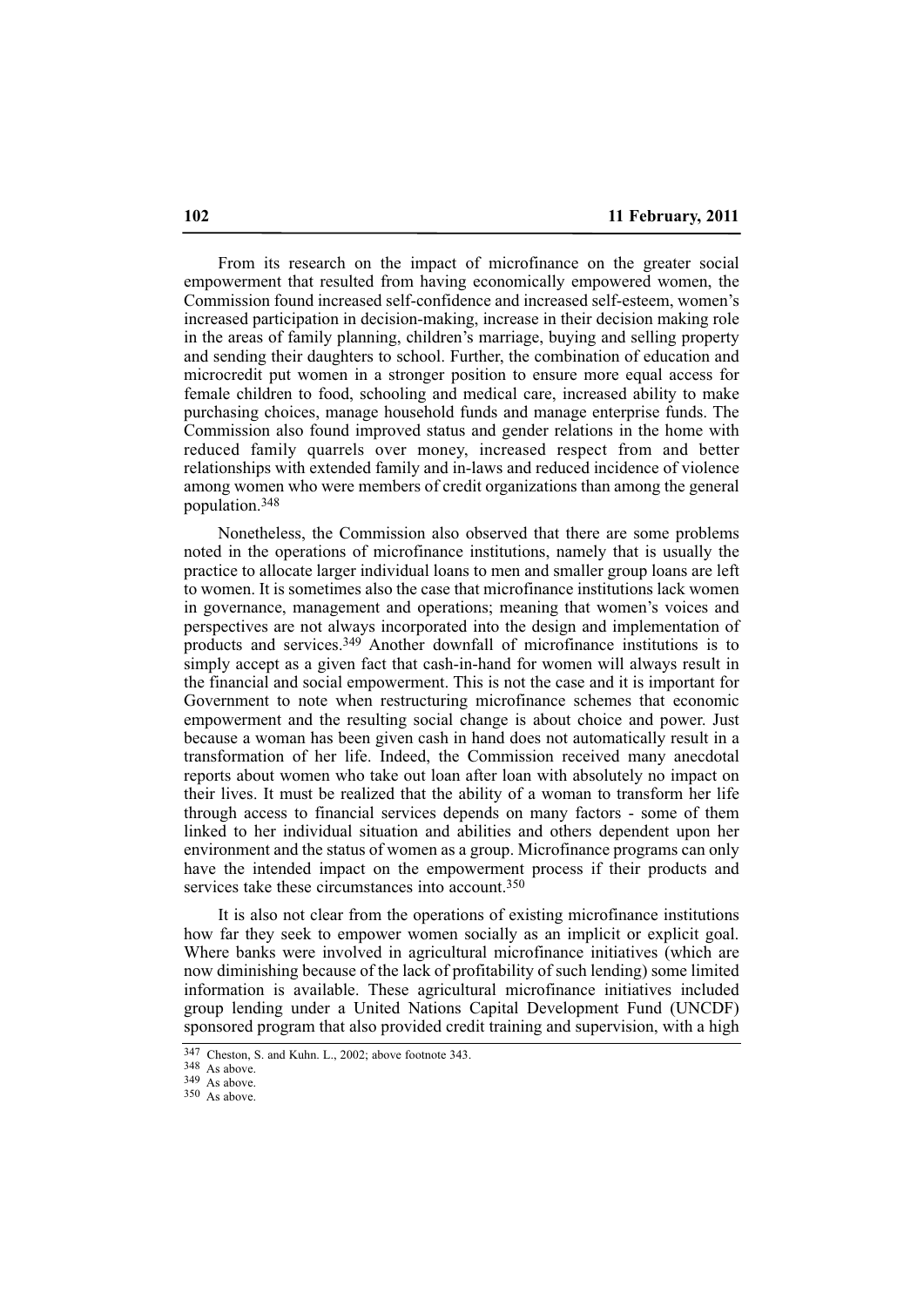From its research on the impact of microfinance on the greater social empowerment that resulted from having economically empowered women, the Commission found increased self-confidence and increased self-esteem, women's increased participation in decision-making, increase in their decision making role in the areas of family planning, children's marriage, buying and selling property and sending their daughters to school. Further, the combination of education and microcredit put women in a stronger position to ensure more equal access for female children to food, schooling and medical care, increased ability to make purchasing choices, manage household funds and manage enterprise funds. The Commission also found improved status and gender relations in the home with reduced family quarrels over money, increased respect from and better relationships with extended family and in-laws and reduced incidence of violence among women who were members of credit organizations than among the general population.[348]

Nonetheless, the Commission also observed that there are some problems noted in the operations of microfinance institutions, namely that is usually the practice to allocate larger individual loans to men and smaller group loans are left to women. It is sometimes also the case that microfinance institutions lack women in governance, management and operations; meaning that women's voices and perspectives are not always incorporated into the design and implementation of products and services.[349] Another downfall of microfinance institutions is to simply accept as a given fact that cash-in-hand for women will always result in the financial and social empowerment. This is not the case and it is important for Government to note when restructuring microfinance schemes that economic empowerment and the resulting social change is about choice and power. Just because a woman has been given cash in hand does not automatically result in a transformation of her life. Indeed, the Commission received many anecdotal reports about women who take out loan after loan with absolutely no impact on their lives. It must be realized that the ability of a woman to transform her life through access to financial services depends on many factors - some of them linked to her individual situation and abilities and others dependent upon her environment and the status of women as a group. Microfinance programs can only have the intended impact on the empowerment process if their products and services take these circumstances into account.[350]

It is also not clear from the operations of existing microfinance institutions how far they seek to empower women socially as an implicit or explicit goal. Where banks were involved in agricultural microfinance initiatives (which are now diminishing because of the lack of profitability of such lending) some limited information is available. These agricultural microfinance initiatives included group lending under a United Nations Capital Development Fund (UNCDF) sponsored program that also provided credit training and supervision, with a high

---

[347] Cheston, S. and Kuhn. L., 2002; above footnote 343.

[348] As above.

[349] As above.

[350] As above.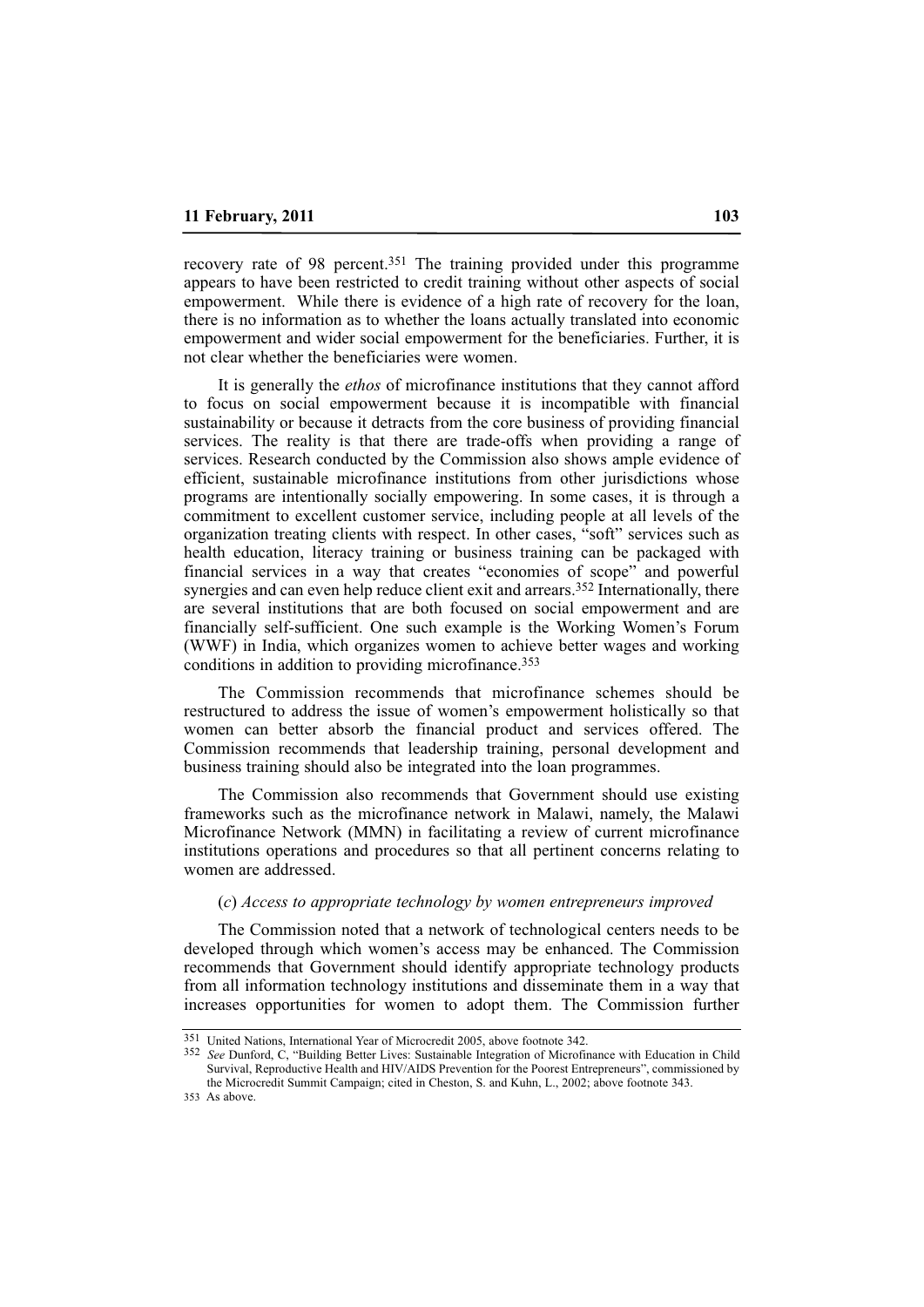recovery rate of 98 percent.[351] The training provided under this programme appears to have been restricted to credit training without other aspects of social empowerment. While there is evidence of a high rate of recovery for the loan, there is no information as to whether the loans actually translated into economic empowerment and wider social empowerment for the beneficiaries. Further, it is not clear whether the beneficiaries were women.

It is generally the *ethos* of microfinance institutions that they cannot afford to focus on social empowerment because it is incompatible with financial sustainability or because it detracts from the core business of providing financial services. The reality is that there are trade-offs when providing a range of services. Research conducted by the Commission also shows ample evidence of efficient, sustainable microfinance institutions from other jurisdictions whose programs are intentionally socially empowering. In some cases, it is through a commitment to excellent customer service, including people at all levels of the organization treating clients with respect. In other cases, "soft" services such as health education, literacy training or business training can be packaged with financial services in a way that creates "economies of scope" and powerful synergies and can even help reduce client exit and arrears.[352] Internationally, there are several institutions that are both focused on social empowerment and are financially self-sufficient. One such example is the Working Women's Forum (WWF) in India, which organizes women to achieve better wages and working conditions in addition to providing microfinance.[353]

The Commission recommends that microfinance schemes should be restructured to address the issue of women's empowerment holistically so that women can better absorb the financial product and services offered. The Commission recommends that leadership training, personal development and business training should also be integrated into the loan programmes.

The Commission also recommends that Government should use existing frameworks such as the microfinance network in Malawi, namely, the Malawi Microfinance Network (MMN) in facilitating a review of current microfinance institutions operations and procedures so that all pertinent concerns relating to women are addressed.

(*c*) *Access to appropriate technology by women entrepreneurs improved*

The Commission noted that a network of technological centers needs to be developed through which women's access may be enhanced. The Commission recommends that Government should identify appropriate technology products from all information technology institutions and disseminate them in a way that increases opportunities for women to adopt them. The Commission further

---

[351] United Nations, International Year of Microcredit 2005, above footnote 342.

[352] *See* Dunford, C, "Building Better Lives: Sustainable Integration of Microfinance with Education in Child Survival, Reproductive Health and HIV/AIDS Prevention for the Poorest Entrepreneurs", commissioned by the Microcredit Summit Campaign; cited in Cheston, S. and Kuhn, L., 2002; above footnote 343.

[353] As above.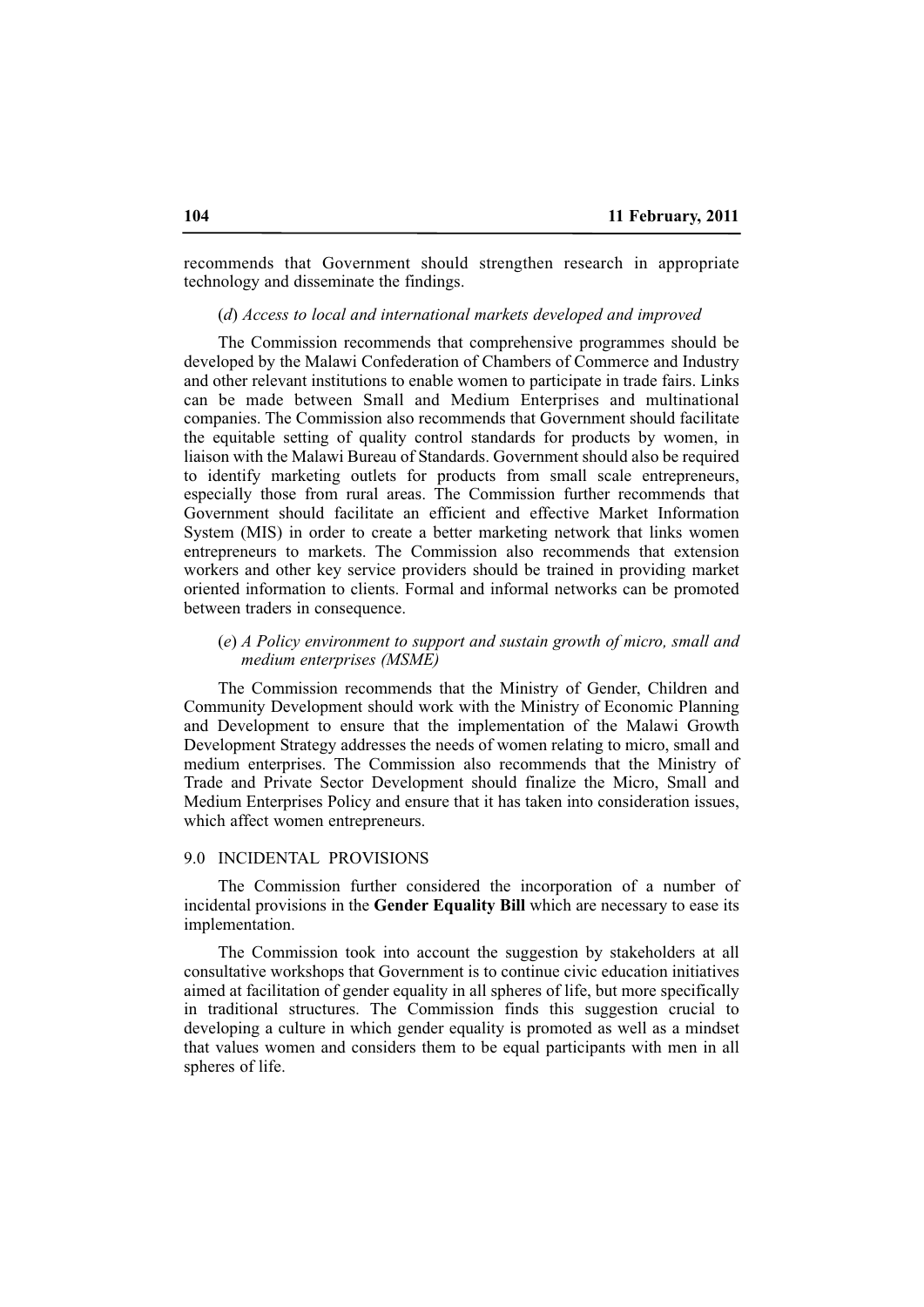recommends that Government should strengthen research in appropriate technology and disseminate the findings.

(*d*) *Access to local and international markets developed and improved*

The Commission recommends that comprehensive programmes should be developed by the Malawi Confederation of Chambers of Commerce and Industry and other relevant institutions to enable women to participate in trade fairs. Links can be made between Small and Medium Enterprises and multinational companies. The Commission also recommends that Government should facilitate the equitable setting of quality control standards for products by women, in liaison with the Malawi Bureau of Standards. Government should also be required to identify marketing outlets for products from small scale entrepreneurs, especially those from rural areas. The Commission further recommends that Government should facilitate an efficient and effective Market Information System (MIS) in order to create a better marketing network that links women entrepreneurs to markets. The Commission also recommends that extension workers and other key service providers should be trained in providing market oriented information to clients. Formal and informal networks can be promoted between traders in consequence.

(*e*) *A Policy environment to support and sustain growth of micro, small and medium enterprises (MSME)*

The Commission recommends that the Ministry of Gender, Children and Community Development should work with the Ministry of Economic Planning and Development to ensure that the implementation of the Malawi Growth Development Strategy addresses the needs of women relating to micro, small and medium enterprises. The Commission also recommends that the Ministry of Trade and Private Sector Development should finalize the Micro, Small and Medium Enterprises Policy and ensure that it has taken into consideration issues, which affect women entrepreneurs.

## 9.0 INCIDENTAL PROVISIONS

The Commission further considered the incorporation of a number of incidental provisions in the **Gender Equality Bill** which are necessary to ease its implementation.

The Commission took into account the suggestion by stakeholders at all consultative workshops that Government is to continue civic education initiatives aimed at facilitation of gender equality in all spheres of life, but more specifically in traditional structures. The Commission finds this suggestion crucial to developing a culture in which gender equality is promoted as well as a mindset that values women and considers them to be equal participants with men in all spheres of life.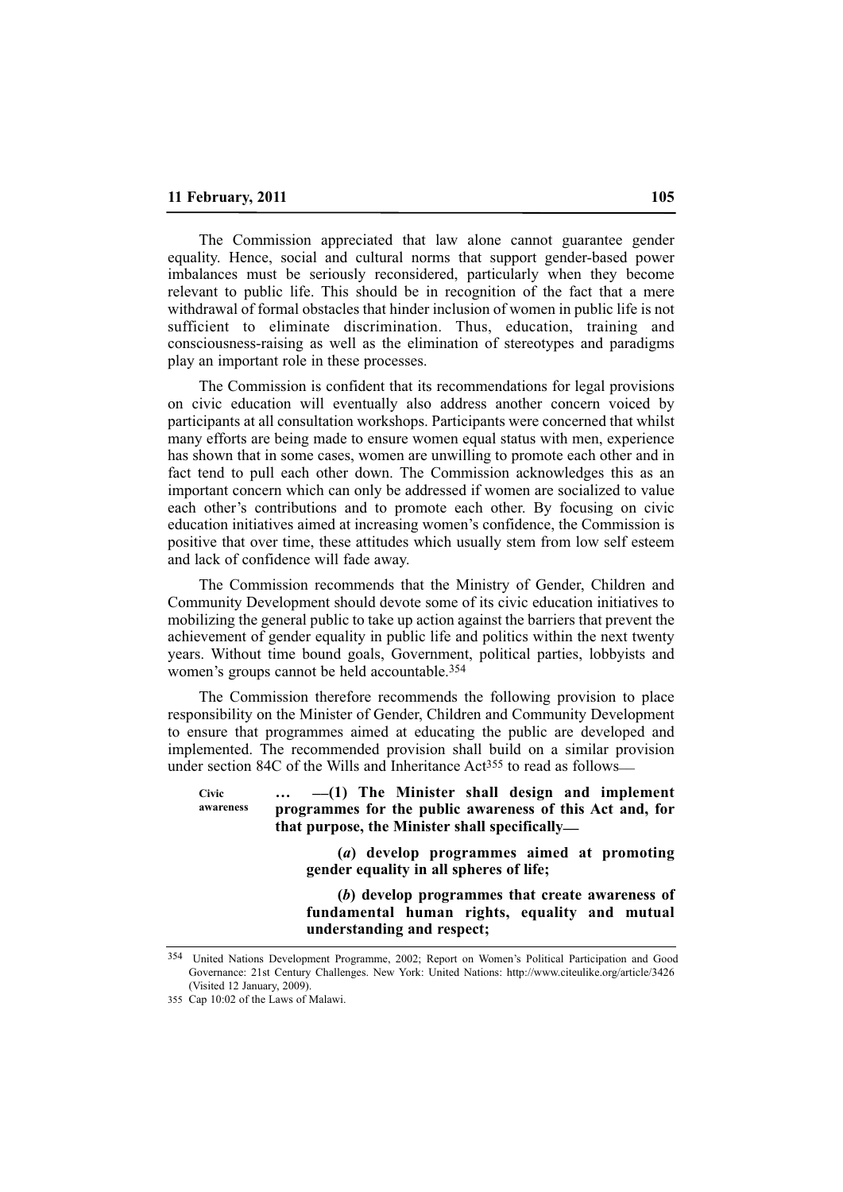The Commission appreciated that law alone cannot guarantee gender equality. Hence, social and cultural norms that support gender-based power imbalances must be seriously reconsidered, particularly when they become relevant to public life. This should be in recognition of the fact that a mere withdrawal of formal obstacles that hinder inclusion of women in public life is not sufficient to eliminate discrimination. Thus, education, training and consciousness-raising as well as the elimination of stereotypes and paradigms play an important role in these processes.

The Commission is confident that its recommendations for legal provisions on civic education will eventually also address another concern voiced by participants at all consultation workshops. Participants were concerned that whilst many efforts are being made to ensure women equal status with men, experience has shown that in some cases, women are unwilling to promote each other and in fact tend to pull each other down. The Commission acknowledges this as an important concern which can only be addressed if women are socialized to value each other's contributions and to promote each other. By focusing on civic education initiatives aimed at increasing women's confidence, the Commission is positive that over time, these attitudes which usually stem from low self esteem and lack of confidence will fade away.

The Commission recommends that the Ministry of Gender, Children and Community Development should devote some of its civic education initiatives to mobilizing the general public to take up action against the barriers that prevent the achievement of gender equality in public life and politics within the next twenty years. Without time bound goals, Government, political parties, lobbyists and women's groups cannot be held accountable.[354]

The Commission therefore recommends the following provision to place responsibility on the Minister of Gender, Children and Community Development to ensure that programmes aimed at educating the public are developed and implemented. The recommended provision shall build on a similar provision under section 84C of the Wills and Inheritance Act[355] to read as follows—

Civic awareness

**… —(1) The Minister shall design and implement programmes for the public awareness of this Act and, for that purpose, the Minister shall specifically—**

> **(*a*) develop programmes aimed at promoting gender equality in all spheres of life;**
>
> **(*b*) develop programmes that create awareness of fundamental human rights, equality and mutual understanding and respect;**

---

[354] United Nations Development Programme, 2002; Report on Women's Political Participation and Good Governance: 21st Century Challenges. New York: United Nations: http://www.citeulike.org/article/3426 (Visited 12 January, 2009).

[355] Cap 10:02 of the Laws of Malawi.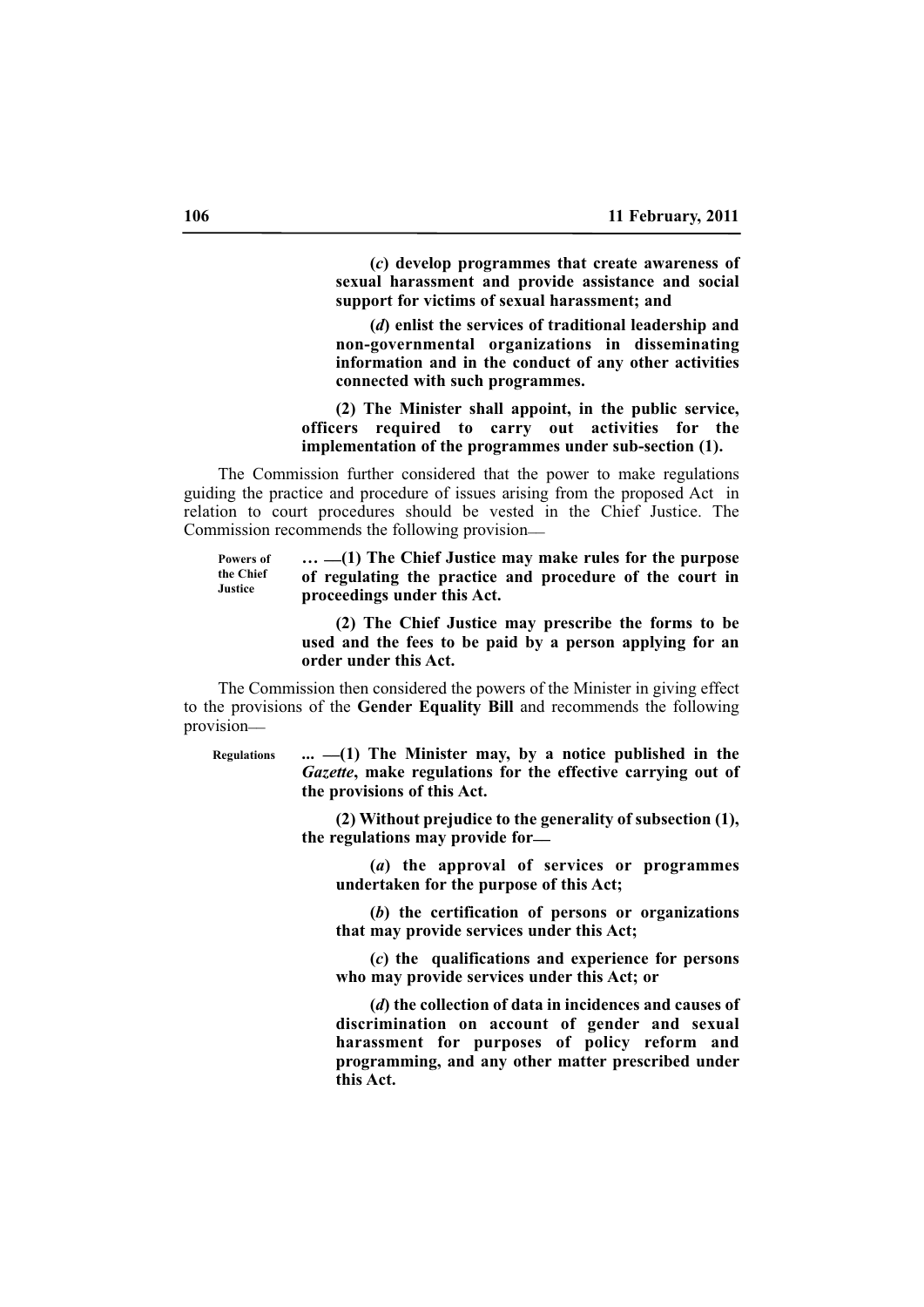**(*c*) develop programmes that create awareness of sexual harassment and provide assistance and social support for victims of sexual harassment; and**

**(*d*) enlist the services of traditional leadership and non-governmental organizations in disseminating information and in the conduct of any other activities connected with such programmes.**

**(2) The Minister shall appoint, in the public service, officers required to carry out activities for the implementation of the programmes under sub-section (1).**

The Commission further considered that the power to make regulations guiding the practice and procedure of issues arising from the proposed Act in relation to court procedures should be vested in the Chief Justice. The Commission recommends the following provision—

**Powers of the Chief Justice**

**… —(1) The Chief Justice may make rules for the purpose of regulating the practice and procedure of the court in proceedings under this Act.**

**(2) The Chief Justice may prescribe the forms to be used and the fees to be paid by a person applying for an order under this Act.**

The Commission then considered the powers of the Minister in giving effect to the provisions of the **Gender Equality Bill** and recommends the following provision—

**Regulations**

**... —(1) The Minister may, by a notice published in the *Gazette*, make regulations for the effective carrying out of the provisions of this Act.**

**(2) Without prejudice to the generality of subsection (1), the regulations may provide for—**

**(*a*) the approval of services or programmes undertaken for the purpose of this Act;**

**(*b*) the certification of persons or organizations that may provide services under this Act;**

**(*c*) the qualifications and experience for persons who may provide services under this Act; or**

**(*d*) the collection of data in incidences and causes of discrimination on account of gender and sexual harassment for purposes of policy reform and programming, and any other matter prescribed under this Act.**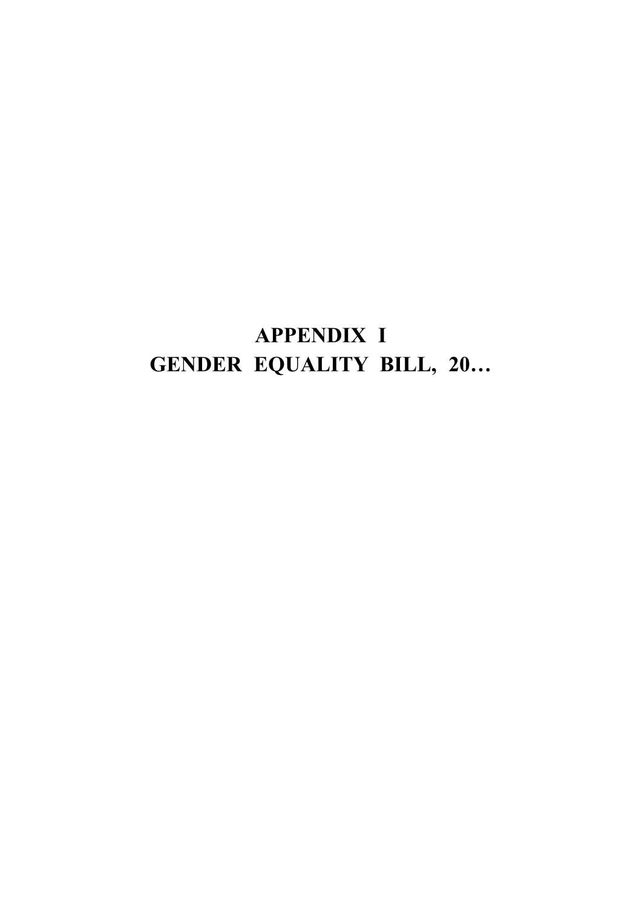# APPENDIX I
# GENDER EQUALITY BILL, 20…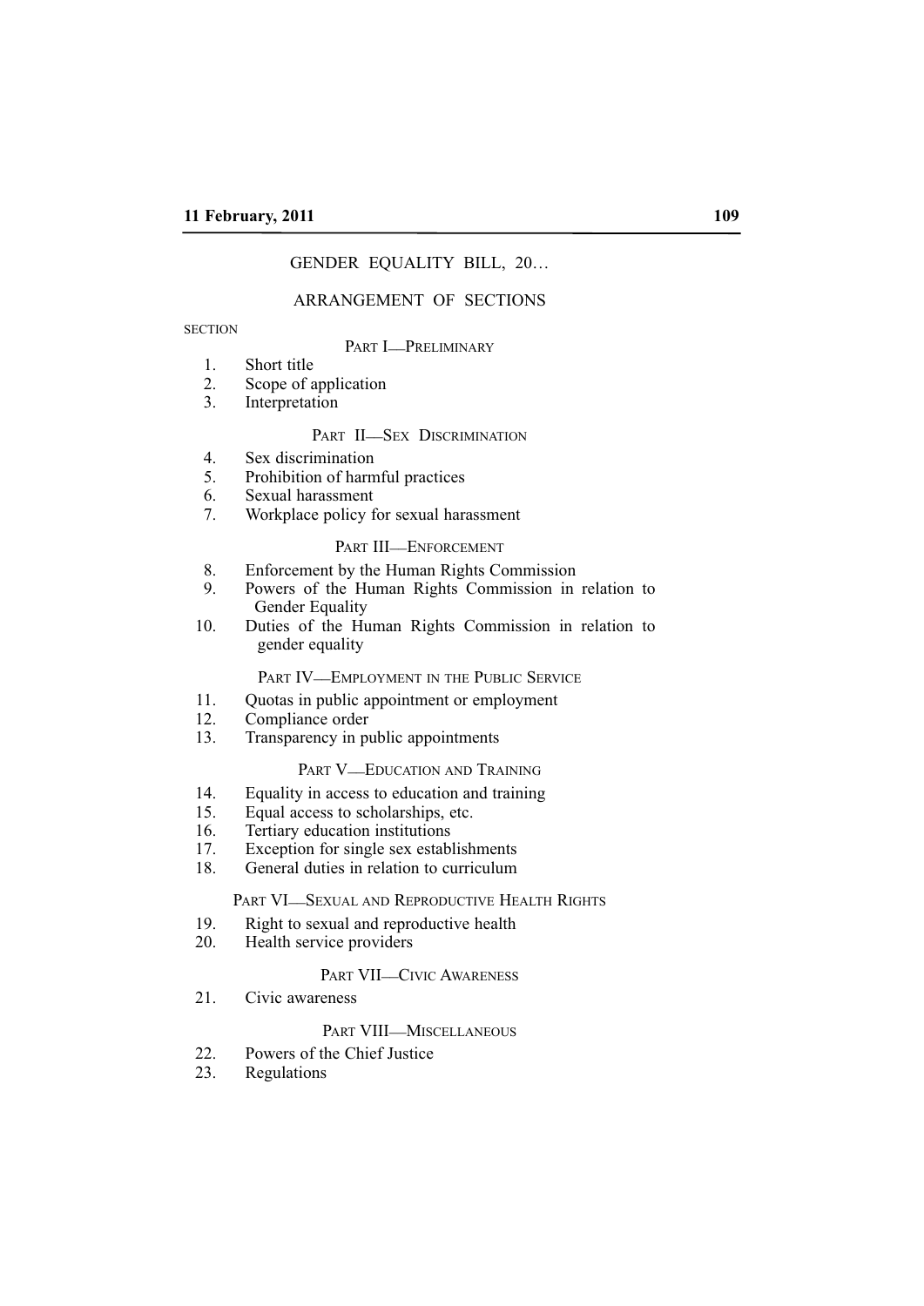# GENDER EQUALITY BILL, 20…

## ARRANGEMENT OF SECTIONS

SECTION

### PART I—PRELIMINARY

1. Short title
2. Scope of application
3. Interpretation

### PART II—SEX DISCRIMINATION

4. Sex discrimination
5. Prohibition of harmful practices
6. Sexual harassment
7. Workplace policy for sexual harassment

### PART III—ENFORCEMENT

8. Enforcement by the Human Rights Commission
9. Powers of the Human Rights Commission in relation to Gender Equality
10. Duties of the Human Rights Commission in relation to gender equality

### PART IV—EMPLOYMENT IN THE PUBLIC SERVICE

11. Quotas in public appointment or employment
12. Compliance order
13. Transparency in public appointments

### PART V—EDUCATION AND TRAINING

14. Equality in access to education and training
15. Equal access to scholarships, etc.
16. Tertiary education institutions
17. Exception for single sex establishments
18. General duties in relation to curriculum

### PART VI—SEXUAL AND REPRODUCTIVE HEALTH RIGHTS

19. Right to sexual and reproductive health
20. Health service providers

### PART VII—CIVIC AWARENESS

21. Civic awareness

### PART VIII—MISCELLANEOUS

22. Powers of the Chief Justice
23. Regulations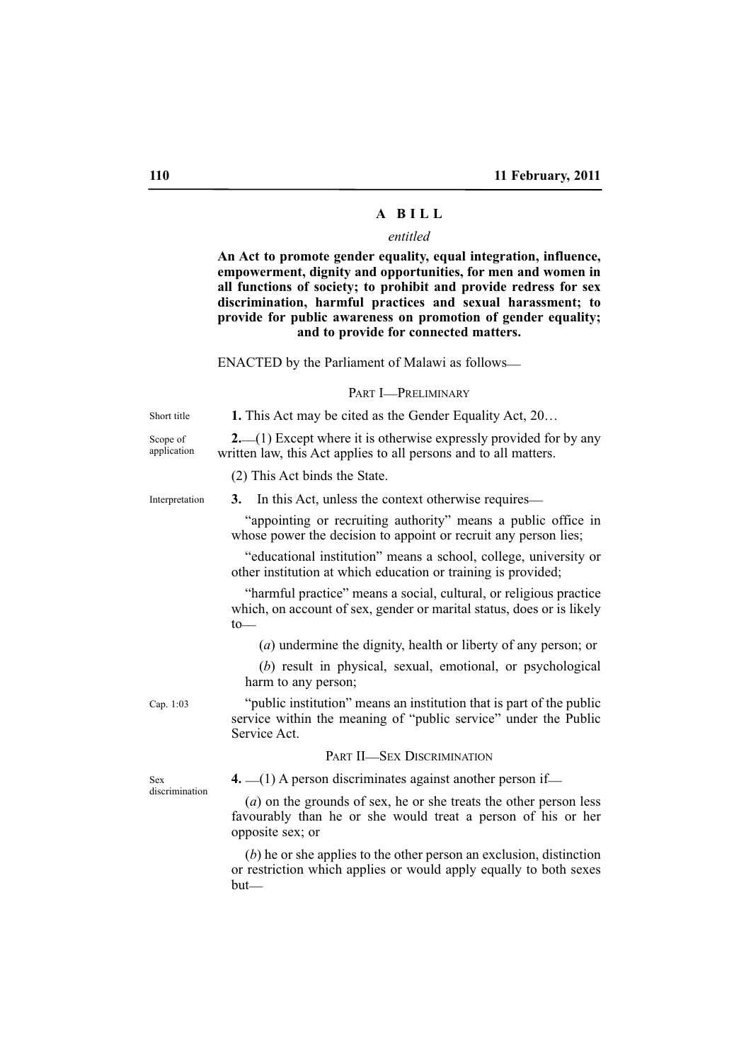## A BILL

*entitled*

**An Act to promote gender equality, equal integration, influence, empowerment, dignity and opportunities, for men and women in all functions of society; to prohibit and provide redress for sex discrimination, harmful practices and sexual harassment; to provide for public awareness on promotion of gender equality; and to provide for connected matters.**

ENACTED by the Parliament of Malawi as follows—

### PART I—PRELIMINARY

Short title

**1.** This Act may be cited as the Gender Equality Act, 20…

Scope of application

**2.**—(1) Except where it is otherwise expressly provided for by any written law, this Act applies to all persons and to all matters.

(2) This Act binds the State.

Interpretation

**3.** In this Act, unless the context otherwise requires—

"appointing or recruiting authority" means a public office in whose power the decision to appoint or recruit any person lies;

"educational institution" means a school, college, university or other institution at which education or training is provided;

"harmful practice" means a social, cultural, or religious practice which, on account of sex, gender or marital status, does or is likely to—

(*a*) undermine the dignity, health or liberty of any person; or

(*b*) result in physical, sexual, emotional, or psychological harm to any person;

Cap. 1:03

"public institution" means an institution that is part of the public service within the meaning of "public service" under the Public Service Act.

### PART II—SEX DISCRIMINATION

Sex discrimination

**4.** —(1) A person discriminates against another person if—

(*a*) on the grounds of sex, he or she treats the other person less favourably than he or she would treat a person of his or her opposite sex; or

(*b*) he or she applies to the other person an exclusion, distinction or restriction which applies or would apply equally to both sexes but—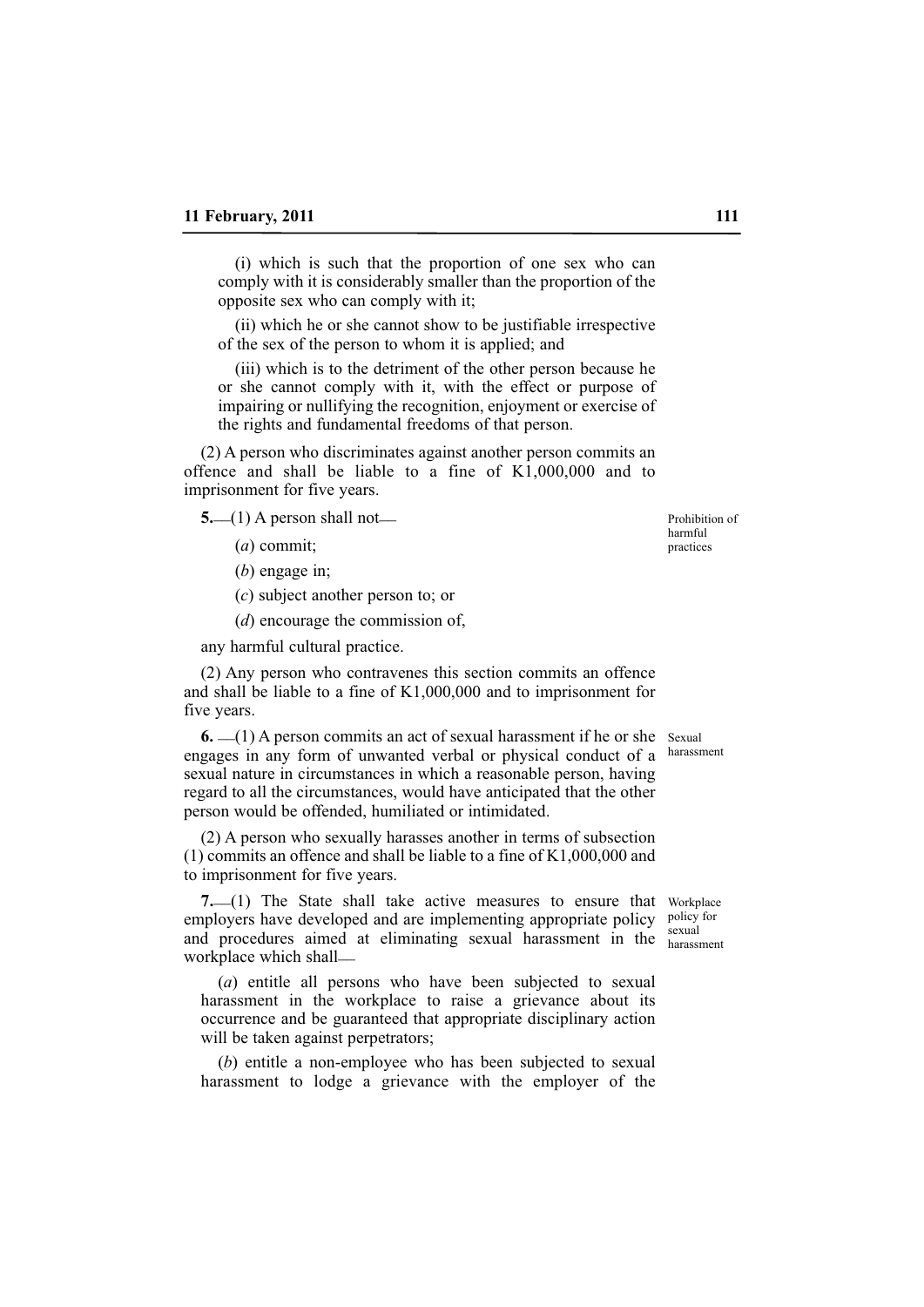(i) which is such that the proportion of one sex who can comply with it is considerably smaller than the proportion of the opposite sex who can comply with it;

(ii) which he or she cannot show to be justifiable irrespective of the sex of the person to whom it is applied; and

(iii) which is to the detriment of the other person because he or she cannot comply with it, with the effect or purpose of impairing or nullifying the recognition, enjoyment or exercise of the rights and fundamental freedoms of that person.

(2) A person who discriminates against another person commits an offence and shall be liable to a fine of K1,000,000 and to imprisonment for five years.

Prohibition of harmful practices

**5.**—(1) A person shall not—

(*a*) commit;

(*b*) engage in;

(*c*) subject another person to; or

(*d*) encourage the commission of,

any harmful cultural practice.

(2) Any person who contravenes this section commits an offence and shall be liable to a fine of K1,000,000 and to imprisonment for five years.

Sexual harassment

**6.** —(1) A person commits an act of sexual harassment if he or she engages in any form of unwanted verbal or physical conduct of a sexual nature in circumstances in which a reasonable person, having regard to all the circumstances, would have anticipated that the other person would be offended, humiliated or intimidated.

(2) A person who sexually harasses another in terms of subsection (1) commits an offence and shall be liable to a fine of K1,000,000 and to imprisonment for five years.

Workplace policy for sexual harassment

**7.**—(1) The State shall take active measures to ensure that employers have developed and are implementing appropriate policy and procedures aimed at eliminating sexual harassment in the workplace which shall—

(*a*) entitle all persons who have been subjected to sexual harassment in the workplace to raise a grievance about its occurrence and be guaranteed that appropriate disciplinary action will be taken against perpetrators;

(*b*) entitle a non-employee who has been subjected to sexual harassment to lodge a grievance with the employer of the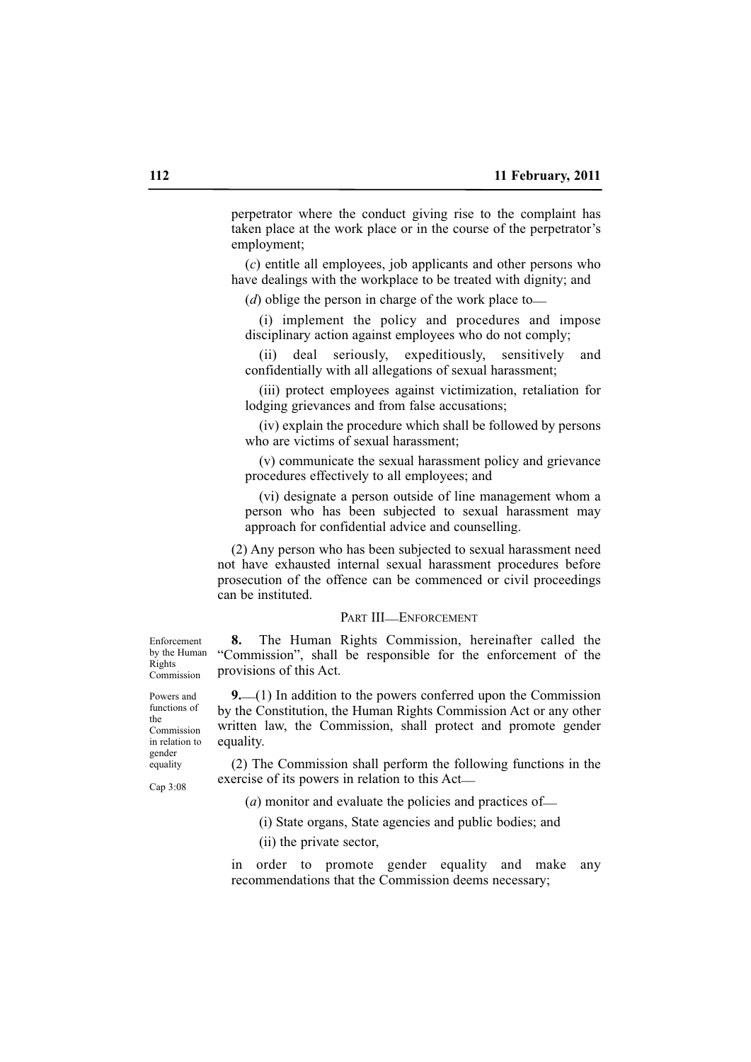perpetrator where the conduct giving rise to the complaint has taken place at the work place or in the course of the perpetrator's employment;

(*c*) entitle all employees, job applicants and other persons who have dealings with the workplace to be treated with dignity; and

(*d*) oblige the person in charge of the work place to—

(i) implement the policy and procedures and impose disciplinary action against employees who do not comply;

(ii) deal seriously, expeditiously, sensitively and confidentially with all allegations of sexual harassment;

(iii) protect employees against victimization, retaliation for lodging grievances and from false accusations;

(iv) explain the procedure which shall be followed by persons who are victims of sexual harassment;

(v) communicate the sexual harassment policy and grievance procedures effectively to all employees; and

(vi) designate a person outside of line management whom a person who has been subjected to sexual harassment may approach for confidential advice and counselling.

(2) Any person who has been subjected to sexual harassment need not have exhausted internal sexual harassment procedures before prosecution of the offence can be commenced or civil proceedings can be instituted.

## PART III—ENFORCEMENT

Enforcement by the Human Rights Commission

**8.** The Human Rights Commission, hereinafter called the "Commission", shall be responsible for the enforcement of the provisions of this Act.

Powers and functions of the Commission in relation to gender equality

Cap 3:08

**9.**—(1) In addition to the powers conferred upon the Commission by the Constitution, the Human Rights Commission Act or any other written law, the Commission, shall protect and promote gender equality.

(2) The Commission shall perform the following functions in the exercise of its powers in relation to this Act—

(*a*) monitor and evaluate the policies and practices of—

(i) State organs, State agencies and public bodies; and

(ii) the private sector,

in order to promote gender equality and make any recommendations that the Commission deems necessary;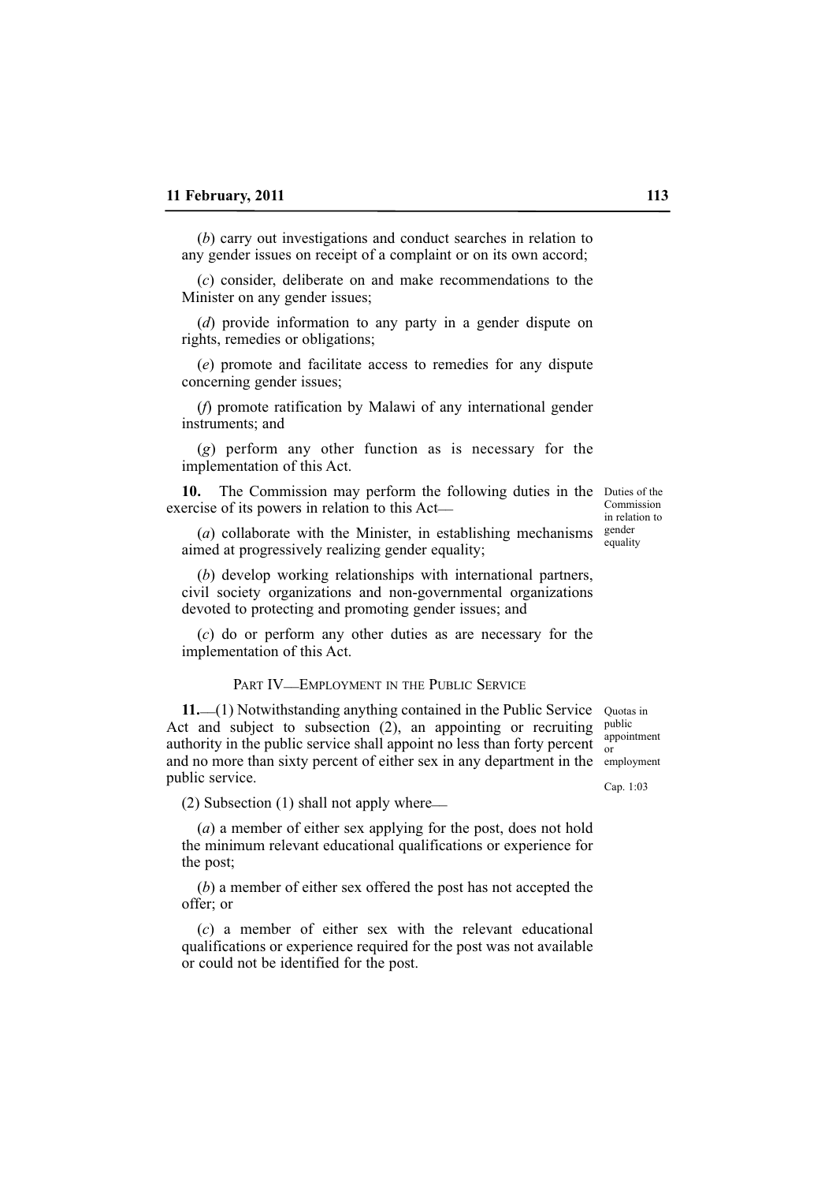(*b*) carry out investigations and conduct searches in relation to any gender issues on receipt of a complaint or on its own accord;

(*c*) consider, deliberate on and make recommendations to the Minister on any gender issues;

(*d*) provide information to any party in a gender dispute on rights, remedies or obligations;

(*e*) promote and facilitate access to remedies for any dispute concerning gender issues;

(*f*) promote ratification by Malawi of any international gender instruments; and

(*g*) perform any other function as is necessary for the implementation of this Act.

Duties of the Commission in relation to gender equality

**10.** The Commission may perform the following duties in the exercise of its powers in relation to this Act—

(*a*) collaborate with the Minister, in establishing mechanisms aimed at progressively realizing gender equality;

(*b*) develop working relationships with international partners, civil society organizations and non-governmental organizations devoted to protecting and promoting gender issues; and

(*c*) do or perform any other duties as are necessary for the implementation of this Act.

## PART IV—EMPLOYMENT IN THE PUBLIC SERVICE

Quotas in public appointment or employment

Cap. 1:03

**11.**—(1) Notwithstanding anything contained in the Public Service Act and subject to subsection (2), an appointing or recruiting authority in the public service shall appoint no less than forty percent and no more than sixty percent of either sex in any department in the public service.

(2) Subsection (1) shall not apply where—

(*a*) a member of either sex applying for the post, does not hold the minimum relevant educational qualifications or experience for the post;

(*b*) a member of either sex offered the post has not accepted the offer; or

(*c*) a member of either sex with the relevant educational qualifications or experience required for the post was not available or could not be identified for the post.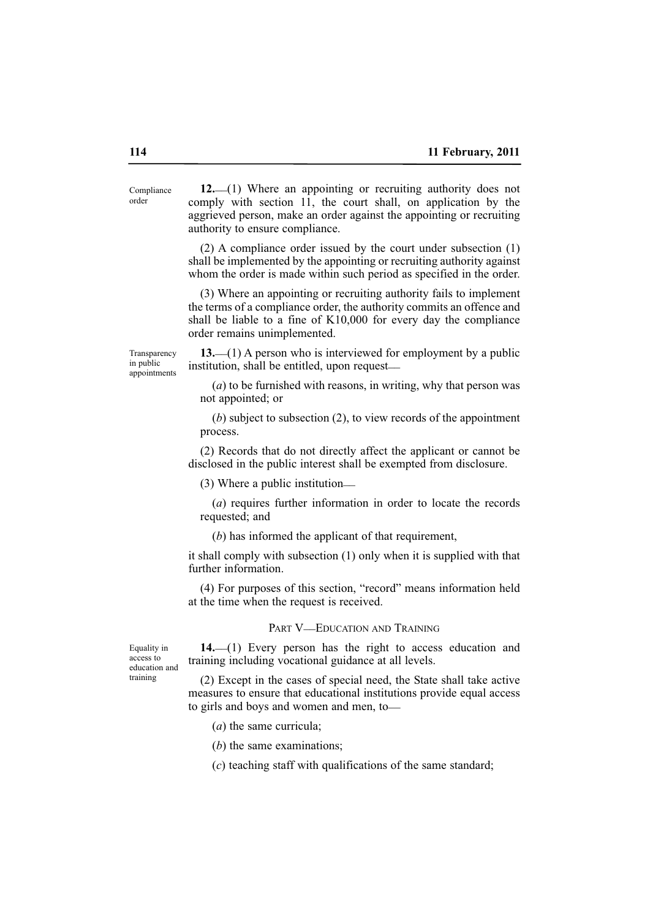Compliance order

**12.**—(1) Where an appointing or recruiting authority does not comply with section 11, the court shall, on application by the aggrieved person, make an order against the appointing or recruiting authority to ensure compliance.

(2) A compliance order issued by the court under subsection (1) shall be implemented by the appointing or recruiting authority against whom the order is made within such period as specified in the order.

(3) Where an appointing or recruiting authority fails to implement the terms of a compliance order, the authority commits an offence and shall be liable to a fine of K10,000 for every day the compliance order remains unimplemented.

Transparency in public appointments

**13.**—(1) A person who is interviewed for employment by a public institution, shall be entitled, upon request—

(*a*) to be furnished with reasons, in writing, why that person was not appointed; or

(*b*) subject to subsection (2), to view records of the appointment process.

(2) Records that do not directly affect the applicant or cannot be disclosed in the public interest shall be exempted from disclosure.

(3) Where a public institution—

(*a*) requires further information in order to locate the records requested; and

(*b*) has informed the applicant of that requirement,

it shall comply with subsection (1) only when it is supplied with that further information.

(4) For purposes of this section, "record" means information held at the time when the request is received.

## PART V—EDUCATION AND TRAINING

Equality in access to education and training

**14.**—(1) Every person has the right to access education and training including vocational guidance at all levels.

(2) Except in the cases of special need, the State shall take active measures to ensure that educational institutions provide equal access to girls and boys and women and men, to—

(*a*) the same curricula;

(*b*) the same examinations;

(*c*) teaching staff with qualifications of the same standard;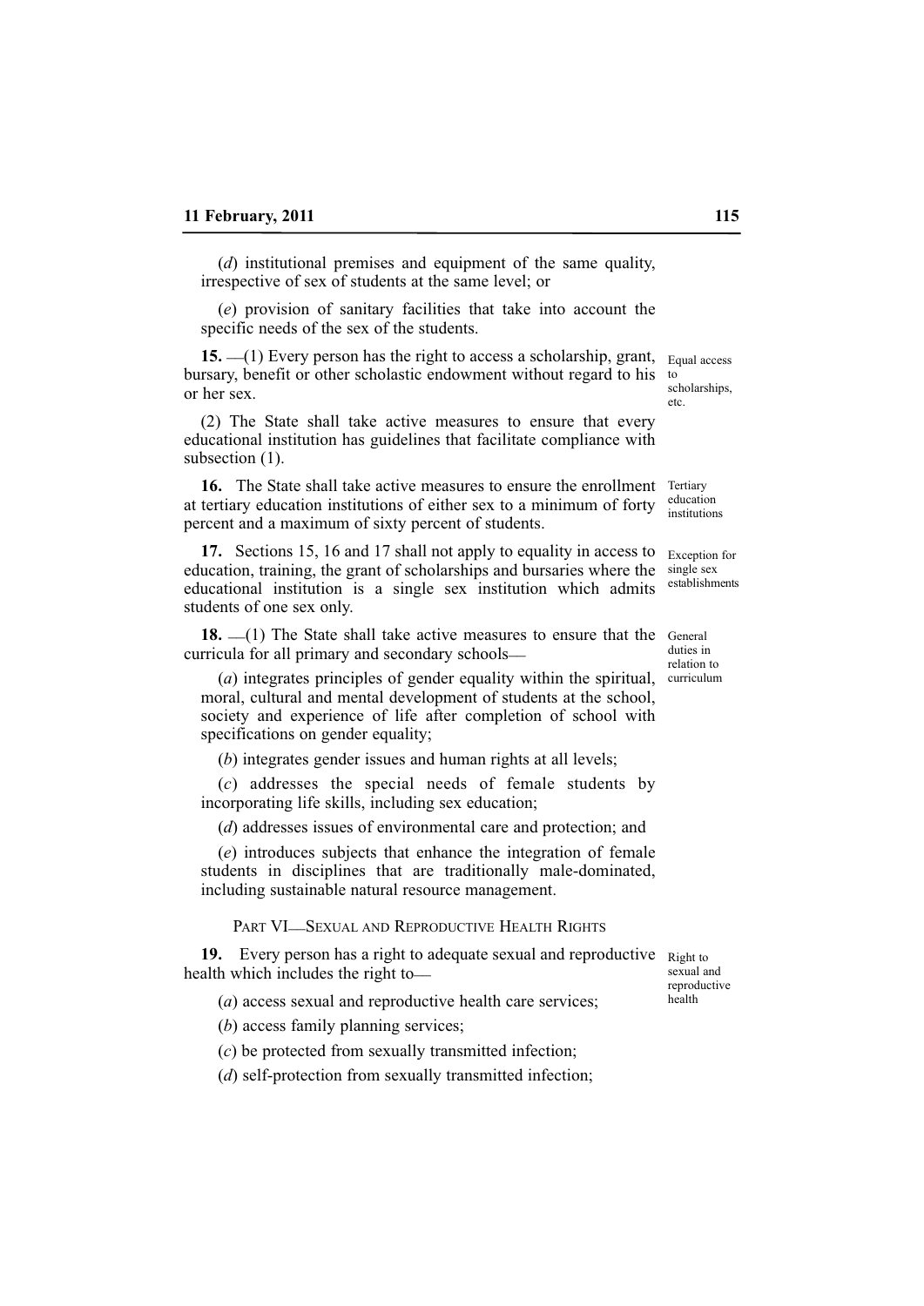(*d*) institutional premises and equipment of the same quality, irrespective of sex of students at the same level; or

(*e*) provision of sanitary facilities that take into account the specific needs of the sex of the students.

**15.** —(1) Every person has the right to access a scholarship, grant, bursary, benefit or other scholastic endowment without regard to his or her sex.

Equal access to scholarships, etc.

(2) The State shall take active measures to ensure that every educational institution has guidelines that facilitate compliance with subsection (1).

**16.** The State shall take active measures to ensure the enrollment at tertiary education institutions of either sex to a minimum of forty percent and a maximum of sixty percent of students.

Tertiary education institutions

**17.** Sections 15, 16 and 17 shall not apply to equality in access to education, training, the grant of scholarships and bursaries where the educational institution is a single sex institution which admits students of one sex only.

Exception for single sex establishments

**18.** —(1) The State shall take active measures to ensure that the curricula for all primary and secondary schools—

General duties in relation to curriculum

(*a*) integrates principles of gender equality within the spiritual, moral, cultural and mental development of students at the school, society and experience of life after completion of school with specifications on gender equality;

(*b*) integrates gender issues and human rights at all levels;

(*c*) addresses the special needs of female students by incorporating life skills, including sex education;

(*d*) addresses issues of environmental care and protection; and

(*e*) introduces subjects that enhance the integration of female students in disciplines that are traditionally male-dominated, including sustainable natural resource management.

## PART VI—SEXUAL AND REPRODUCTIVE HEALTH RIGHTS

**19.** Every person has a right to adequate sexual and reproductive health which includes the right to—

Right to sexual and reproductive health

(*a*) access sexual and reproductive health care services;

(*b*) access family planning services;

(*c*) be protected from sexually transmitted infection;

(*d*) self-protection from sexually transmitted infection;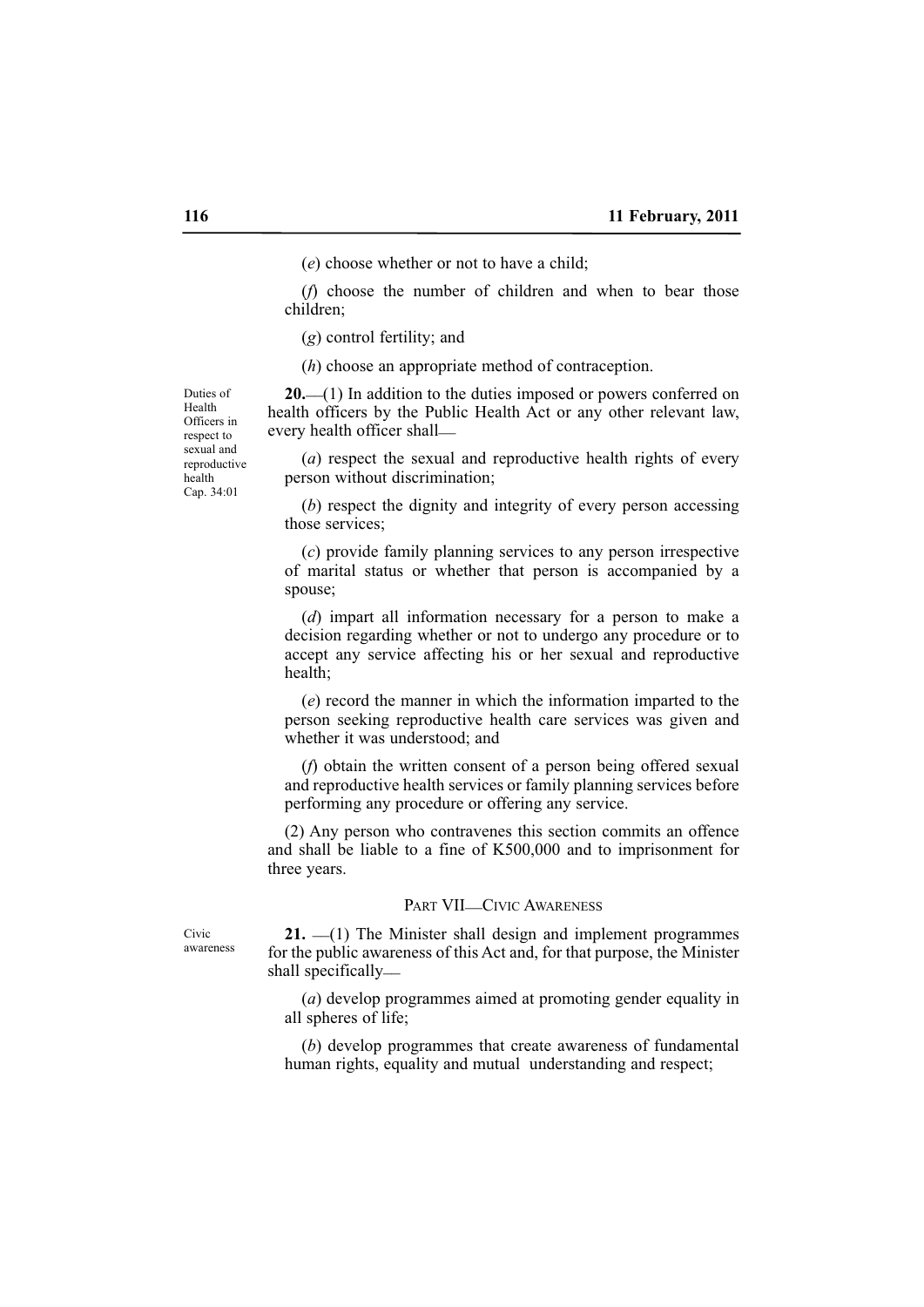(*e*) choose whether or not to have a child;

(*f*) choose the number of children and when to bear those children;

(*g*) control fertility; and

(*h*) choose an appropriate method of contraception.

Duties of Health Officers in respect to sexual and reproductive health
Cap. 34:01

**20.**—(1) In addition to the duties imposed or powers conferred on health officers by the Public Health Act or any other relevant law, every health officer shall—

(*a*) respect the sexual and reproductive health rights of every person without discrimination;

(*b*) respect the dignity and integrity of every person accessing those services;

(*c*) provide family planning services to any person irrespective of marital status or whether that person is accompanied by a spouse;

(*d*) impart all information necessary for a person to make a decision regarding whether or not to undergo any procedure or to accept any service affecting his or her sexual and reproductive health;

(*e*) record the manner in which the information imparted to the person seeking reproductive health care services was given and whether it was understood; and

(*f*) obtain the written consent of a person being offered sexual and reproductive health services or family planning services before performing any procedure or offering any service.

(2) Any person who contravenes this section commits an offence and shall be liable to a fine of K500,000 and to imprisonment for three years.

## PART VII—CIVIC AWARENESS

Civic awareness

**21.** —(1) The Minister shall design and implement programmes for the public awareness of this Act and, for that purpose, the Minister shall specifically—

(*a*) develop programmes aimed at promoting gender equality in all spheres of life;

(*b*) develop programmes that create awareness of fundamental human rights, equality and mutual understanding and respect;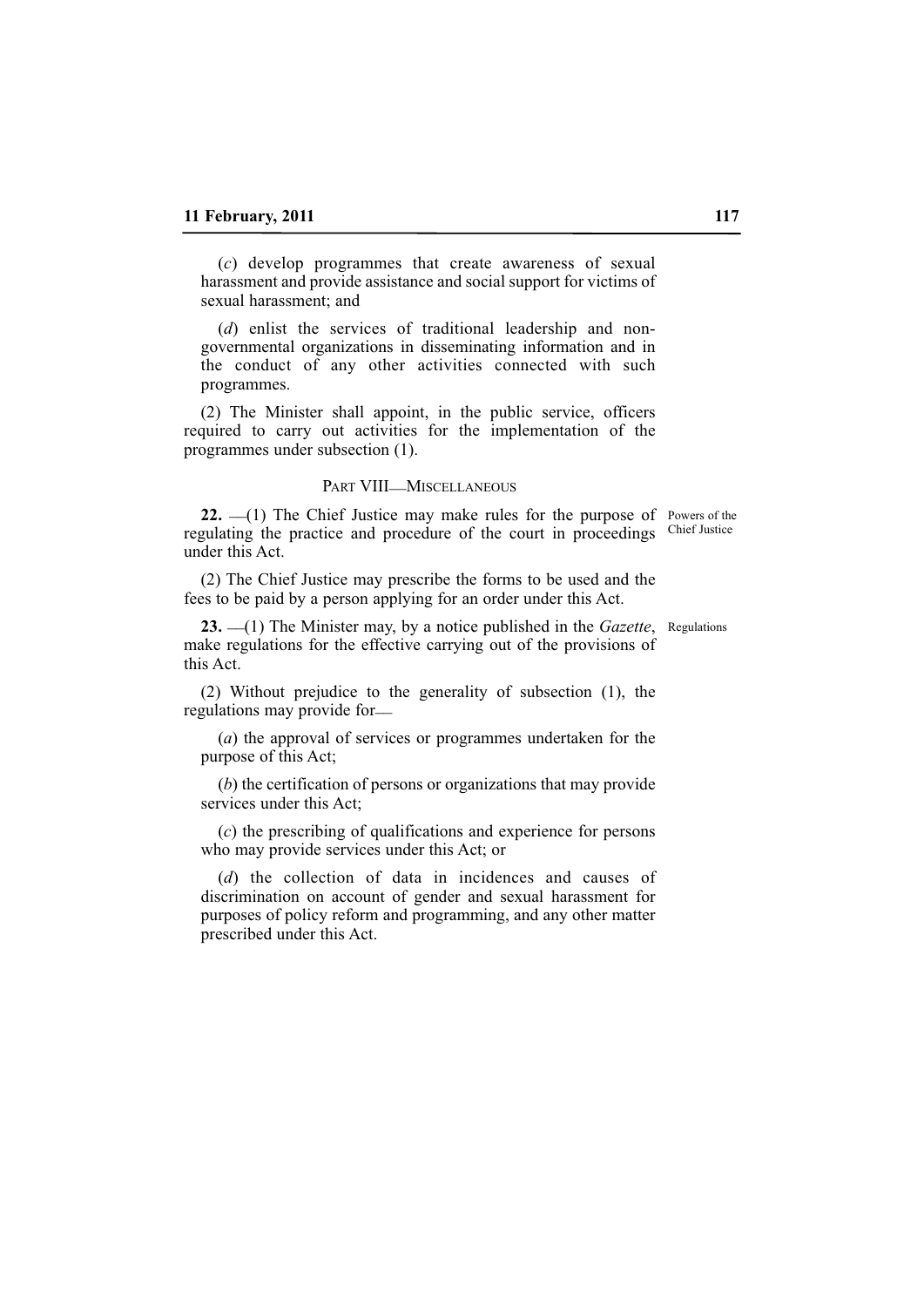(*c*) develop programmes that create awareness of sexual harassment and provide assistance and social support for victims of sexual harassment; and

(*d*) enlist the services of traditional leadership and non-governmental organizations in disseminating information and in the conduct of any other activities connected with such programmes.

(2) The Minister shall appoint, in the public service, officers required to carry out activities for the implementation of the programmes under subsection (1).

## PART VIII—MISCELLANEOUS

**22.** —(1) The Chief Justice may make rules for the purpose of regulating the practice and procedure of the court in proceedings under this Act. *Powers of the Chief Justice*

(2) The Chief Justice may prescribe the forms to be used and the fees to be paid by a person applying for an order under this Act.

**23.** —(1) The Minister may, by a notice published in the *Gazette*, make regulations for the effective carrying out of the provisions of this Act. *Regulations*

(2) Without prejudice to the generality of subsection (1), the regulations may provide for—

(*a*) the approval of services or programmes undertaken for the purpose of this Act;

(*b*) the certification of persons or organizations that may provide services under this Act;

(*c*) the prescribing of qualifications and experience for persons who may provide services under this Act; or

(*d*) the collection of data in incidences and causes of discrimination on account of gender and sexual harassment for purposes of policy reform and programming, and any other matter prescribed under this Act.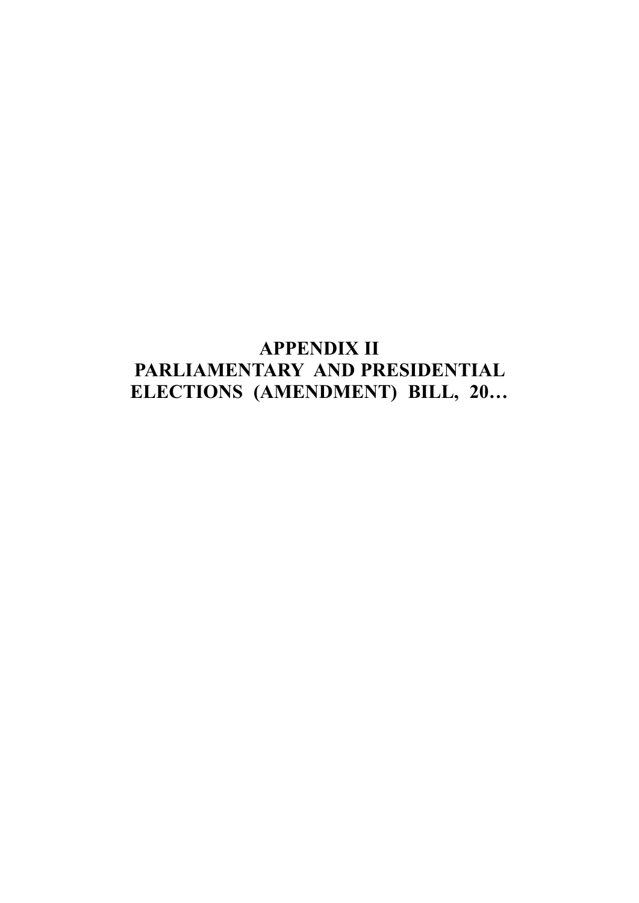# APPENDIX II
# PARLIAMENTARY AND PRESIDENTIAL ELECTIONS (AMENDMENT) BILL, 20…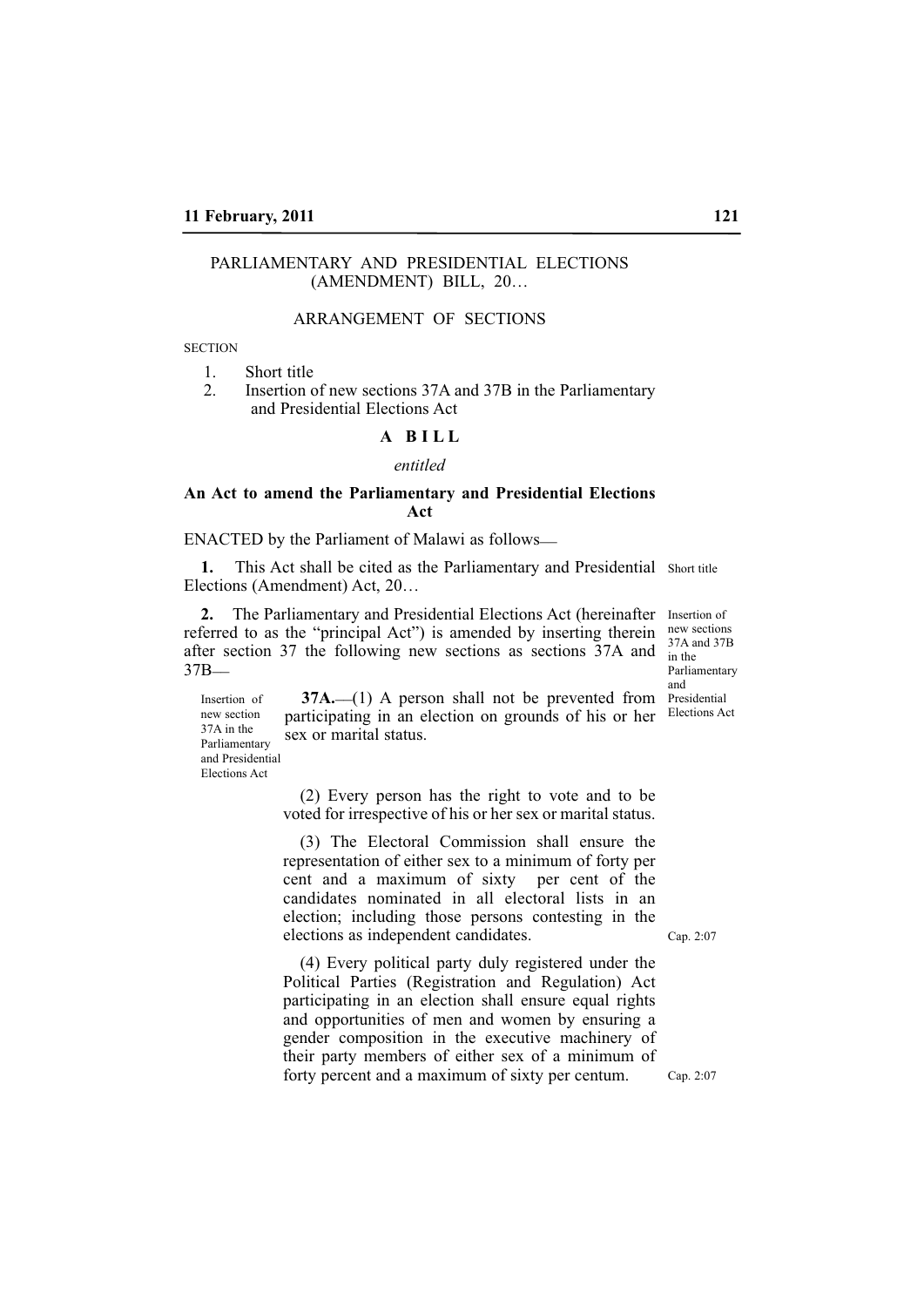PARLIAMENTARY AND PRESIDENTIAL ELECTIONS (AMENDMENT) BILL, 20…

ARRANGEMENT OF SECTIONS

SECTION

1. Short title
2. Insertion of new sections 37A and 37B in the Parliamentary and Presidential Elections Act

**A B I L L**

*entitled*

**An Act to amend the Parliamentary and Presidential Elections Act**

ENACTED by the Parliament of Malawi as follows—

**1.** This Act shall be cited as the Parliamentary and Presidential Elections (Amendment) Act, 20… — Short title

**2.** The Parliamentary and Presidential Elections Act (hereinafter referred to as the "principal Act") is amended by inserting therein after section 37 the following new sections as sections 37A and 37B— — Insertion of new sections 37A and 37B in the Parliamentary and Presidential Elections Act

Insertion of new section 37A in the Parliamentary and Presidential Elections Act

**37A.**—(1) A person shall not be prevented from participating in an election on grounds of his or her sex or marital status.

(2) Every person has the right to vote and to be voted for irrespective of his or her sex or marital status.

(3) The Electoral Commission shall ensure the representation of either sex to a minimum of forty per cent and a maximum of sixty per cent of the candidates nominated in all electoral lists in an election; including those persons contesting in the elections as independent candidates.

(4) Every political party duly registered under the Political Parties (Registration and Regulation) Act participating in an election shall ensure equal rights and opportunities of men and women by ensuring a gender composition in the executive machinery of their party members of either sex of a minimum of forty percent and a maximum of sixty per centum. — Cap. 2:07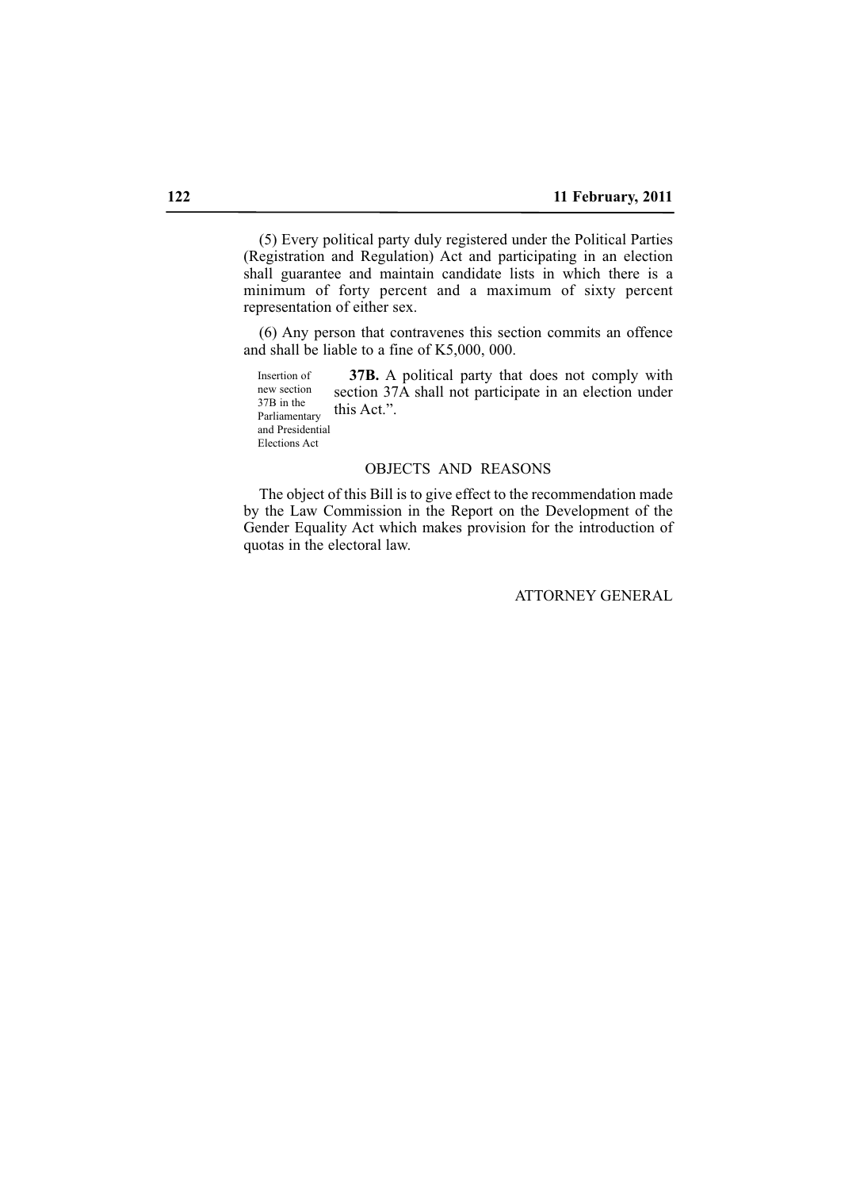(5) Every political party duly registered under the Political Parties (Registration and Regulation) Act and participating in an election shall guarantee and maintain candidate lists in which there is a minimum of forty percent and a maximum of sixty percent representation of either sex.

(6) Any person that contravenes this section commits an offence and shall be liable to a fine of K5,000, 000.

Insertion of new section 37B in the Parliamentary and Presidential Elections Act

**37B.** A political party that does not comply with section 37A shall not participate in an election under this Act.".

OBJECTS AND REASONS

The object of this Bill is to give effect to the recommendation made by the Law Commission in the Report on the Development of the Gender Equality Act which makes provision for the introduction of quotas in the electoral law.

ATTORNEY GENERAL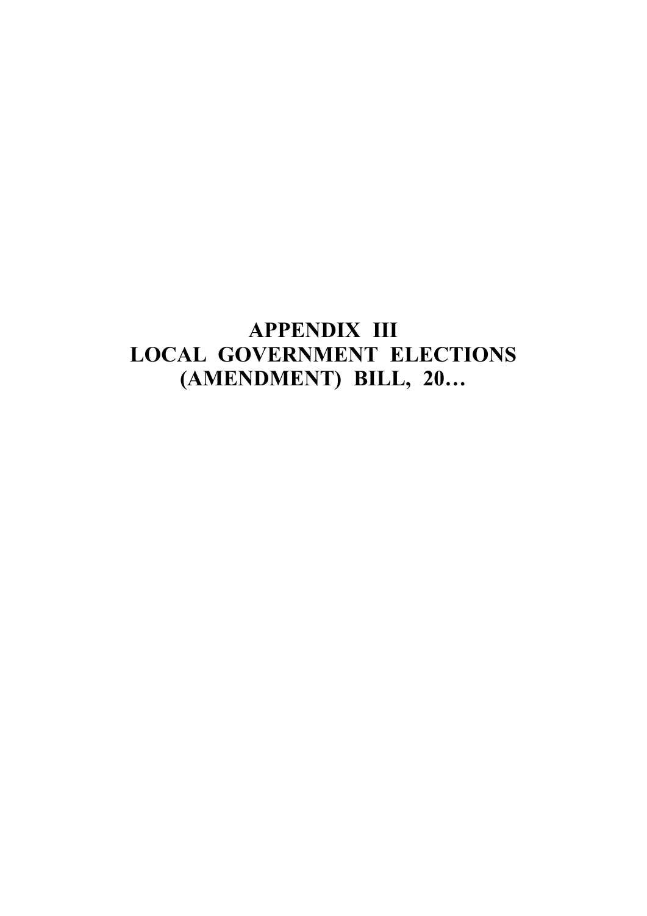# APPENDIX III
# LOCAL GOVERNMENT ELECTIONS (AMENDMENT) BILL, 20…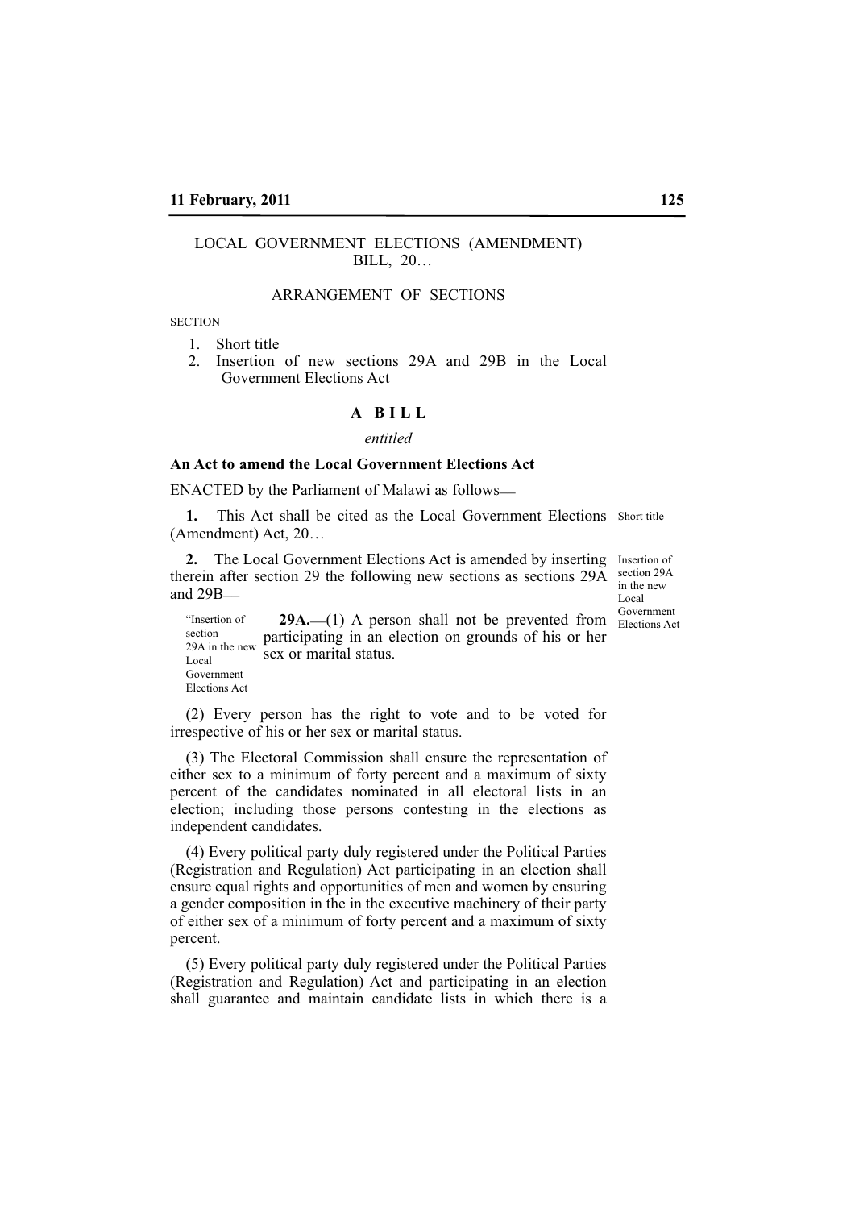LOCAL GOVERNMENT ELECTIONS (AMENDMENT) BILL, 20…

ARRANGEMENT OF SECTIONS

SECTION

1. Short title
2. Insertion of new sections 29A and 29B in the Local Government Elections Act

**A B I L L**

*entitled*

**An Act to amend the Local Government Elections Act**

ENACTED by the Parliament of Malawi as follows—

**1.** This Act shall be cited as the Local Government Elections (Amendment) Act, 20… Short title

**2.** The Local Government Elections Act is amended by inserting therein after section 29 the following new sections as sections 29A and 29B— Insertion of section 29A in the new Local Government Elections Act

"Insertion of section 29A in the new Local Government Elections Act

**29A.**—(1) A person shall not be prevented from participating in an election on grounds of his or her sex or marital status.

(2) Every person has the right to vote and to be voted for irrespective of his or her sex or marital status.

(3) The Electoral Commission shall ensure the representation of either sex to a minimum of forty percent and a maximum of sixty percent of the candidates nominated in all electoral lists in an election; including those persons contesting in the elections as independent candidates.

(4) Every political party duly registered under the Political Parties (Registration and Regulation) Act participating in an election shall ensure equal rights and opportunities of men and women by ensuring a gender composition in the in the executive machinery of their party of either sex of a minimum of forty percent and a maximum of sixty percent.

(5) Every political party duly registered under the Political Parties (Registration and Regulation) Act and participating in an election shall guarantee and maintain candidate lists in which there is a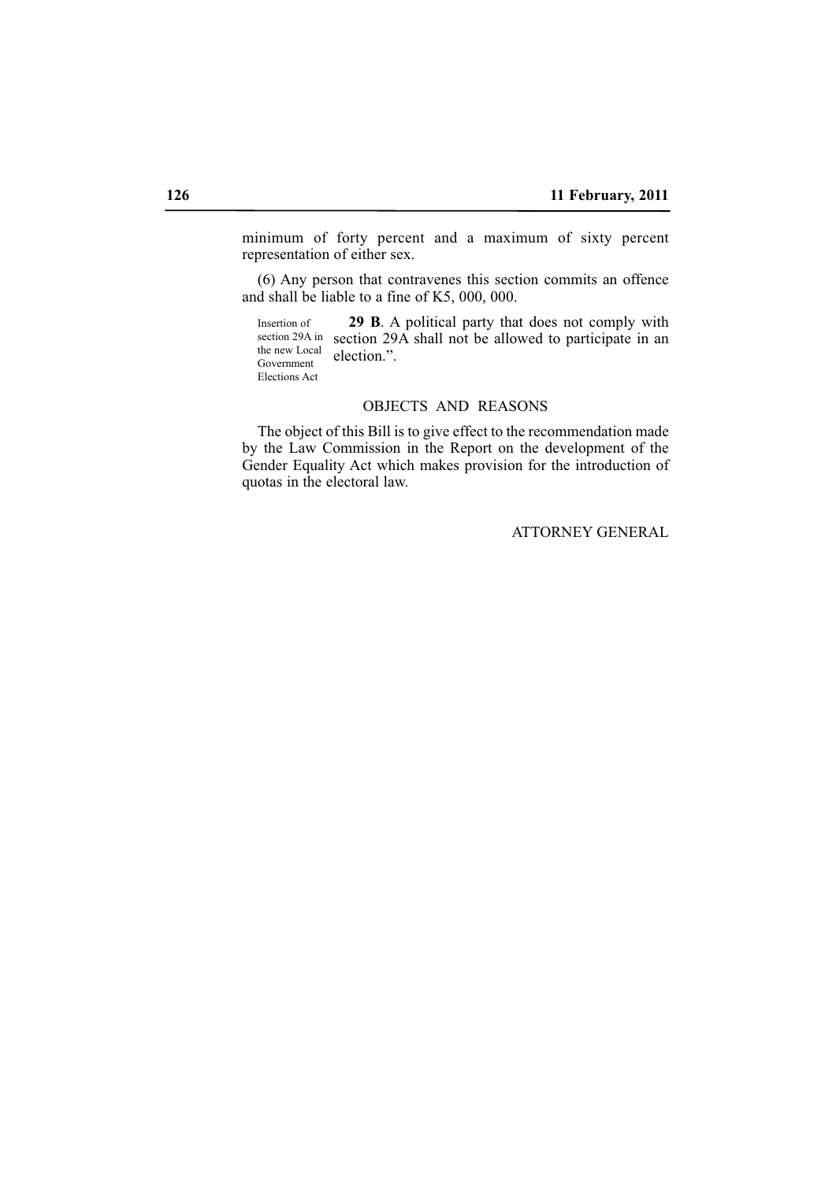minimum of forty percent and a maximum of sixty percent representation of either sex.

(6) Any person that contravenes this section commits an offence and shall be liable to a fine of K5, 000, 000.

Insertion of section 29A in the new Local Government Elections Act

**29 B**. A political party that does not comply with section 29A shall not be allowed to participate in an election.”.

## OBJECTS AND REASONS

The object of this Bill is to give effect to the recommendation made by the Law Commission in the Report on the development of the Gender Equality Act which makes provision for the introduction of quotas in the electoral law.

ATTORNEY GENERAL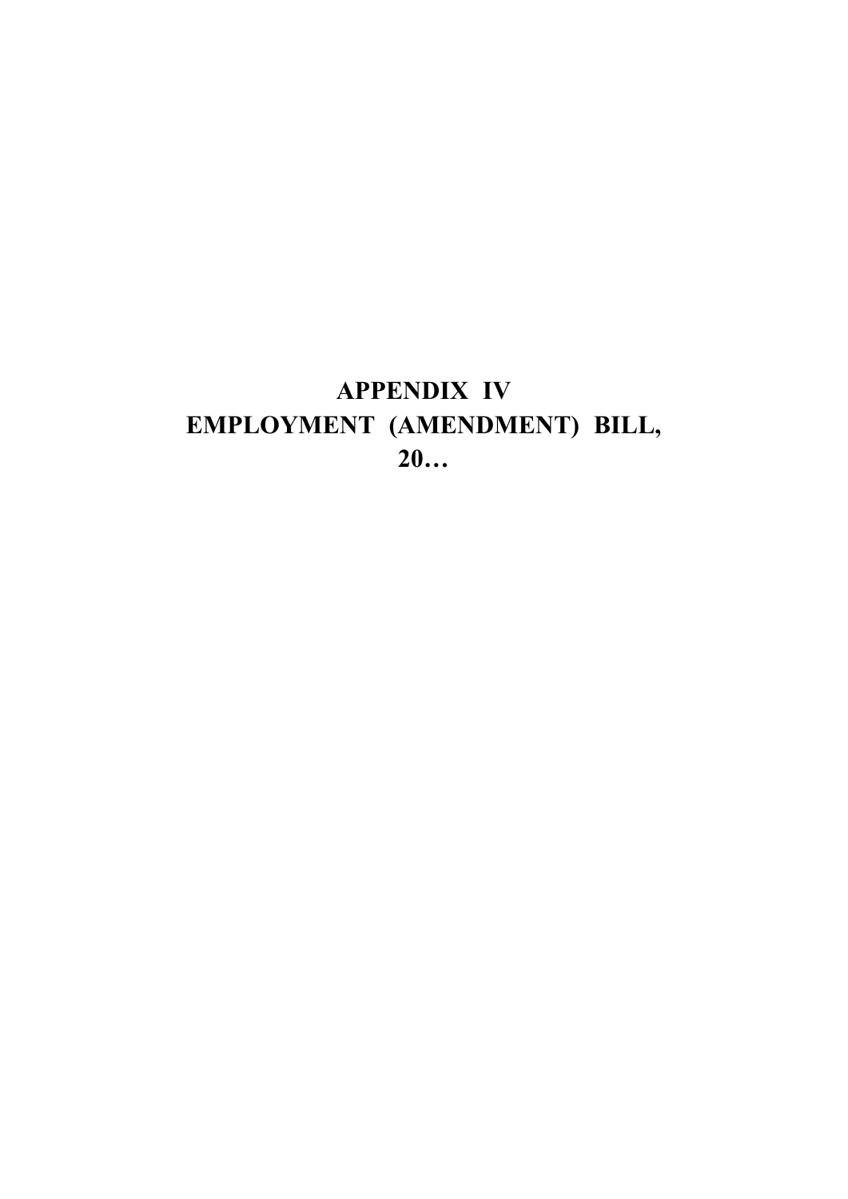# APPENDIX IV
# EMPLOYMENT (AMENDMENT) BILL, 20…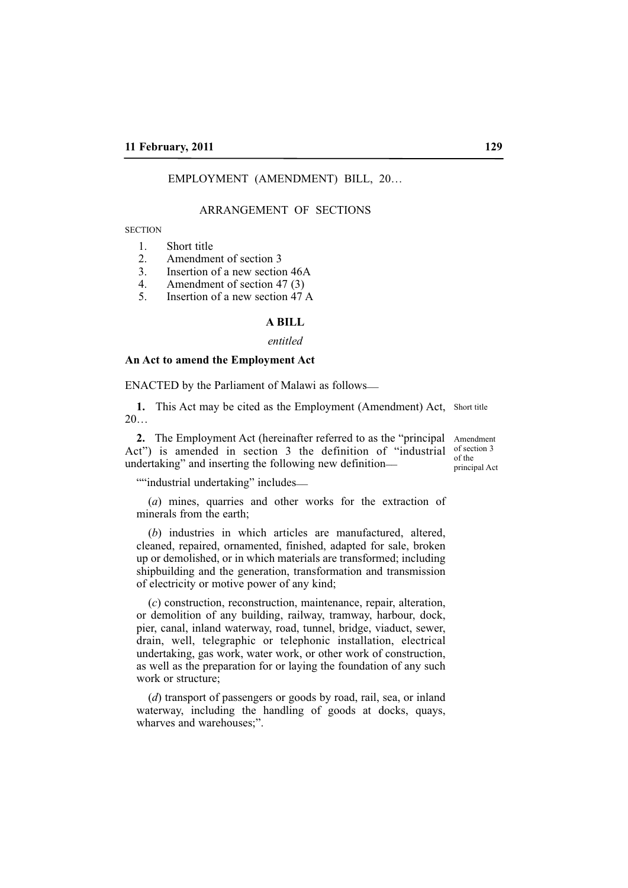EMPLOYMENT (AMENDMENT) BILL, 20…

ARRANGEMENT OF SECTIONS

SECTION

1. Short title
2. Amendment of section 3
3. Insertion of a new section 46A
4. Amendment of section 47 (3)
5. Insertion of a new section 47 A

**A BILL**

*entitled*

**An Act to amend the Employment Act**

ENACTED by the Parliament of Malawi as follows—

**1.** This Act may be cited as the Employment (Amendment) Act, 20… *Short title*

**2.** The Employment Act (hereinafter referred to as the "principal Act") is amended in section 3 the definition of "industrial undertaking" and inserting the following new definition— *Amendment of section 3 of the principal Act*

""industrial undertaking" includes—

(*a*) mines, quarries and other works for the extraction of minerals from the earth;

(*b*) industries in which articles are manufactured, altered, cleaned, repaired, ornamented, finished, adapted for sale, broken up or demolished, or in which materials are transformed; including shipbuilding and the generation, transformation and transmission of electricity or motive power of any kind;

(*c*) construction, reconstruction, maintenance, repair, alteration, or demolition of any building, railway, tramway, harbour, dock, pier, canal, inland waterway, road, tunnel, bridge, viaduct, sewer, drain, well, telegraphic or telephonic installation, electrical undertaking, gas work, water work, or other work of construction, as well as the preparation for or laying the foundation of any such work or structure;

(*d*) transport of passengers or goods by road, rail, sea, or inland waterway, including the handling of goods at docks, quays, wharves and warehouses;".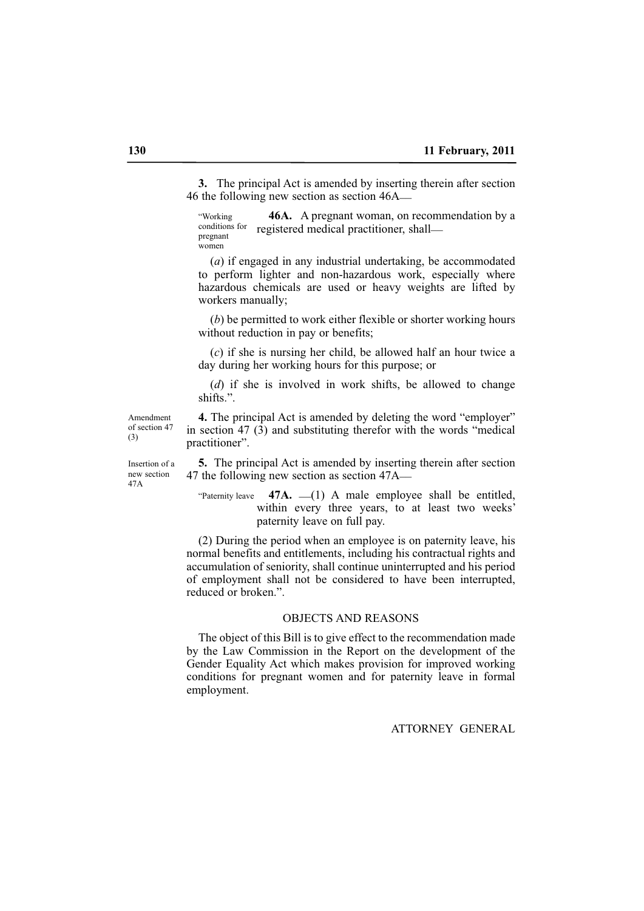**3.** The principal Act is amended by inserting therein after section 46 the following new section as section 46A—

"Working conditions for pregnant women

**46A.** A pregnant woman, on recommendation by a registered medical practitioner, shall—

(*a*) if engaged in any industrial undertaking, be accommodated to perform lighter and non-hazardous work, especially where hazardous chemicals are used or heavy weights are lifted by workers manually;

(*b*) be permitted to work either flexible or shorter working hours without reduction in pay or benefits;

(*c*) if she is nursing her child, be allowed half an hour twice a day during her working hours for this purpose; or

(*d*) if she is involved in work shifts, be allowed to change shifts.".

Amendment of section 47 (3)

**4.** The principal Act is amended by deleting the word "employer" in section 47 (3) and substituting therefor with the words "medical practitioner".

Insertion of a new section 47A

**5.** The principal Act is amended by inserting therein after section 47 the following new section as section 47A—

"Paternity leave

**47A.** —(1) A male employee shall be entitled, within every three years, to at least two weeks' paternity leave on full pay.

(2) During the period when an employee is on paternity leave, his normal benefits and entitlements, including his contractual rights and accumulation of seniority, shall continue uninterrupted and his period of employment shall not be considered to have been interrupted, reduced or broken.".

## OBJECTS AND REASONS

The object of this Bill is to give effect to the recommendation made by the Law Commission in the Report on the development of the Gender Equality Act which makes provision for improved working conditions for pregnant women and for paternity leave in formal employment.

ATTORNEY GENERAL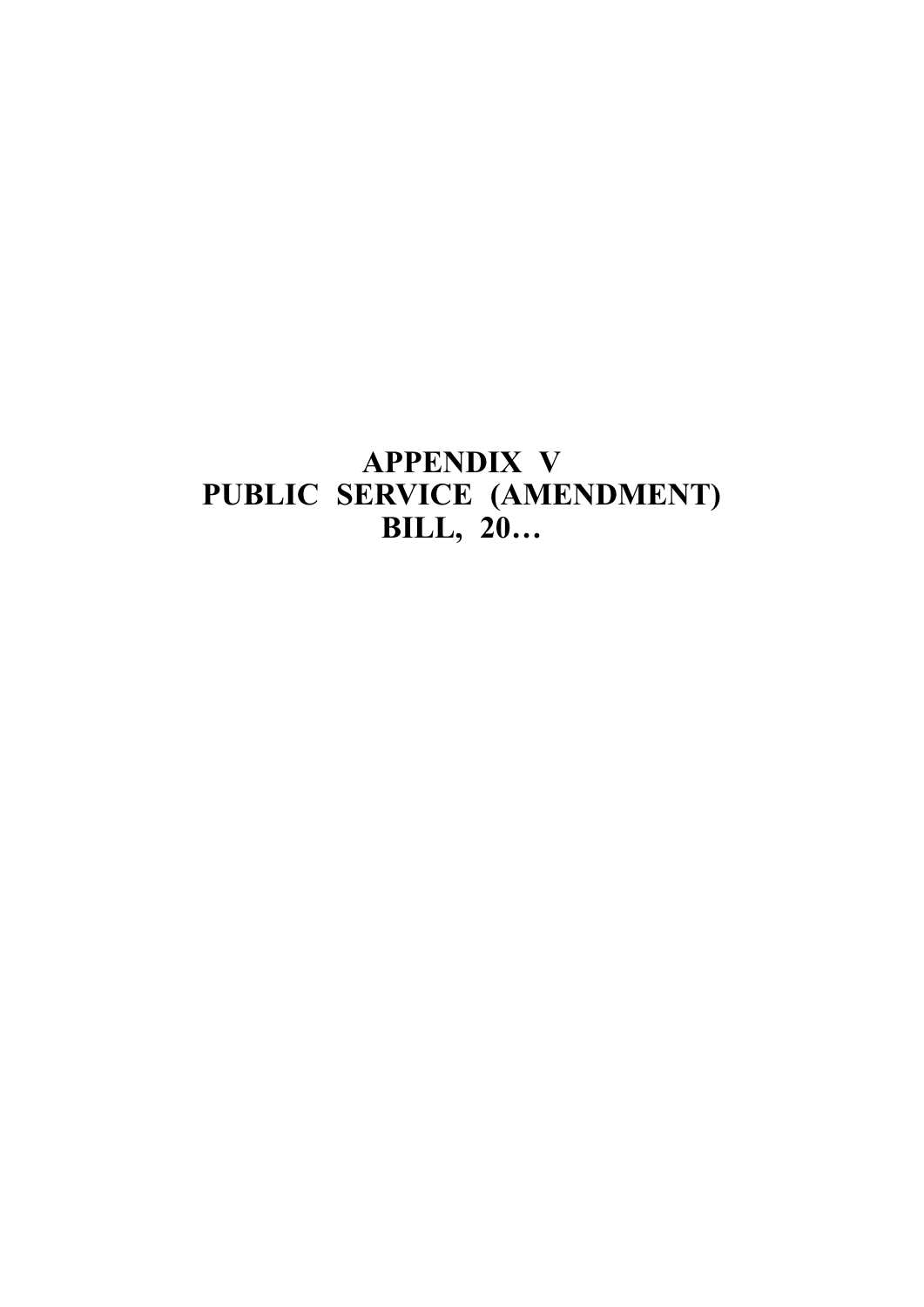# APPENDIX V
# PUBLIC SERVICE (AMENDMENT) BILL, 20…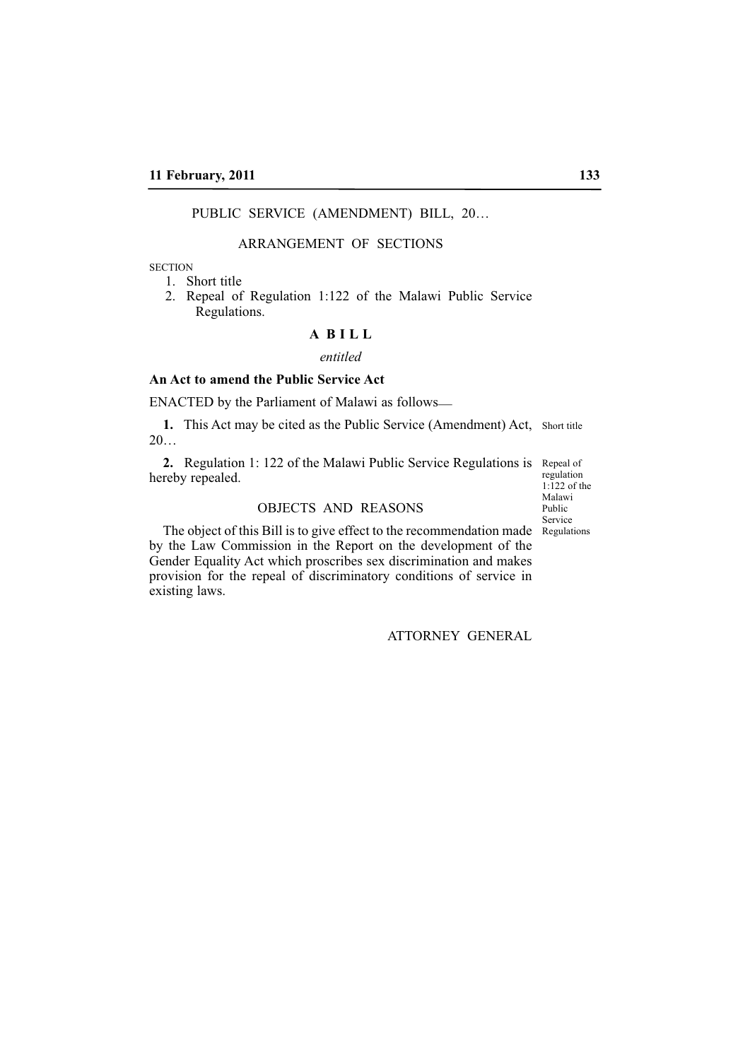PUBLIC SERVICE (AMENDMENT) BILL, 20…

ARRANGEMENT OF SECTIONS

SECTION

1. Short title
2. Repeal of Regulation 1:122 of the Malawi Public Service Regulations.

**A B I L L**

*entitled*

**An Act to amend the Public Service Act**

ENACTED by the Parliament of Malawi as follows—

Short title

**1.** This Act may be cited as the Public Service (Amendment) Act, 20…

Repeal of regulation 1:122 of the Malawi Public Service Regulations

**2.** Regulation 1: 122 of the Malawi Public Service Regulations is hereby repealed.

OBJECTS AND REASONS

The object of this Bill is to give effect to the recommendation made by the Law Commission in the Report on the development of the Gender Equality Act which proscribes sex discrimination and makes provision for the repeal of discriminatory conditions of service in existing laws.

ATTORNEY GENERAL